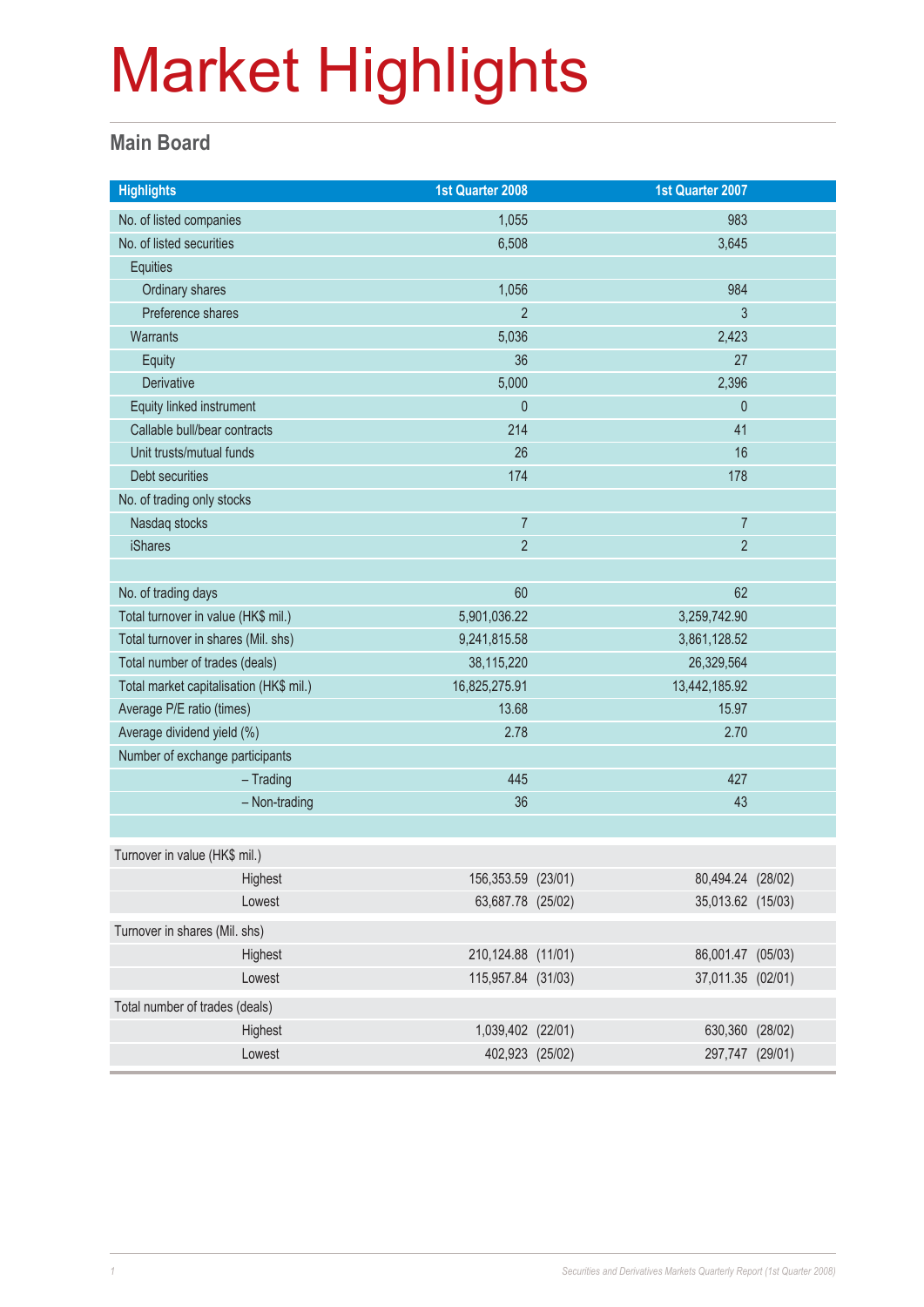# Market Highlights

## Main Board

| Highlights | 1st Quarter 2008 | 1st Quarter 2007 |
|---|---|---|
| No. of listed companies | 1,055 | 983 |
| No. of listed securities | 6,508 | 3,645 |
| Equities | | |
| Ordinary shares | 1,056 | 984 |
| Preference shares | 2 | 3 |
| Warrants | 5,036 | 2,423 |
| Equity | 36 | 27 |
| Derivative | 5,000 | 2,396 |
| Equity linked instrument | 0 | 0 |
| Callable bull/bear contracts | 214 | 41 |
| Unit trusts/mutual funds | 26 | 16 |
| Debt securities | 174 | 178 |
| No. of trading only stocks | | |
| Nasdaq stocks | 7 | 7 |
| iShares | 2 | 2 |
| | | |
| No. of trading days | 60 | 62 |
| Total turnover in value (HK$ mil.) | 5,901,036.22 | 3,259,742.90 |
| Total turnover in shares (Mil. shs) | 9,241,815.58 | 3,861,128.52 |
| Total number of trades (deals) | 38,115,220 | 26,329,564 |
| Total market capitalisation (HK$ mil.) | 16,825,275.91 | 13,442,185.92 |
| Average P/E ratio (times) | 13.68 | 15.97 |
| Average dividend yield (%) | 2.78 | 2.70 |
| Number of exchange participants | | |
| – Trading | 445 | 427 |
| – Non-trading | 36 | 43 |
| | | |
| Turnover in value (HK$ mil.) | | |
| Highest | 156,353.59 (23/01) | 80,494.24 (28/02) |
| Lowest | 63,687.78 (25/02) | 35,013.62 (15/03) |
| Turnover in shares (Mil. shs) | | |
| Highest | 210,124.88 (11/01) | 86,001.47 (05/03) |
| Lowest | 115,957.84 (31/03) | 37,011.35 (02/01) |
| Total number of trades (deals) | | |
| Highest | 1,039,402 (22/01) | 630,360 (28/02) |
| Lowest | 402,923 (25/02) | 297,747 (29/01) |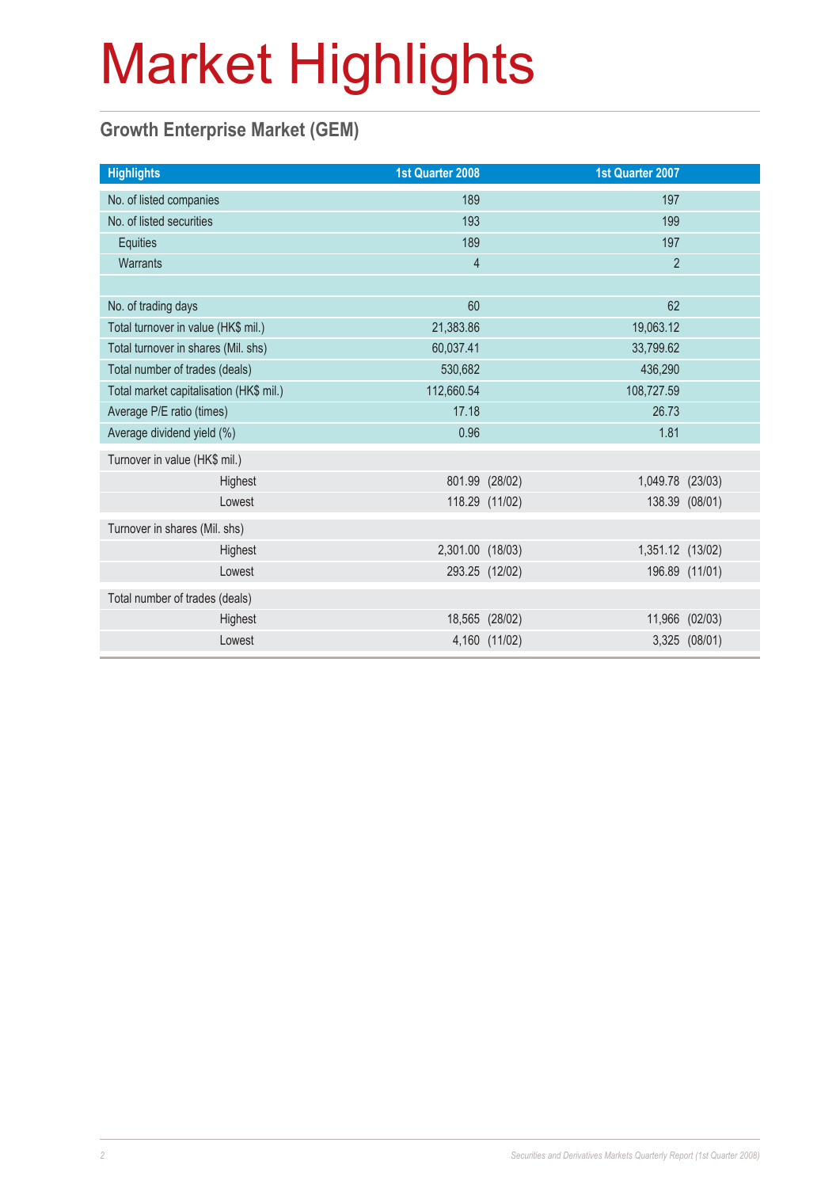# Market Highlights

## Growth Enterprise Market (GEM)

| Highlights | 1st Quarter 2008 | | 1st Quarter 2007 | |
|---|---|---|---|---|
| No. of listed companies | 189 | | 197 | |
| No. of listed securities | 193 | | 199 | |
| Equities | 189 | | 197 | |
| Warrants | 4 | | 2 | |
| | | | | |
| No. of trading days | 60 | | 62 | |
| Total turnover in value (HK$ mil.) | 21,383.86 | | 19,063.12 | |
| Total turnover in shares (Mil. shs) | 60,037.41 | | 33,799.62 | |
| Total number of trades (deals) | 530,682 | | 436,290 | |
| Total market capitalisation (HK$ mil.) | 112,660.54 | | 108,727.59 | |
| Average P/E ratio (times) | 17.18 | | 26.73 | |
| Average dividend yield (%) | 0.96 | | 1.81 | |
| Turnover in value (HK$ mil.) | | | | |
| Highest | 801.99 | (28/02) | 1,049.78 | (23/03) |
| Lowest | 118.29 | (11/02) | 138.39 | (08/01) |
| Turnover in shares (Mil. shs) | | | | |
| Highest | 2,301.00 | (18/03) | 1,351.12 | (13/02) |
| Lowest | 293.25 | (12/02) | 196.89 | (11/01) |
| Total number of trades (deals) | | | | |
| Highest | 18,565 | (28/02) | 11,966 | (02/03) |
| Lowest | 4,160 | (11/02) | 3,325 | (08/01) |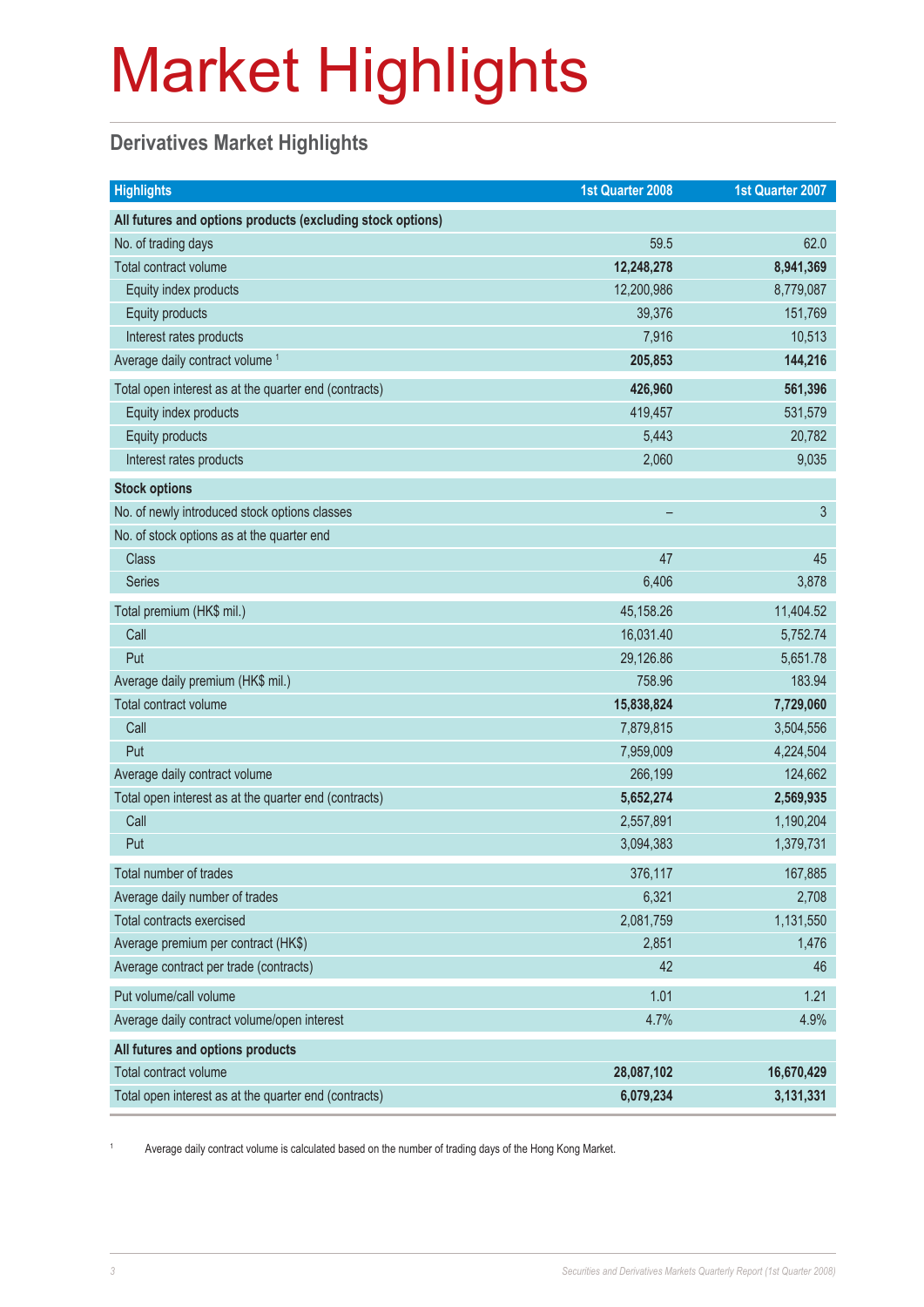# Market Highlights

## Derivatives Market Highlights

| Highlights | 1st Quarter 2008 | 1st Quarter 2007 |
|---|---|---|
| **All futures and options products (excluding stock options)** | | |
| No. of trading days | 59.5 | 62.0 |
| Total contract volume | **12,248,278** | **8,941,369** |
| Equity index products | 12,200,986 | 8,779,087 |
| Equity products | 39,376 | 151,769 |
| Interest rates products | 7,916 | 10,513 |
| Average daily contract volume [1] | **205,853** | **144,216** |
| Total open interest as at the quarter end (contracts) | **426,960** | **561,396** |
| Equity index products | 419,457 | 531,579 |
| Equity products | 5,443 | 20,782 |
| Interest rates products | 2,060 | 9,035 |
| **Stock options** | | |
| No. of newly introduced stock options classes | – | 3 |
| No. of stock options as at the quarter end | | |
| Class | 47 | 45 |
| Series | 6,406 | 3,878 |
| Total premium (HK$ mil.) | 45,158.26 | 11,404.52 |
| Call | 16,031.40 | 5,752.74 |
| Put | 29,126.86 | 5,651.78 |
| Average daily premium (HK$ mil.) | 758.96 | 183.94 |
| Total contract volume | **15,838,824** | **7,729,060** |
| Call | 7,879,815 | 3,504,556 |
| Put | 7,959,009 | 4,224,504 |
| Average daily contract volume | 266,199 | 124,662 |
| Total open interest as at the quarter end (contracts) | **5,652,274** | **2,569,935** |
| Call | 2,557,891 | 1,190,204 |
| Put | 3,094,383 | 1,379,731 |
| Total number of trades | 376,117 | 167,885 |
| Average daily number of trades | 6,321 | 2,708 |
| Total contracts exercised | 2,081,759 | 1,131,550 |
| Average premium per contract (HK$) | 2,851 | 1,476 |
| Average contract per trade (contracts) | 42 | 46 |
| Put volume/call volume | 1.01 | 1.21 |
| Average daily contract volume/open interest | 4.7% | 4.9% |
| **All futures and options products** | | |
| Total contract volume | **28,087,102** | **16,670,429** |
| Total open interest as at the quarter end (contracts) | **6,079,234** | **3,131,331** |

[1] Average daily contract volume is calculated based on the number of trading days of the Hong Kong Market.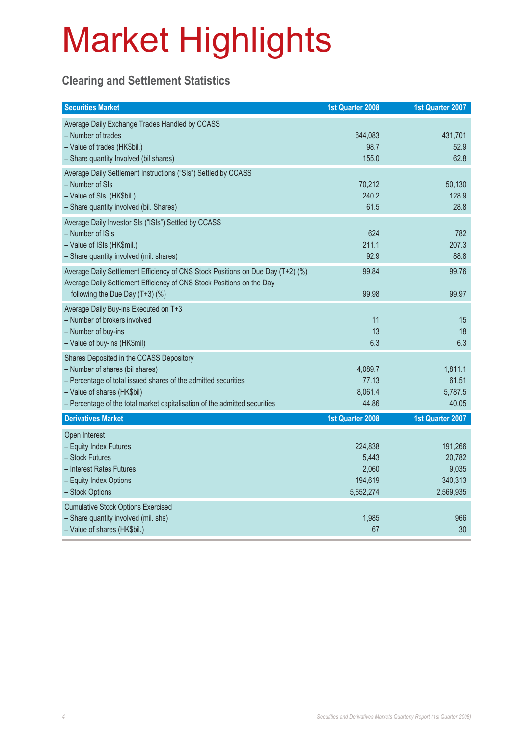# Market Highlights

## Clearing and Settlement Statistics

| Securities Market | 1st Quarter 2008 | 1st Quarter 2007 |
|---|---|---|
| Average Daily Exchange Trades Handled by CCASS | | |
| – Number of trades | 644,083 | 431,701 |
| – Value of trades (HK$bil.) | 98.7 | 52.9 |
| – Share quantity Involved (bil shares) | 155.0 | 62.8 |
| Average Daily Settlement Instructions ("SIs") Settled by CCASS | | |
| – Number of SIs | 70,212 | 50,130 |
| – Value of SIs (HK$bil.) | 240.2 | 128.9 |
| – Share quantity involved (bil. Shares) | 61.5 | 28.8 |
| Average Daily Investor SIs ("ISIs") Settled by CCASS | | |
| – Number of ISIs | 624 | 782 |
| – Value of ISIs (HK$mil.) | 211.1 | 207.3 |
| – Share quantity involved (mil. shares) | 92.9 | 88.8 |
| Average Daily Settlement Efficiency of CNS Stock Positions on Due Day (T+2) (%) | 99.84 | 99.76 |
| Average Daily Settlement Efficiency of CNS Stock Positions on the Day following the Due Day (T+3) (%) | 99.98 | 99.97 |
| Average Daily Buy-ins Executed on T+3 | | |
| – Number of brokers involved | 11 | 15 |
| – Number of buy-ins | 13 | 18 |
| – Value of buy-ins (HK$mil) | 6.3 | 6.3 |
| Shares Deposited in the CCASS Depository | | |
| – Number of shares (bil shares) | 4,089.7 | 1,811.1 |
| – Percentage of total issued shares of the admitted securities | 77.13 | 61.51 |
| – Value of shares (HK$bil) | 8,061.4 | 5,787.5 |
| – Percentage of the total market capitalisation of the admitted securities | 44.86 | 40.05 |

| Derivatives Market | 1st Quarter 2008 | 1st Quarter 2007 |
|---|---|---|
| Open Interest | | |
| – Equity Index Futures | 224,838 | 191,266 |
| – Stock Futures | 5,443 | 20,782 |
| – Interest Rates Futures | 2,060 | 9,035 |
| – Equity Index Options | 194,619 | 340,313 |
| – Stock Options | 5,652,274 | 2,569,935 |
| Cumulative Stock Options Exercised | | |
| – Share quantity involved (mil. shs) | 1,985 | 966 |
| – Value of shares (HK$bil.) | 67 | 30 |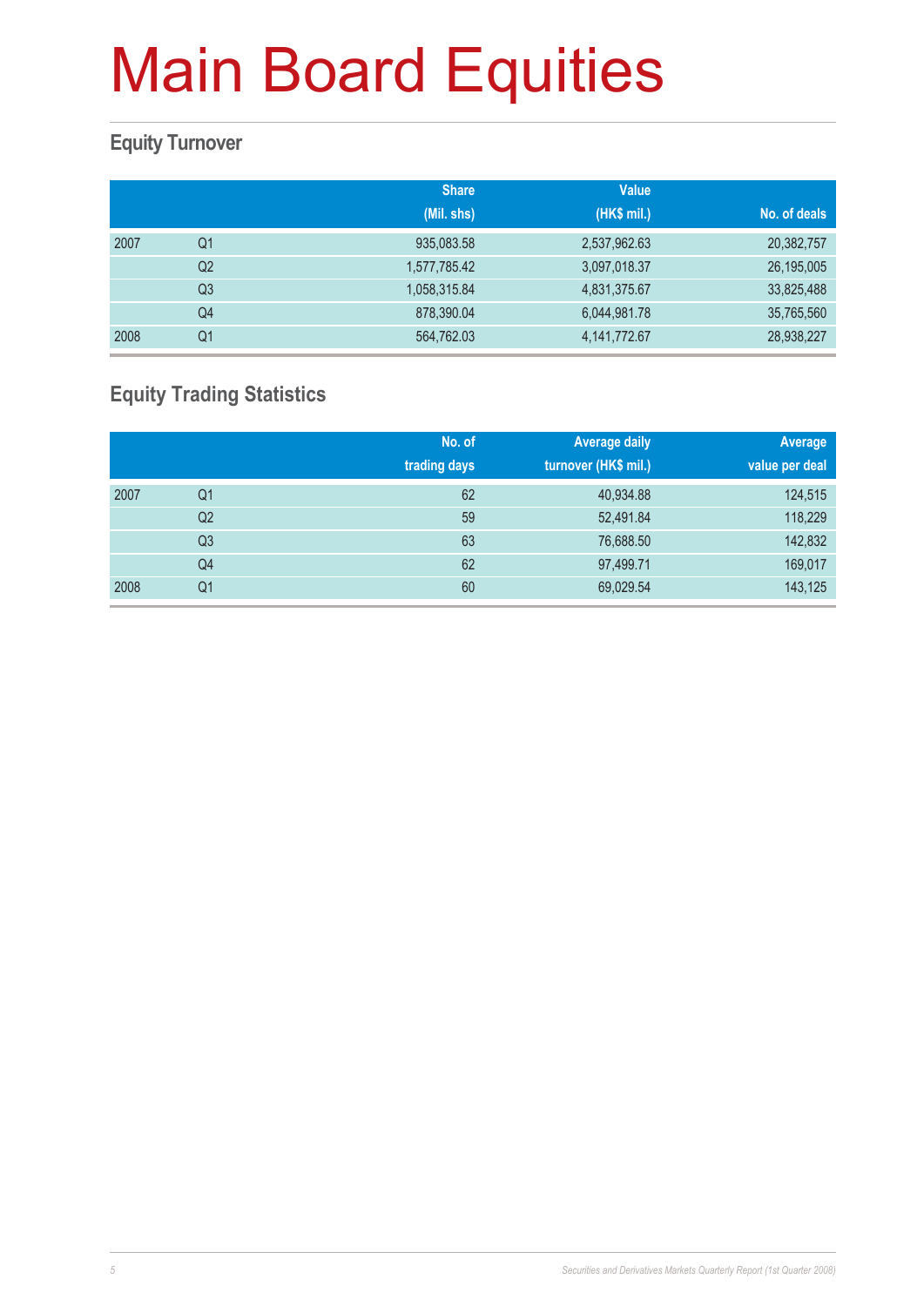# Main Board Equities

## Equity Turnover

| | | Share (Mil. shs) | Value (HK$ mil.) | No. of deals |
|---|---|---|---|---|
| 2007 | Q1 | 935,083.58 | 2,537,962.63 | 20,382,757 |
| | Q2 | 1,577,785.42 | 3,097,018.37 | 26,195,005 |
| | Q3 | 1,058,315.84 | 4,831,375.67 | 33,825,488 |
| | Q4 | 878,390.04 | 6,044,981.78 | 35,765,560 |
| 2008 | Q1 | 564,762.03 | 4,141,772.67 | 28,938,227 |

## Equity Trading Statistics

| | | No. of trading days | Average daily turnover (HK$ mil.) | Average value per deal |
|---|---|---|---|---|
| 2007 | Q1 | 62 | 40,934.88 | 124,515 |
| | Q2 | 59 | 52,491.84 | 118,229 |
| | Q3 | 63 | 76,688.50 | 142,832 |
| | Q4 | 62 | 97,499.71 | 169,017 |
| 2008 | Q1 | 60 | 69,029.54 | 143,125 |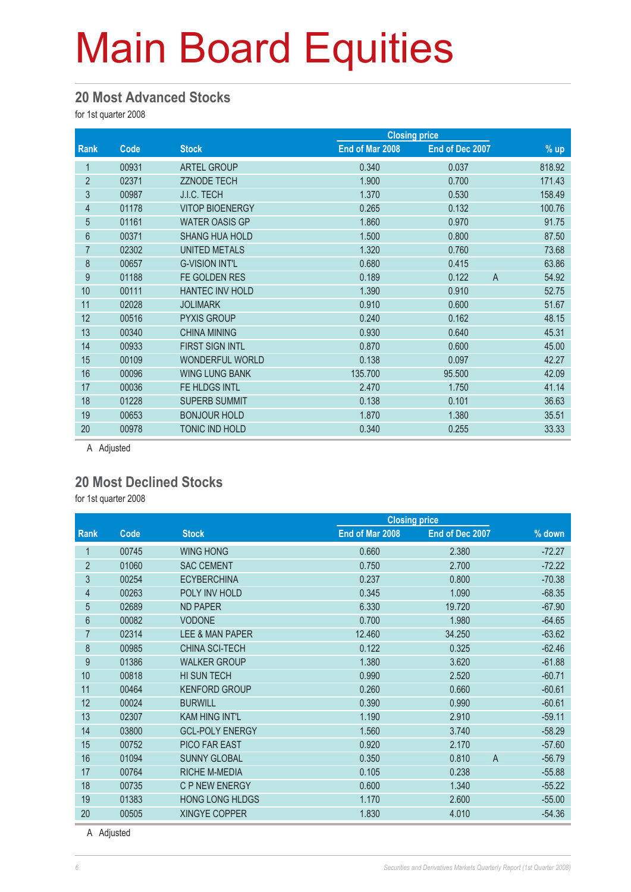# Main Board Equities

## 20 Most Advanced Stocks

for 1st quarter 2008

| Rank | Code | Stock | Closing price | | | |
|---|---|---|---|---|---|---|
| | | | End of Mar 2008 | End of Dec 2007 | | % up |
| 1 | 00931 | ARTEL GROUP | 0.340 | 0.037 | | 818.92 |
| 2 | 02371 | ZZNODE TECH | 1.900 | 0.700 | | 171.43 |
| 3 | 00987 | J.I.C. TECH | 1.370 | 0.530 | | 158.49 |
| 4 | 01178 | VITOP BIOENERGY | 0.265 | 0.132 | | 100.76 |
| 5 | 01161 | WATER OASIS GP | 1.860 | 0.970 | | 91.75 |
| 6 | 00371 | SHANG HUA HOLD | 1.500 | 0.800 | | 87.50 |
| 7 | 02302 | UNITED METALS | 1.320 | 0.760 | | 73.68 |
| 8 | 00657 | G-VISION INT'L | 0.680 | 0.415 | | 63.86 |
| 9 | 01188 | FE GOLDEN RES | 0.189 | 0.122 | A | 54.92 |
| 10 | 00111 | HANTEC INV HOLD | 1.390 | 0.910 | | 52.75 |
| 11 | 02028 | JOLIMARK | 0.910 | 0.600 | | 51.67 |
| 12 | 00516 | PYXIS GROUP | 0.240 | 0.162 | | 48.15 |
| 13 | 00340 | CHINA MINING | 0.930 | 0.640 | | 45.31 |
| 14 | 00933 | FIRST SIGN INTL | 0.870 | 0.600 | | 45.00 |
| 15 | 00109 | WONDERFUL WORLD | 0.138 | 0.097 | | 42.27 |
| 16 | 00096 | WING LUNG BANK | 135.700 | 95.500 | | 42.09 |
| 17 | 00036 | FE HLDGS INTL | 2.470 | 1.750 | | 41.14 |
| 18 | 01228 | SUPERB SUMMIT | 0.138 | 0.101 | | 36.63 |
| 19 | 00653 | BONJOUR HOLD | 1.870 | 1.380 | | 35.51 |
| 20 | 00978 | TONIC IND HOLD | 0.340 | 0.255 | | 33.33 |

A Adjusted

## 20 Most Declined Stocks

for 1st quarter 2008

| Rank | Code | Stock | Closing price | | | |
|---|---|---|---|---|---|---|
| | | | End of Mar 2008 | End of Dec 2007 | | % down |
| 1 | 00745 | WING HONG | 0.660 | 2.380 | | -72.27 |
| 2 | 01060 | SAC CEMENT | 0.750 | 2.700 | | -72.22 |
| 3 | 00254 | ECYBERCHINA | 0.237 | 0.800 | | -70.38 |
| 4 | 00263 | POLY INV HOLD | 0.345 | 1.090 | | -68.35 |
| 5 | 02689 | ND PAPER | 6.330 | 19.720 | | -67.90 |
| 6 | 00082 | VODONE | 0.700 | 1.980 | | -64.65 |
| 7 | 02314 | LEE & MAN PAPER | 12.460 | 34.250 | | -63.62 |
| 8 | 00985 | CHINA SCI-TECH | 0.122 | 0.325 | | -62.46 |
| 9 | 01386 | WALKER GROUP | 1.380 | 3.620 | | -61.88 |
| 10 | 00818 | HI SUN TECH | 0.990 | 2.520 | | -60.71 |
| 11 | 00464 | KENFORD GROUP | 0.260 | 0.660 | | -60.61 |
| 12 | 00024 | BURWILL | 0.390 | 0.990 | | -60.61 |
| 13 | 02307 | KAM HING INT'L | 1.190 | 2.910 | | -59.11 |
| 14 | 03800 | GCL-POLY ENERGY | 1.560 | 3.740 | | -58.29 |
| 15 | 00752 | PICO FAR EAST | 0.920 | 2.170 | | -57.60 |
| 16 | 01094 | SUNNY GLOBAL | 0.350 | 0.810 | A | -56.79 |
| 17 | 00764 | RICHE M-MEDIA | 0.105 | 0.238 | | -55.88 |
| 18 | 00735 | C P NEW ENERGY | 0.600 | 1.340 | | -55.22 |
| 19 | 01383 | HONG LONG HLDGS | 1.170 | 2.600 | | -55.00 |
| 20 | 00505 | XINGYE COPPER | 1.830 | 4.010 | | -54.36 |

A Adjusted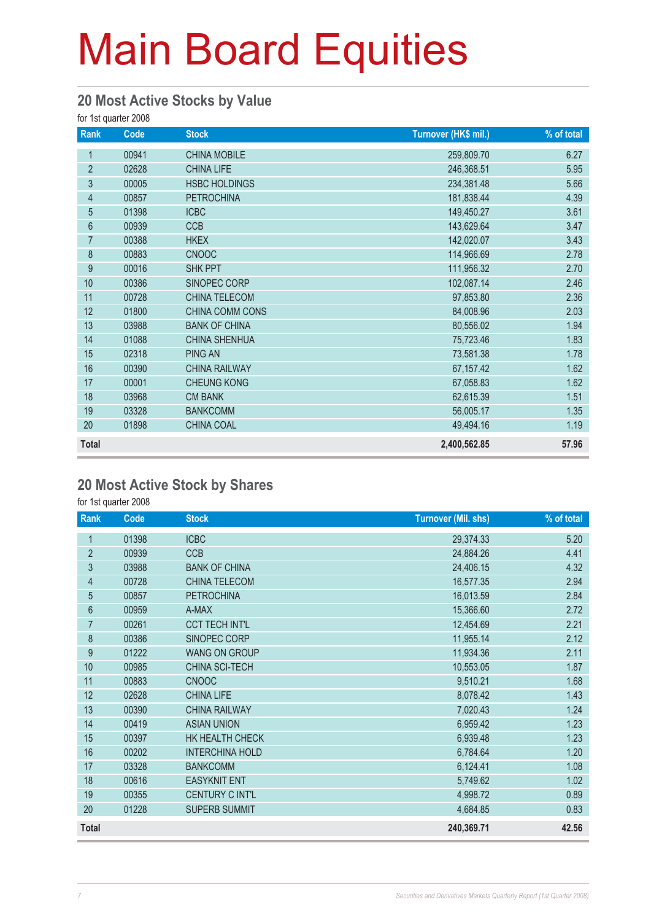# Main Board Equities

## 20 Most Active Stocks by Value

for 1st quarter 2008

| Rank | Code | Stock | Turnover (HK$ mil.) | % of total |
|---|---|---|---|---|
| 1 | 00941 | CHINA MOBILE | 259,809.70 | 6.27 |
| 2 | 02628 | CHINA LIFE | 246,368.51 | 5.95 |
| 3 | 00005 | HSBC HOLDINGS | 234,381.48 | 5.66 |
| 4 | 00857 | PETROCHINA | 181,838.44 | 4.39 |
| 5 | 01398 | ICBC | 149,450.27 | 3.61 |
| 6 | 00939 | CCB | 143,629.64 | 3.47 |
| 7 | 00388 | HKEX | 142,020.07 | 3.43 |
| 8 | 00883 | CNOOC | 114,966.69 | 2.78 |
| 9 | 00016 | SHK PPT | 111,956.32 | 2.70 |
| 10 | 00386 | SINOPEC CORP | 102,087.14 | 2.46 |
| 11 | 00728 | CHINA TELECOM | 97,853.80 | 2.36 |
| 12 | 01800 | CHINA COMM CONS | 84,008.96 | 2.03 |
| 13 | 03988 | BANK OF CHINA | 80,556.02 | 1.94 |
| 14 | 01088 | CHINA SHENHUA | 75,723.46 | 1.83 |
| 15 | 02318 | PING AN | 73,581.38 | 1.78 |
| 16 | 00390 | CHINA RAILWAY | 67,157.42 | 1.62 |
| 17 | 00001 | CHEUNG KONG | 67,058.83 | 1.62 |
| 18 | 03968 | CM BANK | 62,615.39 | 1.51 |
| 19 | 03328 | BANKCOMM | 56,005.17 | 1.35 |
| 20 | 01898 | CHINA COAL | 49,494.16 | 1.19 |
| **Total** | | | **2,400,562.85** | **57.96** |

## 20 Most Active Stock by Shares

for 1st quarter 2008

| Rank | Code | Stock | Turnover (Mil. shs) | % of total |
|---|---|---|---|---|
| 1 | 01398 | ICBC | 29,374.33 | 5.20 |
| 2 | 00939 | CCB | 24,884.26 | 4.41 |
| 3 | 03988 | BANK OF CHINA | 24,406.15 | 4.32 |
| 4 | 00728 | CHINA TELECOM | 16,577.35 | 2.94 |
| 5 | 00857 | PETROCHINA | 16,013.59 | 2.84 |
| 6 | 00959 | A-MAX | 15,366.60 | 2.72 |
| 7 | 00261 | CCT TECH INT'L | 12,454.69 | 2.21 |
| 8 | 00386 | SINOPEC CORP | 11,955.14 | 2.12 |
| 9 | 01222 | WANG ON GROUP | 11,934.36 | 2.11 |
| 10 | 00985 | CHINA SCI-TECH | 10,553.05 | 1.87 |
| 11 | 00883 | CNOOC | 9,510.21 | 1.68 |
| 12 | 02628 | CHINA LIFE | 8,078.42 | 1.43 |
| 13 | 00390 | CHINA RAILWAY | 7,020.43 | 1.24 |
| 14 | 00419 | ASIAN UNION | 6,959.42 | 1.23 |
| 15 | 00397 | HK HEALTH CHECK | 6,939.48 | 1.23 |
| 16 | 00202 | INTERCHINA HOLD | 6,784.64 | 1.20 |
| 17 | 03328 | BANKCOMM | 6,124.41 | 1.08 |
| 18 | 00616 | EASYKNIT ENT | 5,749.62 | 1.02 |
| 19 | 00355 | CENTURY C INT'L | 4,998.72 | 0.89 |
| 20 | 01228 | SUPERB SUMMIT | 4,684.85 | 0.83 |
| **Total** | | | **240,369.71** | **42.56** |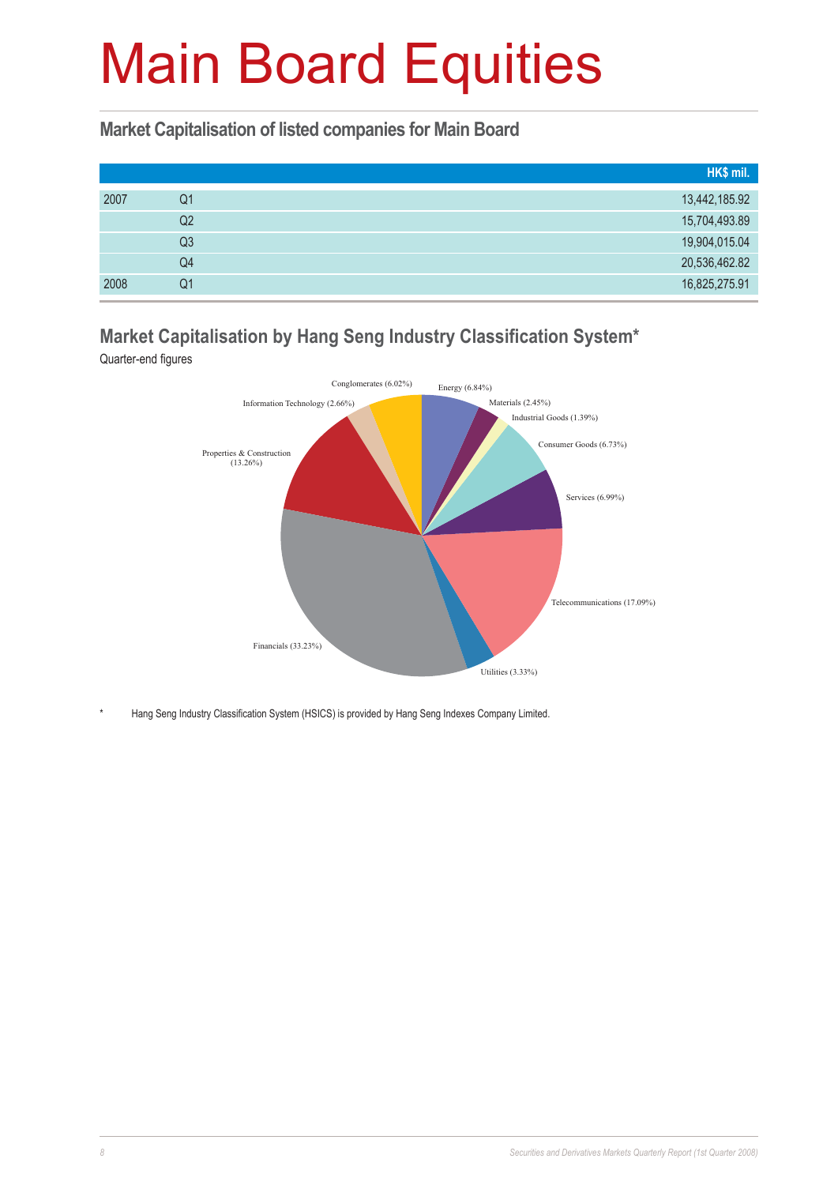# Main Board Equities

## Market Capitalisation of listed companies for Main Board

| | | HK$ mil. |
|---|---|---|
| 2007 | Q1 | 13,442,185.92 |
| | Q2 | 15,704,493.89 |
| | Q3 | 19,904,015.04 |
| | Q4 | 20,536,462.82 |
| 2008 | Q1 | 16,825,275.91 |

## Market Capitalisation by Hang Seng Industry Classification System*

Quarter-end figures

Conglomerates (6.02%)
Energy (6.84%)
Materials (2.45%)
Industrial Goods (1.39%)
Consumer Goods (6.73%)
Services (6.99%)
Telecommunications (17.09%)
Utilities (3.33%)
Financials (33.23%)
Properties & Construction (13.26%)
Information Technology (2.66%)

\* Hang Seng Industry Classification System (HSICS) is provided by Hang Seng Indexes Company Limited.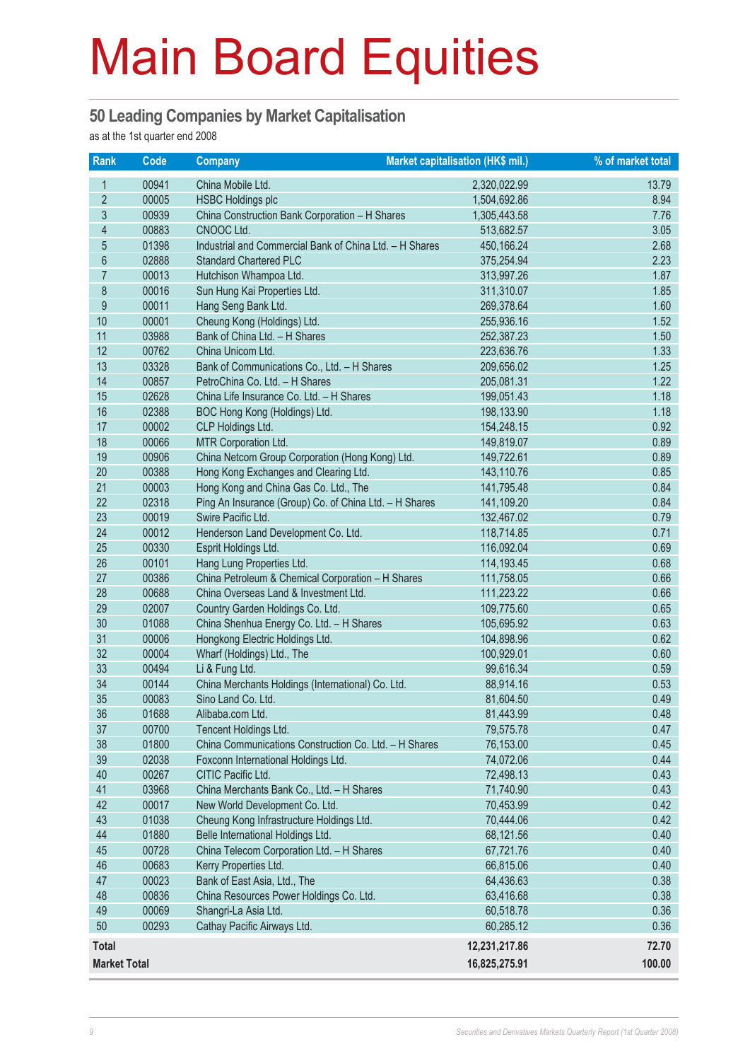# Main Board Equities

## 50 Leading Companies by Market Capitalisation

as at the 1st quarter end 2008

| Rank | Code | Company | Market capitalisation (HK$ mil.) | % of market total |
|---|---|---|---|---|
| 1 | 00941 | China Mobile Ltd. | 2,320,022.99 | 13.79 |
| 2 | 00005 | HSBC Holdings plc | 1,504,692.86 | 8.94 |
| 3 | 00939 | China Construction Bank Corporation – H Shares | 1,305,443.58 | 7.76 |
| 4 | 00883 | CNOOC Ltd. | 513,682.57 | 3.05 |
| 5 | 01398 | Industrial and Commercial Bank of China Ltd. – H Shares | 450,166.24 | 2.68 |
| 6 | 02888 | Standard Chartered PLC | 375,254.94 | 2.23 |
| 7 | 00013 | Hutchison Whampoa Ltd. | 313,997.26 | 1.87 |
| 8 | 00016 | Sun Hung Kai Properties Ltd. | 311,310.07 | 1.85 |
| 9 | 00011 | Hang Seng Bank Ltd. | 269,378.64 | 1.60 |
| 10 | 00001 | Cheung Kong (Holdings) Ltd. | 255,936.16 | 1.52 |
| 11 | 03988 | Bank of China Ltd. – H Shares | 252,387.23 | 1.50 |
| 12 | 00762 | China Unicom Ltd. | 223,636.76 | 1.33 |
| 13 | 03328 | Bank of Communications Co., Ltd. – H Shares | 209,656.02 | 1.25 |
| 14 | 00857 | PetroChina Co. Ltd. – H Shares | 205,081.31 | 1.22 |
| 15 | 02628 | China Life Insurance Co. Ltd. – H Shares | 199,051.43 | 1.18 |
| 16 | 02388 | BOC Hong Kong (Holdings) Ltd. | 198,133.90 | 1.18 |
| 17 | 00002 | CLP Holdings Ltd. | 154,248.15 | 0.92 |
| 18 | 00066 | MTR Corporation Ltd. | 149,819.07 | 0.89 |
| 19 | 00906 | China Netcom Group Corporation (Hong Kong) Ltd. | 149,722.61 | 0.89 |
| 20 | 00388 | Hong Kong Exchanges and Clearing Ltd. | 143,110.76 | 0.85 |
| 21 | 00003 | Hong Kong and China Gas Co. Ltd., The | 141,795.48 | 0.84 |
| 22 | 02318 | Ping An Insurance (Group) Co. of China Ltd. – H Shares | 141,109.20 | 0.84 |
| 23 | 00019 | Swire Pacific Ltd. | 132,467.02 | 0.79 |
| 24 | 00012 | Henderson Land Development Co. Ltd. | 118,714.85 | 0.71 |
| 25 | 00330 | Esprit Holdings Ltd. | 116,092.04 | 0.69 |
| 26 | 00101 | Hang Lung Properties Ltd. | 114,193.45 | 0.68 |
| 27 | 00386 | China Petroleum & Chemical Corporation – H Shares | 111,758.05 | 0.66 |
| 28 | 00688 | China Overseas Land & Investment Ltd. | 111,223.22 | 0.66 |
| 29 | 02007 | Country Garden Holdings Co. Ltd. | 109,775.60 | 0.65 |
| 30 | 01088 | China Shenhua Energy Co. Ltd. – H Shares | 105,695.92 | 0.63 |
| 31 | 00006 | Hongkong Electric Holdings Ltd. | 104,898.96 | 0.62 |
| 32 | 00004 | Wharf (Holdings) Ltd., The | 100,929.01 | 0.60 |
| 33 | 00494 | Li & Fung Ltd. | 99,616.34 | 0.59 |
| 34 | 00144 | China Merchants Holdings (International) Co. Ltd. | 88,914.16 | 0.53 |
| 35 | 00083 | Sino Land Co. Ltd. | 81,604.50 | 0.49 |
| 36 | 01688 | Alibaba.com Ltd. | 81,443.99 | 0.48 |
| 37 | 00700 | Tencent Holdings Ltd. | 79,575.78 | 0.47 |
| 38 | 01800 | China Communications Construction Co. Ltd. – H Shares | 76,153.00 | 0.45 |
| 39 | 02038 | Foxconn International Holdings Ltd. | 74,072.06 | 0.44 |
| 40 | 00267 | CITIC Pacific Ltd. | 72,498.13 | 0.43 |
| 41 | 03968 | China Merchants Bank Co., Ltd. – H Shares | 71,740.90 | 0.43 |
| 42 | 00017 | New World Development Co. Ltd. | 70,453.99 | 0.42 |
| 43 | 01038 | Cheung Kong Infrastructure Holdings Ltd. | 70,444.06 | 0.42 |
| 44 | 01880 | Belle International Holdings Ltd. | 68,121.56 | 0.40 |
| 45 | 00728 | China Telecom Corporation Ltd. – H Shares | 67,721.76 | 0.40 |
| 46 | 00683 | Kerry Properties Ltd. | 66,815.06 | 0.40 |
| 47 | 00023 | Bank of East Asia, Ltd., The | 64,436.63 | 0.38 |
| 48 | 00836 | China Resources Power Holdings Co. Ltd. | 63,416.68 | 0.38 |
| 49 | 00069 | Shangri-La Asia Ltd. | 60,518.78 | 0.36 |
| 50 | 00293 | Cathay Pacific Airways Ltd. | 60,285.12 | 0.36 |
| **Total** | | | **12,231,217.86** | **72.70** |
| **Market Total** | | | **16,825,275.91** | **100.00** |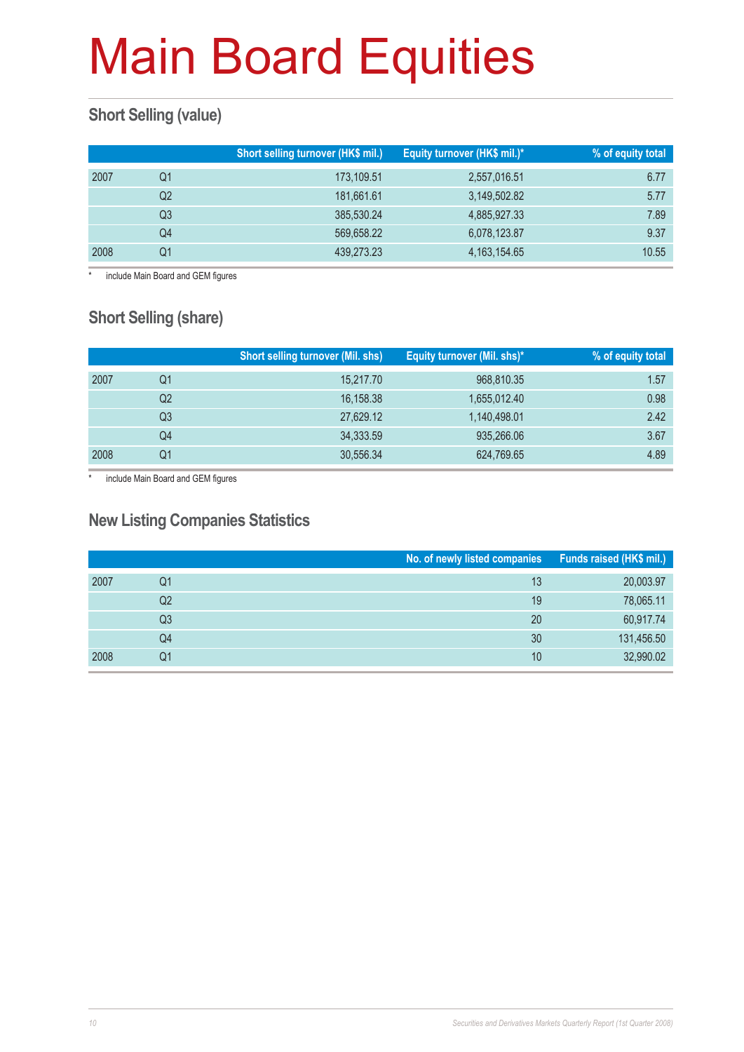# Main Board Equities

## Short Selling (value)

| | | Short selling turnover (HK$ mil.) | Equity turnover (HK$ mil.)* | % of equity total |
|---|---|---|---|---|
| 2007 | Q1 | 173,109.51 | 2,557,016.51 | 6.77 |
| | Q2 | 181,661.61 | 3,149,502.82 | 5.77 |
| | Q3 | 385,530.24 | 4,885,927.33 | 7.89 |
| | Q4 | 569,658.22 | 6,078,123.87 | 9.37 |
| 2008 | Q1 | 439,273.23 | 4,163,154.65 | 10.55 |

\* include Main Board and GEM figures

## Short Selling (share)

| | | Short selling turnover (Mil. shs) | Equity turnover (Mil. shs)* | % of equity total |
|---|---|---|---|---|
| 2007 | Q1 | 15,217.70 | 968,810.35 | 1.57 |
| | Q2 | 16,158.38 | 1,655,012.40 | 0.98 |
| | Q3 | 27,629.12 | 1,140,498.01 | 2.42 |
| | Q4 | 34,333.59 | 935,266.06 | 3.67 |
| 2008 | Q1 | 30,556.34 | 624,769.65 | 4.89 |

\* include Main Board and GEM figures

## New Listing Companies Statistics

| | | No. of newly listed companies | Funds raised (HK$ mil.) |
|---|---|---|---|
| 2007 | Q1 | 13 | 20,003.97 |
| | Q2 | 19 | 78,065.11 |
| | Q3 | 20 | 60,917.74 |
| | Q4 | 30 | 131,456.50 |
| 2008 | Q1 | 10 | 32,990.02 |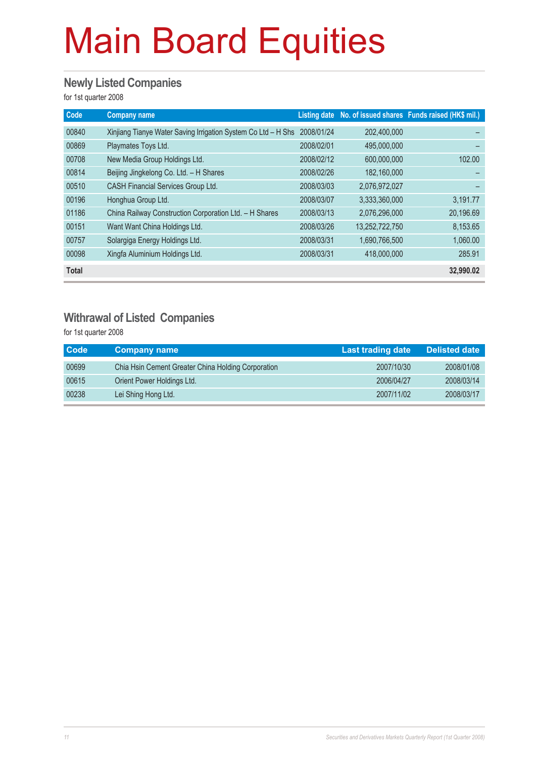# Main Board Equities

## Newly Listed Companies

for 1st quarter 2008

| Code | Company name | Listing date | No. of issued shares | Funds raised (HK$ mil.) |
|---|---|---|---|---|
| 00840 | Xinjiang Tianye Water Saving Irrigation System Co Ltd – H Shs | 2008/01/24 | 202,400,000 | – |
| 00869 | Playmates Toys Ltd. | 2008/02/01 | 495,000,000 | – |
| 00708 | New Media Group Holdings Ltd. | 2008/02/12 | 600,000,000 | 102.00 |
| 00814 | Beijing Jingkelong Co. Ltd. – H Shares | 2008/02/26 | 182,160,000 | – |
| 00510 | CASH Financial Services Group Ltd. | 2008/03/03 | 2,076,972,027 | – |
| 00196 | Honghua Group Ltd. | 2008/03/07 | 3,333,360,000 | 3,191.77 |
| 01186 | China Railway Construction Corporation Ltd. – H Shares | 2008/03/13 | 2,076,296,000 | 20,196.69 |
| 00151 | Want Want China Holdings Ltd. | 2008/03/26 | 13,252,722,750 | 8,153.65 |
| 00757 | Solargiga Energy Holdings Ltd. | 2008/03/31 | 1,690,766,500 | 1,060.00 |
| 00098 | Xingfa Aluminium Holdings Ltd. | 2008/03/31 | 418,000,000 | 285.91 |
| **Total** | | | | **32,990.02** |

## Withrawal of Listed Companies

for 1st quarter 2008

| Code | Company name | Last trading date | Delisted date |
|---|---|---|---|
| 00699 | Chia Hsin Cement Greater China Holding Corporation | 2007/10/30 | 2008/01/08 |
| 00615 | Orient Power Holdings Ltd. | 2006/04/27 | 2008/03/14 |
| 00238 | Lei Shing Hong Ltd. | 2007/11/02 | 2008/03/17 |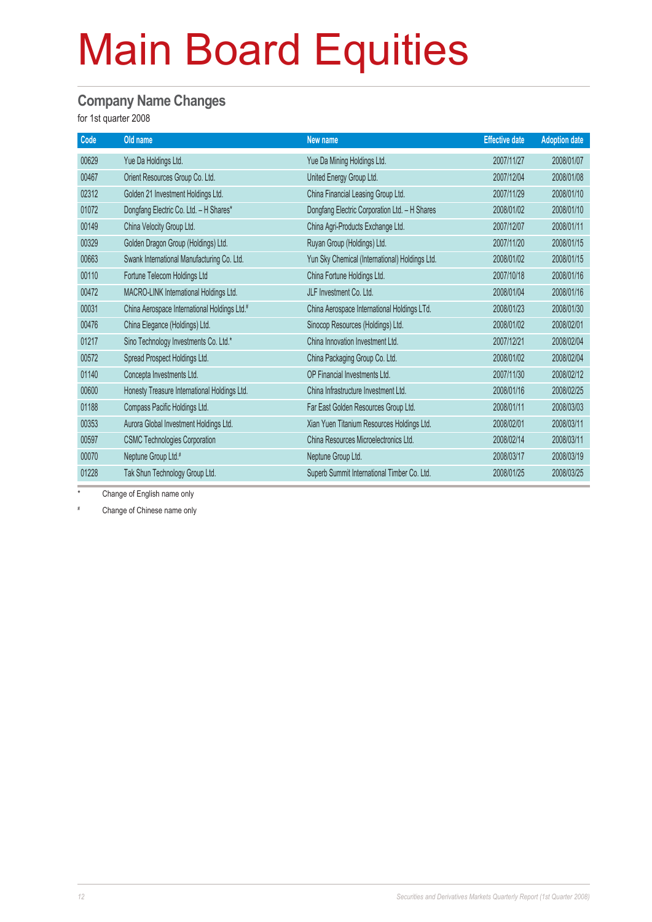# Main Board Equities

## Company Name Changes

for 1st quarter 2008

| Code | Old name | New name | Effective date | Adoption date |
|---|---|---|---|---|
| 00629 | Yue Da Holdings Ltd. | Yue Da Mining Holdings Ltd. | 2007/11/27 | 2008/01/07 |
| 00467 | Orient Resources Group Co. Ltd. | United Energy Group Ltd. | 2007/12/04 | 2008/01/08 |
| 02312 | Golden 21 Investment Holdings Ltd. | China Financial Leasing Group Ltd. | 2007/11/29 | 2008/01/10 |
| 01072 | Dongfang Electric Co. Ltd. – H Shares* | Dongfang Electric Corporation Ltd. – H Shares | 2008/01/02 | 2008/01/10 |
| 00149 | China Velocity Group Ltd. | China Agri-Products Exchange Ltd. | 2007/12/07 | 2008/01/11 |
| 00329 | Golden Dragon Group (Holdings) Ltd. | Ruyan Group (Holdings) Ltd. | 2007/11/20 | 2008/01/15 |
| 00663 | Swank International Manufacturing Co. Ltd. | Yun Sky Chemical (International) Holdings Ltd. | 2008/01/02 | 2008/01/15 |
| 00110 | Fortune Telecom Holdings Ltd | China Fortune Holdings Ltd. | 2007/10/18 | 2008/01/16 |
| 00472 | MACRO-LINK International Holdings Ltd. | JLF Investment Co. Ltd. | 2008/01/04 | 2008/01/16 |
| 00031 | China Aerospace International Holdings Ltd.# | China Aerospace International Holdings LTd. | 2008/01/23 | 2008/01/30 |
| 00476 | China Elegance (Holdings) Ltd. | Sinocop Resources (Holdings) Ltd. | 2008/01/02 | 2008/02/01 |
| 01217 | Sino Technology Investments Co. Ltd.* | China Innovation Investment Ltd. | 2007/12/21 | 2008/02/04 |
| 00572 | Spread Prospect Holdings Ltd. | China Packaging Group Co. Ltd. | 2008/01/02 | 2008/02/04 |
| 01140 | Concepta Investments Ltd. | OP Financial Investments Ltd. | 2007/11/30 | 2008/02/12 |
| 00600 | Honesty Treasure International Holdings Ltd. | China Infrastructure Investment Ltd. | 2008/01/16 | 2008/02/25 |
| 01188 | Compass Pacific Holdings Ltd. | Far East Golden Resources Group Ltd. | 2008/01/11 | 2008/03/03 |
| 00353 | Aurora Global Investment Holdings Ltd. | Xian Yuen Titanium Resources Holdings Ltd. | 2008/02/01 | 2008/03/11 |
| 00597 | CSMC Technologies Corporation | China Resources Microelectronics Ltd. | 2008/02/14 | 2008/03/11 |
| 00070 | Neptune Group Ltd.# | Neptune Group Ltd. | 2008/03/17 | 2008/03/19 |
| 01228 | Tak Shun Technology Group Ltd. | Superb Summit International Timber Co. Ltd. | 2008/01/25 | 2008/03/25 |

\* Change of English name only

\# Change of Chinese name only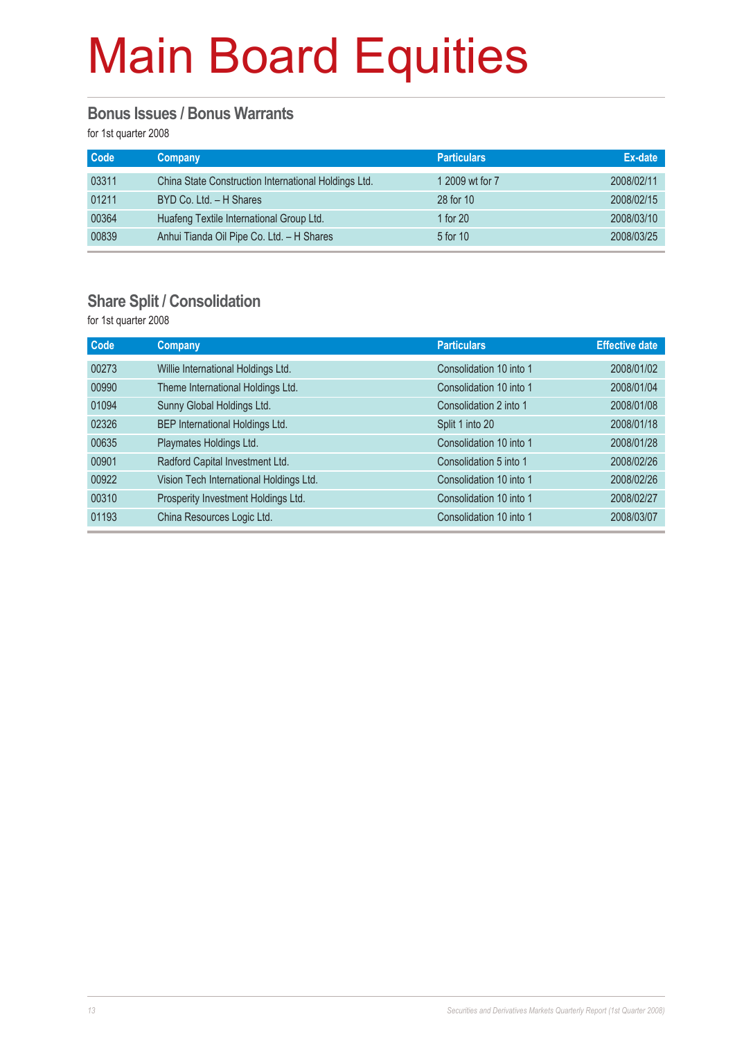# Main Board Equities

## Bonus Issues / Bonus Warrants

for 1st quarter 2008

| Code | Company | Particulars | Ex-date |
|---|---|---|---|
| 03311 | China State Construction International Holdings Ltd. | 1 2009 wt for 7 | 2008/02/11 |
| 01211 | BYD Co. Ltd. – H Shares | 28 for 10 | 2008/02/15 |
| 00364 | Huafeng Textile International Group Ltd. | 1 for 20 | 2008/03/10 |
| 00839 | Anhui Tianda Oil Pipe Co. Ltd. – H Shares | 5 for 10 | 2008/03/25 |

## Share Split / Consolidation

for 1st quarter 2008

| Code | Company | Particulars | Effective date |
|---|---|---|---|
| 00273 | Willie International Holdings Ltd. | Consolidation 10 into 1 | 2008/01/02 |
| 00990 | Theme International Holdings Ltd. | Consolidation 10 into 1 | 2008/01/04 |
| 01094 | Sunny Global Holdings Ltd. | Consolidation 2 into 1 | 2008/01/08 |
| 02326 | BEP International Holdings Ltd. | Split 1 into 20 | 2008/01/18 |
| 00635 | Playmates Holdings Ltd. | Consolidation 10 into 1 | 2008/01/28 |
| 00901 | Radford Capital Investment Ltd. | Consolidation 5 into 1 | 2008/02/26 |
| 00922 | Vision Tech International Holdings Ltd. | Consolidation 10 into 1 | 2008/02/26 |
| 00310 | Prosperity Investment Holdings Ltd. | Consolidation 10 into 1 | 2008/02/27 |
| 01193 | China Resources Logic Ltd. | Consolidation 10 into 1 | 2008/03/07 |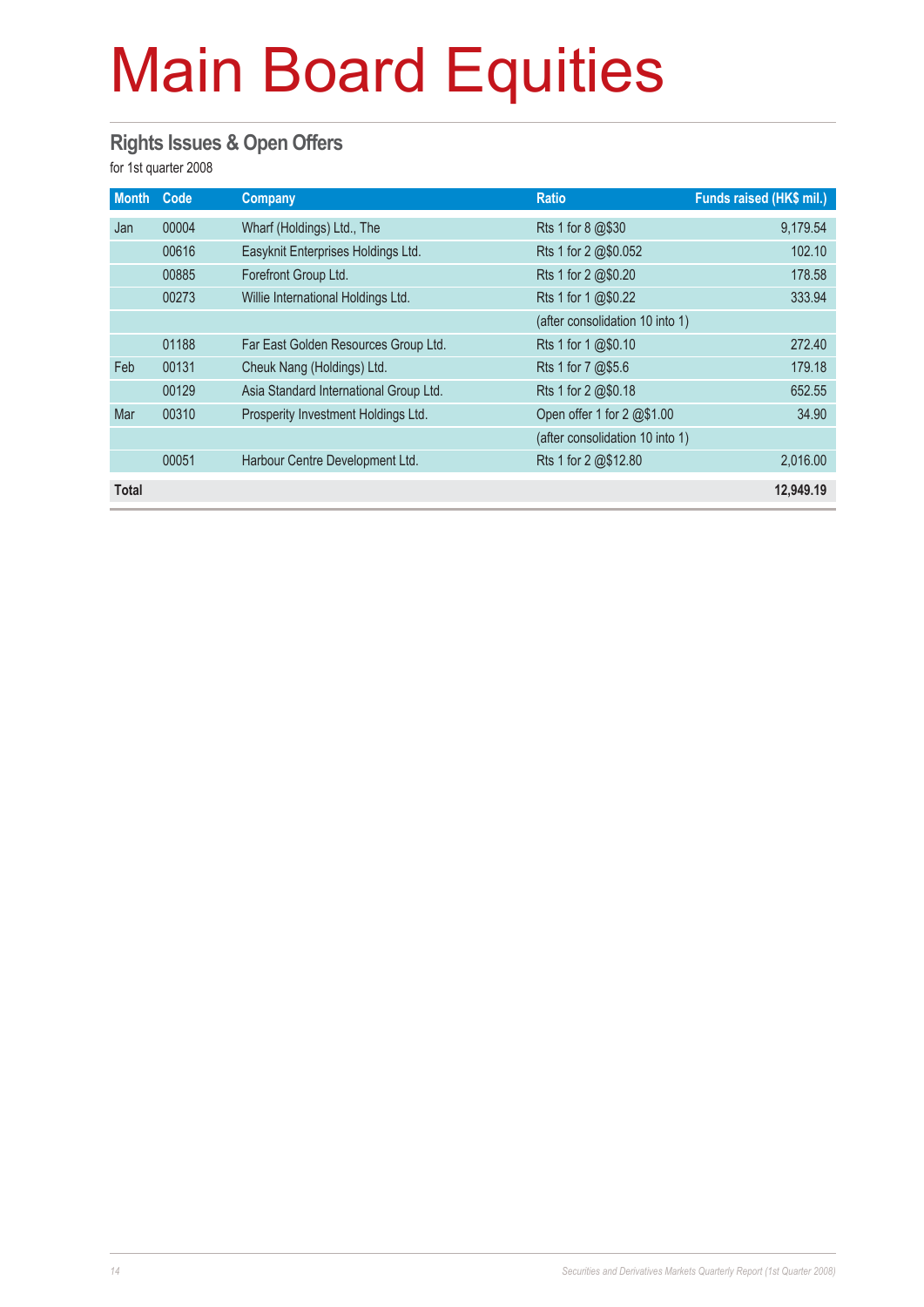# Main Board Equities

## Rights Issues & Open Offers

for 1st quarter 2008

| Month | Code | Company | Ratio | Funds raised (HK$ mil.) |
|---|---|---|---|---|
| Jan | 00004 | Wharf (Holdings) Ltd., The | Rts 1 for 8 @$30 | 9,179.54 |
| | 00616 | Easyknit Enterprises Holdings Ltd. | Rts 1 for 2 @$0.052 | 102.10 |
| | 00885 | Forefront Group Ltd. | Rts 1 for 2 @$0.20 | 178.58 |
| | 00273 | Willie International Holdings Ltd. | Rts 1 for 1 @$0.22 | 333.94 |
| | | | (after consolidation 10 into 1) | |
| | 01188 | Far East Golden Resources Group Ltd. | Rts 1 for 1 @$0.10 | 272.40 |
| Feb | 00131 | Cheuk Nang (Holdings) Ltd. | Rts 1 for 7 @$5.6 | 179.18 |
| | 00129 | Asia Standard International Group Ltd. | Rts 1 for 2 @$0.18 | 652.55 |
| Mar | 00310 | Prosperity Investment Holdings Ltd. | Open offer 1 for 2 @$1.00 | 34.90 |
| | | | (after consolidation 10 into 1) | |
| | 00051 | Harbour Centre Development Ltd. | Rts 1 for 2 @$12.80 | 2,016.00 |
| **Total** | | | | **12,949.19** |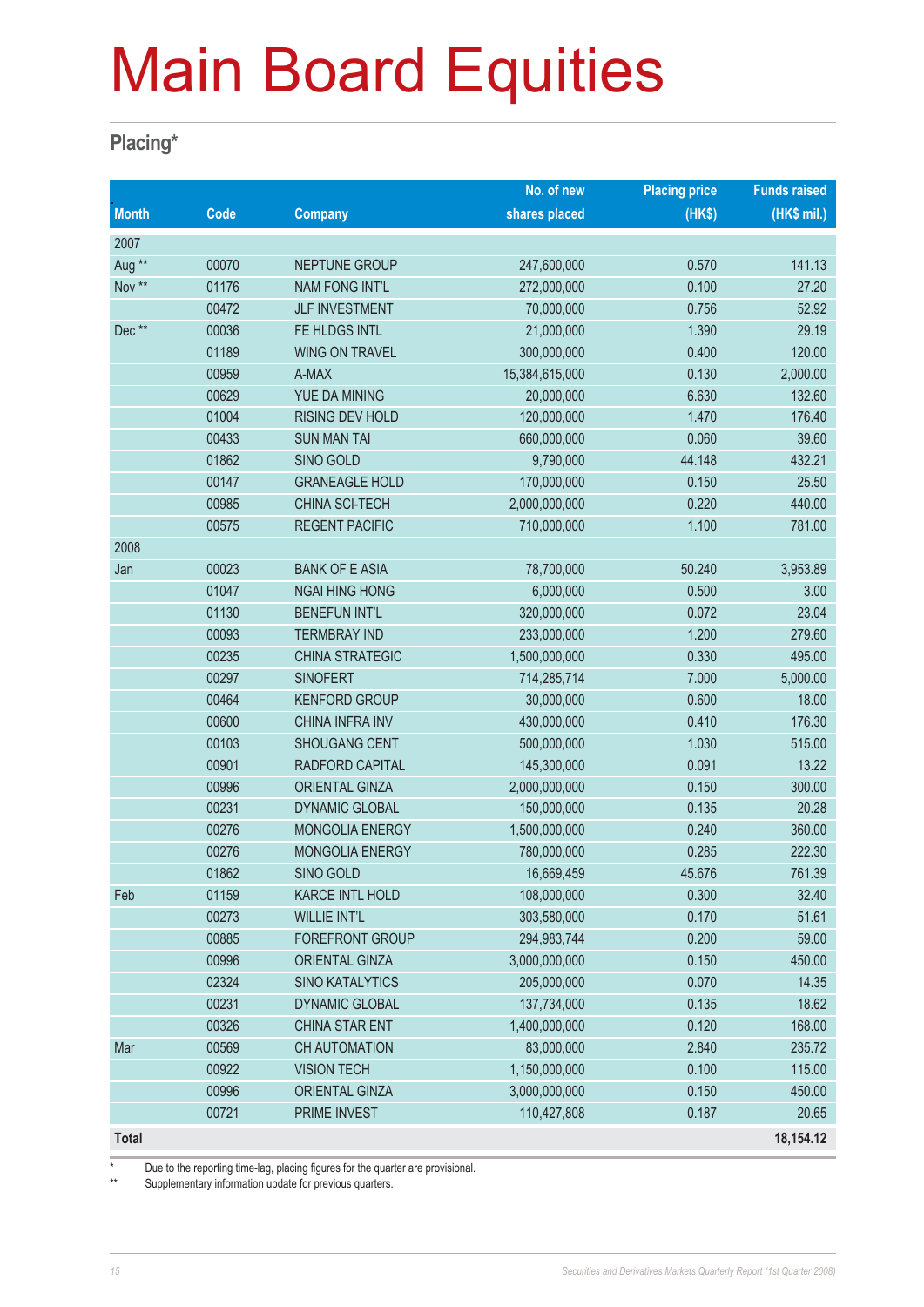# Main Board Equities

## Placing*

| Month | Code | Company | No. of new shares placed | Placing price (HK$) | Funds raised (HK$ mil.) |
|---|---|---|---|---|---|
| 2007 | | | | | |
| Aug ** | 00070 | NEPTUNE GROUP | 247,600,000 | 0.570 | 141.13 |
| Nov ** | 01176 | NAM FONG INT'L | 272,000,000 | 0.100 | 27.20 |
| | 00472 | JLF INVESTMENT | 70,000,000 | 0.756 | 52.92 |
| Dec ** | 00036 | FE HLDGS INTL | 21,000,000 | 1.390 | 29.19 |
| | 01189 | WING ON TRAVEL | 300,000,000 | 0.400 | 120.00 |
| | 00959 | A-MAX | 15,384,615,000 | 0.130 | 2,000.00 |
| | 00629 | YUE DA MINING | 20,000,000 | 6.630 | 132.60 |
| | 01004 | RISING DEV HOLD | 120,000,000 | 1.470 | 176.40 |
| | 00433 | SUN MAN TAI | 660,000,000 | 0.060 | 39.60 |
| | 01862 | SINO GOLD | 9,790,000 | 44.148 | 432.21 |
| | 00147 | GRANEAGLE HOLD | 170,000,000 | 0.150 | 25.50 |
| | 00985 | CHINA SCI-TECH | 2,000,000,000 | 0.220 | 440.00 |
| | 00575 | REGENT PACIFIC | 710,000,000 | 1.100 | 781.00 |
| 2008 | | | | | |
| Jan | 00023 | BANK OF E ASIA | 78,700,000 | 50.240 | 3,953.89 |
| | 01047 | NGAI HING HONG | 6,000,000 | 0.500 | 3.00 |
| | 01130 | BENEFUN INT'L | 320,000,000 | 0.072 | 23.04 |
| | 00093 | TERMBRAY IND | 233,000,000 | 1.200 | 279.60 |
| | 00235 | CHINA STRATEGIC | 1,500,000,000 | 0.330 | 495.00 |
| | 00297 | SINOFERT | 714,285,714 | 7.000 | 5,000.00 |
| | 00464 | KENFORD GROUP | 30,000,000 | 0.600 | 18.00 |
| | 00600 | CHINA INFRA INV | 430,000,000 | 0.410 | 176.30 |
| | 00103 | SHOUGANG CENT | 500,000,000 | 1.030 | 515.00 |
| | 00901 | RADFORD CAPITAL | 145,300,000 | 0.091 | 13.22 |
| | 00996 | ORIENTAL GINZA | 2,000,000,000 | 0.150 | 300.00 |
| | 00231 | DYNAMIC GLOBAL | 150,000,000 | 0.135 | 20.28 |
| | 00276 | MONGOLIA ENERGY | 1,500,000,000 | 0.240 | 360.00 |
| | 00276 | MONGOLIA ENERGY | 780,000,000 | 0.285 | 222.30 |
| | 01862 | SINO GOLD | 16,669,459 | 45.676 | 761.39 |
| Feb | 01159 | KARCE INTL HOLD | 108,000,000 | 0.300 | 32.40 |
| | 00273 | WILLIE INT'L | 303,580,000 | 0.170 | 51.61 |
| | 00885 | FOREFRONT GROUP | 294,983,744 | 0.200 | 59.00 |
| | 00996 | ORIENTAL GINZA | 3,000,000,000 | 0.150 | 450.00 |
| | 02324 | SINO KATALYTICS | 205,000,000 | 0.070 | 14.35 |
| | 00231 | DYNAMIC GLOBAL | 137,734,000 | 0.135 | 18.62 |
| | 00326 | CHINA STAR ENT | 1,400,000,000 | 0.120 | 168.00 |
| Mar | 00569 | CH AUTOMATION | 83,000,000 | 2.840 | 235.72 |
| | 00922 | VISION TECH | 1,150,000,000 | 0.100 | 115.00 |
| | 00996 | ORIENTAL GINZA | 3,000,000,000 | 0.150 | 450.00 |
| | 00721 | PRIME INVEST | 110,427,808 | 0.187 | 20.65 |
| **Total** | | | | | **18,154.12** |

\* Due to the reporting time-lag, placing figures for the quarter are provisional.

** Supplementary information update for previous quarters.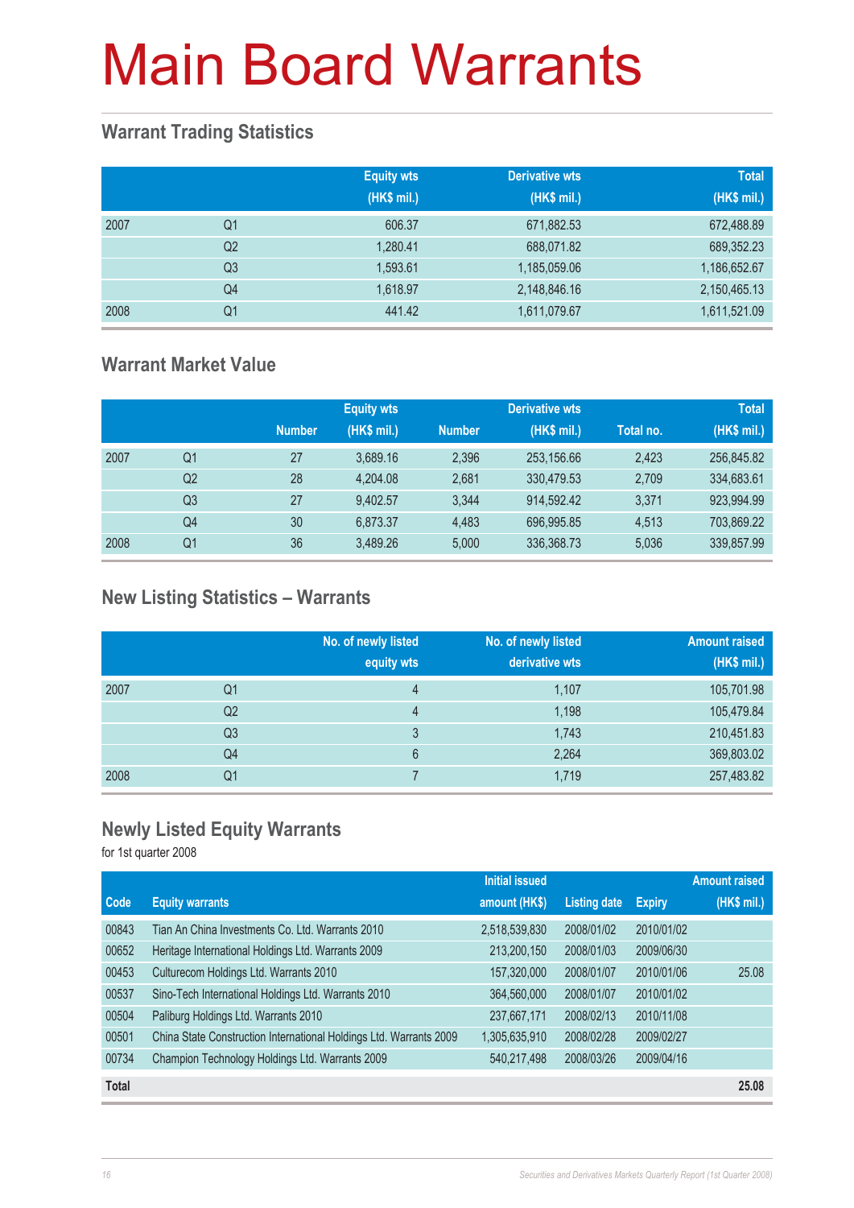# Main Board Warrants

## Warrant Trading Statistics

| | | Equity wts (HK$ mil.) | Derivative wts (HK$ mil.) | Total (HK$ mil.) |
|---|---|---|---|---|
| 2007 | Q1 | 606.37 | 671,882.53 | 672,488.89 |
| | Q2 | 1,280.41 | 688,071.82 | 689,352.23 |
| | Q3 | 1,593.61 | 1,185,059.06 | 1,186,652.67 |
| | Q4 | 1,618.97 | 2,148,846.16 | 2,150,465.13 |
| 2008 | Q1 | 441.42 | 1,611,079.67 | 1,611,521.09 |

## Warrant Market Value

| | | Equity wts | | Derivative wts | | Total | |
|---|---|---|---|---|---|---|---|
| | | Number | (HK$ mil.) | Number | (HK$ mil.) | Total no. | (HK$ mil.) |
| 2007 | Q1 | 27 | 3,689.16 | 2,396 | 253,156.66 | 2,423 | 256,845.82 |
| | Q2 | 28 | 4,204.08 | 2,681 | 330,479.53 | 2,709 | 334,683.61 |
| | Q3 | 27 | 9,402.57 | 3,344 | 914,592.42 | 3,371 | 923,994.99 |
| | Q4 | 30 | 6,873.37 | 4,483 | 696,995.85 | 4,513 | 703,869.22 |
| 2008 | Q1 | 36 | 3,489.26 | 5,000 | 336,368.73 | 5,036 | 339,857.99 |

## New Listing Statistics – Warrants

| | | No. of newly listed equity wts | No. of newly listed derivative wts | Amount raised (HK$ mil.) |
|---|---|---|---|---|
| 2007 | Q1 | 4 | 1,107 | 105,701.98 |
| | Q2 | 4 | 1,198 | 105,479.84 |
| | Q3 | 3 | 1,743 | 210,451.83 |
| | Q4 | 6 | 2,264 | 369,803.02 |
| 2008 | Q1 | 7 | 1,719 | 257,483.82 |

## Newly Listed Equity Warrants

for 1st quarter 2008

| Code | Equity warrants | Initial issued amount (HK$) | Listing date | Expiry | Amount raised (HK$ mil.) |
|---|---|---|---|---|---|
| 00843 | Tian An China Investments Co. Ltd. Warrants 2010 | 2,518,539,830 | 2008/01/02 | 2010/01/02 | |
| 00652 | Heritage International Holdings Ltd. Warrants 2009 | 213,200,150 | 2008/01/03 | 2009/06/30 | |
| 00453 | Culturecom Holdings Ltd. Warrants 2010 | 157,320,000 | 2008/01/07 | 2010/01/06 | 25.08 |
| 00537 | Sino-Tech International Holdings Ltd. Warrants 2010 | 364,560,000 | 2008/01/07 | 2010/01/02 | |
| 00504 | Paliburg Holdings Ltd. Warrants 2010 | 237,667,171 | 2008/02/13 | 2010/11/08 | |
| 00501 | China State Construction International Holdings Ltd. Warrants 2009 | 1,305,635,910 | 2008/02/28 | 2009/02/27 | |
| 00734 | Champion Technology Holdings Ltd. Warrants 2009 | 540,217,498 | 2008/03/26 | 2009/04/16 | |
| **Total** | | | | | **25.08** |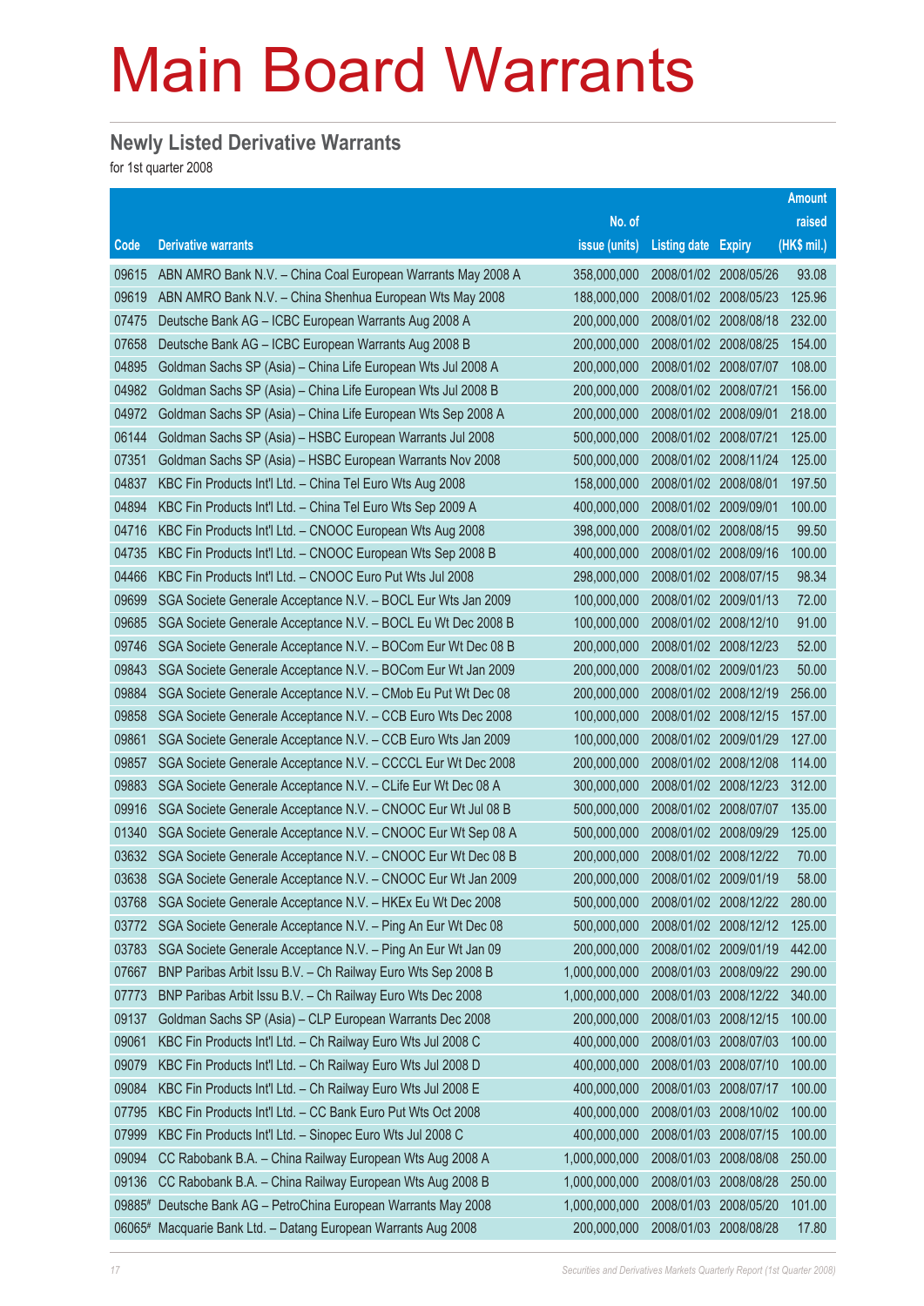# Main Board Warrants

## Newly Listed Derivative Warrants

for 1st quarter 2008

| Code | Derivative warrants | No. of issue (units) | Listing date | Expiry | Amount raised (HK$ mil.) |
|---|---|---|---|---|---|
| 09615 | ABN AMRO Bank N.V. – China Coal European Warrants May 2008 A | 358,000,000 | 2008/01/02 | 2008/05/26 | 93.08 |
| 09619 | ABN AMRO Bank N.V. – China Shenhua European Wts May 2008 | 188,000,000 | 2008/01/02 | 2008/05/23 | 125.96 |
| 07475 | Deutsche Bank AG – ICBC European Warrants Aug 2008 A | 200,000,000 | 2008/01/02 | 2008/08/18 | 232.00 |
| 07658 | Deutsche Bank AG – ICBC European Warrants Aug 2008 B | 200,000,000 | 2008/01/02 | 2008/08/25 | 154.00 |
| 04895 | Goldman Sachs SP (Asia) – China Life European Wts Jul 2008 A | 200,000,000 | 2008/01/02 | 2008/07/07 | 108.00 |
| 04982 | Goldman Sachs SP (Asia) – China Life European Wts Jul 2008 B | 200,000,000 | 2008/01/02 | 2008/07/21 | 156.00 |
| 04972 | Goldman Sachs SP (Asia) – China Life European Wts Sep 2008 A | 200,000,000 | 2008/01/02 | 2008/09/01 | 218.00 |
| 06144 | Goldman Sachs SP (Asia) – HSBC European Warrants Jul 2008 | 500,000,000 | 2008/01/02 | 2008/07/21 | 125.00 |
| 07351 | Goldman Sachs SP (Asia) – HSBC European Warrants Nov 2008 | 500,000,000 | 2008/01/02 | 2008/11/24 | 125.00 |
| 04837 | KBC Fin Products Int'l Ltd. – China Tel Euro Wts Aug 2008 | 158,000,000 | 2008/01/02 | 2008/08/01 | 197.50 |
| 04894 | KBC Fin Products Int'l Ltd. – China Tel Euro Wts Sep 2009 A | 400,000,000 | 2008/01/02 | 2009/09/01 | 100.00 |
| 04716 | KBC Fin Products Int'l Ltd. – CNOOC European Wts Aug 2008 | 398,000,000 | 2008/01/02 | 2008/08/15 | 99.50 |
| 04735 | KBC Fin Products Int'l Ltd. – CNOOC European Wts Sep 2008 B | 400,000,000 | 2008/01/02 | 2008/09/16 | 100.00 |
| 04466 | KBC Fin Products Int'l Ltd. – CNOOC Euro Put Wts Jul 2008 | 298,000,000 | 2008/01/02 | 2008/07/15 | 98.34 |
| 09699 | SGA Societe Generale Acceptance N.V. – BOCL Eur Wts Jan 2009 | 100,000,000 | 2008/01/02 | 2009/01/13 | 72.00 |
| 09685 | SGA Societe Generale Acceptance N.V. – BOCL Eu Wt Dec 2008 B | 100,000,000 | 2008/01/02 | 2008/12/10 | 91.00 |
| 09746 | SGA Societe Generale Acceptance N.V. – BOCom Eur Wt Dec 08 B | 200,000,000 | 2008/01/02 | 2008/12/23 | 52.00 |
| 09843 | SGA Societe Generale Acceptance N.V. – BOCom Eur Wt Jan 2009 | 200,000,000 | 2008/01/02 | 2009/01/23 | 50.00 |
| 09884 | SGA Societe Generale Acceptance N.V. – CMob Eu Put Wt Dec 08 | 200,000,000 | 2008/01/02 | 2008/12/19 | 256.00 |
| 09858 | SGA Societe Generale Acceptance N.V. – CCB Euro Wts Dec 2008 | 100,000,000 | 2008/01/02 | 2008/12/15 | 157.00 |
| 09861 | SGA Societe Generale Acceptance N.V. – CCB Euro Wts Jan 2009 | 100,000,000 | 2008/01/02 | 2009/01/29 | 127.00 |
| 09857 | SGA Societe Generale Acceptance N.V. – CCCCL Eur Wt Dec 2008 | 200,000,000 | 2008/01/02 | 2008/12/08 | 114.00 |
| 09883 | SGA Societe Generale Acceptance N.V. – CLife Eur Wt Dec 08 A | 300,000,000 | 2008/01/02 | 2008/12/23 | 312.00 |
| 09916 | SGA Societe Generale Acceptance N.V. – CNOOC Eur Wt Jul 08 B | 500,000,000 | 2008/01/02 | 2008/07/07 | 135.00 |
| 01340 | SGA Societe Generale Acceptance N.V. – CNOOC Eur Wt Sep 08 A | 500,000,000 | 2008/01/02 | 2008/09/29 | 125.00 |
| 03632 | SGA Societe Generale Acceptance N.V. – CNOOC Eur Wt Dec 08 B | 200,000,000 | 2008/01/02 | 2008/12/22 | 70.00 |
| 03638 | SGA Societe Generale Acceptance N.V. – CNOOC Eur Wt Jan 2009 | 200,000,000 | 2008/01/02 | 2009/01/19 | 58.00 |
| 03768 | SGA Societe Generale Acceptance N.V. – HKEx Eu Wt Dec 2008 | 500,000,000 | 2008/01/02 | 2008/12/22 | 280.00 |
| 03772 | SGA Societe Generale Acceptance N.V. – Ping An Eur Wt Dec 08 | 500,000,000 | 2008/01/02 | 2008/12/12 | 125.00 |
| 03783 | SGA Societe Generale Acceptance N.V. – Ping An Eur Wt Jan 09 | 200,000,000 | 2008/01/02 | 2009/01/19 | 442.00 |
| 07667 | BNP Paribas Arbit Issu B.V. – Ch Railway Euro Wts Sep 2008 B | 1,000,000,000 | 2008/01/03 | 2008/09/22 | 290.00 |
| 07773 | BNP Paribas Arbit Issu B.V. – Ch Railway Euro Wts Dec 2008 | 1,000,000,000 | 2008/01/03 | 2008/12/22 | 340.00 |
| 09137 | Goldman Sachs SP (Asia) – CLP European Warrants Dec 2008 | 200,000,000 | 2008/01/03 | 2008/12/15 | 100.00 |
| 09061 | KBC Fin Products Int'l Ltd. – Ch Railway Euro Wts Jul 2008 C | 400,000,000 | 2008/01/03 | 2008/07/03 | 100.00 |
| 09079 | KBC Fin Products Int'l Ltd. – Ch Railway Euro Wts Jul 2008 D | 400,000,000 | 2008/01/03 | 2008/07/10 | 100.00 |
| 09084 | KBC Fin Products Int'l Ltd. – Ch Railway Euro Wts Jul 2008 E | 400,000,000 | 2008/01/03 | 2008/07/17 | 100.00 |
| 07795 | KBC Fin Products Int'l Ltd. – CC Bank Euro Put Wts Oct 2008 | 400,000,000 | 2008/01/03 | 2008/10/02 | 100.00 |
| 07999 | KBC Fin Products Int'l Ltd. – Sinopec Euro Wts Jul 2008 C | 400,000,000 | 2008/01/03 | 2008/07/15 | 100.00 |
| 09094 | CC Rabobank B.A. – China Railway European Wts Aug 2008 A | 1,000,000,000 | 2008/01/03 | 2008/08/08 | 250.00 |
| 09136 | CC Rabobank B.A. – China Railway European Wts Aug 2008 B | 1,000,000,000 | 2008/01/03 | 2008/08/28 | 250.00 |
| 09885# | Deutsche Bank AG – PetroChina European Warrants May 2008 | 1,000,000,000 | 2008/01/03 | 2008/05/20 | 101.00 |
| 06065# | Macquarie Bank Ltd. – Datang European Warrants Aug 2008 | 200,000,000 | 2008/01/03 | 2008/08/28 | 17.80 |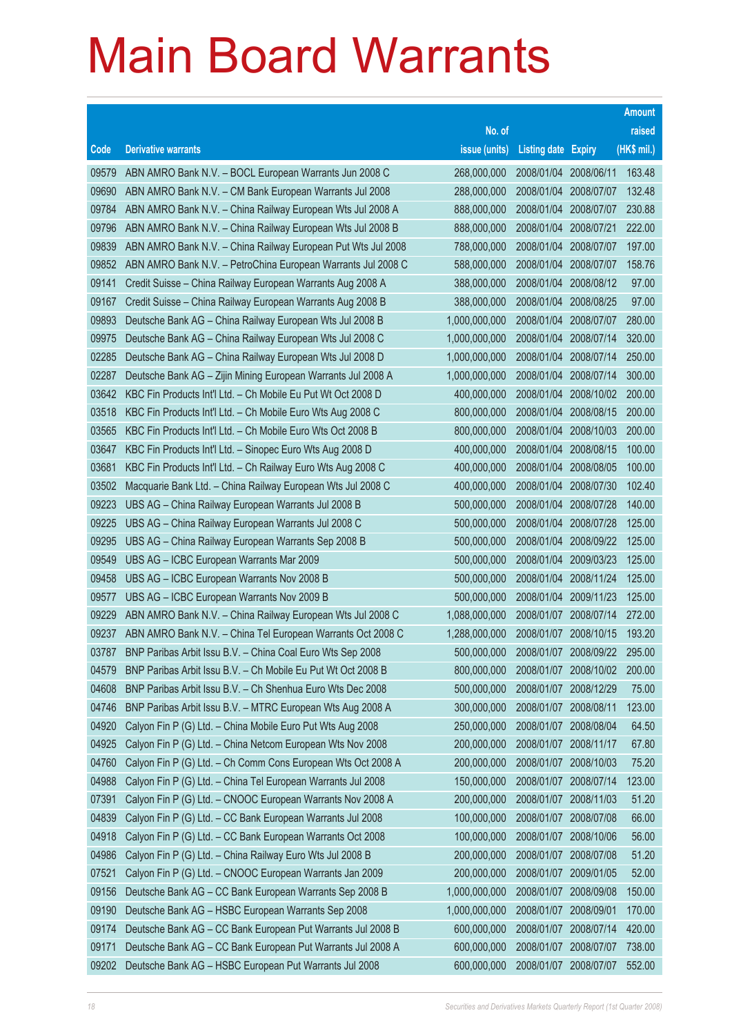# Main Board Warrants

| Code | Derivative warrants | No. of issue (units) | Listing date | Expiry | Amount raised (HK$ mil.) |
|---|---|---|---|---|---|
| 09579 | ABN AMRO Bank N.V. – BOCL European Warrants Jun 2008 C | 268,000,000 | 2008/01/04 | 2008/06/11 | 163.48 |
| 09690 | ABN AMRO Bank N.V. – CM Bank European Warrants Jul 2008 | 288,000,000 | 2008/01/04 | 2008/07/07 | 132.48 |
| 09784 | ABN AMRO Bank N.V. – China Railway European Wts Jul 2008 A | 888,000,000 | 2008/01/04 | 2008/07/07 | 230.88 |
| 09796 | ABN AMRO Bank N.V. – China Railway European Wts Jul 2008 B | 888,000,000 | 2008/01/04 | 2008/07/21 | 222.00 |
| 09839 | ABN AMRO Bank N.V. – China Railway European Put Wts Jul 2008 | 788,000,000 | 2008/01/04 | 2008/07/07 | 197.00 |
| 09852 | ABN AMRO Bank N.V. – PetroChina European Warrants Jul 2008 C | 588,000,000 | 2008/01/04 | 2008/07/07 | 158.76 |
| 09141 | Credit Suisse – China Railway European Warrants Aug 2008 A | 388,000,000 | 2008/01/04 | 2008/08/12 | 97.00 |
| 09167 | Credit Suisse – China Railway European Warrants Aug 2008 B | 388,000,000 | 2008/01/04 | 2008/08/25 | 97.00 |
| 09893 | Deutsche Bank AG – China Railway European Wts Jul 2008 B | 1,000,000,000 | 2008/01/04 | 2008/07/07 | 280.00 |
| 09975 | Deutsche Bank AG – China Railway European Wts Jul 2008 C | 1,000,000,000 | 2008/01/04 | 2008/07/14 | 320.00 |
| 02285 | Deutsche Bank AG – China Railway European Wts Jul 2008 D | 1,000,000,000 | 2008/01/04 | 2008/07/14 | 250.00 |
| 02287 | Deutsche Bank AG – Zijin Mining European Warrants Jul 2008 A | 1,000,000,000 | 2008/01/04 | 2008/07/14 | 300.00 |
| 03642 | KBC Fin Products Int'l Ltd. – Ch Mobile Eu Put Wt Oct 2008 D | 400,000,000 | 2008/01/04 | 2008/10/02 | 200.00 |
| 03518 | KBC Fin Products Int'l Ltd. – Ch Mobile Euro Wts Aug 2008 C | 800,000,000 | 2008/01/04 | 2008/08/15 | 200.00 |
| 03565 | KBC Fin Products Int'l Ltd. – Ch Mobile Euro Wts Oct 2008 B | 800,000,000 | 2008/01/04 | 2008/10/03 | 200.00 |
| 03647 | KBC Fin Products Int'l Ltd. – Sinopec Euro Wts Aug 2008 D | 400,000,000 | 2008/01/04 | 2008/08/15 | 100.00 |
| 03681 | KBC Fin Products Int'l Ltd. – Ch Railway Euro Wts Aug 2008 C | 400,000,000 | 2008/01/04 | 2008/08/05 | 100.00 |
| 03502 | Macquarie Bank Ltd. – China Railway European Wts Jul 2008 C | 400,000,000 | 2008/01/04 | 2008/07/30 | 102.40 |
| 09223 | UBS AG – China Railway European Warrants Jul 2008 B | 500,000,000 | 2008/01/04 | 2008/07/28 | 140.00 |
| 09225 | UBS AG – China Railway European Warrants Jul 2008 C | 500,000,000 | 2008/01/04 | 2008/07/28 | 125.00 |
| 09295 | UBS AG – China Railway European Warrants Sep 2008 B | 500,000,000 | 2008/01/04 | 2008/09/22 | 125.00 |
| 09549 | UBS AG – ICBC European Warrants Mar 2009 | 500,000,000 | 2008/01/04 | 2009/03/23 | 125.00 |
| 09458 | UBS AG – ICBC European Warrants Nov 2008 B | 500,000,000 | 2008/01/04 | 2008/11/24 | 125.00 |
| 09577 | UBS AG – ICBC European Warrants Nov 2009 B | 500,000,000 | 2008/01/04 | 2009/11/23 | 125.00 |
| 09229 | ABN AMRO Bank N.V. – China Railway European Wts Jul 2008 C | 1,088,000,000 | 2008/01/07 | 2008/07/14 | 272.00 |
| 09237 | ABN AMRO Bank N.V. – China Tel European Warrants Oct 2008 C | 1,288,000,000 | 2008/01/07 | 2008/10/15 | 193.20 |
| 03787 | BNP Paribas Arbit Issu B.V. – China Coal Euro Wts Sep 2008 | 500,000,000 | 2008/01/07 | 2008/09/22 | 295.00 |
| 04579 | BNP Paribas Arbit Issu B.V. – Ch Mobile Eu Put Wt Oct 2008 B | 800,000,000 | 2008/01/07 | 2008/10/02 | 200.00 |
| 04608 | BNP Paribas Arbit Issu B.V. – Ch Shenhua Euro Wts Dec 2008 | 500,000,000 | 2008/01/07 | 2008/12/29 | 75.00 |
| 04746 | BNP Paribas Arbit Issu B.V. – MTRC European Wts Aug 2008 A | 300,000,000 | 2008/01/07 | 2008/08/11 | 123.00 |
| 04920 | Calyon Fin P (G) Ltd. – China Mobile Euro Put Wts Aug 2008 | 250,000,000 | 2008/01/07 | 2008/08/04 | 64.50 |
| 04925 | Calyon Fin P (G) Ltd. – China Netcom European Wts Nov 2008 | 200,000,000 | 2008/01/07 | 2008/11/17 | 67.80 |
| 04760 | Calyon Fin P (G) Ltd. – Ch Comm Cons European Wts Oct 2008 A | 200,000,000 | 2008/01/07 | 2008/10/03 | 75.20 |
| 04988 | Calyon Fin P (G) Ltd. – China Tel European Warrants Jul 2008 | 150,000,000 | 2008/01/07 | 2008/07/14 | 123.00 |
| 07391 | Calyon Fin P (G) Ltd. – CNOOC European Warrants Nov 2008 A | 200,000,000 | 2008/01/07 | 2008/11/03 | 51.20 |
| 04839 | Calyon Fin P (G) Ltd. – CC Bank European Warrants Jul 2008 | 100,000,000 | 2008/01/07 | 2008/07/08 | 66.00 |
| 04918 | Calyon Fin P (G) Ltd. – CC Bank European Warrants Oct 2008 | 100,000,000 | 2008/01/07 | 2008/10/06 | 56.00 |
| 04986 | Calyon Fin P (G) Ltd. – China Railway Euro Wts Jul 2008 B | 200,000,000 | 2008/01/07 | 2008/07/08 | 51.20 |
| 07521 | Calyon Fin P (G) Ltd. – CNOOC European Warrants Jan 2009 | 200,000,000 | 2008/01/07 | 2009/01/05 | 52.00 |
| 09156 | Deutsche Bank AG – CC Bank European Warrants Sep 2008 B | 1,000,000,000 | 2008/01/07 | 2008/09/08 | 150.00 |
| 09190 | Deutsche Bank AG – HSBC European Warrants Sep 2008 | 1,000,000,000 | 2008/01/07 | 2008/09/01 | 170.00 |
| 09174 | Deutsche Bank AG – CC Bank European Put Warrants Jul 2008 B | 600,000,000 | 2008/01/07 | 2008/07/14 | 420.00 |
| 09171 | Deutsche Bank AG – CC Bank European Put Warrants Jul 2008 A | 600,000,000 | 2008/01/07 | 2008/07/07 | 738.00 |
| 09202 | Deutsche Bank AG – HSBC European Put Warrants Jul 2008 | 600,000,000 | 2008/01/07 | 2008/07/07 | 552.00 |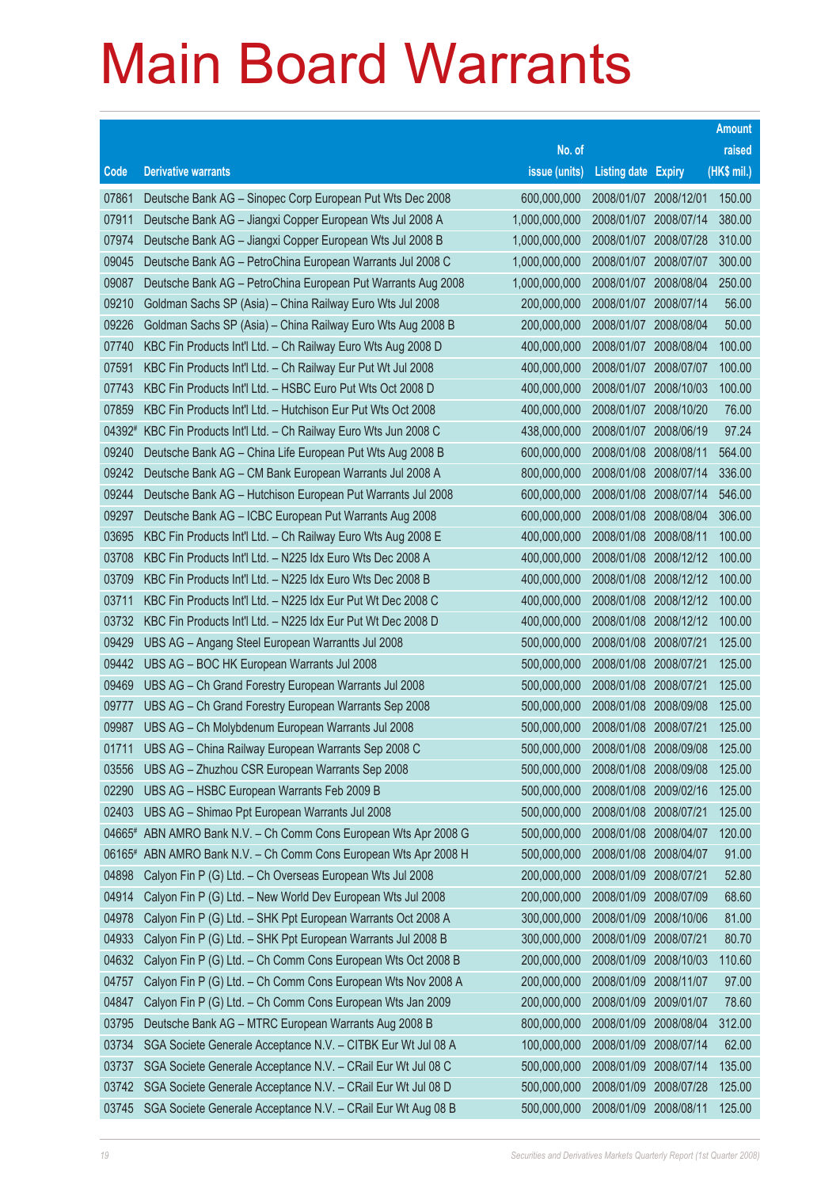# Main Board Warrants

| Code | Derivative warrants | No. of issue (units) | Listing date | Expiry | Amount raised (HK$ mil.) |
|---|---|---|---|---|---|
| 07861 | Deutsche Bank AG – Sinopec Corp European Put Wts Dec 2008 | 600,000,000 | 2008/01/07 | 2008/12/01 | 150.00 |
| 07911 | Deutsche Bank AG – Jiangxi Copper European Wts Jul 2008 A | 1,000,000,000 | 2008/01/07 | 2008/07/14 | 380.00 |
| 07974 | Deutsche Bank AG – Jiangxi Copper European Wts Jul 2008 B | 1,000,000,000 | 2008/01/07 | 2008/07/28 | 310.00 |
| 09045 | Deutsche Bank AG – PetroChina European Warrants Jul 2008 C | 1,000,000,000 | 2008/01/07 | 2008/07/07 | 300.00 |
| 09087 | Deutsche Bank AG – PetroChina European Put Warrants Aug 2008 | 1,000,000,000 | 2008/01/07 | 2008/08/04 | 250.00 |
| 09210 | Goldman Sachs SP (Asia) – China Railway Euro Wts Jul 2008 | 200,000,000 | 2008/01/07 | 2008/07/14 | 56.00 |
| 09226 | Goldman Sachs SP (Asia) – China Railway Euro Wts Aug 2008 B | 200,000,000 | 2008/01/07 | 2008/08/04 | 50.00 |
| 07740 | KBC Fin Products Int'l Ltd. – Ch Railway Euro Wts Aug 2008 D | 400,000,000 | 2008/01/07 | 2008/08/04 | 100.00 |
| 07591 | KBC Fin Products Int'l Ltd. – Ch Railway Eur Put Wt Jul 2008 | 400,000,000 | 2008/01/07 | 2008/07/07 | 100.00 |
| 07743 | KBC Fin Products Int'l Ltd. – HSBC Euro Put Wts Oct 2008 D | 400,000,000 | 2008/01/07 | 2008/10/03 | 100.00 |
| 07859 | KBC Fin Products Int'l Ltd. – Hutchison Eur Put Wts Oct 2008 | 400,000,000 | 2008/01/07 | 2008/10/20 | 76.00 |
| 04392# | KBC Fin Products Int'l Ltd. – Ch Railway Euro Wts Jun 2008 C | 438,000,000 | 2008/01/07 | 2008/06/19 | 97.24 |
| 09240 | Deutsche Bank AG – China Life European Put Wts Aug 2008 B | 600,000,000 | 2008/01/08 | 2008/08/11 | 564.00 |
| 09242 | Deutsche Bank AG – CM Bank European Warrants Jul 2008 A | 800,000,000 | 2008/01/08 | 2008/07/14 | 336.00 |
| 09244 | Deutsche Bank AG – Hutchison European Put Warrants Jul 2008 | 600,000,000 | 2008/01/08 | 2008/07/14 | 546.00 |
| 09297 | Deutsche Bank AG – ICBC European Put Warrants Aug 2008 | 600,000,000 | 2008/01/08 | 2008/08/04 | 306.00 |
| 03695 | KBC Fin Products Int'l Ltd. – Ch Railway Euro Wts Aug 2008 E | 400,000,000 | 2008/01/08 | 2008/08/11 | 100.00 |
| 03708 | KBC Fin Products Int'l Ltd. – N225 Idx Euro Wts Dec 2008 A | 400,000,000 | 2008/01/08 | 2008/12/12 | 100.00 |
| 03709 | KBC Fin Products Int'l Ltd. – N225 Idx Euro Wts Dec 2008 B | 400,000,000 | 2008/01/08 | 2008/12/12 | 100.00 |
| 03711 | KBC Fin Products Int'l Ltd. – N225 Idx Eur Put Wt Dec 2008 C | 400,000,000 | 2008/01/08 | 2008/12/12 | 100.00 |
| 03732 | KBC Fin Products Int'l Ltd. – N225 Idx Eur Put Wt Dec 2008 D | 400,000,000 | 2008/01/08 | 2008/12/12 | 100.00 |
| 09429 | UBS AG – Angang Steel European Warrantts Jul 2008 | 500,000,000 | 2008/01/08 | 2008/07/21 | 125.00 |
| 09442 | UBS AG – BOC HK European Warrants Jul 2008 | 500,000,000 | 2008/01/08 | 2008/07/21 | 125.00 |
| 09469 | UBS AG – Ch Grand Forestry European Warrants Jul 2008 | 500,000,000 | 2008/01/08 | 2008/07/21 | 125.00 |
| 09777 | UBS AG – Ch Grand Forestry European Warrants Sep 2008 | 500,000,000 | 2008/01/08 | 2008/09/08 | 125.00 |
| 09987 | UBS AG – Ch Molybdenum European Warrants Jul 2008 | 500,000,000 | 2008/01/08 | 2008/07/21 | 125.00 |
| 01711 | UBS AG – China Railway European Warrants Sep 2008 C | 500,000,000 | 2008/01/08 | 2008/09/08 | 125.00 |
| 03556 | UBS AG – Zhuzhou CSR European Warrants Sep 2008 | 500,000,000 | 2008/01/08 | 2008/09/08 | 125.00 |
| 02290 | UBS AG – HSBC European Warrants Feb 2009 B | 500,000,000 | 2008/01/08 | 2009/02/16 | 125.00 |
| 02403 | UBS AG – Shimao Ppt European Warrants Jul 2008 | 500,000,000 | 2008/01/08 | 2008/07/21 | 125.00 |
| 04665# | ABN AMRO Bank N.V. – Ch Comm Cons European Wts Apr 2008 G | 500,000,000 | 2008/01/08 | 2008/04/07 | 120.00 |
| 06165# | ABN AMRO Bank N.V. – Ch Comm Cons European Wts Apr 2008 H | 500,000,000 | 2008/01/08 | 2008/04/07 | 91.00 |
| 04898 | Calyon Fin P (G) Ltd. – Ch Overseas European Wts Jul 2008 | 200,000,000 | 2008/01/09 | 2008/07/21 | 52.80 |
| 04914 | Calyon Fin P (G) Ltd. – New World Dev European Wts Jul 2008 | 200,000,000 | 2008/01/09 | 2008/07/09 | 68.60 |
| 04978 | Calyon Fin P (G) Ltd. – SHK Ppt European Warrants Oct 2008 A | 300,000,000 | 2008/01/09 | 2008/10/06 | 81.00 |
| 04933 | Calyon Fin P (G) Ltd. – SHK Ppt European Warrants Jul 2008 B | 300,000,000 | 2008/01/09 | 2008/07/21 | 80.70 |
| 04632 | Calyon Fin P (G) Ltd. – Ch Comm Cons European Wts Oct 2008 B | 200,000,000 | 2008/01/09 | 2008/10/03 | 110.60 |
| 04757 | Calyon Fin P (G) Ltd. – Ch Comm Cons European Wts Nov 2008 A | 200,000,000 | 2008/01/09 | 2008/11/07 | 97.00 |
| 04847 | Calyon Fin P (G) Ltd. – Ch Comm Cons European Wts Jan 2009 | 200,000,000 | 2008/01/09 | 2009/01/07 | 78.60 |
| 03795 | Deutsche Bank AG – MTRC European Warrants Aug 2008 B | 800,000,000 | 2008/01/09 | 2008/08/04 | 312.00 |
| 03734 | SGA Societe Generale Acceptance N.V. – CITBK Eur Wt Jul 08 A | 100,000,000 | 2008/01/09 | 2008/07/14 | 62.00 |
| 03737 | SGA Societe Generale Acceptance N.V. – CRail Eur Wt Jul 08 C | 500,000,000 | 2008/01/09 | 2008/07/14 | 135.00 |
| 03742 | SGA Societe Generale Acceptance N.V. – CRail Eur Wt Jul 08 D | 500,000,000 | 2008/01/09 | 2008/07/28 | 125.00 |
| 03745 | SGA Societe Generale Acceptance N.V. – CRail Eur Wt Aug 08 B | 500,000,000 | 2008/01/09 | 2008/08/11 | 125.00 |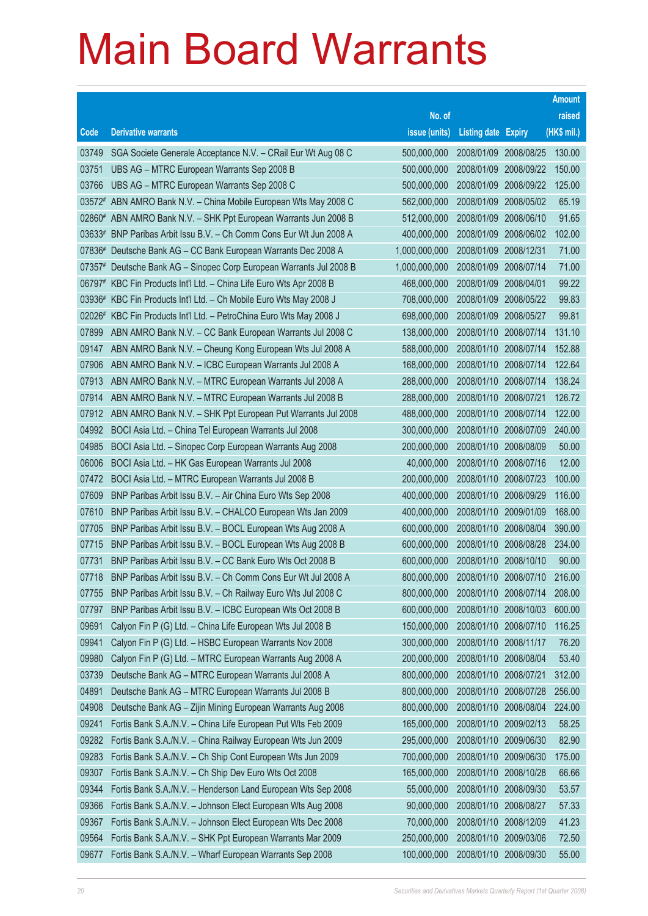# Main Board Warrants

| Code | Derivative warrants | No. of issue (units) | Listing date | Expiry | Amount raised (HK$ mil.) |
|---|---|---|---|---|---|
| 03749 | SGA Societe Generale Acceptance N.V. – CRail Eur Wt Aug 08 C | 500,000,000 | 2008/01/09 | 2008/08/25 | 130.00 |
| 03751 | UBS AG – MTRC European Warrants Sep 2008 B | 500,000,000 | 2008/01/09 | 2008/09/22 | 150.00 |
| 03766 | UBS AG – MTRC European Warrants Sep 2008 C | 500,000,000 | 2008/01/09 | 2008/09/22 | 125.00 |
| 03572# | ABN AMRO Bank N.V. – China Mobile European Wts May 2008 C | 562,000,000 | 2008/01/09 | 2008/05/02 | 65.19 |
| 02860# | ABN AMRO Bank N.V. – SHK Ppt European Warrants Jun 2008 B | 512,000,000 | 2008/01/09 | 2008/06/10 | 91.65 |
| 03633# | BNP Paribas Arbit Issu B.V. – Ch Comm Cons Eur Wt Jun 2008 A | 400,000,000 | 2008/01/09 | 2008/06/02 | 102.00 |
| 07836# | Deutsche Bank AG – CC Bank European Warrants Dec 2008 A | 1,000,000,000 | 2008/01/09 | 2008/12/31 | 71.00 |
| 07357# | Deutsche Bank AG – Sinopec Corp European Warrants Jul 2008 B | 1,000,000,000 | 2008/01/09 | 2008/07/14 | 71.00 |
| 06797# | KBC Fin Products Int'l Ltd. – China Life Euro Wts Apr 2008 B | 468,000,000 | 2008/01/09 | 2008/04/01 | 99.22 |
| 03936# | KBC Fin Products Int'l Ltd. – Ch Mobile Euro Wts May 2008 J | 708,000,000 | 2008/01/09 | 2008/05/22 | 99.83 |
| 02026# | KBC Fin Products Int'l Ltd. – PetroChina Euro Wts May 2008 J | 698,000,000 | 2008/01/09 | 2008/05/27 | 99.81 |
| 07899 | ABN AMRO Bank N.V. – CC Bank European Warrants Jul 2008 C | 138,000,000 | 2008/01/10 | 2008/07/14 | 131.10 |
| 09147 | ABN AMRO Bank N.V. – Cheung Kong European Wts Jul 2008 A | 588,000,000 | 2008/01/10 | 2008/07/14 | 152.88 |
| 07906 | ABN AMRO Bank N.V. – ICBC European Warrants Jul 2008 A | 168,000,000 | 2008/01/10 | 2008/07/14 | 122.64 |
| 07913 | ABN AMRO Bank N.V. – MTRC European Warrants Jul 2008 A | 288,000,000 | 2008/01/10 | 2008/07/14 | 138.24 |
| 07914 | ABN AMRO Bank N.V. – MTRC European Warrants Jul 2008 B | 288,000,000 | 2008/01/10 | 2008/07/21 | 126.72 |
| 07912 | ABN AMRO Bank N.V. – SHK Ppt European Put Warrants Jul 2008 | 488,000,000 | 2008/01/10 | 2008/07/14 | 122.00 |
| 04992 | BOCI Asia Ltd. – China Tel European Warrants Jul 2008 | 300,000,000 | 2008/01/10 | 2008/07/09 | 240.00 |
| 04985 | BOCI Asia Ltd. – Sinopec Corp European Warrants Aug 2008 | 200,000,000 | 2008/01/10 | 2008/08/09 | 50.00 |
| 06006 | BOCI Asia Ltd. – HK Gas European Warrants Jul 2008 | 40,000,000 | 2008/01/10 | 2008/07/16 | 12.00 |
| 07472 | BOCI Asia Ltd. – MTRC European Warrants Jul 2008 B | 200,000,000 | 2008/01/10 | 2008/07/23 | 100.00 |
| 07609 | BNP Paribas Arbit Issu B.V. – Air China Euro Wts Sep 2008 | 400,000,000 | 2008/01/10 | 2008/09/29 | 116.00 |
| 07610 | BNP Paribas Arbit Issu B.V. – CHALCO European Wts Jan 2009 | 400,000,000 | 2008/01/10 | 2009/01/09 | 168.00 |
| 07705 | BNP Paribas Arbit Issu B.V. – BOCL European Wts Aug 2008 A | 600,000,000 | 2008/01/10 | 2008/08/04 | 390.00 |
| 07715 | BNP Paribas Arbit Issu B.V. – BOCL European Wts Aug 2008 B | 600,000,000 | 2008/01/10 | 2008/08/28 | 234.00 |
| 07731 | BNP Paribas Arbit Issu B.V. – CC Bank Euro Wts Oct 2008 B | 600,000,000 | 2008/01/10 | 2008/10/10 | 90.00 |
| 07718 | BNP Paribas Arbit Issu B.V. – Ch Comm Cons Eur Wt Jul 2008 A | 800,000,000 | 2008/01/10 | 2008/07/10 | 216.00 |
| 07755 | BNP Paribas Arbit Issu B.V. – Ch Railway Euro Wts Jul 2008 C | 800,000,000 | 2008/01/10 | 2008/07/14 | 208.00 |
| 07797 | BNP Paribas Arbit Issu B.V. – ICBC European Wts Oct 2008 B | 600,000,000 | 2008/01/10 | 2008/10/03 | 600.00 |
| 09691 | Calyon Fin P (G) Ltd. – China Life European Wts Jul 2008 B | 150,000,000 | 2008/01/10 | 2008/07/10 | 116.25 |
| 09941 | Calyon Fin P (G) Ltd. – HSBC European Warrants Nov 2008 | 300,000,000 | 2008/01/10 | 2008/11/17 | 76.20 |
| 09980 | Calyon Fin P (G) Ltd. – MTRC European Warrants Aug 2008 A | 200,000,000 | 2008/01/10 | 2008/08/04 | 53.40 |
| 03739 | Deutsche Bank AG – MTRC European Warrants Jul 2008 A | 800,000,000 | 2008/01/10 | 2008/07/21 | 312.00 |
| 04891 | Deutsche Bank AG – MTRC European Warrants Jul 2008 B | 800,000,000 | 2008/01/10 | 2008/07/28 | 256.00 |
| 04908 | Deutsche Bank AG – Zijin Mining European Warrants Aug 2008 | 800,000,000 | 2008/01/10 | 2008/08/04 | 224.00 |
| 09241 | Fortis Bank S.A./N.V. – China Life European Put Wts Feb 2009 | 165,000,000 | 2008/01/10 | 2009/02/13 | 58.25 |
| 09282 | Fortis Bank S.A./N.V. – China Railway European Wts Jun 2009 | 295,000,000 | 2008/01/10 | 2009/06/30 | 82.90 |
| 09283 | Fortis Bank S.A./N.V. – Ch Ship Cont European Wts Jun 2009 | 700,000,000 | 2008/01/10 | 2009/06/30 | 175.00 |
| 09307 | Fortis Bank S.A./N.V. – Ch Ship Dev Euro Wts Oct 2008 | 165,000,000 | 2008/01/10 | 2008/10/28 | 66.66 |
| 09344 | Fortis Bank S.A./N.V. – Henderson Land European Wts Sep 2008 | 55,000,000 | 2008/01/10 | 2008/09/30 | 53.57 |
| 09366 | Fortis Bank S.A./N.V. – Johnson Elect European Wts Aug 2008 | 90,000,000 | 2008/01/10 | 2008/08/27 | 57.33 |
| 09367 | Fortis Bank S.A./N.V. – Johnson Elect European Wts Dec 2008 | 70,000,000 | 2008/01/10 | 2008/12/09 | 41.23 |
| 09564 | Fortis Bank S.A./N.V. – SHK Ppt European Warrants Mar 2009 | 250,000,000 | 2008/01/10 | 2009/03/06 | 72.50 |
| 09677 | Fortis Bank S.A./N.V. – Wharf European Warrants Sep 2008 | 100,000,000 | 2008/01/10 | 2008/09/30 | 55.00 |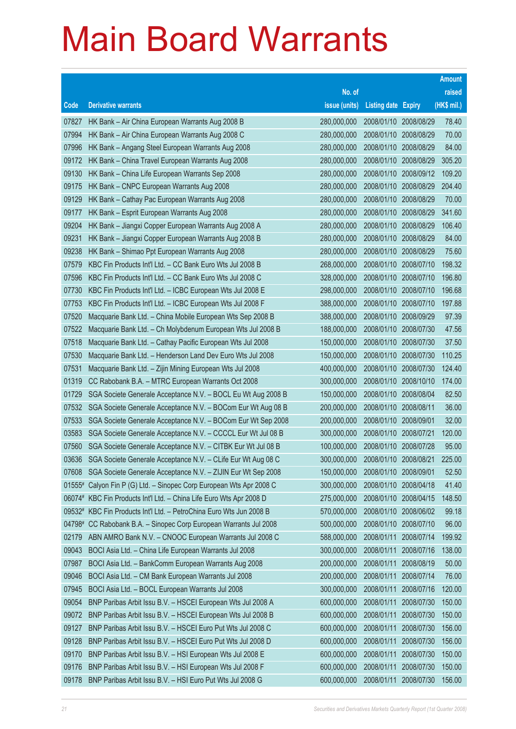# Main Board Warrants

| Code | Derivative warrants | No. of issue (units) | Listing date | Expiry | Amount raised (HK$ mil.) |
|---|---|---|---|---|---|
| 07827 | HK Bank – Air China European Warrants Aug 2008 B | 280,000,000 | 2008/01/10 | 2008/08/29 | 78.40 |
| 07994 | HK Bank – Air China European Warrants Aug 2008 C | 280,000,000 | 2008/01/10 | 2008/08/29 | 70.00 |
| 07996 | HK Bank – Angang Steel European Warrants Aug 2008 | 280,000,000 | 2008/01/10 | 2008/08/29 | 84.00 |
| 09172 | HK Bank – China Travel European Warrants Aug 2008 | 280,000,000 | 2008/01/10 | 2008/08/29 | 305.20 |
| 09130 | HK Bank – China Life European Warrants Sep 2008 | 280,000,000 | 2008/01/10 | 2008/09/12 | 109.20 |
| 09175 | HK Bank – CNPC European Warrants Aug 2008 | 280,000,000 | 2008/01/10 | 2008/08/29 | 204.40 |
| 09129 | HK Bank – Cathay Pac European Warrants Aug 2008 | 280,000,000 | 2008/01/10 | 2008/08/29 | 70.00 |
| 09177 | HK Bank – Esprit European Warrants Aug 2008 | 280,000,000 | 2008/01/10 | 2008/08/29 | 341.60 |
| 09204 | HK Bank – Jiangxi Copper European Warrants Aug 2008 A | 280,000,000 | 2008/01/10 | 2008/08/29 | 106.40 |
| 09231 | HK Bank – Jiangxi Copper European Warrants Aug 2008 B | 280,000,000 | 2008/01/10 | 2008/08/29 | 84.00 |
| 09238 | HK Bank – Shimao Ppt European Warrants Aug 2008 | 280,000,000 | 2008/01/10 | 2008/08/29 | 75.60 |
| 07579 | KBC Fin Products Int'l Ltd. – CC Bank Euro Wts Jul 2008 B | 268,000,000 | 2008/01/10 | 2008/07/10 | 198.32 |
| 07596 | KBC Fin Products Int'l Ltd. – CC Bank Euro Wts Jul 2008 C | 328,000,000 | 2008/01/10 | 2008/07/10 | 196.80 |
| 07730 | KBC Fin Products Int'l Ltd. – ICBC European Wts Jul 2008 E | 298,000,000 | 2008/01/10 | 2008/07/10 | 196.68 |
| 07753 | KBC Fin Products Int'l Ltd. – ICBC European Wts Jul 2008 F | 388,000,000 | 2008/01/10 | 2008/07/10 | 197.88 |
| 07520 | Macquarie Bank Ltd. – China Mobile European Wts Sep 2008 B | 388,000,000 | 2008/01/10 | 2008/09/29 | 97.39 |
| 07522 | Macquarie Bank Ltd. – Ch Molybdenum European Wts Jul 2008 B | 188,000,000 | 2008/01/10 | 2008/07/30 | 47.56 |
| 07518 | Macquarie Bank Ltd. – Cathay Pacific European Wts Jul 2008 | 150,000,000 | 2008/01/10 | 2008/07/30 | 37.50 |
| 07530 | Macquarie Bank Ltd. – Henderson Land Dev Euro Wts Jul 2008 | 150,000,000 | 2008/01/10 | 2008/07/30 | 110.25 |
| 07531 | Macquarie Bank Ltd. – Zijin Mining European Wts Jul 2008 | 400,000,000 | 2008/01/10 | 2008/07/30 | 124.40 |
| 01319 | CC Rabobank B.A. – MTRC European Warrants Oct 2008 | 300,000,000 | 2008/01/10 | 2008/10/10 | 174.00 |
| 01729 | SGA Societe Generale Acceptance N.V. – BOCL Eu Wt Aug 2008 B | 150,000,000 | 2008/01/10 | 2008/08/04 | 82.50 |
| 07532 | SGA Societe Generale Acceptance N.V. – BOCom Eur Wt Aug 08 B | 200,000,000 | 2008/01/10 | 2008/08/11 | 36.00 |
| 07533 | SGA Societe Generale Acceptance N.V. – BOCom Eur Wt Sep 2008 | 200,000,000 | 2008/01/10 | 2008/09/01 | 32.00 |
| 03583 | SGA Societe Generale Acceptance N.V. – CCCCL Eur Wt Jul 08 B | 300,000,000 | 2008/01/10 | 2008/07/21 | 120.00 |
| 07560 | SGA Societe Generale Acceptance N.V. – CITBK Eur Wt Jul 08 B | 100,000,000 | 2008/01/10 | 2008/07/28 | 95.00 |
| 03636 | SGA Societe Generale Acceptance N.V. – CLife Eur Wt Aug 08 C | 300,000,000 | 2008/01/10 | 2008/08/21 | 225.00 |
| 07608 | SGA Societe Generale Acceptance N.V. – ZIJIN Eur Wt Sep 2008 | 150,000,000 | 2008/01/10 | 2008/09/01 | 52.50 |
| 01555# | Calyon Fin P (G) Ltd. – Sinopec Corp European Wts Apr 2008 C | 300,000,000 | 2008/01/10 | 2008/04/18 | 41.40 |
| 06074# | KBC Fin Products Int'l Ltd. – China Life Euro Wts Apr 2008 D | 275,000,000 | 2008/01/10 | 2008/04/15 | 148.50 |
| 09532# | KBC Fin Products Int'l Ltd. – PetroChina Euro Wts Jun 2008 B | 570,000,000 | 2008/01/10 | 2008/06/02 | 99.18 |
| 04798# | CC Rabobank B.A. – Sinopec Corp European Warrants Jul 2008 | 500,000,000 | 2008/01/10 | 2008/07/10 | 96.00 |
| 02179 | ABN AMRO Bank N.V. – CNOOC European Warrants Jul 2008 C | 588,000,000 | 2008/01/11 | 2008/07/14 | 199.92 |
| 09043 | BOCI Asia Ltd. – China Life European Warrants Jul 2008 | 300,000,000 | 2008/01/11 | 2008/07/16 | 138.00 |
| 07987 | BOCI Asia Ltd. – BankComm European Warrants Aug 2008 | 200,000,000 | 2008/01/11 | 2008/08/19 | 50.00 |
| 09046 | BOCI Asia Ltd. – CM Bank European Warrants Jul 2008 | 200,000,000 | 2008/01/11 | 2008/07/14 | 76.00 |
| 07945 | BOCI Asia Ltd. – BOCL European Warrants Jul 2008 | 300,000,000 | 2008/01/11 | 2008/07/16 | 120.00 |
| 09054 | BNP Paribas Arbit Issu B.V. – HSCEI European Wts Jul 2008 A | 600,000,000 | 2008/01/11 | 2008/07/30 | 150.00 |
| 09072 | BNP Paribas Arbit Issu B.V. – HSCEI European Wts Jul 2008 B | 600,000,000 | 2008/01/11 | 2008/07/30 | 150.00 |
| 09127 | BNP Paribas Arbit Issu B.V. – HSCEI Euro Put Wts Jul 2008 C | 600,000,000 | 2008/01/11 | 2008/07/30 | 156.00 |
| 09128 | BNP Paribas Arbit Issu B.V. – HSCEI Euro Put Wts Jul 2008 D | 600,000,000 | 2008/01/11 | 2008/07/30 | 156.00 |
| 09170 | BNP Paribas Arbit Issu B.V. – HSI European Wts Jul 2008 E | 600,000,000 | 2008/01/11 | 2008/07/30 | 150.00 |
| 09176 | BNP Paribas Arbit Issu B.V. – HSI European Wts Jul 2008 F | 600,000,000 | 2008/01/11 | 2008/07/30 | 150.00 |
| 09178 | BNP Paribas Arbit Issu B.V. – HSI Euro Put Wts Jul 2008 G | 600,000,000 | 2008/01/11 | 2008/07/30 | 156.00 |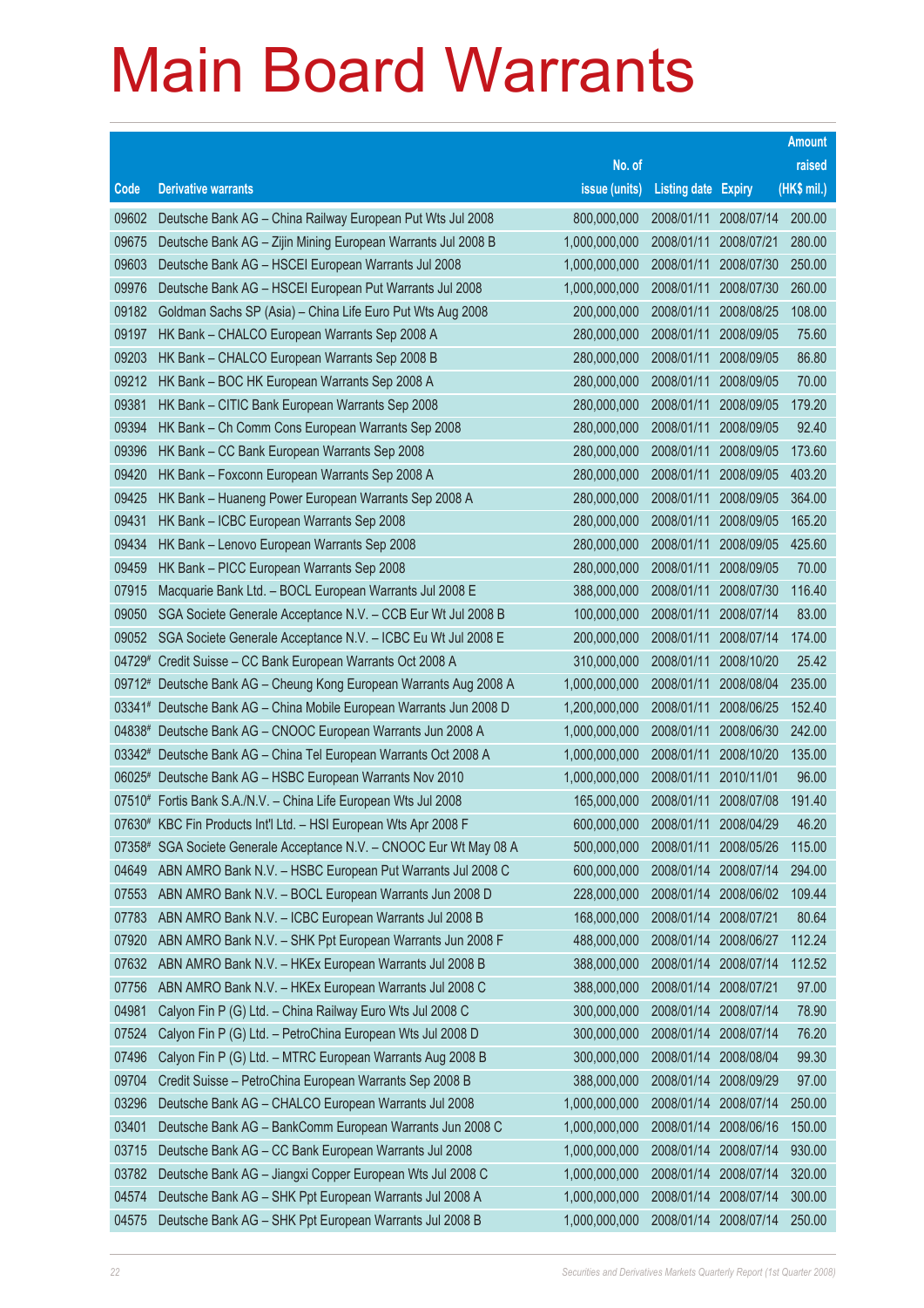# Main Board Warrants

| Code | Derivative warrants | No. of issue (units) | Listing date | Expiry | Amount raised (HK$ mil.) |
|---|---|---|---|---|---|
| 09602 | Deutsche Bank AG – China Railway European Put Wts Jul 2008 | 800,000,000 | 2008/01/11 | 2008/07/14 | 200.00 |
| 09675 | Deutsche Bank AG – Zijin Mining European Warrants Jul 2008 B | 1,000,000,000 | 2008/01/11 | 2008/07/21 | 280.00 |
| 09603 | Deutsche Bank AG – HSCEI European Warrants Jul 2008 | 1,000,000,000 | 2008/01/11 | 2008/07/30 | 250.00 |
| 09976 | Deutsche Bank AG – HSCEI European Put Warrants Jul 2008 | 1,000,000,000 | 2008/01/11 | 2008/07/30 | 260.00 |
| 09182 | Goldman Sachs SP (Asia) – China Life Euro Put Wts Aug 2008 | 200,000,000 | 2008/01/11 | 2008/08/25 | 108.00 |
| 09197 | HK Bank – CHALCO European Warrants Sep 2008 A | 280,000,000 | 2008/01/11 | 2008/09/05 | 75.60 |
| 09203 | HK Bank – CHALCO European Warrants Sep 2008 B | 280,000,000 | 2008/01/11 | 2008/09/05 | 86.80 |
| 09212 | HK Bank – BOC HK European Warrants Sep 2008 A | 280,000,000 | 2008/01/11 | 2008/09/05 | 70.00 |
| 09381 | HK Bank – CITIC Bank European Warrants Sep 2008 | 280,000,000 | 2008/01/11 | 2008/09/05 | 179.20 |
| 09394 | HK Bank – Ch Comm Cons European Warrants Sep 2008 | 280,000,000 | 2008/01/11 | 2008/09/05 | 92.40 |
| 09396 | HK Bank – CC Bank European Warrants Sep 2008 | 280,000,000 | 2008/01/11 | 2008/09/05 | 173.60 |
| 09420 | HK Bank – Foxconn European Warrants Sep 2008 A | 280,000,000 | 2008/01/11 | 2008/09/05 | 403.20 |
| 09425 | HK Bank – Huaneng Power European Warrants Sep 2008 A | 280,000,000 | 2008/01/11 | 2008/09/05 | 364.00 |
| 09431 | HK Bank – ICBC European Warrants Sep 2008 | 280,000,000 | 2008/01/11 | 2008/09/05 | 165.20 |
| 09434 | HK Bank – Lenovo European Warrants Sep 2008 | 280,000,000 | 2008/01/11 | 2008/09/05 | 425.60 |
| 09459 | HK Bank – PICC European Warrants Sep 2008 | 280,000,000 | 2008/01/11 | 2008/09/05 | 70.00 |
| 07915 | Macquarie Bank Ltd. – BOCL European Warrants Jul 2008 E | 388,000,000 | 2008/01/11 | 2008/07/30 | 116.40 |
| 09050 | SGA Societe Generale Acceptance N.V. – CCB Eur Wt Jul 2008 B | 100,000,000 | 2008/01/11 | 2008/07/14 | 83.00 |
| 09052 | SGA Societe Generale Acceptance N.V. – ICBC Eu Wt Jul 2008 E | 200,000,000 | 2008/01/11 | 2008/07/14 | 174.00 |
| 04729# | Credit Suisse – CC Bank European Warrants Oct 2008 A | 310,000,000 | 2008/01/11 | 2008/10/20 | 25.42 |
| 09712# | Deutsche Bank AG – Cheung Kong European Warrants Aug 2008 A | 1,000,000,000 | 2008/01/11 | 2008/08/04 | 235.00 |
| 03341# | Deutsche Bank AG – China Mobile European Warrants Jun 2008 D | 1,200,000,000 | 2008/01/11 | 2008/06/25 | 152.40 |
| 04838# | Deutsche Bank AG – CNOOC European Warrants Jun 2008 A | 1,000,000,000 | 2008/01/11 | 2008/06/30 | 242.00 |
| 03342# | Deutsche Bank AG – China Tel European Warrants Oct 2008 A | 1,000,000,000 | 2008/01/11 | 2008/10/20 | 135.00 |
| 06025# | Deutsche Bank AG – HSBC European Warrants Nov 2010 | 1,000,000,000 | 2008/01/11 | 2010/11/01 | 96.00 |
| 07510# | Fortis Bank S.A./N.V. – China Life European Wts Jul 2008 | 165,000,000 | 2008/01/11 | 2008/07/08 | 191.40 |
| 07630# | KBC Fin Products Int'l Ltd. – HSI European Wts Apr 2008 F | 600,000,000 | 2008/01/11 | 2008/04/29 | 46.20 |
| 07358# | SGA Societe Generale Acceptance N.V. – CNOOC Eur Wt May 08 A | 500,000,000 | 2008/01/11 | 2008/05/26 | 115.00 |
| 04649 | ABN AMRO Bank N.V. – HSBC European Put Warrants Jul 2008 C | 600,000,000 | 2008/01/14 | 2008/07/14 | 294.00 |
| 07553 | ABN AMRO Bank N.V. – BOCL European Warrants Jun 2008 D | 228,000,000 | 2008/01/14 | 2008/06/02 | 109.44 |
| 07783 | ABN AMRO Bank N.V. – ICBC European Warrants Jul 2008 B | 168,000,000 | 2008/01/14 | 2008/07/21 | 80.64 |
| 07920 | ABN AMRO Bank N.V. – SHK Ppt European Warrants Jun 2008 F | 488,000,000 | 2008/01/14 | 2008/06/27 | 112.24 |
| 07632 | ABN AMRO Bank N.V. – HKEx European Warrants Jul 2008 B | 388,000,000 | 2008/01/14 | 2008/07/14 | 112.52 |
| 07756 | ABN AMRO Bank N.V. – HKEx European Warrants Jul 2008 C | 388,000,000 | 2008/01/14 | 2008/07/21 | 97.00 |
| 04981 | Calyon Fin P (G) Ltd. – China Railway Euro Wts Jul 2008 C | 300,000,000 | 2008/01/14 | 2008/07/14 | 78.90 |
| 07524 | Calyon Fin P (G) Ltd. – PetroChina European Wts Jul 2008 D | 300,000,000 | 2008/01/14 | 2008/07/14 | 76.20 |
| 07496 | Calyon Fin P (G) Ltd. – MTRC European Warrants Aug 2008 B | 300,000,000 | 2008/01/14 | 2008/08/04 | 99.30 |
| 09704 | Credit Suisse – PetroChina European Warrants Sep 2008 B | 388,000,000 | 2008/01/14 | 2008/09/29 | 97.00 |
| 03296 | Deutsche Bank AG – CHALCO European Warrants Jul 2008 | 1,000,000,000 | 2008/01/14 | 2008/07/14 | 250.00 |
| 03401 | Deutsche Bank AG – BankComm European Warrants Jun 2008 C | 1,000,000,000 | 2008/01/14 | 2008/06/16 | 150.00 |
| 03715 | Deutsche Bank AG – CC Bank European Warrants Jul 2008 | 1,000,000,000 | 2008/01/14 | 2008/07/14 | 930.00 |
| 03782 | Deutsche Bank AG – Jiangxi Copper European Wts Jul 2008 C | 1,000,000,000 | 2008/01/14 | 2008/07/14 | 320.00 |
| 04574 | Deutsche Bank AG – SHK Ppt European Warrants Jul 2008 A | 1,000,000,000 | 2008/01/14 | 2008/07/14 | 300.00 |
| 04575 | Deutsche Bank AG – SHK Ppt European Warrants Jul 2008 B | 1,000,000,000 | 2008/01/14 | 2008/07/14 | 250.00 |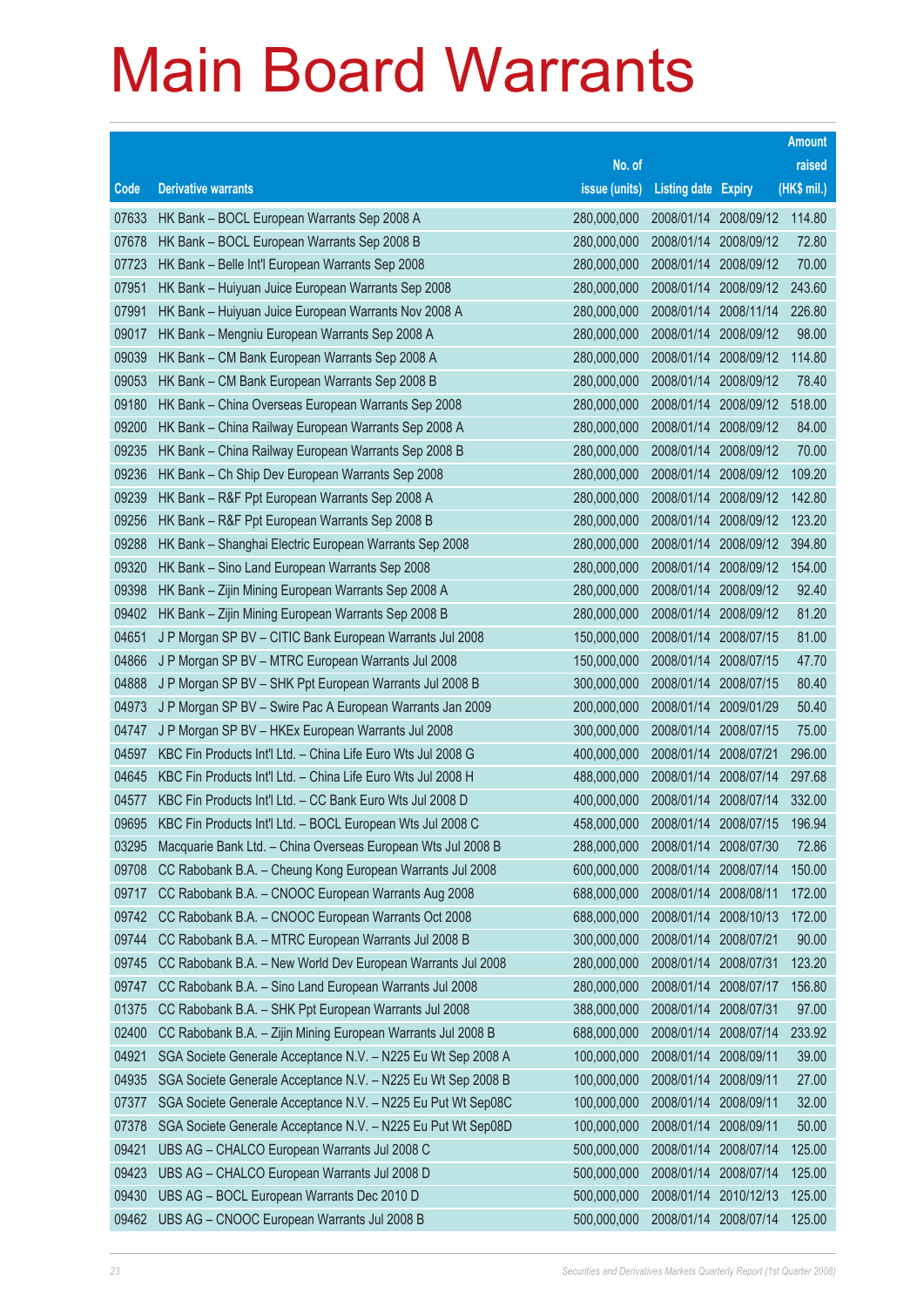# Main Board Warrants

| Code | Derivative warrants | No. of issue (units) | Listing date | Expiry | Amount raised (HK$ mil.) |
|---|---|---|---|---|---|
| 07633 | HK Bank – BOCL European Warrants Sep 2008 A | 280,000,000 | 2008/01/14 | 2008/09/12 | 114.80 |
| 07678 | HK Bank – BOCL European Warrants Sep 2008 B | 280,000,000 | 2008/01/14 | 2008/09/12 | 72.80 |
| 07723 | HK Bank – Belle Int'l European Warrants Sep 2008 | 280,000,000 | 2008/01/14 | 2008/09/12 | 70.00 |
| 07951 | HK Bank – Huiyuan Juice European Warrants Sep 2008 | 280,000,000 | 2008/01/14 | 2008/09/12 | 243.60 |
| 07991 | HK Bank – Huiyuan Juice European Warrants Nov 2008 A | 280,000,000 | 2008/01/14 | 2008/11/14 | 226.80 |
| 09017 | HK Bank – Mengniu European Warrants Sep 2008 A | 280,000,000 | 2008/01/14 | 2008/09/12 | 98.00 |
| 09039 | HK Bank – CM Bank European Warrants Sep 2008 A | 280,000,000 | 2008/01/14 | 2008/09/12 | 114.80 |
| 09053 | HK Bank – CM Bank European Warrants Sep 2008 B | 280,000,000 | 2008/01/14 | 2008/09/12 | 78.40 |
| 09180 | HK Bank – China Overseas European Warrants Sep 2008 | 280,000,000 | 2008/01/14 | 2008/09/12 | 518.00 |
| 09200 | HK Bank – China Railway European Warrants Sep 2008 A | 280,000,000 | 2008/01/14 | 2008/09/12 | 84.00 |
| 09235 | HK Bank – China Railway European Warrants Sep 2008 B | 280,000,000 | 2008/01/14 | 2008/09/12 | 70.00 |
| 09236 | HK Bank – Ch Ship Dev European Warrants Sep 2008 | 280,000,000 | 2008/01/14 | 2008/09/12 | 109.20 |
| 09239 | HK Bank – R&F Ppt European Warrants Sep 2008 A | 280,000,000 | 2008/01/14 | 2008/09/12 | 142.80 |
| 09256 | HK Bank – R&F Ppt European Warrants Sep 2008 B | 280,000,000 | 2008/01/14 | 2008/09/12 | 123.20 |
| 09288 | HK Bank – Shanghai Electric European Warrants Sep 2008 | 280,000,000 | 2008/01/14 | 2008/09/12 | 394.80 |
| 09320 | HK Bank – Sino Land European Warrants Sep 2008 | 280,000,000 | 2008/01/14 | 2008/09/12 | 154.00 |
| 09398 | HK Bank – Zijin Mining European Warrants Sep 2008 A | 280,000,000 | 2008/01/14 | 2008/09/12 | 92.40 |
| 09402 | HK Bank – Zijin Mining European Warrants Sep 2008 B | 280,000,000 | 2008/01/14 | 2008/09/12 | 81.20 |
| 04651 | J P Morgan SP BV – CITIC Bank European Warrants Jul 2008 | 150,000,000 | 2008/01/14 | 2008/07/15 | 81.00 |
| 04866 | J P Morgan SP BV – MTRC European Warrants Jul 2008 | 150,000,000 | 2008/01/14 | 2008/07/15 | 47.70 |
| 04888 | J P Morgan SP BV – SHK Ppt European Warrants Jul 2008 B | 300,000,000 | 2008/01/14 | 2008/07/15 | 80.40 |
| 04973 | J P Morgan SP BV – Swire Pac A European Warrants Jan 2009 | 200,000,000 | 2008/01/14 | 2009/01/29 | 50.40 |
| 04747 | J P Morgan SP BV – HKEx European Warrants Jul 2008 | 300,000,000 | 2008/01/14 | 2008/07/15 | 75.00 |
| 04597 | KBC Fin Products Int'l Ltd. – China Life Euro Wts Jul 2008 G | 400,000,000 | 2008/01/14 | 2008/07/21 | 296.00 |
| 04645 | KBC Fin Products Int'l Ltd. – China Life Euro Wts Jul 2008 H | 488,000,000 | 2008/01/14 | 2008/07/14 | 297.68 |
| 04577 | KBC Fin Products Int'l Ltd. – CC Bank Euro Wts Jul 2008 D | 400,000,000 | 2008/01/14 | 2008/07/14 | 332.00 |
| 09695 | KBC Fin Products Int'l Ltd. – BOCL European Wts Jul 2008 C | 458,000,000 | 2008/01/14 | 2008/07/15 | 196.94 |
| 03295 | Macquarie Bank Ltd. – China Overseas European Wts Jul 2008 B | 288,000,000 | 2008/01/14 | 2008/07/30 | 72.86 |
| 09708 | CC Rabobank B.A. – Cheung Kong European Warrants Jul 2008 | 600,000,000 | 2008/01/14 | 2008/07/14 | 150.00 |
| 09717 | CC Rabobank B.A. – CNOOC European Warrants Aug 2008 | 688,000,000 | 2008/01/14 | 2008/08/11 | 172.00 |
| 09742 | CC Rabobank B.A. – CNOOC European Warrants Oct 2008 | 688,000,000 | 2008/01/14 | 2008/10/13 | 172.00 |
| 09744 | CC Rabobank B.A. – MTRC European Warrants Jul 2008 B | 300,000,000 | 2008/01/14 | 2008/07/21 | 90.00 |
| 09745 | CC Rabobank B.A. – New World Dev European Warrants Jul 2008 | 280,000,000 | 2008/01/14 | 2008/07/31 | 123.20 |
| 09747 | CC Rabobank B.A. – Sino Land European Warrants Jul 2008 | 280,000,000 | 2008/01/14 | 2008/07/17 | 156.80 |
| 01375 | CC Rabobank B.A. – SHK Ppt European Warrants Jul 2008 | 388,000,000 | 2008/01/14 | 2008/07/31 | 97.00 |
| 02400 | CC Rabobank B.A. – Zijin Mining European Warrants Jul 2008 B | 688,000,000 | 2008/01/14 | 2008/07/14 | 233.92 |
| 04921 | SGA Societe Generale Acceptance N.V. – N225 Eu Wt Sep 2008 A | 100,000,000 | 2008/01/14 | 2008/09/11 | 39.00 |
| 04935 | SGA Societe Generale Acceptance N.V. – N225 Eu Wt Sep 2008 B | 100,000,000 | 2008/01/14 | 2008/09/11 | 27.00 |
| 07377 | SGA Societe Generale Acceptance N.V. – N225 Eu Put Wt Sep08C | 100,000,000 | 2008/01/14 | 2008/09/11 | 32.00 |
| 07378 | SGA Societe Generale Acceptance N.V. – N225 Eu Put Wt Sep08D | 100,000,000 | 2008/01/14 | 2008/09/11 | 50.00 |
| 09421 | UBS AG – CHALCO European Warrants Jul 2008 C | 500,000,000 | 2008/01/14 | 2008/07/14 | 125.00 |
| 09423 | UBS AG – CHALCO European Warrants Jul 2008 D | 500,000,000 | 2008/01/14 | 2008/07/14 | 125.00 |
| 09430 | UBS AG – BOCL European Warrants Dec 2010 D | 500,000,000 | 2008/01/14 | 2010/12/13 | 125.00 |
| 09462 | UBS AG – CNOOC European Warrants Jul 2008 B | 500,000,000 | 2008/01/14 | 2008/07/14 | 125.00 |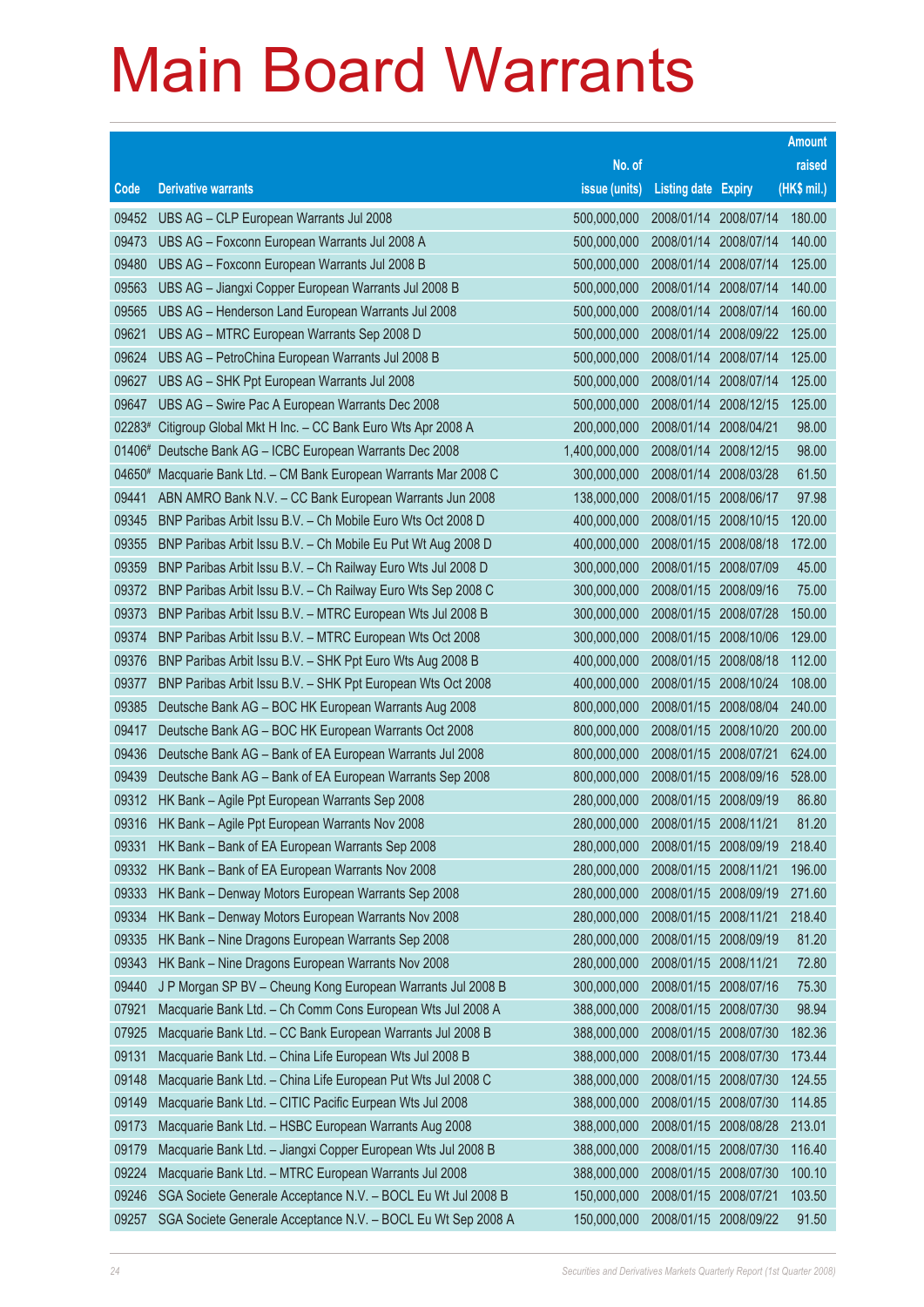# Main Board Warrants

| Code | Derivative warrants | No. of issue (units) | Listing date | Expiry | Amount raised (HK$ mil.) |
|---|---|---|---|---|---|
| 09452 | UBS AG – CLP European Warrants Jul 2008 | 500,000,000 | 2008/01/14 | 2008/07/14 | 180.00 |
| 09473 | UBS AG – Foxconn European Warrants Jul 2008 A | 500,000,000 | 2008/01/14 | 2008/07/14 | 140.00 |
| 09480 | UBS AG – Foxconn European Warrants Jul 2008 B | 500,000,000 | 2008/01/14 | 2008/07/14 | 125.00 |
| 09563 | UBS AG – Jiangxi Copper European Warrants Jul 2008 B | 500,000,000 | 2008/01/14 | 2008/07/14 | 140.00 |
| 09565 | UBS AG – Henderson Land European Warrants Jul 2008 | 500,000,000 | 2008/01/14 | 2008/07/14 | 160.00 |
| 09621 | UBS AG – MTRC European Warrants Sep 2008 D | 500,000,000 | 2008/01/14 | 2008/09/22 | 125.00 |
| 09624 | UBS AG – PetroChina European Warrants Jul 2008 B | 500,000,000 | 2008/01/14 | 2008/07/14 | 125.00 |
| 09627 | UBS AG – SHK Ppt European Warrants Jul 2008 | 500,000,000 | 2008/01/14 | 2008/07/14 | 125.00 |
| 09647 | UBS AG – Swire Pac A European Warrants Dec 2008 | 500,000,000 | 2008/01/14 | 2008/12/15 | 125.00 |
| 02283# | Citigroup Global Mkt H Inc. – CC Bank Euro Wts Apr 2008 A | 200,000,000 | 2008/01/14 | 2008/04/21 | 98.00 |
| 01406# | Deutsche Bank AG – ICBC European Warrants Dec 2008 | 1,400,000,000 | 2008/01/14 | 2008/12/15 | 98.00 |
| 04650# | Macquarie Bank Ltd. – CM Bank European Warrants Mar 2008 C | 300,000,000 | 2008/01/14 | 2008/03/28 | 61.50 |
| 09441 | ABN AMRO Bank N.V. – CC Bank European Warrants Jun 2008 | 138,000,000 | 2008/01/15 | 2008/06/17 | 97.98 |
| 09345 | BNP Paribas Arbit Issu B.V. – Ch Mobile Euro Wts Oct 2008 D | 400,000,000 | 2008/01/15 | 2008/10/15 | 120.00 |
| 09355 | BNP Paribas Arbit Issu B.V. – Ch Mobile Eu Put Wt Aug 2008 D | 400,000,000 | 2008/01/15 | 2008/08/18 | 172.00 |
| 09359 | BNP Paribas Arbit Issu B.V. – Ch Railway Euro Wts Jul 2008 D | 300,000,000 | 2008/01/15 | 2008/07/09 | 45.00 |
| 09372 | BNP Paribas Arbit Issu B.V. – Ch Railway Euro Wts Sep 2008 C | 300,000,000 | 2008/01/15 | 2008/09/16 | 75.00 |
| 09373 | BNP Paribas Arbit Issu B.V. – MTRC European Wts Jul 2008 B | 300,000,000 | 2008/01/15 | 2008/07/28 | 150.00 |
| 09374 | BNP Paribas Arbit Issu B.V. – MTRC European Wts Oct 2008 | 300,000,000 | 2008/01/15 | 2008/10/06 | 129.00 |
| 09376 | BNP Paribas Arbit Issu B.V. – SHK Ppt Euro Wts Aug 2008 B | 400,000,000 | 2008/01/15 | 2008/08/18 | 112.00 |
| 09377 | BNP Paribas Arbit Issu B.V. – SHK Ppt European Wts Oct 2008 | 400,000,000 | 2008/01/15 | 2008/10/24 | 108.00 |
| 09385 | Deutsche Bank AG – BOC HK European Warrants Aug 2008 | 800,000,000 | 2008/01/15 | 2008/08/04 | 240.00 |
| 09417 | Deutsche Bank AG – BOC HK European Warrants Oct 2008 | 800,000,000 | 2008/01/15 | 2008/10/20 | 200.00 |
| 09436 | Deutsche Bank AG – Bank of EA European Warrants Jul 2008 | 800,000,000 | 2008/01/15 | 2008/07/21 | 624.00 |
| 09439 | Deutsche Bank AG – Bank of EA European Warrants Sep 2008 | 800,000,000 | 2008/01/15 | 2008/09/16 | 528.00 |
| 09312 | HK Bank – Agile Ppt European Warrants Sep 2008 | 280,000,000 | 2008/01/15 | 2008/09/19 | 86.80 |
| 09316 | HK Bank – Agile Ppt European Warrants Nov 2008 | 280,000,000 | 2008/01/15 | 2008/11/21 | 81.20 |
| 09331 | HK Bank – Bank of EA European Warrants Sep 2008 | 280,000,000 | 2008/01/15 | 2008/09/19 | 218.40 |
| 09332 | HK Bank – Bank of EA European Warrants Nov 2008 | 280,000,000 | 2008/01/15 | 2008/11/21 | 196.00 |
| 09333 | HK Bank – Denway Motors European Warrants Sep 2008 | 280,000,000 | 2008/01/15 | 2008/09/19 | 271.60 |
| 09334 | HK Bank – Denway Motors European Warrants Nov 2008 | 280,000,000 | 2008/01/15 | 2008/11/21 | 218.40 |
| 09335 | HK Bank – Nine Dragons European Warrants Sep 2008 | 280,000,000 | 2008/01/15 | 2008/09/19 | 81.20 |
| 09343 | HK Bank – Nine Dragons European Warrants Nov 2008 | 280,000,000 | 2008/01/15 | 2008/11/21 | 72.80 |
| 09440 | J P Morgan SP BV – Cheung Kong European Warrants Jul 2008 B | 300,000,000 | 2008/01/15 | 2008/07/16 | 75.30 |
| 07921 | Macquarie Bank Ltd. – Ch Comm Cons European Wts Jul 2008 A | 388,000,000 | 2008/01/15 | 2008/07/30 | 98.94 |
| 07925 | Macquarie Bank Ltd. – CC Bank European Warrants Jul 2008 B | 388,000,000 | 2008/01/15 | 2008/07/30 | 182.36 |
| 09131 | Macquarie Bank Ltd. – China Life European Wts Jul 2008 B | 388,000,000 | 2008/01/15 | 2008/07/30 | 173.44 |
| 09148 | Macquarie Bank Ltd. – China Life European Put Wts Jul 2008 C | 388,000,000 | 2008/01/15 | 2008/07/30 | 124.55 |
| 09149 | Macquarie Bank Ltd. – CITIC Pacific Europen Wts Jul 2008 | 388,000,000 | 2008/01/15 | 2008/07/30 | 114.85 |
| 09173 | Macquarie Bank Ltd. – HSBC European Warrants Aug 2008 | 388,000,000 | 2008/01/15 | 2008/08/28 | 213.01 |
| 09179 | Macquarie Bank Ltd. – Jiangxi Copper European Wts Jul 2008 B | 388,000,000 | 2008/01/15 | 2008/07/30 | 116.40 |
| 09224 | Macquarie Bank Ltd. – MTRC European Warrants Jul 2008 | 388,000,000 | 2008/01/15 | 2008/07/30 | 100.10 |
| 09246 | SGA Societe Generale Acceptance N.V. – BOCL Eu Wt Jul 2008 B | 150,000,000 | 2008/01/15 | 2008/07/21 | 103.50 |
| 09257 | SGA Societe Generale Acceptance N.V. – BOCL Eu Wt Sep 2008 A | 150,000,000 | 2008/01/15 | 2008/09/22 | 91.50 |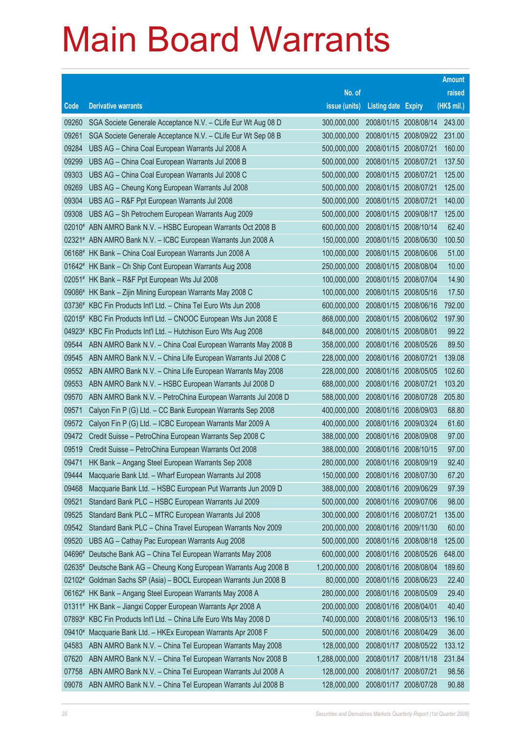# Main Board Warrants

| Code | Derivative warrants | No. of issue (units) | Listing date | Expiry | Amount raised (HK$ mil.) |
|---|---|---|---|---|---|
| 09260 | SGA Societe Generale Acceptance N.V. – CLife Eur Wt Aug 08 D | 300,000,000 | 2008/01/15 | 2008/08/14 | 243.00 |
| 09261 | SGA Societe Generale Acceptance N.V. – CLife Eur Wt Sep 08 B | 300,000,000 | 2008/01/15 | 2008/09/22 | 231.00 |
| 09284 | UBS AG – China Coal European Warrants Jul 2008 A | 500,000,000 | 2008/01/15 | 2008/07/21 | 160.00 |
| 09299 | UBS AG – China Coal European Warrants Jul 2008 B | 500,000,000 | 2008/01/15 | 2008/07/21 | 137.50 |
| 09303 | UBS AG – China Coal European Warrants Jul 2008 C | 500,000,000 | 2008/01/15 | 2008/07/21 | 125.00 |
| 09269 | UBS AG – Cheung Kong European Warrants Jul 2008 | 500,000,000 | 2008/01/15 | 2008/07/21 | 125.00 |
| 09304 | UBS AG – R&F Ppt European Warrants Jul 2008 | 500,000,000 | 2008/01/15 | 2008/07/21 | 140.00 |
| 09308 | UBS AG – Sh Petrochem European Warrants Aug 2009 | 500,000,000 | 2008/01/15 | 2009/08/17 | 125.00 |
| 02010# | ABN AMRO Bank N.V. – HSBC European Warrants Oct 2008 B | 600,000,000 | 2008/01/15 | 2008/10/14 | 62.40 |
| 02321# | ABN AMRO Bank N.V. – ICBC European Warrants Jun 2008 A | 150,000,000 | 2008/01/15 | 2008/06/30 | 100.50 |
| 06168# | HK Bank – China Coal European Warrants Jun 2008 A | 100,000,000 | 2008/01/15 | 2008/06/06 | 51.00 |
| 01642# | HK Bank – Ch Ship Cont European Warrants Aug 2008 | 250,000,000 | 2008/01/15 | 2008/08/04 | 10.00 |
| 02051# | HK Bank – R&F Ppt European Wts Jul 2008 | 100,000,000 | 2008/01/15 | 2008/07/04 | 14.90 |
| 09086# | HK Bank – Zijin Mining European Warrants May 2008 C | 100,000,000 | 2008/01/15 | 2008/05/16 | 17.50 |
| 03736# | KBC Fin Products Int'l Ltd. – China Tel Euro Wts Jun 2008 | 600,000,000 | 2008/01/15 | 2008/06/16 | 792.00 |
| 02015# | KBC Fin Products Int'l Ltd. – CNOOC European Wts Jun 2008 E | 868,000,000 | 2008/01/15 | 2008/06/02 | 197.90 |
| 04923# | KBC Fin Products Int'l Ltd. – Hutchison Euro Wts Aug 2008 | 848,000,000 | 2008/01/15 | 2008/08/01 | 99.22 |
| 09544 | ABN AMRO Bank N.V. – China Coal European Warrants May 2008 B | 358,000,000 | 2008/01/16 | 2008/05/26 | 89.50 |
| 09545 | ABN AMRO Bank N.V. – China Life European Warrants Jul 2008 C | 228,000,000 | 2008/01/16 | 2008/07/21 | 139.08 |
| 09552 | ABN AMRO Bank N.V. – China Life European Warrants May 2008 | 228,000,000 | 2008/01/16 | 2008/05/05 | 102.60 |
| 09553 | ABN AMRO Bank N.V. – HSBC European Warrants Jul 2008 D | 688,000,000 | 2008/01/16 | 2008/07/21 | 103.20 |
| 09570 | ABN AMRO Bank N.V. – PetroChina European Warrants Jul 2008 D | 588,000,000 | 2008/01/16 | 2008/07/28 | 205.80 |
| 09571 | Calyon Fin P (G) Ltd. – CC Bank European Warrants Sep 2008 | 400,000,000 | 2008/01/16 | 2008/09/03 | 68.80 |
| 09572 | Calyon Fin P (G) Ltd. – ICBC European Warrants Mar 2009 A | 400,000,000 | 2008/01/16 | 2009/03/24 | 61.60 |
| 09472 | Credit Suisse – PetroChina European Warrants Sep 2008 C | 388,000,000 | 2008/01/16 | 2008/09/08 | 97.00 |
| 09519 | Credit Suisse – PetroChina European Warrants Oct 2008 | 388,000,000 | 2008/01/16 | 2008/10/15 | 97.00 |
| 09471 | HK Bank – Angang Steel European Warrants Sep 2008 | 280,000,000 | 2008/01/16 | 2008/09/19 | 92.40 |
| 09444 | Macquarie Bank Ltd. – Wharf European Warrants Jul 2008 | 150,000,000 | 2008/01/16 | 2008/07/30 | 67.20 |
| 09468 | Macquarie Bank Ltd. – HSBC European Put Warrants Jun 2009 D | 388,000,000 | 2008/01/16 | 2009/06/29 | 97.39 |
| 09521 | Standard Bank PLC – HSBC European Warrants Jul 2009 | 500,000,000 | 2008/01/16 | 2009/07/06 | 98.00 |
| 09525 | Standard Bank PLC – MTRC European Warrants Jul 2008 | 300,000,000 | 2008/01/16 | 2008/07/21 | 135.00 |
| 09542 | Standard Bank PLC – China Travel European Warrants Nov 2009 | 200,000,000 | 2008/01/16 | 2009/11/30 | 60.00 |
| 09520 | UBS AG – Cathay Pac European Warrants Aug 2008 | 500,000,000 | 2008/01/16 | 2008/08/18 | 125.00 |
| 04696# | Deutsche Bank AG – China Tel European Warrants May 2008 | 600,000,000 | 2008/01/16 | 2008/05/26 | 648.00 |
| 02635# | Deutsche Bank AG – Cheung Kong European Warrants Aug 2008 B | 1,200,000,000 | 2008/01/16 | 2008/08/04 | 189.60 |
| 02102# | Goldman Sachs SP (Asia) – BOCL European Warrants Jun 2008 B | 80,000,000 | 2008/01/16 | 2008/06/23 | 22.40 |
| 06162# | HK Bank – Angang Steel European Warrants May 2008 A | 280,000,000 | 2008/01/16 | 2008/05/09 | 29.40 |
| 01311# | HK Bank – Jiangxi Copper European Warrants Apr 2008 A | 200,000,000 | 2008/01/16 | 2008/04/01 | 40.40 |
| 07893# | KBC Fin Products Int'l Ltd. – China Life Euro Wts May 2008 D | 740,000,000 | 2008/01/16 | 2008/05/13 | 196.10 |
| 09410# | Macquarie Bank Ltd. – HKEx European Warrants Apr 2008 F | 500,000,000 | 2008/01/16 | 2008/04/29 | 36.00 |
| 04583 | ABN AMRO Bank N.V. – China Tel European Warrants May 2008 | 128,000,000 | 2008/01/17 | 2008/05/22 | 133.12 |
| 07620 | ABN AMRO Bank N.V. – China Tel European Warrants Nov 2008 B | 1,288,000,000 | 2008/01/17 | 2008/11/18 | 231.84 |
| 07758 | ABN AMRO Bank N.V. – China Tel European Warrants Jul 2008 A | 128,000,000 | 2008/01/17 | 2008/07/21 | 98.56 |
| 09078 | ABN AMRO Bank N.V. – China Tel European Warrants Jul 2008 B | 128,000,000 | 2008/01/17 | 2008/07/28 | 90.88 |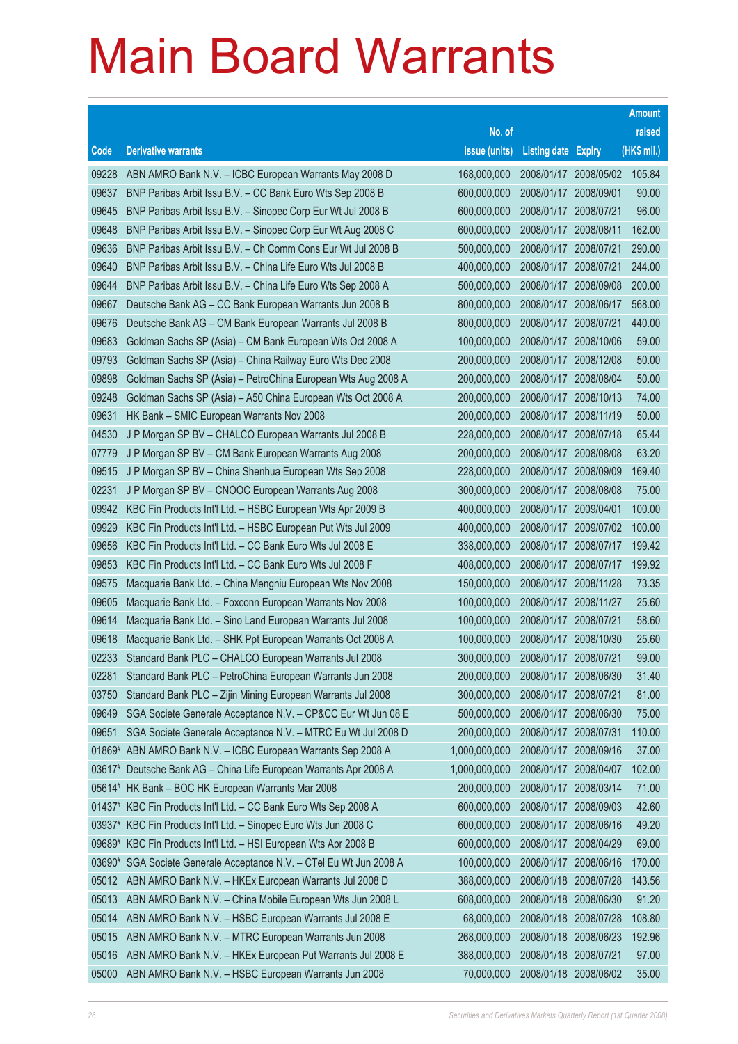# Main Board Warrants

| Code | Derivative warrants | No. of issue (units) | Listing date | Expiry | Amount raised (HK$ mil.) |
|---|---|---|---|---|---|
| 09228 | ABN AMRO Bank N.V. – ICBC European Warrants May 2008 D | 168,000,000 | 2008/01/17 | 2008/05/02 | 105.84 |
| 09637 | BNP Paribas Arbit Issu B.V. – CC Bank Euro Wts Sep 2008 B | 600,000,000 | 2008/01/17 | 2008/09/01 | 90.00 |
| 09645 | BNP Paribas Arbit Issu B.V. – Sinopec Corp Eur Wt Jul 2008 B | 600,000,000 | 2008/01/17 | 2008/07/21 | 96.00 |
| 09648 | BNP Paribas Arbit Issu B.V. – Sinopec Corp Eur Wt Aug 2008 C | 600,000,000 | 2008/01/17 | 2008/08/11 | 162.00 |
| 09636 | BNP Paribas Arbit Issu B.V. – Ch Comm Cons Eur Wt Jul 2008 B | 500,000,000 | 2008/01/17 | 2008/07/21 | 290.00 |
| 09640 | BNP Paribas Arbit Issu B.V. – China Life Euro Wts Jul 2008 B | 400,000,000 | 2008/01/17 | 2008/07/21 | 244.00 |
| 09644 | BNP Paribas Arbit Issu B.V. – China Life Euro Wts Sep 2008 A | 500,000,000 | 2008/01/17 | 2008/09/08 | 200.00 |
| 09667 | Deutsche Bank AG – CC Bank European Warrants Jun 2008 B | 800,000,000 | 2008/01/17 | 2008/06/17 | 568.00 |
| 09676 | Deutsche Bank AG – CM Bank European Warrants Jul 2008 B | 800,000,000 | 2008/01/17 | 2008/07/21 | 440.00 |
| 09683 | Goldman Sachs SP (Asia) – CM Bank European Wts Oct 2008 A | 100,000,000 | 2008/01/17 | 2008/10/06 | 59.00 |
| 09793 | Goldman Sachs SP (Asia) – China Railway Euro Wts Dec 2008 | 200,000,000 | 2008/01/17 | 2008/12/08 | 50.00 |
| 09898 | Goldman Sachs SP (Asia) – PetroChina European Wts Aug 2008 A | 200,000,000 | 2008/01/17 | 2008/08/04 | 50.00 |
| 09248 | Goldman Sachs SP (Asia) – A50 China European Wts Oct 2008 A | 200,000,000 | 2008/01/17 | 2008/10/13 | 74.00 |
| 09631 | HK Bank – SMIC European Warrants Nov 2008 | 200,000,000 | 2008/01/17 | 2008/11/19 | 50.00 |
| 04530 | J P Morgan SP BV – CHALCO European Warrants Jul 2008 B | 228,000,000 | 2008/01/17 | 2008/07/18 | 65.44 |
| 07779 | J P Morgan SP BV – CM Bank European Warrants Aug 2008 | 200,000,000 | 2008/01/17 | 2008/08/08 | 63.20 |
| 09515 | J P Morgan SP BV – China Shenhua European Wts Sep 2008 | 228,000,000 | 2008/01/17 | 2008/09/09 | 169.40 |
| 02231 | J P Morgan SP BV – CNOOC European Warrants Aug 2008 | 300,000,000 | 2008/01/17 | 2008/08/08 | 75.00 |
| 09942 | KBC Fin Products Int'l Ltd. – HSBC European Wts Apr 2009 B | 400,000,000 | 2008/01/17 | 2009/04/01 | 100.00 |
| 09929 | KBC Fin Products Int'l Ltd. – HSBC European Put Wts Jul 2009 | 400,000,000 | 2008/01/17 | 2009/07/02 | 100.00 |
| 09656 | KBC Fin Products Int'l Ltd. – CC Bank Euro Wts Jul 2008 E | 338,000,000 | 2008/01/17 | 2008/07/17 | 199.42 |
| 09853 | KBC Fin Products Int'l Ltd. – CC Bank Euro Wts Jul 2008 F | 408,000,000 | 2008/01/17 | 2008/07/17 | 199.92 |
| 09575 | Macquarie Bank Ltd. – China Mengniu European Wts Nov 2008 | 150,000,000 | 2008/01/17 | 2008/11/28 | 73.35 |
| 09605 | Macquarie Bank Ltd. – Foxconn European Warrants Nov 2008 | 100,000,000 | 2008/01/17 | 2008/11/27 | 25.60 |
| 09614 | Macquarie Bank Ltd. – Sino Land European Warrants Jul 2008 | 100,000,000 | 2008/01/17 | 2008/07/21 | 58.60 |
| 09618 | Macquarie Bank Ltd. – SHK Ppt European Warrants Oct 2008 A | 100,000,000 | 2008/01/17 | 2008/10/30 | 25.60 |
| 02233 | Standard Bank PLC – CHALCO European Warrants Jul 2008 | 300,000,000 | 2008/01/17 | 2008/07/21 | 99.00 |
| 02281 | Standard Bank PLC – PetroChina European Warrants Jun 2008 | 200,000,000 | 2008/01/17 | 2008/06/30 | 31.40 |
| 03750 | Standard Bank PLC – Zijin Mining European Warrants Jul 2008 | 300,000,000 | 2008/01/17 | 2008/07/21 | 81.00 |
| 09649 | SGA Societe Generale Acceptance N.V. – CP&CC Eur Wt Jun 08 E | 500,000,000 | 2008/01/17 | 2008/06/30 | 75.00 |
| 09651 | SGA Societe Generale Acceptance N.V. – MTRC Eu Wt Jul 2008 D | 200,000,000 | 2008/01/17 | 2008/07/31 | 110.00 |
| 01869# | ABN AMRO Bank N.V. – ICBC European Warrants Sep 2008 A | 1,000,000,000 | 2008/01/17 | 2008/09/16 | 37.00 |
| 03617# | Deutsche Bank AG – China Life European Warrants Apr 2008 A | 1,000,000,000 | 2008/01/17 | 2008/04/07 | 102.00 |
| 05614# | HK Bank – BOC HK European Warrants Mar 2008 | 200,000,000 | 2008/01/17 | 2008/03/14 | 71.00 |
| 01437# | KBC Fin Products Int'l Ltd. – CC Bank Euro Wts Sep 2008 A | 600,000,000 | 2008/01/17 | 2008/09/03 | 42.60 |
| 03937# | KBC Fin Products Int'l Ltd. – Sinopec Euro Wts Jun 2008 C | 600,000,000 | 2008/01/17 | 2008/06/16 | 49.20 |
| 09689# | KBC Fin Products Int'l Ltd. – HSI European Wts Apr 2008 B | 600,000,000 | 2008/01/17 | 2008/04/29 | 69.00 |
| 03690# | SGA Societe Generale Acceptance N.V. – CTel Eu Wt Jun 2008 A | 100,000,000 | 2008/01/17 | 2008/06/16 | 170.00 |
| 05012 | ABN AMRO Bank N.V. – HKEx European Warrants Jul 2008 D | 388,000,000 | 2008/01/18 | 2008/07/28 | 143.56 |
| 05013 | ABN AMRO Bank N.V. – China Mobile European Wts Jun 2008 L | 608,000,000 | 2008/01/18 | 2008/06/30 | 91.20 |
| 05014 | ABN AMRO Bank N.V. – HSBC European Warrants Jul 2008 E | 68,000,000 | 2008/01/18 | 2008/07/28 | 108.80 |
| 05015 | ABN AMRO Bank N.V. – MTRC European Warrants Jun 2008 | 268,000,000 | 2008/01/18 | 2008/06/23 | 192.96 |
| 05016 | ABN AMRO Bank N.V. – HKEx European Put Warrants Jul 2008 E | 388,000,000 | 2008/01/18 | 2008/07/21 | 97.00 |
| 05000 | ABN AMRO Bank N.V. – HSBC European Warrants Jun 2008 | 70,000,000 | 2008/01/18 | 2008/06/02 | 35.00 |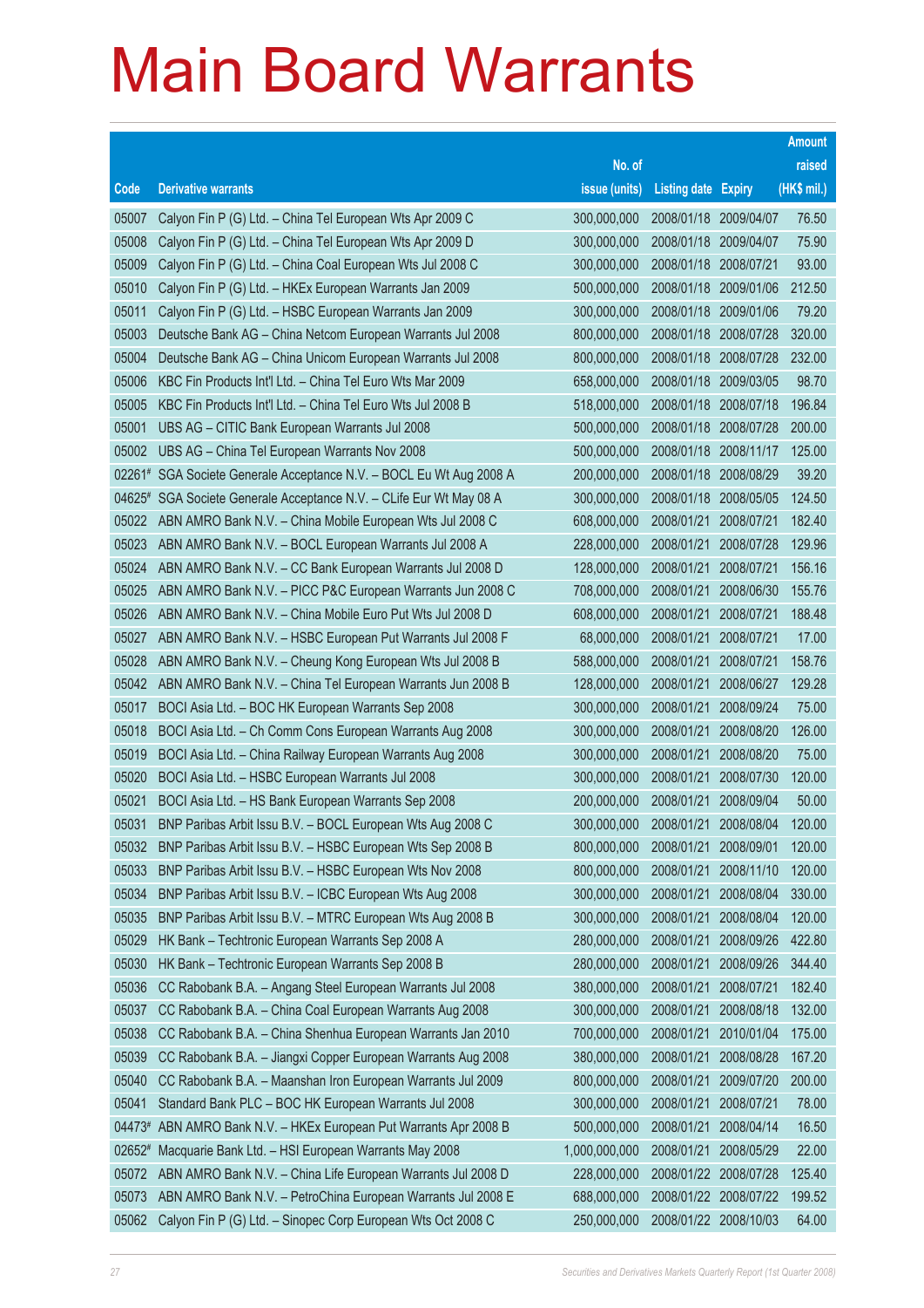# Main Board Warrants

| Code | Derivative warrants | No. of issue (units) | Listing date | Expiry | Amount raised (HK$ mil.) |
|---|---|---|---|---|---|
| 05007 | Calyon Fin P (G) Ltd. – China Tel European Wts Apr 2009 C | 300,000,000 | 2008/01/18 | 2009/04/07 | 76.50 |
| 05008 | Calyon Fin P (G) Ltd. – China Tel European Wts Apr 2009 D | 300,000,000 | 2008/01/18 | 2009/04/07 | 75.90 |
| 05009 | Calyon Fin P (G) Ltd. – China Coal European Wts Jul 2008 C | 300,000,000 | 2008/01/18 | 2008/07/21 | 93.00 |
| 05010 | Calyon Fin P (G) Ltd. – HKEx European Warrants Jan 2009 | 500,000,000 | 2008/01/18 | 2009/01/06 | 212.50 |
| 05011 | Calyon Fin P (G) Ltd. – HSBC European Warrants Jan 2009 | 300,000,000 | 2008/01/18 | 2009/01/06 | 79.20 |
| 05003 | Deutsche Bank AG – China Netcom European Warrants Jul 2008 | 800,000,000 | 2008/01/18 | 2008/07/28 | 320.00 |
| 05004 | Deutsche Bank AG – China Unicom European Warrants Jul 2008 | 800,000,000 | 2008/01/18 | 2008/07/28 | 232.00 |
| 05006 | KBC Fin Products Int'l Ltd. – China Tel Euro Wts Mar 2009 | 658,000,000 | 2008/01/18 | 2009/03/05 | 98.70 |
| 05005 | KBC Fin Products Int'l Ltd. – China Tel Euro Wts Jul 2008 B | 518,000,000 | 2008/01/18 | 2008/07/18 | 196.84 |
| 05001 | UBS AG – CITIC Bank European Warrants Jul 2008 | 500,000,000 | 2008/01/18 | 2008/07/28 | 200.00 |
| 05002 | UBS AG – China Tel European Warrants Nov 2008 | 500,000,000 | 2008/01/18 | 2008/11/17 | 125.00 |
| 02261# | SGA Societe Generale Acceptance N.V. – BOCL Eu Wt Aug 2008 A | 200,000,000 | 2008/01/18 | 2008/08/29 | 39.20 |
| 04625# | SGA Societe Generale Acceptance N.V. – CLife Eur Wt May 08 A | 300,000,000 | 2008/01/18 | 2008/05/05 | 124.50 |
| 05022 | ABN AMRO Bank N.V. – China Mobile European Wts Jul 2008 C | 608,000,000 | 2008/01/21 | 2008/07/21 | 182.40 |
| 05023 | ABN AMRO Bank N.V. – BOCL European Warrants Jul 2008 A | 228,000,000 | 2008/01/21 | 2008/07/28 | 129.96 |
| 05024 | ABN AMRO Bank N.V. – CC Bank European Warrants Jul 2008 D | 128,000,000 | 2008/01/21 | 2008/07/21 | 156.16 |
| 05025 | ABN AMRO Bank N.V. – PICC P&C European Warrants Jun 2008 C | 708,000,000 | 2008/01/21 | 2008/06/30 | 155.76 |
| 05026 | ABN AMRO Bank N.V. – China Mobile Euro Put Wts Jul 2008 D | 608,000,000 | 2008/01/21 | 2008/07/21 | 188.48 |
| 05027 | ABN AMRO Bank N.V. – HSBC European Put Warrants Jul 2008 F | 68,000,000 | 2008/01/21 | 2008/07/21 | 17.00 |
| 05028 | ABN AMRO Bank N.V. – Cheung Kong European Wts Jul 2008 B | 588,000,000 | 2008/01/21 | 2008/07/21 | 158.76 |
| 05042 | ABN AMRO Bank N.V. – China Tel European Warrants Jun 2008 B | 128,000,000 | 2008/01/21 | 2008/06/27 | 129.28 |
| 05017 | BOCI Asia Ltd. – BOC HK European Warrants Sep 2008 | 300,000,000 | 2008/01/21 | 2008/09/24 | 75.00 |
| 05018 | BOCI Asia Ltd. – Ch Comm Cons European Warrants Aug 2008 | 300,000,000 | 2008/01/21 | 2008/08/20 | 126.00 |
| 05019 | BOCI Asia Ltd. – China Railway European Warrants Aug 2008 | 300,000,000 | 2008/01/21 | 2008/08/20 | 75.00 |
| 05020 | BOCI Asia Ltd. – HSBC European Warrants Jul 2008 | 300,000,000 | 2008/01/21 | 2008/07/30 | 120.00 |
| 05021 | BOCI Asia Ltd. – HS Bank European Warrants Sep 2008 | 200,000,000 | 2008/01/21 | 2008/09/04 | 50.00 |
| 05031 | BNP Paribas Arbit Issu B.V. – BOCL European Wts Aug 2008 C | 300,000,000 | 2008/01/21 | 2008/08/04 | 120.00 |
| 05032 | BNP Paribas Arbit Issu B.V. – HSBC European Wts Sep 2008 B | 800,000,000 | 2008/01/21 | 2008/09/01 | 120.00 |
| 05033 | BNP Paribas Arbit Issu B.V. – HSBC European Wts Nov 2008 | 800,000,000 | 2008/01/21 | 2008/11/10 | 120.00 |
| 05034 | BNP Paribas Arbit Issu B.V. – ICBC European Wts Aug 2008 | 300,000,000 | 2008/01/21 | 2008/08/04 | 330.00 |
| 05035 | BNP Paribas Arbit Issu B.V. – MTRC European Wts Aug 2008 B | 300,000,000 | 2008/01/21 | 2008/08/04 | 120.00 |
| 05029 | HK Bank – Techtronic European Warrants Sep 2008 A | 280,000,000 | 2008/01/21 | 2008/09/26 | 422.80 |
| 05030 | HK Bank – Techtronic European Warrants Sep 2008 B | 280,000,000 | 2008/01/21 | 2008/09/26 | 344.40 |
| 05036 | CC Rabobank B.A. – Angang Steel European Warrants Jul 2008 | 380,000,000 | 2008/01/21 | 2008/07/21 | 182.40 |
| 05037 | CC Rabobank B.A. – China Coal European Warrants Aug 2008 | 300,000,000 | 2008/01/21 | 2008/08/18 | 132.00 |
| 05038 | CC Rabobank B.A. – China Shenhua European Warrants Jan 2010 | 700,000,000 | 2008/01/21 | 2010/01/04 | 175.00 |
| 05039 | CC Rabobank B.A. – Jiangxi Copper European Warrants Aug 2008 | 380,000,000 | 2008/01/21 | 2008/08/28 | 167.20 |
| 05040 | CC Rabobank B.A. – Maanshan Iron European Warrants Jul 2009 | 800,000,000 | 2008/01/21 | 2009/07/20 | 200.00 |
| 05041 | Standard Bank PLC – BOC HK European Warrants Jul 2008 | 300,000,000 | 2008/01/21 | 2008/07/21 | 78.00 |
| 04473# | ABN AMRO Bank N.V. – HKEx European Put Warrants Apr 2008 B | 500,000,000 | 2008/01/21 | 2008/04/14 | 16.50 |
| 02652# | Macquarie Bank Ltd. – HSI European Warrants May 2008 | 1,000,000,000 | 2008/01/21 | 2008/05/29 | 22.00 |
| 05072 | ABN AMRO Bank N.V. – China Life European Warrants Jul 2008 D | 228,000,000 | 2008/01/22 | 2008/07/28 | 125.40 |
| 05073 | ABN AMRO Bank N.V. – PetroChina European Warrants Jul 2008 E | 688,000,000 | 2008/01/22 | 2008/07/22 | 199.52 |
| 05062 | Calyon Fin P (G) Ltd. – Sinopec Corp European Wts Oct 2008 C | 250,000,000 | 2008/01/22 | 2008/10/03 | 64.00 |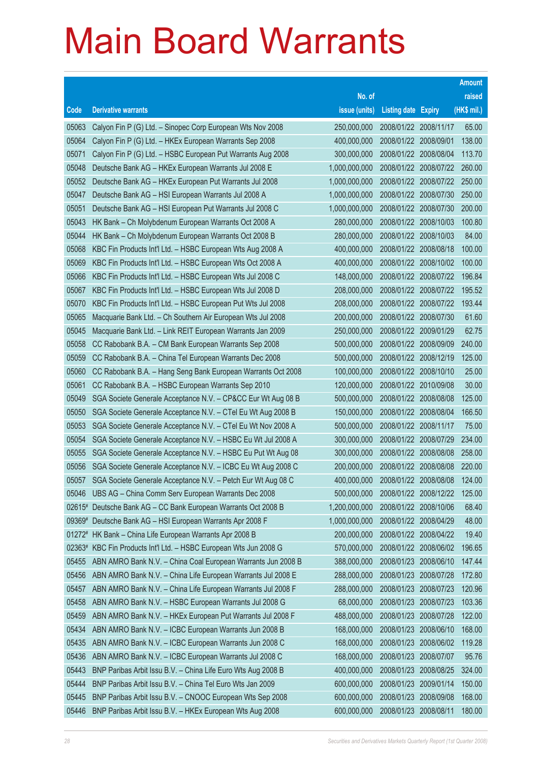# Main Board Warrants

| Code | Derivative warrants | No. of issue (units) | Listing date | Expiry | Amount raised (HK$ mil.) |
|---|---|---|---|---|---|
| 05063 | Calyon Fin P (G) Ltd. – Sinopec Corp European Wts Nov 2008 | 250,000,000 | 2008/01/22 | 2008/11/17 | 65.00 |
| 05064 | Calyon Fin P (G) Ltd. – HKEx European Warrants Sep 2008 | 400,000,000 | 2008/01/22 | 2008/09/01 | 138.00 |
| 05071 | Calyon Fin P (G) Ltd. – HSBC European Put Warrants Aug 2008 | 300,000,000 | 2008/01/22 | 2008/08/04 | 113.70 |
| 05048 | Deutsche Bank AG – HKEx European Warrants Jul 2008 E | 1,000,000,000 | 2008/01/22 | 2008/07/22 | 260.00 |
| 05052 | Deutsche Bank AG – HKEx European Put Warrants Jul 2008 | 1,000,000,000 | 2008/01/22 | 2008/07/22 | 250.00 |
| 05047 | Deutsche Bank AG – HSI European Warrants Jul 2008 A | 1,000,000,000 | 2008/01/22 | 2008/07/30 | 250.00 |
| 05051 | Deutsche Bank AG – HSI European Put Warrants Jul 2008 C | 1,000,000,000 | 2008/01/22 | 2008/07/30 | 200.00 |
| 05043 | HK Bank – Ch Molybdenum European Warrants Oct 2008 A | 280,000,000 | 2008/01/22 | 2008/10/03 | 100.80 |
| 05044 | HK Bank – Ch Molybdenum European Warrants Oct 2008 B | 280,000,000 | 2008/01/22 | 2008/10/03 | 84.00 |
| 05068 | KBC Fin Products Int'l Ltd. – HSBC European Wts Aug 2008 A | 400,000,000 | 2008/01/22 | 2008/08/18 | 100.00 |
| 05069 | KBC Fin Products Int'l Ltd. – HSBC European Wts Oct 2008 A | 400,000,000 | 2008/01/22 | 2008/10/02 | 100.00 |
| 05066 | KBC Fin Products Int'l Ltd. – HSBC European Wts Jul 2008 C | 148,000,000 | 2008/01/22 | 2008/07/22 | 196.84 |
| 05067 | KBC Fin Products Int'l Ltd. – HSBC European Wts Jul 2008 D | 208,000,000 | 2008/01/22 | 2008/07/22 | 195.52 |
| 05070 | KBC Fin Products Int'l Ltd. – HSBC European Put Wts Jul 2008 | 208,000,000 | 2008/01/22 | 2008/07/22 | 193.44 |
| 05065 | Macquarie Bank Ltd. – Ch Southern Air European Wts Jul 2008 | 200,000,000 | 2008/01/22 | 2008/07/30 | 61.60 |
| 05045 | Macquarie Bank Ltd. – Link REIT European Warrants Jan 2009 | 250,000,000 | 2008/01/22 | 2009/01/29 | 62.75 |
| 05058 | CC Rabobank B.A. – CM Bank European Warrants Sep 2008 | 500,000,000 | 2008/01/22 | 2008/09/09 | 240.00 |
| 05059 | CC Rabobank B.A. – China Tel European Warrants Dec 2008 | 500,000,000 | 2008/01/22 | 2008/12/19 | 125.00 |
| 05060 | CC Rabobank B.A. – Hang Seng Bank European Warrants Oct 2008 | 100,000,000 | 2008/01/22 | 2008/10/10 | 25.00 |
| 05061 | CC Rabobank B.A. – HSBC European Warrants Sep 2010 | 120,000,000 | 2008/01/22 | 2010/09/08 | 30.00 |
| 05049 | SGA Societe Generale Acceptance N.V. – CP&CC Eur Wt Aug 08 B | 500,000,000 | 2008/01/22 | 2008/08/08 | 125.00 |
| 05050 | SGA Societe Generale Acceptance N.V. – CTel Eu Wt Aug 2008 B | 150,000,000 | 2008/01/22 | 2008/08/04 | 166.50 |
| 05053 | SGA Societe Generale Acceptance N.V. – CTel Eu Wt Nov 2008 A | 500,000,000 | 2008/01/22 | 2008/11/17 | 75.00 |
| 05054 | SGA Societe Generale Acceptance N.V. – HSBC Eu Wt Jul 2008 A | 300,000,000 | 2008/01/22 | 2008/07/29 | 234.00 |
| 05055 | SGA Societe Generale Acceptance N.V. – HSBC Eu Put Wt Aug 08 | 300,000,000 | 2008/01/22 | 2008/08/08 | 258.00 |
| 05056 | SGA Societe Generale Acceptance N.V. – ICBC Eu Wt Aug 2008 C | 200,000,000 | 2008/01/22 | 2008/08/08 | 220.00 |
| 05057 | SGA Societe Generale Acceptance N.V. – Petch Eur Wt Aug 08 C | 400,000,000 | 2008/01/22 | 2008/08/08 | 124.00 |
| 05046 | UBS AG – China Comm Serv European Warrants Dec 2008 | 500,000,000 | 2008/01/22 | 2008/12/22 | 125.00 |
| 02615# | Deutsche Bank AG – CC Bank European Warrants Oct 2008 B | 1,200,000,000 | 2008/01/22 | 2008/10/06 | 68.40 |
| 09369# | Deutsche Bank AG – HSI European Warrants Apr 2008 F | 1,000,000,000 | 2008/01/22 | 2008/04/29 | 48.00 |
| 01272# | HK Bank – China Life European Warrants Apr 2008 B | 200,000,000 | 2008/01/22 | 2008/04/22 | 19.40 |
| 02363# | KBC Fin Products Int'l Ltd. – HSBC European Wts Jun 2008 G | 570,000,000 | 2008/01/22 | 2008/06/02 | 196.65 |
| 05455 | ABN AMRO Bank N.V. – China Coal European Warrants Jun 2008 B | 388,000,000 | 2008/01/23 | 2008/06/10 | 147.44 |
| 05456 | ABN AMRO Bank N.V. – China Life European Warrants Jul 2008 E | 288,000,000 | 2008/01/23 | 2008/07/28 | 172.80 |
| 05457 | ABN AMRO Bank N.V. – China Life European Warrants Jul 2008 F | 288,000,000 | 2008/01/23 | 2008/07/23 | 120.96 |
| 05458 | ABN AMRO Bank N.V. – HSBC European Warrants Jul 2008 G | 68,000,000 | 2008/01/23 | 2008/07/23 | 103.36 |
| 05459 | ABN AMRO Bank N.V. – HKEx European Put Warrants Jul 2008 F | 488,000,000 | 2008/01/23 | 2008/07/28 | 122.00 |
| 05434 | ABN AMRO Bank N.V. – ICBC European Warrants Jun 2008 B | 168,000,000 | 2008/01/23 | 2008/06/10 | 168.00 |
| 05435 | ABN AMRO Bank N.V. – ICBC European Warrants Jun 2008 C | 168,000,000 | 2008/01/23 | 2008/06/02 | 119.28 |
| 05436 | ABN AMRO Bank N.V. – ICBC European Warrants Jul 2008 C | 168,000,000 | 2008/01/23 | 2008/07/07 | 95.76 |
| 05443 | BNP Paribas Arbit Issu B.V. – China Life Euro Wts Aug 2008 B | 400,000,000 | 2008/01/23 | 2008/08/25 | 324.00 |
| 05444 | BNP Paribas Arbit Issu B.V. – China Tel Euro Wts Jan 2009 | 600,000,000 | 2008/01/23 | 2009/01/14 | 150.00 |
| 05445 | BNP Paribas Arbit Issu B.V. – CNOOC European Wts Sep 2008 | 600,000,000 | 2008/01/23 | 2008/09/08 | 168.00 |
| 05446 | BNP Paribas Arbit Issu B.V. – HKEx European Wts Aug 2008 | 600,000,000 | 2008/01/23 | 2008/08/11 | 180.00 |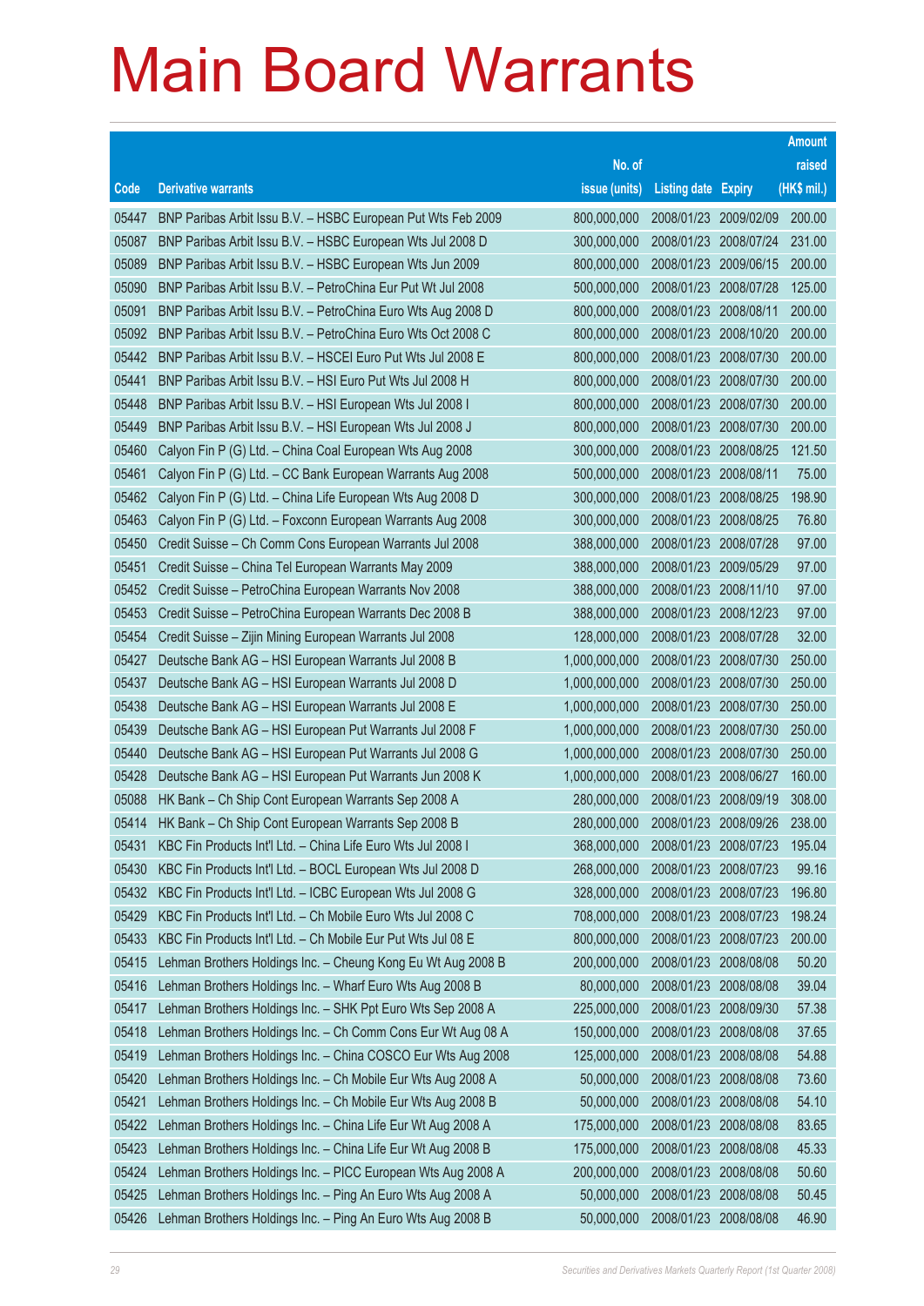# Main Board Warrants

| Code | Derivative warrants | No. of issue (units) | Listing date | Expiry | Amount raised (HK$ mil.) |
|---|---|---|---|---|---|
| 05447 | BNP Paribas Arbit Issu B.V. – HSBC European Put Wts Feb 2009 | 800,000,000 | 2008/01/23 | 2009/02/09 | 200.00 |
| 05087 | BNP Paribas Arbit Issu B.V. – HSBC European Wts Jul 2008 D | 300,000,000 | 2008/01/23 | 2008/07/24 | 231.00 |
| 05089 | BNP Paribas Arbit Issu B.V. – HSBC European Wts Jun 2009 | 800,000,000 | 2008/01/23 | 2009/06/15 | 200.00 |
| 05090 | BNP Paribas Arbit Issu B.V. – PetroChina Eur Put Wt Jul 2008 | 500,000,000 | 2008/01/23 | 2008/07/28 | 125.00 |
| 05091 | BNP Paribas Arbit Issu B.V. – PetroChina Euro Wts Aug 2008 D | 800,000,000 | 2008/01/23 | 2008/08/11 | 200.00 |
| 05092 | BNP Paribas Arbit Issu B.V. – PetroChina Euro Wts Oct 2008 C | 800,000,000 | 2008/01/23 | 2008/10/20 | 200.00 |
| 05442 | BNP Paribas Arbit Issu B.V. – HSCEI Euro Put Wts Jul 2008 E | 800,000,000 | 2008/01/23 | 2008/07/30 | 200.00 |
| 05441 | BNP Paribas Arbit Issu B.V. – HSI Euro Put Wts Jul 2008 H | 800,000,000 | 2008/01/23 | 2008/07/30 | 200.00 |
| 05448 | BNP Paribas Arbit Issu B.V. – HSI European Wts Jul 2008 I | 800,000,000 | 2008/01/23 | 2008/07/30 | 200.00 |
| 05449 | BNP Paribas Arbit Issu B.V. – HSI European Wts Jul 2008 J | 800,000,000 | 2008/01/23 | 2008/07/30 | 200.00 |
| 05460 | Calyon Fin P (G) Ltd. – China Coal European Wts Aug 2008 | 300,000,000 | 2008/01/23 | 2008/08/25 | 121.50 |
| 05461 | Calyon Fin P (G) Ltd. – CC Bank European Warrants Aug 2008 | 500,000,000 | 2008/01/23 | 2008/08/11 | 75.00 |
| 05462 | Calyon Fin P (G) Ltd. – China Life European Wts Aug 2008 D | 300,000,000 | 2008/01/23 | 2008/08/25 | 198.90 |
| 05463 | Calyon Fin P (G) Ltd. – Foxconn European Warrants Aug 2008 | 300,000,000 | 2008/01/23 | 2008/08/25 | 76.80 |
| 05450 | Credit Suisse – Ch Comm Cons European Warrants Jul 2008 | 388,000,000 | 2008/01/23 | 2008/07/28 | 97.00 |
| 05451 | Credit Suisse – China Tel European Warrants May 2009 | 388,000,000 | 2008/01/23 | 2009/05/29 | 97.00 |
| 05452 | Credit Suisse – PetroChina European Warrants Nov 2008 | 388,000,000 | 2008/01/23 | 2008/11/10 | 97.00 |
| 05453 | Credit Suisse – PetroChina European Warrants Dec 2008 B | 388,000,000 | 2008/01/23 | 2008/12/23 | 97.00 |
| 05454 | Credit Suisse – Zijin Mining European Warrants Jul 2008 | 128,000,000 | 2008/01/23 | 2008/07/28 | 32.00 |
| 05427 | Deutsche Bank AG – HSI European Warrants Jul 2008 B | 1,000,000,000 | 2008/01/23 | 2008/07/30 | 250.00 |
| 05437 | Deutsche Bank AG – HSI European Warrants Jul 2008 D | 1,000,000,000 | 2008/01/23 | 2008/07/30 | 250.00 |
| 05438 | Deutsche Bank AG – HSI European Warrants Jul 2008 E | 1,000,000,000 | 2008/01/23 | 2008/07/30 | 250.00 |
| 05439 | Deutsche Bank AG – HSI European Put Warrants Jul 2008 F | 1,000,000,000 | 2008/01/23 | 2008/07/30 | 250.00 |
| 05440 | Deutsche Bank AG – HSI European Put Warrants Jul 2008 G | 1,000,000,000 | 2008/01/23 | 2008/07/30 | 250.00 |
| 05428 | Deutsche Bank AG – HSI European Put Warrants Jun 2008 K | 1,000,000,000 | 2008/01/23 | 2008/06/27 | 160.00 |
| 05088 | HK Bank – Ch Ship Cont European Warrants Sep 2008 A | 280,000,000 | 2008/01/23 | 2008/09/19 | 308.00 |
| 05414 | HK Bank – Ch Ship Cont European Warrants Sep 2008 B | 280,000,000 | 2008/01/23 | 2008/09/26 | 238.00 |
| 05431 | KBC Fin Products Int'l Ltd. – China Life Euro Wts Jul 2008 I | 368,000,000 | 2008/01/23 | 2008/07/23 | 195.04 |
| 05430 | KBC Fin Products Int'l Ltd. – BOCL European Wts Jul 2008 D | 268,000,000 | 2008/01/23 | 2008/07/23 | 99.16 |
| 05432 | KBC Fin Products Int'l Ltd. – ICBC European Wts Jul 2008 G | 328,000,000 | 2008/01/23 | 2008/07/23 | 196.80 |
| 05429 | KBC Fin Products Int'l Ltd. – Ch Mobile Euro Wts Jul 2008 C | 708,000,000 | 2008/01/23 | 2008/07/23 | 198.24 |
| 05433 | KBC Fin Products Int'l Ltd. – Ch Mobile Eur Put Wts Jul 08 E | 800,000,000 | 2008/01/23 | 2008/07/23 | 200.00 |
| 05415 | Lehman Brothers Holdings Inc. – Cheung Kong Eu Wt Aug 2008 B | 200,000,000 | 2008/01/23 | 2008/08/08 | 50.20 |
| 05416 | Lehman Brothers Holdings Inc. – Wharf Euro Wts Aug 2008 B | 80,000,000 | 2008/01/23 | 2008/08/08 | 39.04 |
| 05417 | Lehman Brothers Holdings Inc. – SHK Ppt Euro Wts Sep 2008 A | 225,000,000 | 2008/01/23 | 2008/09/30 | 57.38 |
| 05418 | Lehman Brothers Holdings Inc. – Ch Comm Cons Eur Wt Aug 08 A | 150,000,000 | 2008/01/23 | 2008/08/08 | 37.65 |
| 05419 | Lehman Brothers Holdings Inc. – China COSCO Eur Wts Aug 2008 | 125,000,000 | 2008/01/23 | 2008/08/08 | 54.88 |
| 05420 | Lehman Brothers Holdings Inc. – Ch Mobile Eur Wts Aug 2008 A | 50,000,000 | 2008/01/23 | 2008/08/08 | 73.60 |
| 05421 | Lehman Brothers Holdings Inc. – Ch Mobile Eur Wts Aug 2008 B | 50,000,000 | 2008/01/23 | 2008/08/08 | 54.10 |
| 05422 | Lehman Brothers Holdings Inc. – China Life Eur Wt Aug 2008 A | 175,000,000 | 2008/01/23 | 2008/08/08 | 83.65 |
| 05423 | Lehman Brothers Holdings Inc. – China Life Eur Wt Aug 2008 B | 175,000,000 | 2008/01/23 | 2008/08/08 | 45.33 |
| 05424 | Lehman Brothers Holdings Inc. – PICC European Wts Aug 2008 A | 200,000,000 | 2008/01/23 | 2008/08/08 | 50.60 |
| 05425 | Lehman Brothers Holdings Inc. – Ping An Euro Wts Aug 2008 A | 50,000,000 | 2008/01/23 | 2008/08/08 | 50.45 |
| 05426 | Lehman Brothers Holdings Inc. – Ping An Euro Wts Aug 2008 B | 50,000,000 | 2008/01/23 | 2008/08/08 | 46.90 |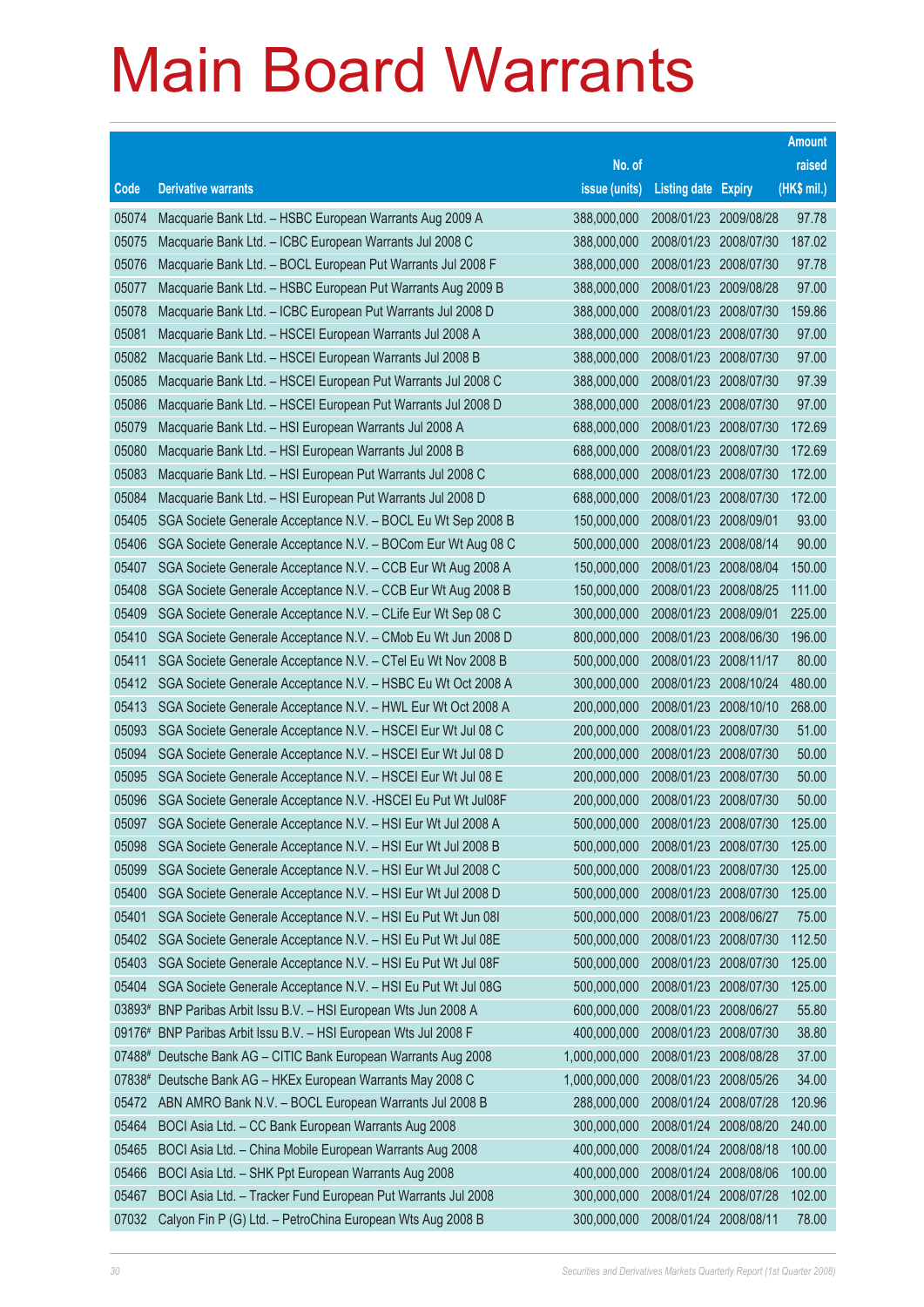# Main Board Warrants

| Code | Derivative warrants | No. of issue (units) | Listing date | Expiry | Amount raised (HK$ mil.) |
|---|---|---|---|---|---|
| 05074 | Macquarie Bank Ltd. – HSBC European Warrants Aug 2009 A | 388,000,000 | 2008/01/23 | 2009/08/28 | 97.78 |
| 05075 | Macquarie Bank Ltd. – ICBC European Warrants Jul 2008 C | 388,000,000 | 2008/01/23 | 2008/07/30 | 187.02 |
| 05076 | Macquarie Bank Ltd. – BOCL European Put Warrants Jul 2008 F | 388,000,000 | 2008/01/23 | 2008/07/30 | 97.78 |
| 05077 | Macquarie Bank Ltd. – HSBC European Put Warrants Aug 2009 B | 388,000,000 | 2008/01/23 | 2009/08/28 | 97.00 |
| 05078 | Macquarie Bank Ltd. – ICBC European Put Warrants Jul 2008 D | 388,000,000 | 2008/01/23 | 2008/07/30 | 159.86 |
| 05081 | Macquarie Bank Ltd. – HSCEI European Warrants Jul 2008 A | 388,000,000 | 2008/01/23 | 2008/07/30 | 97.00 |
| 05082 | Macquarie Bank Ltd. – HSCEI European Warrants Jul 2008 B | 388,000,000 | 2008/01/23 | 2008/07/30 | 97.00 |
| 05085 | Macquarie Bank Ltd. – HSCEI European Put Warrants Jul 2008 C | 388,000,000 | 2008/01/23 | 2008/07/30 | 97.39 |
| 05086 | Macquarie Bank Ltd. – HSCEI European Put Warrants Jul 2008 D | 388,000,000 | 2008/01/23 | 2008/07/30 | 97.00 |
| 05079 | Macquarie Bank Ltd. – HSI European Warrants Jul 2008 A | 688,000,000 | 2008/01/23 | 2008/07/30 | 172.69 |
| 05080 | Macquarie Bank Ltd. – HSI European Warrants Jul 2008 B | 688,000,000 | 2008/01/23 | 2008/07/30 | 172.69 |
| 05083 | Macquarie Bank Ltd. – HSI European Put Warrants Jul 2008 C | 688,000,000 | 2008/01/23 | 2008/07/30 | 172.00 |
| 05084 | Macquarie Bank Ltd. – HSI European Put Warrants Jul 2008 D | 688,000,000 | 2008/01/23 | 2008/07/30 | 172.00 |
| 05405 | SGA Societe Generale Acceptance N.V. – BOCL Eu Wt Sep 2008 B | 150,000,000 | 2008/01/23 | 2008/09/01 | 93.00 |
| 05406 | SGA Societe Generale Acceptance N.V. – BOCom Eur Wt Aug 08 C | 500,000,000 | 2008/01/23 | 2008/08/14 | 90.00 |
| 05407 | SGA Societe Generale Acceptance N.V. – CCB Eur Wt Aug 2008 A | 150,000,000 | 2008/01/23 | 2008/08/04 | 150.00 |
| 05408 | SGA Societe Generale Acceptance N.V. – CCB Eur Wt Aug 2008 B | 150,000,000 | 2008/01/23 | 2008/08/25 | 111.00 |
| 05409 | SGA Societe Generale Acceptance N.V. – CLife Eur Wt Sep 08 C | 300,000,000 | 2008/01/23 | 2008/09/01 | 225.00 |
| 05410 | SGA Societe Generale Acceptance N.V. – CMob Eu Wt Jun 2008 D | 800,000,000 | 2008/01/23 | 2008/06/30 | 196.00 |
| 05411 | SGA Societe Generale Acceptance N.V. – CTel Eu Wt Nov 2008 B | 500,000,000 | 2008/01/23 | 2008/11/17 | 80.00 |
| 05412 | SGA Societe Generale Acceptance N.V. – HSBC Eu Wt Oct 2008 A | 300,000,000 | 2008/01/23 | 2008/10/24 | 480.00 |
| 05413 | SGA Societe Generale Acceptance N.V. – HWL Eur Wt Oct 2008 A | 200,000,000 | 2008/01/23 | 2008/10/10 | 268.00 |
| 05093 | SGA Societe Generale Acceptance N.V. – HSCEI Eur Wt Jul 08 C | 200,000,000 | 2008/01/23 | 2008/07/30 | 51.00 |
| 05094 | SGA Societe Generale Acceptance N.V. – HSCEI Eur Wt Jul 08 D | 200,000,000 | 2008/01/23 | 2008/07/30 | 50.00 |
| 05095 | SGA Societe Generale Acceptance N.V. – HSCEI Eur Wt Jul 08 E | 200,000,000 | 2008/01/23 | 2008/07/30 | 50.00 |
| 05096 | SGA Societe Generale Acceptance N.V. -HSCEI Eu Put Wt Jul08F | 200,000,000 | 2008/01/23 | 2008/07/30 | 50.00 |
| 05097 | SGA Societe Generale Acceptance N.V. – HSI Eur Wt Jul 2008 A | 500,000,000 | 2008/01/23 | 2008/07/30 | 125.00 |
| 05098 | SGA Societe Generale Acceptance N.V. – HSI Eur Wt Jul 2008 B | 500,000,000 | 2008/01/23 | 2008/07/30 | 125.00 |
| 05099 | SGA Societe Generale Acceptance N.V. – HSI Eur Wt Jul 2008 C | 500,000,000 | 2008/01/23 | 2008/07/30 | 125.00 |
| 05400 | SGA Societe Generale Acceptance N.V. – HSI Eur Wt Jul 2008 D | 500,000,000 | 2008/01/23 | 2008/07/30 | 125.00 |
| 05401 | SGA Societe Generale Acceptance N.V. – HSI Eu Put Wt Jun 08I | 500,000,000 | 2008/01/23 | 2008/06/27 | 75.00 |
| 05402 | SGA Societe Generale Acceptance N.V. – HSI Eu Put Wt Jul 08E | 500,000,000 | 2008/01/23 | 2008/07/30 | 112.50 |
| 05403 | SGA Societe Generale Acceptance N.V. – HSI Eu Put Wt Jul 08F | 500,000,000 | 2008/01/23 | 2008/07/30 | 125.00 |
| 05404 | SGA Societe Generale Acceptance N.V. – HSI Eu Put Wt Jul 08G | 500,000,000 | 2008/01/23 | 2008/07/30 | 125.00 |
| 03893# | BNP Paribas Arbit Issu B.V. – HSI European Wts Jun 2008 A | 600,000,000 | 2008/01/23 | 2008/06/27 | 55.80 |
| 09176# | BNP Paribas Arbit Issu B.V. – HSI European Wts Jul 2008 F | 400,000,000 | 2008/01/23 | 2008/07/30 | 38.80 |
| 07488# | Deutsche Bank AG – CITIC Bank European Warrants Aug 2008 | 1,000,000,000 | 2008/01/23 | 2008/08/28 | 37.00 |
| 07838# | Deutsche Bank AG – HKEx European Warrants May 2008 C | 1,000,000,000 | 2008/01/23 | 2008/05/26 | 34.00 |
| 05472 | ABN AMRO Bank N.V. – BOCL European Warrants Jul 2008 B | 288,000,000 | 2008/01/24 | 2008/07/28 | 120.96 |
| 05464 | BOCI Asia Ltd. – CC Bank European Warrants Aug 2008 | 300,000,000 | 2008/01/24 | 2008/08/20 | 240.00 |
| 05465 | BOCI Asia Ltd. – China Mobile European Warrants Aug 2008 | 400,000,000 | 2008/01/24 | 2008/08/18 | 100.00 |
| 05466 | BOCI Asia Ltd. – SHK Ppt European Warrants Aug 2008 | 400,000,000 | 2008/01/24 | 2008/08/06 | 100.00 |
| 05467 | BOCI Asia Ltd. – Tracker Fund European Put Warrants Jul 2008 | 300,000,000 | 2008/01/24 | 2008/07/28 | 102.00 |
| 07032 | Calyon Fin P (G) Ltd. – PetroChina European Wts Aug 2008 B | 300,000,000 | 2008/01/24 | 2008/08/11 | 78.00 |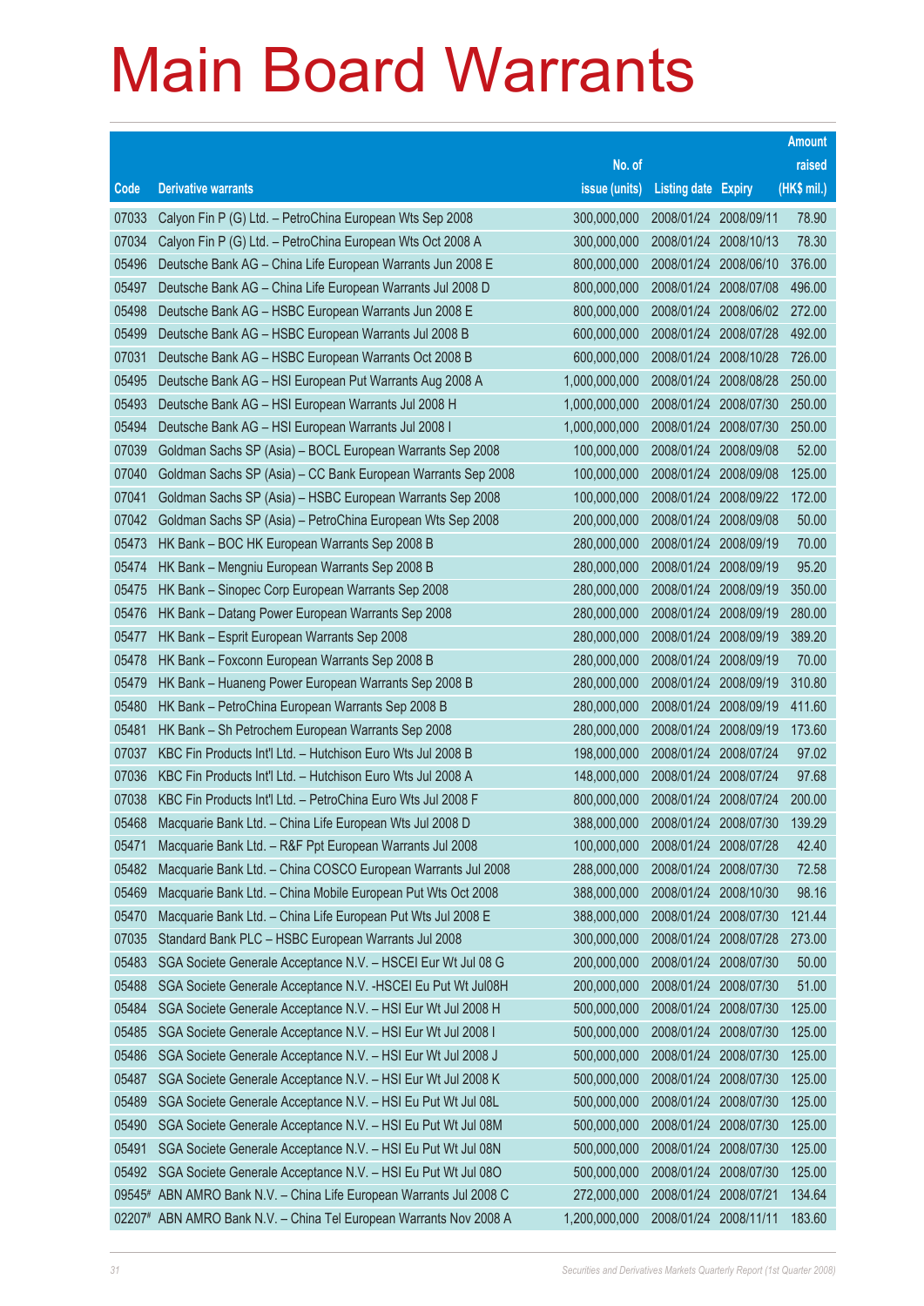# Main Board Warrants

| Code | Derivative warrants | No. of issue (units) | Listing date | Expiry | Amount raised (HK$ mil.) |
|---|---|---|---|---|---|
| 07033 | Calyon Fin P (G) Ltd. – PetroChina European Wts Sep 2008 | 300,000,000 | 2008/01/24 | 2008/09/11 | 78.90 |
| 07034 | Calyon Fin P (G) Ltd. – PetroChina European Wts Oct 2008 A | 300,000,000 | 2008/01/24 | 2008/10/13 | 78.30 |
| 05496 | Deutsche Bank AG – China Life European Warrants Jun 2008 E | 800,000,000 | 2008/01/24 | 2008/06/10 | 376.00 |
| 05497 | Deutsche Bank AG – China Life European Warrants Jul 2008 D | 800,000,000 | 2008/01/24 | 2008/07/08 | 496.00 |
| 05498 | Deutsche Bank AG – HSBC European Warrants Jun 2008 E | 800,000,000 | 2008/01/24 | 2008/06/02 | 272.00 |
| 05499 | Deutsche Bank AG – HSBC European Warrants Jul 2008 B | 600,000,000 | 2008/01/24 | 2008/07/28 | 492.00 |
| 07031 | Deutsche Bank AG – HSBC European Warrants Oct 2008 B | 600,000,000 | 2008/01/24 | 2008/10/28 | 726.00 |
| 05495 | Deutsche Bank AG – HSI European Put Warrants Aug 2008 A | 1,000,000,000 | 2008/01/24 | 2008/08/28 | 250.00 |
| 05493 | Deutsche Bank AG – HSI European Warrants Jul 2008 H | 1,000,000,000 | 2008/01/24 | 2008/07/30 | 250.00 |
| 05494 | Deutsche Bank AG – HSI European Warrants Jul 2008 I | 1,000,000,000 | 2008/01/24 | 2008/07/30 | 250.00 |
| 07039 | Goldman Sachs SP (Asia) – BOCL European Warrants Sep 2008 | 100,000,000 | 2008/01/24 | 2008/09/08 | 52.00 |
| 07040 | Goldman Sachs SP (Asia) – CC Bank European Warrants Sep 2008 | 100,000,000 | 2008/01/24 | 2008/09/08 | 125.00 |
| 07041 | Goldman Sachs SP (Asia) – HSBC European Warrants Sep 2008 | 100,000,000 | 2008/01/24 | 2008/09/22 | 172.00 |
| 07042 | Goldman Sachs SP (Asia) – PetroChina European Wts Sep 2008 | 200,000,000 | 2008/01/24 | 2008/09/08 | 50.00 |
| 05473 | HK Bank – BOC HK European Warrants Sep 2008 B | 280,000,000 | 2008/01/24 | 2008/09/19 | 70.00 |
| 05474 | HK Bank – Mengniu European Warrants Sep 2008 B | 280,000,000 | 2008/01/24 | 2008/09/19 | 95.20 |
| 05475 | HK Bank – Sinopec Corp European Warrants Sep 2008 | 280,000,000 | 2008/01/24 | 2008/09/19 | 350.00 |
| 05476 | HK Bank – Datang Power European Warrants Sep 2008 | 280,000,000 | 2008/01/24 | 2008/09/19 | 280.00 |
| 05477 | HK Bank – Esprit European Warrants Sep 2008 | 280,000,000 | 2008/01/24 | 2008/09/19 | 389.20 |
| 05478 | HK Bank – Foxconn European Warrants Sep 2008 B | 280,000,000 | 2008/01/24 | 2008/09/19 | 70.00 |
| 05479 | HK Bank – Huaneng Power European Warrants Sep 2008 B | 280,000,000 | 2008/01/24 | 2008/09/19 | 310.80 |
| 05480 | HK Bank – PetroChina European Warrants Sep 2008 B | 280,000,000 | 2008/01/24 | 2008/09/19 | 411.60 |
| 05481 | HK Bank – Sh Petrochem European Warrants Sep 2008 | 280,000,000 | 2008/01/24 | 2008/09/19 | 173.60 |
| 07037 | KBC Fin Products Int'l Ltd. – Hutchison Euro Wts Jul 2008 B | 198,000,000 | 2008/01/24 | 2008/07/24 | 97.02 |
| 07036 | KBC Fin Products Int'l Ltd. – Hutchison Euro Wts Jul 2008 A | 148,000,000 | 2008/01/24 | 2008/07/24 | 97.68 |
| 07038 | KBC Fin Products Int'l Ltd. – PetroChina Euro Wts Jul 2008 F | 800,000,000 | 2008/01/24 | 2008/07/24 | 200.00 |
| 05468 | Macquarie Bank Ltd. – China Life European Wts Jul 2008 D | 388,000,000 | 2008/01/24 | 2008/07/30 | 139.29 |
| 05471 | Macquarie Bank Ltd. – R&F Ppt European Warrants Jul 2008 | 100,000,000 | 2008/01/24 | 2008/07/28 | 42.40 |
| 05482 | Macquarie Bank Ltd. – China COSCO European Warrants Jul 2008 | 288,000,000 | 2008/01/24 | 2008/07/30 | 72.58 |
| 05469 | Macquarie Bank Ltd. – China Mobile European Put Wts Oct 2008 | 388,000,000 | 2008/01/24 | 2008/10/30 | 98.16 |
| 05470 | Macquarie Bank Ltd. – China Life European Put Wts Jul 2008 E | 388,000,000 | 2008/01/24 | 2008/07/30 | 121.44 |
| 07035 | Standard Bank PLC – HSBC European Warrants Jul 2008 | 300,000,000 | 2008/01/24 | 2008/07/28 | 273.00 |
| 05483 | SGA Societe Generale Acceptance N.V. – HSCEI Eur Wt Jul 08 G | 200,000,000 | 2008/01/24 | 2008/07/30 | 50.00 |
| 05488 | SGA Societe Generale Acceptance N.V. -HSCEI Eu Put Wt Jul08H | 200,000,000 | 2008/01/24 | 2008/07/30 | 51.00 |
| 05484 | SGA Societe Generale Acceptance N.V. – HSI Eur Wt Jul 2008 H | 500,000,000 | 2008/01/24 | 2008/07/30 | 125.00 |
| 05485 | SGA Societe Generale Acceptance N.V. – HSI Eur Wt Jul 2008 I | 500,000,000 | 2008/01/24 | 2008/07/30 | 125.00 |
| 05486 | SGA Societe Generale Acceptance N.V. – HSI Eur Wt Jul 2008 J | 500,000,000 | 2008/01/24 | 2008/07/30 | 125.00 |
| 05487 | SGA Societe Generale Acceptance N.V. – HSI Eur Wt Jul 2008 K | 500,000,000 | 2008/01/24 | 2008/07/30 | 125.00 |
| 05489 | SGA Societe Generale Acceptance N.V. – HSI Eu Put Wt Jul 08L | 500,000,000 | 2008/01/24 | 2008/07/30 | 125.00 |
| 05490 | SGA Societe Generale Acceptance N.V. – HSI Eu Put Wt Jul 08M | 500,000,000 | 2008/01/24 | 2008/07/30 | 125.00 |
| 05491 | SGA Societe Generale Acceptance N.V. – HSI Eu Put Wt Jul 08N | 500,000,000 | 2008/01/24 | 2008/07/30 | 125.00 |
| 05492 | SGA Societe Generale Acceptance N.V. – HSI Eu Put Wt Jul 08O | 500,000,000 | 2008/01/24 | 2008/07/30 | 125.00 |
| 09545# | ABN AMRO Bank N.V. – China Life European Warrants Jul 2008 C | 272,000,000 | 2008/01/24 | 2008/07/21 | 134.64 |
| 02207# | ABN AMRO Bank N.V. – China Tel European Warrants Nov 2008 A | 1,200,000,000 | 2008/01/24 | 2008/11/11 | 183.60 |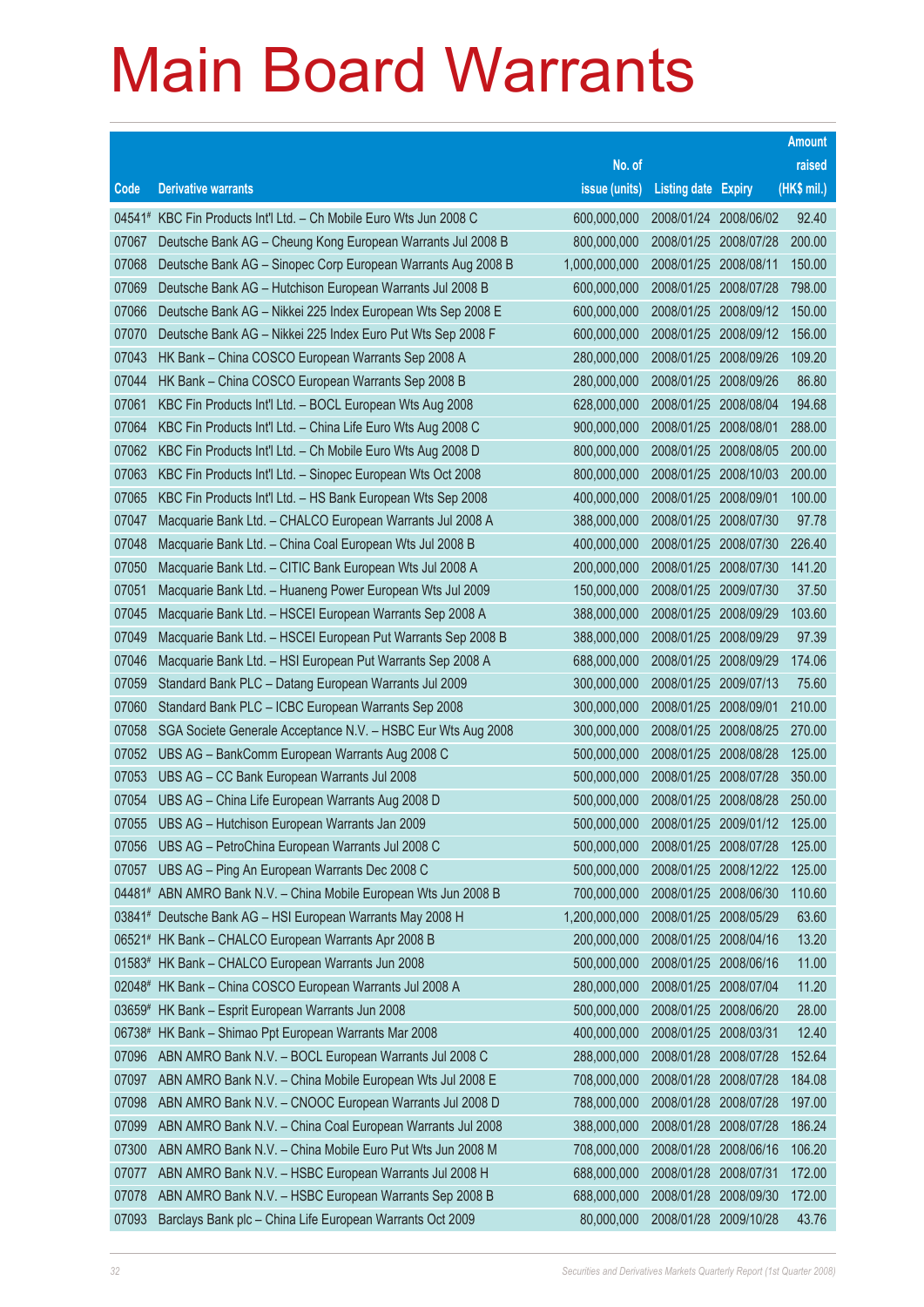# Main Board Warrants

| Code | Derivative warrants | No. of issue (units) | Listing date | Expiry | Amount raised (HK$ mil.) |
|---|---|---|---|---|---|
| 04541# | KBC Fin Products Int'l Ltd. – Ch Mobile Euro Wts Jun 2008 C | 600,000,000 | 2008/01/24 | 2008/06/02 | 92.40 |
| 07067 | Deutsche Bank AG – Cheung Kong European Warrants Jul 2008 B | 800,000,000 | 2008/01/25 | 2008/07/28 | 200.00 |
| 07068 | Deutsche Bank AG – Sinopec Corp European Warrants Aug 2008 B | 1,000,000,000 | 2008/01/25 | 2008/08/11 | 150.00 |
| 07069 | Deutsche Bank AG – Hutchison European Warrants Jul 2008 B | 600,000,000 | 2008/01/25 | 2008/07/28 | 798.00 |
| 07066 | Deutsche Bank AG – Nikkei 225 Index European Wts Sep 2008 E | 600,000,000 | 2008/01/25 | 2008/09/12 | 150.00 |
| 07070 | Deutsche Bank AG – Nikkei 225 Index Euro Put Wts Sep 2008 F | 600,000,000 | 2008/01/25 | 2008/09/12 | 156.00 |
| 07043 | HK Bank – China COSCO European Warrants Sep 2008 A | 280,000,000 | 2008/01/25 | 2008/09/26 | 109.20 |
| 07044 | HK Bank – China COSCO European Warrants Sep 2008 B | 280,000,000 | 2008/01/25 | 2008/09/26 | 86.80 |
| 07061 | KBC Fin Products Int'l Ltd. – BOCL European Wts Aug 2008 | 628,000,000 | 2008/01/25 | 2008/08/04 | 194.68 |
| 07064 | KBC Fin Products Int'l Ltd. – China Life Euro Wts Aug 2008 C | 900,000,000 | 2008/01/25 | 2008/08/01 | 288.00 |
| 07062 | KBC Fin Products Int'l Ltd. – Ch Mobile Euro Wts Aug 2008 D | 800,000,000 | 2008/01/25 | 2008/08/05 | 200.00 |
| 07063 | KBC Fin Products Int'l Ltd. – Sinopec European Wts Oct 2008 | 800,000,000 | 2008/01/25 | 2008/10/03 | 200.00 |
| 07065 | KBC Fin Products Int'l Ltd. – HS Bank European Wts Sep 2008 | 400,000,000 | 2008/01/25 | 2008/09/01 | 100.00 |
| 07047 | Macquarie Bank Ltd. – CHALCO European Warrants Jul 2008 A | 388,000,000 | 2008/01/25 | 2008/07/30 | 97.78 |
| 07048 | Macquarie Bank Ltd. – China Coal European Wts Jul 2008 B | 400,000,000 | 2008/01/25 | 2008/07/30 | 226.40 |
| 07050 | Macquarie Bank Ltd. – CITIC Bank European Wts Jul 2008 A | 200,000,000 | 2008/01/25 | 2008/07/30 | 141.20 |
| 07051 | Macquarie Bank Ltd. – Huaneng Power European Wts Jul 2009 | 150,000,000 | 2008/01/25 | 2009/07/30 | 37.50 |
| 07045 | Macquarie Bank Ltd. – HSCEI European Warrants Sep 2008 A | 388,000,000 | 2008/01/25 | 2008/09/29 | 103.60 |
| 07049 | Macquarie Bank Ltd. – HSCEI European Put Warrants Sep 2008 B | 388,000,000 | 2008/01/25 | 2008/09/29 | 97.39 |
| 07046 | Macquarie Bank Ltd. – HSI European Put Warrants Sep 2008 A | 688,000,000 | 2008/01/25 | 2008/09/29 | 174.06 |
| 07059 | Standard Bank PLC – Datang European Warrants Jul 2009 | 300,000,000 | 2008/01/25 | 2009/07/13 | 75.60 |
| 07060 | Standard Bank PLC – ICBC European Warrants Sep 2008 | 300,000,000 | 2008/01/25 | 2008/09/01 | 210.00 |
| 07058 | SGA Societe Generale Acceptance N.V. – HSBC Eur Wts Aug 2008 | 300,000,000 | 2008/01/25 | 2008/08/25 | 270.00 |
| 07052 | UBS AG – BankComm European Warrants Aug 2008 C | 500,000,000 | 2008/01/25 | 2008/08/28 | 125.00 |
| 07053 | UBS AG – CC Bank European Warrants Jul 2008 | 500,000,000 | 2008/01/25 | 2008/07/28 | 350.00 |
| 07054 | UBS AG – China Life European Warrants Aug 2008 D | 500,000,000 | 2008/01/25 | 2008/08/28 | 250.00 |
| 07055 | UBS AG – Hutchison European Warrants Jan 2009 | 500,000,000 | 2008/01/25 | 2009/01/12 | 125.00 |
| 07056 | UBS AG – PetroChina European Warrants Jul 2008 C | 500,000,000 | 2008/01/25 | 2008/07/28 | 125.00 |
| 07057 | UBS AG – Ping An European Warrants Dec 2008 C | 500,000,000 | 2008/01/25 | 2008/12/22 | 125.00 |
| 04481# | ABN AMRO Bank N.V. – China Mobile European Wts Jun 2008 B | 700,000,000 | 2008/01/25 | 2008/06/30 | 110.60 |
| 03841# | Deutsche Bank AG – HSI European Warrants May 2008 H | 1,200,000,000 | 2008/01/25 | 2008/05/29 | 63.60 |
| 06521# | HK Bank – CHALCO European Warrants Apr 2008 B | 200,000,000 | 2008/01/25 | 2008/04/16 | 13.20 |
| 01583# | HK Bank – CHALCO European Warrants Jun 2008 | 500,000,000 | 2008/01/25 | 2008/06/16 | 11.00 |
| 02048# | HK Bank – China COSCO European Warrants Jul 2008 A | 280,000,000 | 2008/01/25 | 2008/07/04 | 11.20 |
| 03659# | HK Bank – Esprit European Warrants Jun 2008 | 500,000,000 | 2008/01/25 | 2008/06/20 | 28.00 |
| 06738# | HK Bank – Shimao Ppt European Warrants Mar 2008 | 400,000,000 | 2008/01/25 | 2008/03/31 | 12.40 |
| 07096 | ABN AMRO Bank N.V. – BOCL European Warrants Jul 2008 C | 288,000,000 | 2008/01/28 | 2008/07/28 | 152.64 |
| 07097 | ABN AMRO Bank N.V. – China Mobile European Wts Jul 2008 E | 708,000,000 | 2008/01/28 | 2008/07/28 | 184.08 |
| 07098 | ABN AMRO Bank N.V. – CNOOC European Warrants Jul 2008 D | 788,000,000 | 2008/01/28 | 2008/07/28 | 197.00 |
| 07099 | ABN AMRO Bank N.V. – China Coal European Warrants Jul 2008 | 388,000,000 | 2008/01/28 | 2008/07/28 | 186.24 |
| 07300 | ABN AMRO Bank N.V. – China Mobile Euro Put Wts Jun 2008 M | 708,000,000 | 2008/01/28 | 2008/06/16 | 106.20 |
| 07077 | ABN AMRO Bank N.V. – HSBC European Warrants Jul 2008 H | 688,000,000 | 2008/01/28 | 2008/07/31 | 172.00 |
| 07078 | ABN AMRO Bank N.V. – HSBC European Warrants Sep 2008 B | 688,000,000 | 2008/01/28 | 2008/09/30 | 172.00 |
| 07093 | Barclays Bank plc – China Life European Warrants Oct 2009 | 80,000,000 | 2008/01/28 | 2009/10/28 | 43.76 |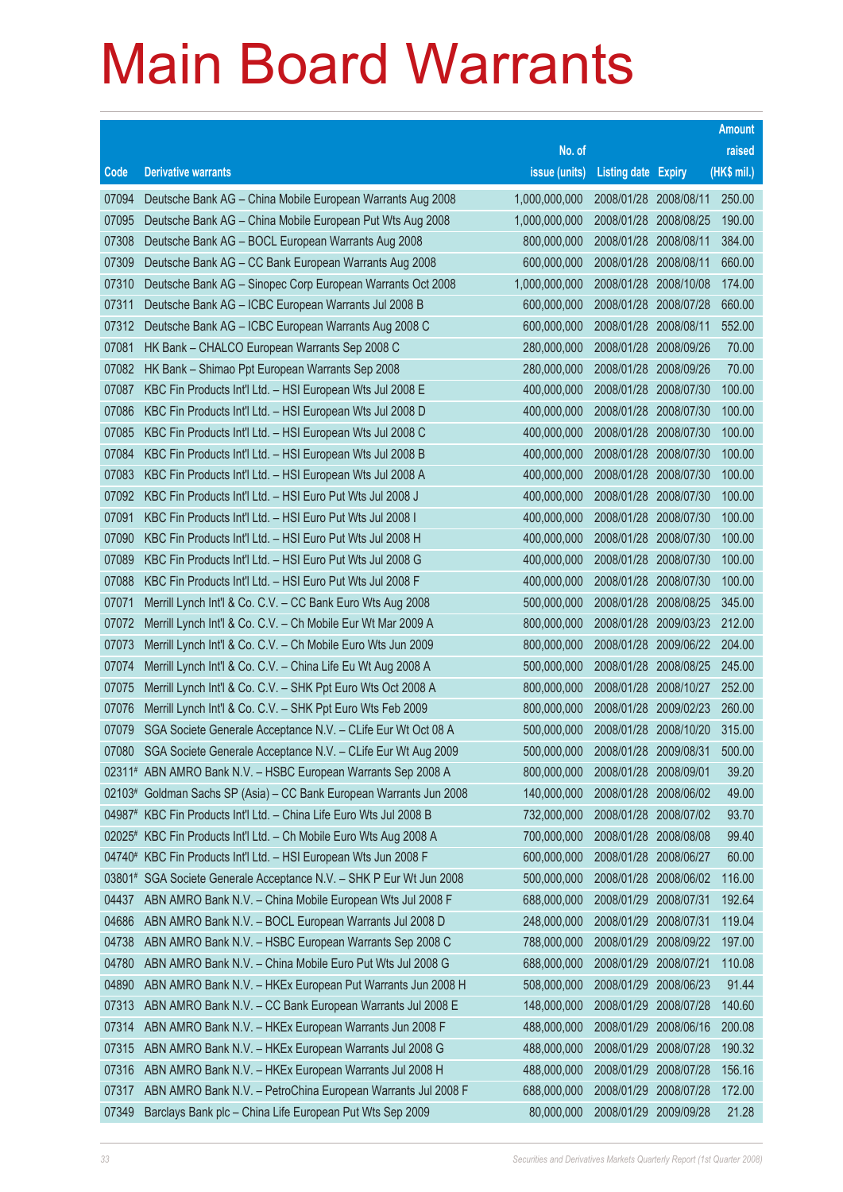# Main Board Warrants

| Code | Derivative warrants | No. of issue (units) | Listing date | Expiry | Amount raised (HK$ mil.) |
|---|---|---|---|---|---|
| 07094 | Deutsche Bank AG – China Mobile European Warrants Aug 2008 | 1,000,000,000 | 2008/01/28 | 2008/08/11 | 250.00 |
| 07095 | Deutsche Bank AG – China Mobile European Put Wts Aug 2008 | 1,000,000,000 | 2008/01/28 | 2008/08/25 | 190.00 |
| 07308 | Deutsche Bank AG – BOCL European Warrants Aug 2008 | 800,000,000 | 2008/01/28 | 2008/08/11 | 384.00 |
| 07309 | Deutsche Bank AG – CC Bank European Warrants Aug 2008 | 600,000,000 | 2008/01/28 | 2008/08/11 | 660.00 |
| 07310 | Deutsche Bank AG – Sinopec Corp European Warrants Oct 2008 | 1,000,000,000 | 2008/01/28 | 2008/10/08 | 174.00 |
| 07311 | Deutsche Bank AG – ICBC European Warrants Jul 2008 B | 600,000,000 | 2008/01/28 | 2008/07/28 | 660.00 |
| 07312 | Deutsche Bank AG – ICBC European Warrants Aug 2008 C | 600,000,000 | 2008/01/28 | 2008/08/11 | 552.00 |
| 07081 | HK Bank – CHALCO European Warrants Sep 2008 C | 280,000,000 | 2008/01/28 | 2008/09/26 | 70.00 |
| 07082 | HK Bank – Shimao Ppt European Warrants Sep 2008 | 280,000,000 | 2008/01/28 | 2008/09/26 | 70.00 |
| 07087 | KBC Fin Products Int'l Ltd. – HSI European Wts Jul 2008 E | 400,000,000 | 2008/01/28 | 2008/07/30 | 100.00 |
| 07086 | KBC Fin Products Int'l Ltd. – HSI European Wts Jul 2008 D | 400,000,000 | 2008/01/28 | 2008/07/30 | 100.00 |
| 07085 | KBC Fin Products Int'l Ltd. – HSI European Wts Jul 2008 C | 400,000,000 | 2008/01/28 | 2008/07/30 | 100.00 |
| 07084 | KBC Fin Products Int'l Ltd. – HSI European Wts Jul 2008 B | 400,000,000 | 2008/01/28 | 2008/07/30 | 100.00 |
| 07083 | KBC Fin Products Int'l Ltd. – HSI European Wts Jul 2008 A | 400,000,000 | 2008/01/28 | 2008/07/30 | 100.00 |
| 07092 | KBC Fin Products Int'l Ltd. – HSI Euro Put Wts Jul 2008 J | 400,000,000 | 2008/01/28 | 2008/07/30 | 100.00 |
| 07091 | KBC Fin Products Int'l Ltd. – HSI Euro Put Wts Jul 2008 I | 400,000,000 | 2008/01/28 | 2008/07/30 | 100.00 |
| 07090 | KBC Fin Products Int'l Ltd. – HSI Euro Put Wts Jul 2008 H | 400,000,000 | 2008/01/28 | 2008/07/30 | 100.00 |
| 07089 | KBC Fin Products Int'l Ltd. – HSI Euro Put Wts Jul 2008 G | 400,000,000 | 2008/01/28 | 2008/07/30 | 100.00 |
| 07088 | KBC Fin Products Int'l Ltd. – HSI Euro Put Wts Jul 2008 F | 400,000,000 | 2008/01/28 | 2008/07/30 | 100.00 |
| 07071 | Merrill Lynch Int'l & Co. C.V. – CC Bank Euro Wts Aug 2008 | 500,000,000 | 2008/01/28 | 2008/08/25 | 345.00 |
| 07072 | Merrill Lynch Int'l & Co. C.V. – Ch Mobile Eur Wt Mar 2009 A | 800,000,000 | 2008/01/28 | 2009/03/23 | 212.00 |
| 07073 | Merrill Lynch Int'l & Co. C.V. – Ch Mobile Euro Wts Jun 2009 | 800,000,000 | 2008/01/28 | 2009/06/22 | 204.00 |
| 07074 | Merrill Lynch Int'l & Co. C.V. – China Life Eu Wt Aug 2008 A | 500,000,000 | 2008/01/28 | 2008/08/25 | 245.00 |
| 07075 | Merrill Lynch Int'l & Co. C.V. – SHK Ppt Euro Wts Oct 2008 A | 800,000,000 | 2008/01/28 | 2008/10/27 | 252.00 |
| 07076 | Merrill Lynch Int'l & Co. C.V. – SHK Ppt Euro Wts Feb 2009 | 800,000,000 | 2008/01/28 | 2009/02/23 | 260.00 |
| 07079 | SGA Societe Generale Acceptance N.V. – CLife Eur Wt Oct 08 A | 500,000,000 | 2008/01/28 | 2008/10/20 | 315.00 |
| 07080 | SGA Societe Generale Acceptance N.V. – CLife Eur Wt Aug 2009 | 500,000,000 | 2008/01/28 | 2009/08/31 | 500.00 |
| 02311# | ABN AMRO Bank N.V. – HSBC European Warrants Sep 2008 A | 800,000,000 | 2008/01/28 | 2008/09/01 | 39.20 |
| 02103# | Goldman Sachs SP (Asia) – CC Bank European Warrants Jun 2008 | 140,000,000 | 2008/01/28 | 2008/06/02 | 49.00 |
| 04987# | KBC Fin Products Int'l Ltd. – China Life Euro Wts Jul 2008 B | 732,000,000 | 2008/01/28 | 2008/07/02 | 93.70 |
| 02025# | KBC Fin Products Int'l Ltd. – Ch Mobile Euro Wts Aug 2008 A | 700,000,000 | 2008/01/28 | 2008/08/08 | 99.40 |
| 04740# | KBC Fin Products Int'l Ltd. – HSI European Wts Jun 2008 F | 600,000,000 | 2008/01/28 | 2008/06/27 | 60.00 |
| 03801# | SGA Societe Generale Acceptance N.V. – SHK P Eur Wt Jun 2008 | 500,000,000 | 2008/01/28 | 2008/06/02 | 116.00 |
| 04437 | ABN AMRO Bank N.V. – China Mobile European Wts Jul 2008 F | 688,000,000 | 2008/01/29 | 2008/07/31 | 192.64 |
| 04686 | ABN AMRO Bank N.V. – BOCL European Warrants Jul 2008 D | 248,000,000 | 2008/01/29 | 2008/07/31 | 119.04 |
| 04738 | ABN AMRO Bank N.V. – HSBC European Warrants Sep 2008 C | 788,000,000 | 2008/01/29 | 2008/09/22 | 197.00 |
| 04780 | ABN AMRO Bank N.V. – China Mobile Euro Put Wts Jul 2008 G | 688,000,000 | 2008/01/29 | 2008/07/21 | 110.08 |
| 04890 | ABN AMRO Bank N.V. – HKEx European Put Warrants Jun 2008 H | 508,000,000 | 2008/01/29 | 2008/06/23 | 91.44 |
| 07313 | ABN AMRO Bank N.V. – CC Bank European Warrants Jul 2008 E | 148,000,000 | 2008/01/29 | 2008/07/28 | 140.60 |
| 07314 | ABN AMRO Bank N.V. – HKEx European Warrants Jun 2008 F | 488,000,000 | 2008/01/29 | 2008/06/16 | 200.08 |
| 07315 | ABN AMRO Bank N.V. – HKEx European Warrants Jul 2008 G | 488,000,000 | 2008/01/29 | 2008/07/28 | 190.32 |
| 07316 | ABN AMRO Bank N.V. – HKEx European Warrants Jul 2008 H | 488,000,000 | 2008/01/29 | 2008/07/28 | 156.16 |
| 07317 | ABN AMRO Bank N.V. – PetroChina European Warrants Jul 2008 F | 688,000,000 | 2008/01/29 | 2008/07/28 | 172.00 |
| 07349 | Barclays Bank plc – China Life European Put Wts Sep 2009 | 80,000,000 | 2008/01/29 | 2009/09/28 | 21.28 |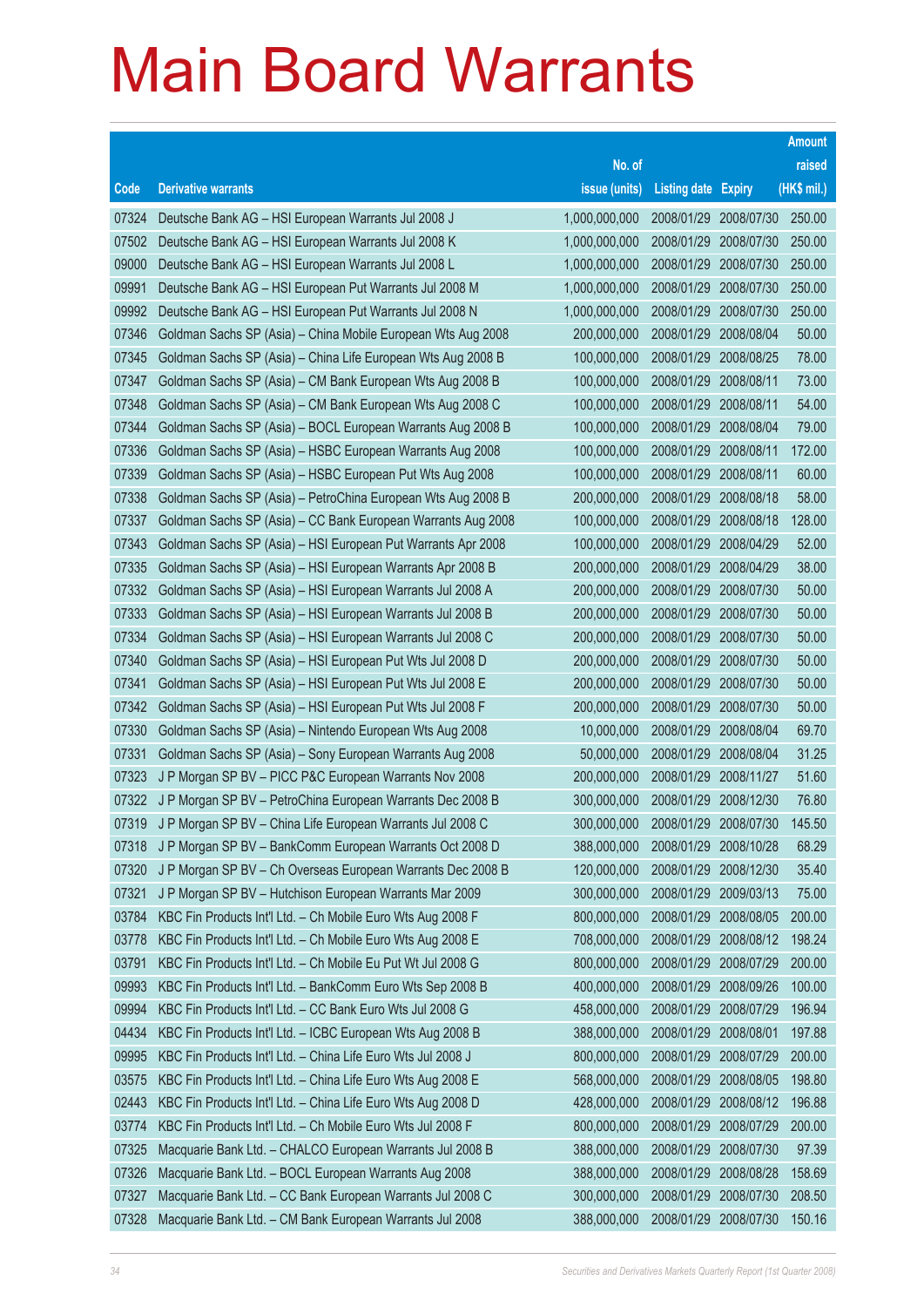# Main Board Warrants

| Code | Derivative warrants | No. of issue (units) | Listing date | Expiry | Amount raised (HK$ mil.) |
|---|---|---|---|---|---|
| 07324 | Deutsche Bank AG – HSI European Warrants Jul 2008 J | 1,000,000,000 | 2008/01/29 | 2008/07/30 | 250.00 |
| 07502 | Deutsche Bank AG – HSI European Warrants Jul 2008 K | 1,000,000,000 | 2008/01/29 | 2008/07/30 | 250.00 |
| 09000 | Deutsche Bank AG – HSI European Warrants Jul 2008 L | 1,000,000,000 | 2008/01/29 | 2008/07/30 | 250.00 |
| 09991 | Deutsche Bank AG – HSI European Put Warrants Jul 2008 M | 1,000,000,000 | 2008/01/29 | 2008/07/30 | 250.00 |
| 09992 | Deutsche Bank AG – HSI European Put Warrants Jul 2008 N | 1,000,000,000 | 2008/01/29 | 2008/07/30 | 250.00 |
| 07346 | Goldman Sachs SP (Asia) – China Mobile European Wts Aug 2008 | 200,000,000 | 2008/01/29 | 2008/08/04 | 50.00 |
| 07345 | Goldman Sachs SP (Asia) – China Life European Wts Aug 2008 B | 100,000,000 | 2008/01/29 | 2008/08/25 | 78.00 |
| 07347 | Goldman Sachs SP (Asia) – CM Bank European Wts Aug 2008 B | 100,000,000 | 2008/01/29 | 2008/08/11 | 73.00 |
| 07348 | Goldman Sachs SP (Asia) – CM Bank European Wts Aug 2008 C | 100,000,000 | 2008/01/29 | 2008/08/11 | 54.00 |
| 07344 | Goldman Sachs SP (Asia) – BOCL European Warrants Aug 2008 B | 100,000,000 | 2008/01/29 | 2008/08/04 | 79.00 |
| 07336 | Goldman Sachs SP (Asia) – HSBC European Warrants Aug 2008 | 100,000,000 | 2008/01/29 | 2008/08/11 | 172.00 |
| 07339 | Goldman Sachs SP (Asia) – HSBC European Put Wts Aug 2008 | 100,000,000 | 2008/01/29 | 2008/08/11 | 60.00 |
| 07338 | Goldman Sachs SP (Asia) – PetroChina European Wts Aug 2008 B | 200,000,000 | 2008/01/29 | 2008/08/18 | 58.00 |
| 07337 | Goldman Sachs SP (Asia) – CC Bank European Warrants Aug 2008 | 100,000,000 | 2008/01/29 | 2008/08/18 | 128.00 |
| 07343 | Goldman Sachs SP (Asia) – HSI European Put Warrants Apr 2008 | 100,000,000 | 2008/01/29 | 2008/04/29 | 52.00 |
| 07335 | Goldman Sachs SP (Asia) – HSI European Warrants Apr 2008 B | 200,000,000 | 2008/01/29 | 2008/04/29 | 38.00 |
| 07332 | Goldman Sachs SP (Asia) – HSI European Warrants Jul 2008 A | 200,000,000 | 2008/01/29 | 2008/07/30 | 50.00 |
| 07333 | Goldman Sachs SP (Asia) – HSI European Warrants Jul 2008 B | 200,000,000 | 2008/01/29 | 2008/07/30 | 50.00 |
| 07334 | Goldman Sachs SP (Asia) – HSI European Warrants Jul 2008 C | 200,000,000 | 2008/01/29 | 2008/07/30 | 50.00 |
| 07340 | Goldman Sachs SP (Asia) – HSI European Put Wts Jul 2008 D | 200,000,000 | 2008/01/29 | 2008/07/30 | 50.00 |
| 07341 | Goldman Sachs SP (Asia) – HSI European Put Wts Jul 2008 E | 200,000,000 | 2008/01/29 | 2008/07/30 | 50.00 |
| 07342 | Goldman Sachs SP (Asia) – HSI European Put Wts Jul 2008 F | 200,000,000 | 2008/01/29 | 2008/07/30 | 50.00 |
| 07330 | Goldman Sachs SP (Asia) – Nintendo European Wts Aug 2008 | 10,000,000 | 2008/01/29 | 2008/08/04 | 69.70 |
| 07331 | Goldman Sachs SP (Asia) – Sony European Warrants Aug 2008 | 50,000,000 | 2008/01/29 | 2008/08/04 | 31.25 |
| 07323 | J P Morgan SP BV – PICC P&C European Warrants Nov 2008 | 200,000,000 | 2008/01/29 | 2008/11/27 | 51.60 |
| 07322 | J P Morgan SP BV – PetroChina European Warrants Dec 2008 B | 300,000,000 | 2008/01/29 | 2008/12/30 | 76.80 |
| 07319 | J P Morgan SP BV – China Life European Warrants Jul 2008 C | 300,000,000 | 2008/01/29 | 2008/07/30 | 145.50 |
| 07318 | J P Morgan SP BV – BankComm European Warrants Oct 2008 D | 388,000,000 | 2008/01/29 | 2008/10/28 | 68.29 |
| 07320 | J P Morgan SP BV – Ch Overseas European Warrants Dec 2008 B | 120,000,000 | 2008/01/29 | 2008/12/30 | 35.40 |
| 07321 | J P Morgan SP BV – Hutchison European Warrants Mar 2009 | 300,000,000 | 2008/01/29 | 2009/03/13 | 75.00 |
| 03784 | KBC Fin Products Int'l Ltd. – Ch Mobile Euro Wts Aug 2008 F | 800,000,000 | 2008/01/29 | 2008/08/05 | 200.00 |
| 03778 | KBC Fin Products Int'l Ltd. – Ch Mobile Euro Wts Aug 2008 E | 708,000,000 | 2008/01/29 | 2008/08/12 | 198.24 |
| 03791 | KBC Fin Products Int'l Ltd. – Ch Mobile Eu Put Wt Jul 2008 G | 800,000,000 | 2008/01/29 | 2008/07/29 | 200.00 |
| 09993 | KBC Fin Products Int'l Ltd. – BankComm Euro Wts Sep 2008 B | 400,000,000 | 2008/01/29 | 2008/09/26 | 100.00 |
| 09994 | KBC Fin Products Int'l Ltd. – CC Bank Euro Wts Jul 2008 G | 458,000,000 | 2008/01/29 | 2008/07/29 | 196.94 |
| 04434 | KBC Fin Products Int'l Ltd. – ICBC European Wts Aug 2008 B | 388,000,000 | 2008/01/29 | 2008/08/01 | 197.88 |
| 09995 | KBC Fin Products Int'l Ltd. – China Life Euro Wts Jul 2008 J | 800,000,000 | 2008/01/29 | 2008/07/29 | 200.00 |
| 03575 | KBC Fin Products Int'l Ltd. – China Life Euro Wts Aug 2008 E | 568,000,000 | 2008/01/29 | 2008/08/05 | 198.80 |
| 02443 | KBC Fin Products Int'l Ltd. – China Life Euro Wts Aug 2008 D | 428,000,000 | 2008/01/29 | 2008/08/12 | 196.88 |
| 03774 | KBC Fin Products Int'l Ltd. – Ch Mobile Euro Wts Jul 2008 F | 800,000,000 | 2008/01/29 | 2008/07/29 | 200.00 |
| 07325 | Macquarie Bank Ltd. – CHALCO European Warrants Jul 2008 B | 388,000,000 | 2008/01/29 | 2008/07/30 | 97.39 |
| 07326 | Macquarie Bank Ltd. – BOCL European Warrants Aug 2008 | 388,000,000 | 2008/01/29 | 2008/08/28 | 158.69 |
| 07327 | Macquarie Bank Ltd. – CC Bank European Warrants Jul 2008 C | 300,000,000 | 2008/01/29 | 2008/07/30 | 208.50 |
| 07328 | Macquarie Bank Ltd. – CM Bank European Warrants Jul 2008 | 388,000,000 | 2008/01/29 | 2008/07/30 | 150.16 |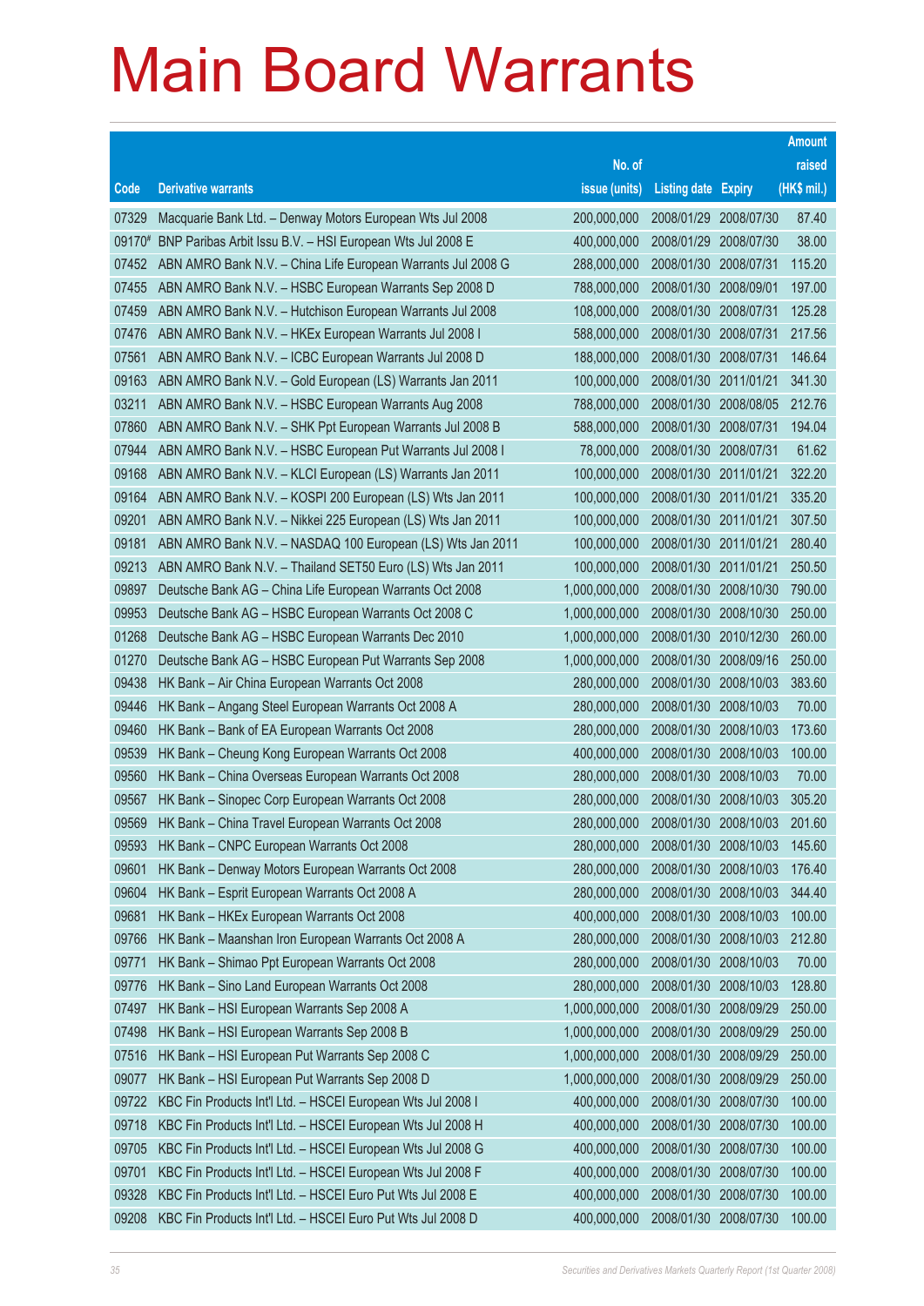# Main Board Warrants

| Code | Derivative warrants | No. of issue (units) | Listing date | Expiry | Amount raised (HK$ mil.) |
|---|---|---|---|---|---|
| 07329 | Macquarie Bank Ltd. – Denway Motors European Wts Jul 2008 | 200,000,000 | 2008/01/29 | 2008/07/30 | 87.40 |
| 09170# | BNP Paribas Arbit Issu B.V. – HSI European Wts Jul 2008 E | 400,000,000 | 2008/01/29 | 2008/07/30 | 38.00 |
| 07452 | ABN AMRO Bank N.V. – China Life European Warrants Jul 2008 G | 288,000,000 | 2008/01/30 | 2008/07/31 | 115.20 |
| 07455 | ABN AMRO Bank N.V. – HSBC European Warrants Sep 2008 D | 788,000,000 | 2008/01/30 | 2008/09/01 | 197.00 |
| 07459 | ABN AMRO Bank N.V. – Hutchison European Warrants Jul 2008 | 108,000,000 | 2008/01/30 | 2008/07/31 | 125.28 |
| 07476 | ABN AMRO Bank N.V. – HKEx European Warrants Jul 2008 I | 588,000,000 | 2008/01/30 | 2008/07/31 | 217.56 |
| 07561 | ABN AMRO Bank N.V. – ICBC European Warrants Jul 2008 D | 188,000,000 | 2008/01/30 | 2008/07/31 | 146.64 |
| 09163 | ABN AMRO Bank N.V. – Gold European (LS) Warrants Jan 2011 | 100,000,000 | 2008/01/30 | 2011/01/21 | 341.30 |
| 03211 | ABN AMRO Bank N.V. – HSBC European Warrants Aug 2008 | 788,000,000 | 2008/01/30 | 2008/08/05 | 212.76 |
| 07860 | ABN AMRO Bank N.V. – SHK Ppt European Warrants Jul 2008 B | 588,000,000 | 2008/01/30 | 2008/07/31 | 194.04 |
| 07944 | ABN AMRO Bank N.V. – HSBC European Put Warrants Jul 2008 I | 78,000,000 | 2008/01/30 | 2008/07/31 | 61.62 |
| 09168 | ABN AMRO Bank N.V. – KLCI European (LS) Warrants Jan 2011 | 100,000,000 | 2008/01/30 | 2011/01/21 | 322.20 |
| 09164 | ABN AMRO Bank N.V. – KOSPI 200 European (LS) Wts Jan 2011 | 100,000,000 | 2008/01/30 | 2011/01/21 | 335.20 |
| 09201 | ABN AMRO Bank N.V. – Nikkei 225 European (LS) Wts Jan 2011 | 100,000,000 | 2008/01/30 | 2011/01/21 | 307.50 |
| 09181 | ABN AMRO Bank N.V. – NASDAQ 100 European (LS) Wts Jan 2011 | 100,000,000 | 2008/01/30 | 2011/01/21 | 280.40 |
| 09213 | ABN AMRO Bank N.V. – Thailand SET50 Euro (LS) Wts Jan 2011 | 100,000,000 | 2008/01/30 | 2011/01/21 | 250.50 |
| 09897 | Deutsche Bank AG – China Life European Warrants Oct 2008 | 1,000,000,000 | 2008/01/30 | 2008/10/30 | 790.00 |
| 09953 | Deutsche Bank AG – HSBC European Warrants Oct 2008 C | 1,000,000,000 | 2008/01/30 | 2008/10/30 | 250.00 |
| 01268 | Deutsche Bank AG – HSBC European Warrants Dec 2010 | 1,000,000,000 | 2008/01/30 | 2010/12/30 | 260.00 |
| 01270 | Deutsche Bank AG – HSBC European Put Warrants Sep 2008 | 1,000,000,000 | 2008/01/30 | 2008/09/16 | 250.00 |
| 09438 | HK Bank – Air China European Warrants Oct 2008 | 280,000,000 | 2008/01/30 | 2008/10/03 | 383.60 |
| 09446 | HK Bank – Angang Steel European Warrants Oct 2008 A | 280,000,000 | 2008/01/30 | 2008/10/03 | 70.00 |
| 09460 | HK Bank – Bank of EA European Warrants Oct 2008 | 280,000,000 | 2008/01/30 | 2008/10/03 | 173.60 |
| 09539 | HK Bank – Cheung Kong European Warrants Oct 2008 | 400,000,000 | 2008/01/30 | 2008/10/03 | 100.00 |
| 09560 | HK Bank – China Overseas European Warrants Oct 2008 | 280,000,000 | 2008/01/30 | 2008/10/03 | 70.00 |
| 09567 | HK Bank – Sinopec Corp European Warrants Oct 2008 | 280,000,000 | 2008/01/30 | 2008/10/03 | 305.20 |
| 09569 | HK Bank – China Travel European Warrants Oct 2008 | 280,000,000 | 2008/01/30 | 2008/10/03 | 201.60 |
| 09593 | HK Bank – CNPC European Warrants Oct 2008 | 280,000,000 | 2008/01/30 | 2008/10/03 | 145.60 |
| 09601 | HK Bank – Denway Motors European Warrants Oct 2008 | 280,000,000 | 2008/01/30 | 2008/10/03 | 176.40 |
| 09604 | HK Bank – Esprit European Warrants Oct 2008 A | 280,000,000 | 2008/01/30 | 2008/10/03 | 344.40 |
| 09681 | HK Bank – HKEx European Warrants Oct 2008 | 400,000,000 | 2008/01/30 | 2008/10/03 | 100.00 |
| 09766 | HK Bank – Maanshan Iron European Warrants Oct 2008 A | 280,000,000 | 2008/01/30 | 2008/10/03 | 212.80 |
| 09771 | HK Bank – Shimao Ppt European Warrants Oct 2008 | 280,000,000 | 2008/01/30 | 2008/10/03 | 70.00 |
| 09776 | HK Bank – Sino Land European Warrants Oct 2008 | 280,000,000 | 2008/01/30 | 2008/10/03 | 128.80 |
| 07497 | HK Bank – HSI European Warrants Sep 2008 A | 1,000,000,000 | 2008/01/30 | 2008/09/29 | 250.00 |
| 07498 | HK Bank – HSI European Warrants Sep 2008 B | 1,000,000,000 | 2008/01/30 | 2008/09/29 | 250.00 |
| 07516 | HK Bank – HSI European Put Warrants Sep 2008 C | 1,000,000,000 | 2008/01/30 | 2008/09/29 | 250.00 |
| 09077 | HK Bank – HSI European Put Warrants Sep 2008 D | 1,000,000,000 | 2008/01/30 | 2008/09/29 | 250.00 |
| 09722 | KBC Fin Products Int'l Ltd. – HSCEI European Wts Jul 2008 I | 400,000,000 | 2008/01/30 | 2008/07/30 | 100.00 |
| 09718 | KBC Fin Products Int'l Ltd. – HSCEI European Wts Jul 2008 H | 400,000,000 | 2008/01/30 | 2008/07/30 | 100.00 |
| 09705 | KBC Fin Products Int'l Ltd. – HSCEI European Wts Jul 2008 G | 400,000,000 | 2008/01/30 | 2008/07/30 | 100.00 |
| 09701 | KBC Fin Products Int'l Ltd. – HSCEI European Wts Jul 2008 F | 400,000,000 | 2008/01/30 | 2008/07/30 | 100.00 |
| 09328 | KBC Fin Products Int'l Ltd. – HSCEI Euro Put Wts Jul 2008 E | 400,000,000 | 2008/01/30 | 2008/07/30 | 100.00 |
| 09208 | KBC Fin Products Int'l Ltd. – HSCEI Euro Put Wts Jul 2008 D | 400,000,000 | 2008/01/30 | 2008/07/30 | 100.00 |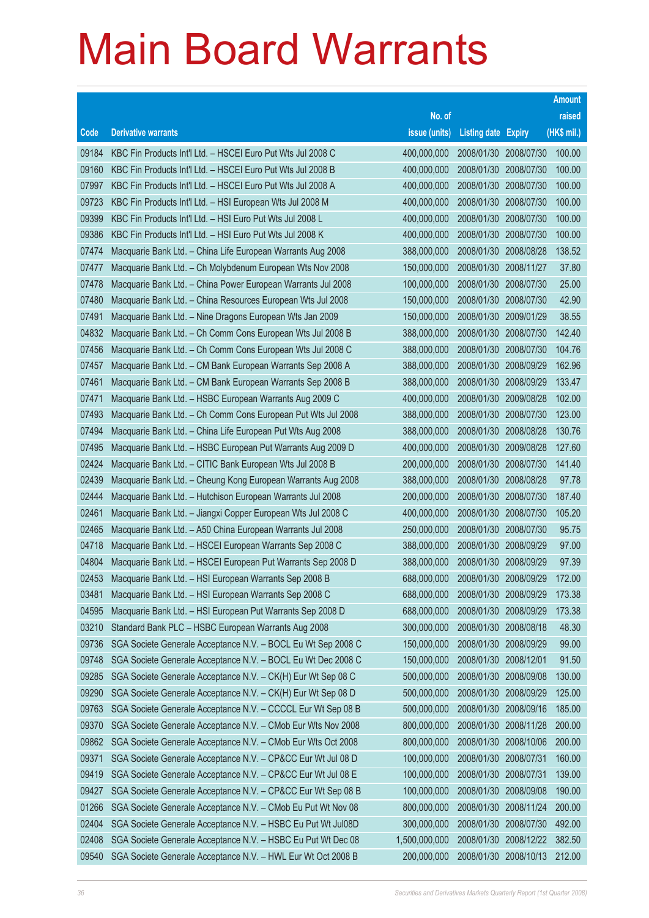# Main Board Warrants

| Code | Derivative warrants | No. of issue (units) | Listing date | Expiry | Amount raised (HK$ mil.) |
|---|---|---|---|---|---|
| 09184 | KBC Fin Products Int'l Ltd. – HSCEI Euro Put Wts Jul 2008 C | 400,000,000 | 2008/01/30 | 2008/07/30 | 100.00 |
| 09160 | KBC Fin Products Int'l Ltd. – HSCEI Euro Put Wts Jul 2008 B | 400,000,000 | 2008/01/30 | 2008/07/30 | 100.00 |
| 07997 | KBC Fin Products Int'l Ltd. – HSCEI Euro Put Wts Jul 2008 A | 400,000,000 | 2008/01/30 | 2008/07/30 | 100.00 |
| 09723 | KBC Fin Products Int'l Ltd. – HSI European Wts Jul 2008 M | 400,000,000 | 2008/01/30 | 2008/07/30 | 100.00 |
| 09399 | KBC Fin Products Int'l Ltd. – HSI Euro Put Wts Jul 2008 L | 400,000,000 | 2008/01/30 | 2008/07/30 | 100.00 |
| 09386 | KBC Fin Products Int'l Ltd. – HSI Euro Put Wts Jul 2008 K | 400,000,000 | 2008/01/30 | 2008/07/30 | 100.00 |
| 07474 | Macquarie Bank Ltd. – China Life European Warrants Aug 2008 | 388,000,000 | 2008/01/30 | 2008/08/28 | 138.52 |
| 07477 | Macquarie Bank Ltd. – Ch Molybdenum European Wts Nov 2008 | 150,000,000 | 2008/01/30 | 2008/11/27 | 37.80 |
| 07478 | Macquarie Bank Ltd. – China Power European Warrants Jul 2008 | 100,000,000 | 2008/01/30 | 2008/07/30 | 25.00 |
| 07480 | Macquarie Bank Ltd. – China Resources European Wts Jul 2008 | 150,000,000 | 2008/01/30 | 2008/07/30 | 42.90 |
| 07491 | Macquarie Bank Ltd. – Nine Dragons European Wts Jan 2009 | 150,000,000 | 2008/01/30 | 2009/01/29 | 38.55 |
| 04832 | Macquarie Bank Ltd. – Ch Comm Cons European Wts Jul 2008 B | 388,000,000 | 2008/01/30 | 2008/07/30 | 142.40 |
| 07456 | Macquarie Bank Ltd. – Ch Comm Cons European Wts Jul 2008 C | 388,000,000 | 2008/01/30 | 2008/07/30 | 104.76 |
| 07457 | Macquarie Bank Ltd. – CM Bank European Warrants Sep 2008 A | 388,000,000 | 2008/01/30 | 2008/09/29 | 162.96 |
| 07461 | Macquarie Bank Ltd. – CM Bank European Warrants Sep 2008 B | 388,000,000 | 2008/01/30 | 2008/09/29 | 133.47 |
| 07471 | Macquarie Bank Ltd. – HSBC European Warrants Aug 2009 C | 400,000,000 | 2008/01/30 | 2009/08/28 | 102.00 |
| 07493 | Macquarie Bank Ltd. – Ch Comm Cons European Put Wts Jul 2008 | 388,000,000 | 2008/01/30 | 2008/07/30 | 123.00 |
| 07494 | Macquarie Bank Ltd. – China Life European Put Wts Aug 2008 | 388,000,000 | 2008/01/30 | 2008/08/28 | 130.76 |
| 07495 | Macquarie Bank Ltd. – HSBC European Put Warrants Aug 2009 D | 400,000,000 | 2008/01/30 | 2009/08/28 | 127.60 |
| 02424 | Macquarie Bank Ltd. – CITIC Bank European Wts Jul 2008 B | 200,000,000 | 2008/01/30 | 2008/07/30 | 141.40 |
| 02439 | Macquarie Bank Ltd. – Cheung Kong European Warrants Aug 2008 | 388,000,000 | 2008/01/30 | 2008/08/28 | 97.78 |
| 02444 | Macquarie Bank Ltd. – Hutchison European Warrants Jul 2008 | 200,000,000 | 2008/01/30 | 2008/07/30 | 187.40 |
| 02461 | Macquarie Bank Ltd. – Jiangxi Copper European Wts Jul 2008 C | 400,000,000 | 2008/01/30 | 2008/07/30 | 105.20 |
| 02465 | Macquarie Bank Ltd. – A50 China European Warrants Jul 2008 | 250,000,000 | 2008/01/30 | 2008/07/30 | 95.75 |
| 04718 | Macquarie Bank Ltd. – HSCEI European Warrants Sep 2008 C | 388,000,000 | 2008/01/30 | 2008/09/29 | 97.00 |
| 04804 | Macquarie Bank Ltd. – HSCEI European Put Warrants Sep 2008 D | 388,000,000 | 2008/01/30 | 2008/09/29 | 97.39 |
| 02453 | Macquarie Bank Ltd. – HSI European Warrants Sep 2008 B | 688,000,000 | 2008/01/30 | 2008/09/29 | 172.00 |
| 03481 | Macquarie Bank Ltd. – HSI European Warrants Sep 2008 C | 688,000,000 | 2008/01/30 | 2008/09/29 | 173.38 |
| 04595 | Macquarie Bank Ltd. – HSI European Put Warrants Sep 2008 D | 688,000,000 | 2008/01/30 | 2008/09/29 | 173.38 |
| 03210 | Standard Bank PLC – HSBC European Warrants Aug 2008 | 300,000,000 | 2008/01/30 | 2008/08/18 | 48.30 |
| 09736 | SGA Societe Generale Acceptance N.V. – BOCL Eu Wt Sep 2008 C | 150,000,000 | 2008/01/30 | 2008/09/29 | 99.00 |
| 09748 | SGA Societe Generale Acceptance N.V. – BOCL Eu Wt Dec 2008 C | 150,000,000 | 2008/01/30 | 2008/12/01 | 91.50 |
| 09285 | SGA Societe Generale Acceptance N.V. – CK(H) Eur Wt Sep 08 C | 500,000,000 | 2008/01/30 | 2008/09/08 | 130.00 |
| 09290 | SGA Societe Generale Acceptance N.V. – CK(H) Eur Wt Sep 08 D | 500,000,000 | 2008/01/30 | 2008/09/29 | 125.00 |
| 09763 | SGA Societe Generale Acceptance N.V. – CCCCL Eur Wt Sep 08 B | 500,000,000 | 2008/01/30 | 2008/09/16 | 185.00 |
| 09370 | SGA Societe Generale Acceptance N.V. – CMob Eur Wts Nov 2008 | 800,000,000 | 2008/01/30 | 2008/11/28 | 200.00 |
| 09862 | SGA Societe Generale Acceptance N.V. – CMob Eur Wts Oct 2008 | 800,000,000 | 2008/01/30 | 2008/10/06 | 200.00 |
| 09371 | SGA Societe Generale Acceptance N.V. – CP&CC Eur Wt Jul 08 D | 100,000,000 | 2008/01/30 | 2008/07/31 | 160.00 |
| 09419 | SGA Societe Generale Acceptance N.V. – CP&CC Eur Wt Jul 08 E | 100,000,000 | 2008/01/30 | 2008/07/31 | 139.00 |
| 09427 | SGA Societe Generale Acceptance N.V. – CP&CC Eur Wt Sep 08 B | 100,000,000 | 2008/01/30 | 2008/09/08 | 190.00 |
| 01266 | SGA Societe Generale Acceptance N.V. – CMob Eu Put Wt Nov 08 | 800,000,000 | 2008/01/30 | 2008/11/24 | 200.00 |
| 02404 | SGA Societe Generale Acceptance N.V. – HSBC Eu Put Wt Jul08D | 300,000,000 | 2008/01/30 | 2008/07/30 | 492.00 |
| 02408 | SGA Societe Generale Acceptance N.V. – HSBC Eu Put Wt Dec 08 | 1,500,000,000 | 2008/01/30 | 2008/12/22 | 382.50 |
| 09540 | SGA Societe Generale Acceptance N.V. – HWL Eur Wt Oct 2008 B | 200,000,000 | 2008/01/30 | 2008/10/13 | 212.00 |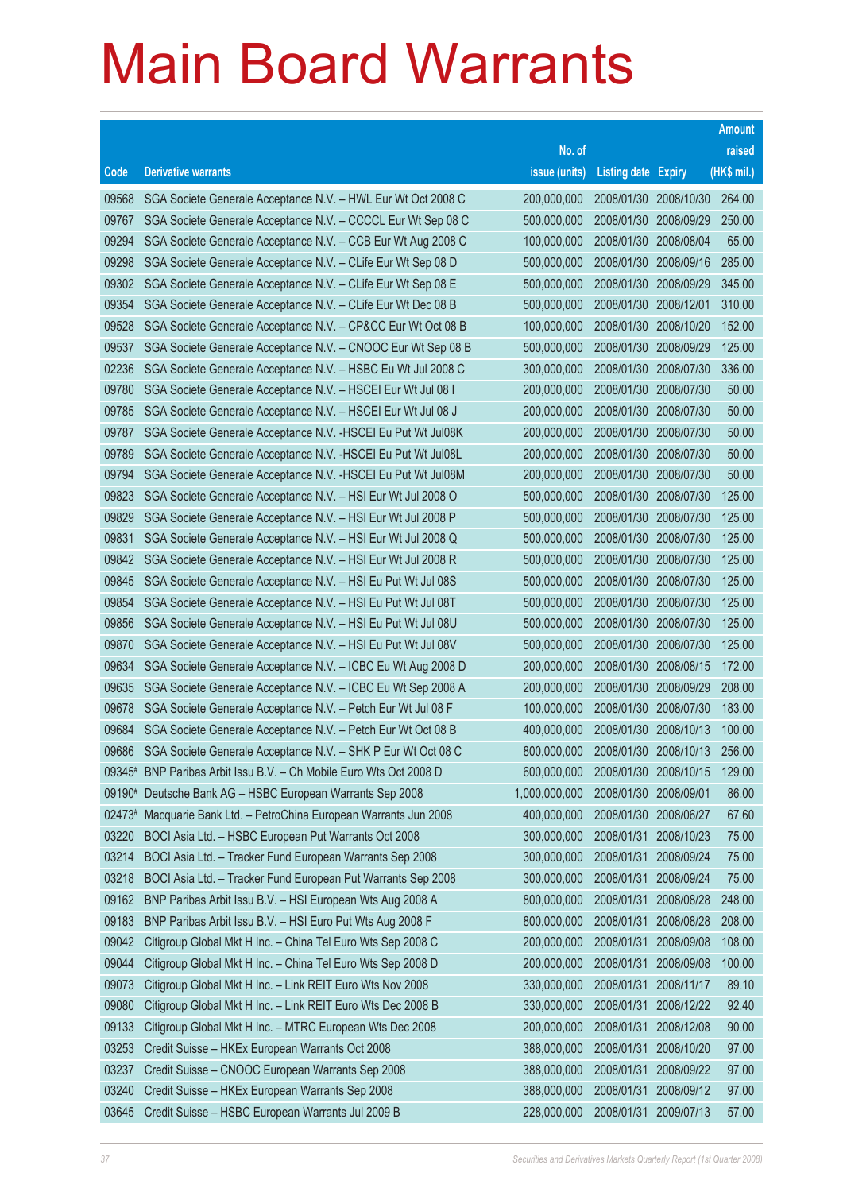# Main Board Warrants

| Code | Derivative warrants | No. of issue (units) | Listing date | Expiry | Amount raised (HK$ mil.) |
|---|---|---|---|---|---|
| 09568 | SGA Societe Generale Acceptance N.V. – HWL Eur Wt Oct 2008 C | 200,000,000 | 2008/01/30 | 2008/10/30 | 264.00 |
| 09767 | SGA Societe Generale Acceptance N.V. – CCCCL Eur Wt Sep 08 C | 500,000,000 | 2008/01/30 | 2008/09/29 | 250.00 |
| 09294 | SGA Societe Generale Acceptance N.V. – CCB Eur Wt Aug 2008 C | 100,000,000 | 2008/01/30 | 2008/08/04 | 65.00 |
| 09298 | SGA Societe Generale Acceptance N.V. – CLife Eur Wt Sep 08 D | 500,000,000 | 2008/01/30 | 2008/09/16 | 285.00 |
| 09302 | SGA Societe Generale Acceptance N.V. – CLife Eur Wt Sep 08 E | 500,000,000 | 2008/01/30 | 2008/09/29 | 345.00 |
| 09354 | SGA Societe Generale Acceptance N.V. – CLife Eur Wt Dec 08 B | 500,000,000 | 2008/01/30 | 2008/12/01 | 310.00 |
| 09528 | SGA Societe Generale Acceptance N.V. – CP&CC Eur Wt Oct 08 B | 100,000,000 | 2008/01/30 | 2008/10/20 | 152.00 |
| 09537 | SGA Societe Generale Acceptance N.V. – CNOOC Eur Wt Sep 08 B | 500,000,000 | 2008/01/30 | 2008/09/29 | 125.00 |
| 02236 | SGA Societe Generale Acceptance N.V. – HSBC Eu Wt Jul 2008 C | 300,000,000 | 2008/01/30 | 2008/07/30 | 336.00 |
| 09780 | SGA Societe Generale Acceptance N.V. – HSCEI Eur Wt Jul 08 I | 200,000,000 | 2008/01/30 | 2008/07/30 | 50.00 |
| 09785 | SGA Societe Generale Acceptance N.V. – HSCEI Eur Wt Jul 08 J | 200,000,000 | 2008/01/30 | 2008/07/30 | 50.00 |
| 09787 | SGA Societe Generale Acceptance N.V. -HSCEI Eu Put Wt Jul08K | 200,000,000 | 2008/01/30 | 2008/07/30 | 50.00 |
| 09789 | SGA Societe Generale Acceptance N.V. -HSCEI Eu Put Wt Jul08L | 200,000,000 | 2008/01/30 | 2008/07/30 | 50.00 |
| 09794 | SGA Societe Generale Acceptance N.V. -HSCEI Eu Put Wt Jul08M | 200,000,000 | 2008/01/30 | 2008/07/30 | 50.00 |
| 09823 | SGA Societe Generale Acceptance N.V. – HSI Eur Wt Jul 2008 O | 500,000,000 | 2008/01/30 | 2008/07/30 | 125.00 |
| 09829 | SGA Societe Generale Acceptance N.V. – HSI Eur Wt Jul 2008 P | 500,000,000 | 2008/01/30 | 2008/07/30 | 125.00 |
| 09831 | SGA Societe Generale Acceptance N.V. – HSI Eur Wt Jul 2008 Q | 500,000,000 | 2008/01/30 | 2008/07/30 | 125.00 |
| 09842 | SGA Societe Generale Acceptance N.V. – HSI Eur Wt Jul 2008 R | 500,000,000 | 2008/01/30 | 2008/07/30 | 125.00 |
| 09845 | SGA Societe Generale Acceptance N.V. – HSI Eu Put Wt Jul 08S | 500,000,000 | 2008/01/30 | 2008/07/30 | 125.00 |
| 09854 | SGA Societe Generale Acceptance N.V. – HSI Eu Put Wt Jul 08T | 500,000,000 | 2008/01/30 | 2008/07/30 | 125.00 |
| 09856 | SGA Societe Generale Acceptance N.V. – HSI Eu Put Wt Jul 08U | 500,000,000 | 2008/01/30 | 2008/07/30 | 125.00 |
| 09870 | SGA Societe Generale Acceptance N.V. – HSI Eu Put Wt Jul 08V | 500,000,000 | 2008/01/30 | 2008/07/30 | 125.00 |
| 09634 | SGA Societe Generale Acceptance N.V. – ICBC Eu Wt Aug 2008 D | 200,000,000 | 2008/01/30 | 2008/08/15 | 172.00 |
| 09635 | SGA Societe Generale Acceptance N.V. – ICBC Eu Wt Sep 2008 A | 200,000,000 | 2008/01/30 | 2008/09/29 | 208.00 |
| 09678 | SGA Societe Generale Acceptance N.V. – Petch Eur Wt Jul 08 F | 100,000,000 | 2008/01/30 | 2008/07/30 | 183.00 |
| 09684 | SGA Societe Generale Acceptance N.V. – Petch Eur Wt Oct 08 B | 400,000,000 | 2008/01/30 | 2008/10/13 | 100.00 |
| 09686 | SGA Societe Generale Acceptance N.V. – SHK P Eur Wt Oct 08 C | 800,000,000 | 2008/01/30 | 2008/10/13 | 256.00 |
| 09345# | BNP Paribas Arbit Issu B.V. – Ch Mobile Euro Wts Oct 2008 D | 600,000,000 | 2008/01/30 | 2008/10/15 | 129.00 |
| 09190# | Deutsche Bank AG – HSBC European Warrants Sep 2008 | 1,000,000,000 | 2008/01/30 | 2008/09/01 | 86.00 |
| 02473# | Macquarie Bank Ltd. – PetroChina European Warrants Jun 2008 | 400,000,000 | 2008/01/30 | 2008/06/27 | 67.60 |
| 03220 | BOCI Asia Ltd. – HSBC European Put Warrants Oct 2008 | 300,000,000 | 2008/01/31 | 2008/10/23 | 75.00 |
| 03214 | BOCI Asia Ltd. – Tracker Fund European Warrants Sep 2008 | 300,000,000 | 2008/01/31 | 2008/09/24 | 75.00 |
| 03218 | BOCI Asia Ltd. – Tracker Fund European Put Warrants Sep 2008 | 300,000,000 | 2008/01/31 | 2008/09/24 | 75.00 |
| 09162 | BNP Paribas Arbit Issu B.V. – HSI European Wts Aug 2008 A | 800,000,000 | 2008/01/31 | 2008/08/28 | 248.00 |
| 09183 | BNP Paribas Arbit Issu B.V. – HSI Euro Put Wts Aug 2008 F | 800,000,000 | 2008/01/31 | 2008/08/28 | 208.00 |
| 09042 | Citigroup Global Mkt H Inc. – China Tel Euro Wts Sep 2008 C | 200,000,000 | 2008/01/31 | 2008/09/08 | 108.00 |
| 09044 | Citigroup Global Mkt H Inc. – China Tel Euro Wts Sep 2008 D | 200,000,000 | 2008/01/31 | 2008/09/08 | 100.00 |
| 09073 | Citigroup Global Mkt H Inc. – Link REIT Euro Wts Nov 2008 | 330,000,000 | 2008/01/31 | 2008/11/17 | 89.10 |
| 09080 | Citigroup Global Mkt H Inc. – Link REIT Euro Wts Dec 2008 B | 330,000,000 | 2008/01/31 | 2008/12/22 | 92.40 |
| 09133 | Citigroup Global Mkt H Inc. – MTRC European Wts Dec 2008 | 200,000,000 | 2008/01/31 | 2008/12/08 | 90.00 |
| 03253 | Credit Suisse – HKEx European Warrants Oct 2008 | 388,000,000 | 2008/01/31 | 2008/10/20 | 97.00 |
| 03237 | Credit Suisse – CNOOC European Warrants Sep 2008 | 388,000,000 | 2008/01/31 | 2008/09/22 | 97.00 |
| 03240 | Credit Suisse – HKEx European Warrants Sep 2008 | 388,000,000 | 2008/01/31 | 2008/09/12 | 97.00 |
| 03645 | Credit Suisse – HSBC European Warrants Jul 2009 B | 228,000,000 | 2008/01/31 | 2009/07/13 | 57.00 |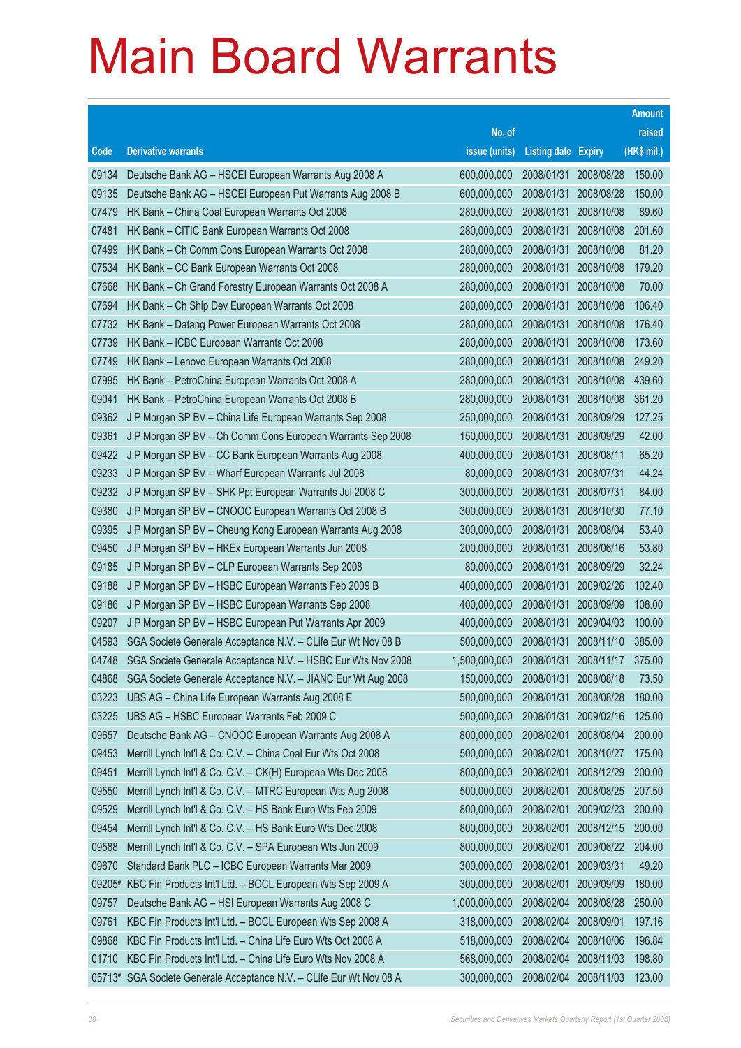# Main Board Warrants

| Code | Derivative warrants | No. of issue (units) | Listing date | Expiry | Amount raised (HK$ mil.) |
|---|---|---|---|---|---|
| 09134 | Deutsche Bank AG – HSCEI European Warrants Aug 2008 A | 600,000,000 | 2008/01/31 | 2008/08/28 | 150.00 |
| 09135 | Deutsche Bank AG – HSCEI European Put Warrants Aug 2008 B | 600,000,000 | 2008/01/31 | 2008/08/28 | 150.00 |
| 07479 | HK Bank – China Coal European Warrants Oct 2008 | 280,000,000 | 2008/01/31 | 2008/10/08 | 89.60 |
| 07481 | HK Bank – CITIC Bank European Warrants Oct 2008 | 280,000,000 | 2008/01/31 | 2008/10/08 | 201.60 |
| 07499 | HK Bank – Ch Comm Cons European Warrants Oct 2008 | 280,000,000 | 2008/01/31 | 2008/10/08 | 81.20 |
| 07534 | HK Bank – CC Bank European Warrants Oct 2008 | 280,000,000 | 2008/01/31 | 2008/10/08 | 179.20 |
| 07668 | HK Bank – Ch Grand Forestry European Warrants Oct 2008 A | 280,000,000 | 2008/01/31 | 2008/10/08 | 70.00 |
| 07694 | HK Bank – Ch Ship Dev European Warrants Oct 2008 | 280,000,000 | 2008/01/31 | 2008/10/08 | 106.40 |
| 07732 | HK Bank – Datang Power European Warrants Oct 2008 | 280,000,000 | 2008/01/31 | 2008/10/08 | 176.40 |
| 07739 | HK Bank – ICBC European Warrants Oct 2008 | 280,000,000 | 2008/01/31 | 2008/10/08 | 173.60 |
| 07749 | HK Bank – Lenovo European Warrants Oct 2008 | 280,000,000 | 2008/01/31 | 2008/10/08 | 249.20 |
| 07995 | HK Bank – PetroChina European Warrants Oct 2008 A | 280,000,000 | 2008/01/31 | 2008/10/08 | 439.60 |
| 09041 | HK Bank – PetroChina European Warrants Oct 2008 B | 280,000,000 | 2008/01/31 | 2008/10/08 | 361.20 |
| 09362 | J P Morgan SP BV – China Life European Warrants Sep 2008 | 250,000,000 | 2008/01/31 | 2008/09/29 | 127.25 |
| 09361 | J P Morgan SP BV – Ch Comm Cons European Warrants Sep 2008 | 150,000,000 | 2008/01/31 | 2008/09/29 | 42.00 |
| 09422 | J P Morgan SP BV – CC Bank European Warrants Aug 2008 | 400,000,000 | 2008/01/31 | 2008/08/11 | 65.20 |
| 09233 | J P Morgan SP BV – Wharf European Warrants Jul 2008 | 80,000,000 | 2008/01/31 | 2008/07/31 | 44.24 |
| 09232 | J P Morgan SP BV – SHK Ppt European Warrants Jul 2008 C | 300,000,000 | 2008/01/31 | 2008/07/31 | 84.00 |
| 09380 | J P Morgan SP BV – CNOOC European Warrants Oct 2008 B | 300,000,000 | 2008/01/31 | 2008/10/30 | 77.10 |
| 09395 | J P Morgan SP BV – Cheung Kong European Warrants Aug 2008 | 300,000,000 | 2008/01/31 | 2008/08/04 | 53.40 |
| 09450 | J P Morgan SP BV – HKEx European Warrants Jun 2008 | 200,000,000 | 2008/01/31 | 2008/06/16 | 53.80 |
| 09185 | J P Morgan SP BV – CLP European Warrants Sep 2008 | 80,000,000 | 2008/01/31 | 2008/09/29 | 32.24 |
| 09188 | J P Morgan SP BV – HSBC European Warrants Feb 2009 B | 400,000,000 | 2008/01/31 | 2009/02/26 | 102.40 |
| 09186 | J P Morgan SP BV – HSBC European Warrants Sep 2008 | 400,000,000 | 2008/01/31 | 2008/09/09 | 108.00 |
| 09207 | J P Morgan SP BV – HSBC European Put Warrants Apr 2009 | 400,000,000 | 2008/01/31 | 2009/04/03 | 100.00 |
| 04593 | SGA Societe Generale Acceptance N.V. – CLife Eur Wt Nov 08 B | 500,000,000 | 2008/01/31 | 2008/11/10 | 385.00 |
| 04748 | SGA Societe Generale Acceptance N.V. – HSBC Eur Wts Nov 2008 | 1,500,000,000 | 2008/01/31 | 2008/11/17 | 375.00 |
| 04868 | SGA Societe Generale Acceptance N.V. – JIANC Eur Wt Aug 2008 | 150,000,000 | 2008/01/31 | 2008/08/18 | 73.50 |
| 03223 | UBS AG – China Life European Warrants Aug 2008 E | 500,000,000 | 2008/01/31 | 2008/08/28 | 180.00 |
| 03225 | UBS AG – HSBC European Warrants Feb 2009 C | 500,000,000 | 2008/01/31 | 2009/02/16 | 125.00 |
| 09657 | Deutsche Bank AG – CNOOC European Warrants Aug 2008 A | 800,000,000 | 2008/02/01 | 2008/08/04 | 200.00 |
| 09453 | Merrill Lynch Int'l & Co. C.V. – China Coal Eur Wts Oct 2008 | 500,000,000 | 2008/02/01 | 2008/10/27 | 175.00 |
| 09451 | Merrill Lynch Int'l & Co. C.V. – CK(H) European Wts Dec 2008 | 800,000,000 | 2008/02/01 | 2008/12/29 | 200.00 |
| 09550 | Merrill Lynch Int'l & Co. C.V. – MTRC European Wts Aug 2008 | 500,000,000 | 2008/02/01 | 2008/08/25 | 207.50 |
| 09529 | Merrill Lynch Int'l & Co. C.V. – HS Bank Euro Wts Feb 2009 | 800,000,000 | 2008/02/01 | 2009/02/23 | 200.00 |
| 09454 | Merrill Lynch Int'l & Co. C.V. – HS Bank Euro Wts Dec 2008 | 800,000,000 | 2008/02/01 | 2008/12/15 | 200.00 |
| 09588 | Merrill Lynch Int'l & Co. C.V. – SPA European Wts Jun 2009 | 800,000,000 | 2008/02/01 | 2009/06/22 | 204.00 |
| 09670 | Standard Bank PLC – ICBC European Warrants Mar 2009 | 300,000,000 | 2008/02/01 | 2009/03/31 | 49.20 |
| 09205# | KBC Fin Products Int'l Ltd. – BOCL European Wts Sep 2009 A | 300,000,000 | 2008/02/01 | 2009/09/09 | 180.00 |
| 09757 | Deutsche Bank AG – HSI European Warrants Aug 2008 C | 1,000,000,000 | 2008/02/04 | 2008/08/28 | 250.00 |
| 09761 | KBC Fin Products Int'l Ltd. – BOCL European Wts Sep 2008 A | 318,000,000 | 2008/02/04 | 2008/09/01 | 197.16 |
| 09868 | KBC Fin Products Int'l Ltd. – China Life Euro Wts Oct 2008 A | 518,000,000 | 2008/02/04 | 2008/10/06 | 196.84 |
| 01710 | KBC Fin Products Int'l Ltd. – China Life Euro Wts Nov 2008 A | 568,000,000 | 2008/02/04 | 2008/11/03 | 198.80 |
| 05713# | SGA Societe Generale Acceptance N.V. – CLife Eur Wt Nov 08 A | 300,000,000 | 2008/02/04 | 2008/11/03 | 123.00 |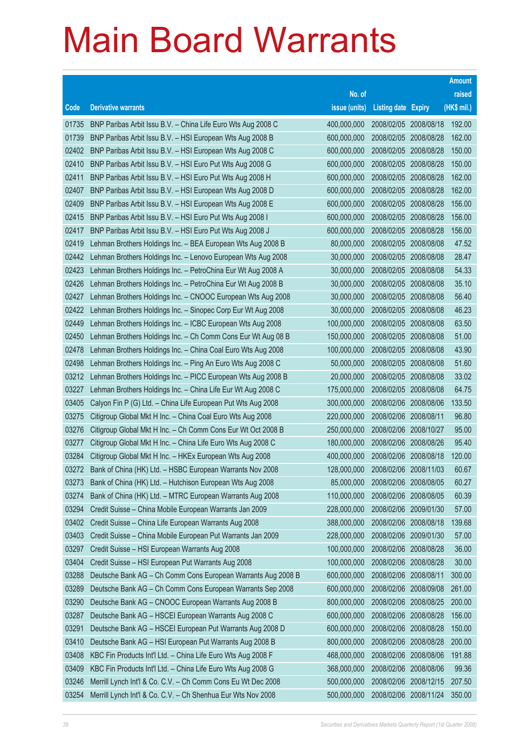# Main Board Warrants

| Code | Derivative warrants | No. of issue (units) | Listing date | Expiry | Amount raised (HK$ mil.) |
|---|---|---|---|---|---|
| 01735 | BNP Paribas Arbit Issu B.V. – China Life Euro Wts Aug 2008 C | 400,000,000 | 2008/02/05 | 2008/08/18 | 192.00 |
| 01739 | BNP Paribas Arbit Issu B.V. – HSI European Wts Aug 2008 B | 600,000,000 | 2008/02/05 | 2008/08/28 | 162.00 |
| 02402 | BNP Paribas Arbit Issu B.V. – HSI European Wts Aug 2008 C | 600,000,000 | 2008/02/05 | 2008/08/28 | 150.00 |
| 02410 | BNP Paribas Arbit Issu B.V. – HSI Euro Put Wts Aug 2008 G | 600,000,000 | 2008/02/05 | 2008/08/28 | 150.00 |
| 02411 | BNP Paribas Arbit Issu B.V. – HSI Euro Put Wts Aug 2008 H | 600,000,000 | 2008/02/05 | 2008/08/28 | 162.00 |
| 02407 | BNP Paribas Arbit Issu B.V. – HSI European Wts Aug 2008 D | 600,000,000 | 2008/02/05 | 2008/08/28 | 162.00 |
| 02409 | BNP Paribas Arbit Issu B.V. – HSI European Wts Aug 2008 E | 600,000,000 | 2008/02/05 | 2008/08/28 | 156.00 |
| 02415 | BNP Paribas Arbit Issu B.V. – HSI Euro Put Wts Aug 2008 I | 600,000,000 | 2008/02/05 | 2008/08/28 | 156.00 |
| 02417 | BNP Paribas Arbit Issu B.V. – HSI Euro Put Wts Aug 2008 J | 600,000,000 | 2008/02/05 | 2008/08/28 | 156.00 |
| 02419 | Lehman Brothers Holdings Inc. – BEA European Wts Aug 2008 B | 80,000,000 | 2008/02/05 | 2008/08/08 | 47.52 |
| 02442 | Lehman Brothers Holdings Inc. – Lenovo European Wts Aug 2008 | 30,000,000 | 2008/02/05 | 2008/08/08 | 28.47 |
| 02423 | Lehman Brothers Holdings Inc. – PetroChina Eur Wt Aug 2008 A | 30,000,000 | 2008/02/05 | 2008/08/08 | 54.33 |
| 02426 | Lehman Brothers Holdings Inc. – PetroChina Eur Wt Aug 2008 B | 30,000,000 | 2008/02/05 | 2008/08/08 | 35.10 |
| 02427 | Lehman Brothers Holdings Inc. – CNOOC European Wts Aug 2008 | 30,000,000 | 2008/02/05 | 2008/08/08 | 56.40 |
| 02422 | Lehman Brothers Holdings Inc. – Sinopec Corp Eur Wt Aug 2008 | 30,000,000 | 2008/02/05 | 2008/08/08 | 46.23 |
| 02449 | Lehman Brothers Holdings Inc. – ICBC European Wts Aug 2008 | 100,000,000 | 2008/02/05 | 2008/08/08 | 63.50 |
| 02450 | Lehman Brothers Holdings Inc. – Ch Comm Cons Eur Wt Aug 08 B | 150,000,000 | 2008/02/05 | 2008/08/08 | 51.00 |
| 02478 | Lehman Brothers Holdings Inc. – China Coal Euro Wts Aug 2008 | 100,000,000 | 2008/02/05 | 2008/08/08 | 43.90 |
| 02498 | Lehman Brothers Holdings Inc. – Ping An Euro Wts Aug 2008 C | 50,000,000 | 2008/02/05 | 2008/08/08 | 51.60 |
| 03212 | Lehman Brothers Holdings Inc. – PICC European Wts Aug 2008 B | 20,000,000 | 2008/02/05 | 2008/08/08 | 33.02 |
| 03227 | Lehman Brothers Holdings Inc. – China Life Eur Wt Aug 2008 C | 175,000,000 | 2008/02/05 | 2008/08/08 | 64.75 |
| 03405 | Calyon Fin P (G) Ltd. – China Life European Put Wts Aug 2008 | 300,000,000 | 2008/02/06 | 2008/08/06 | 133.50 |
| 03275 | Citigroup Global Mkt H Inc. – China Coal Euro Wts Aug 2008 | 220,000,000 | 2008/02/06 | 2008/08/11 | 96.80 |
| 03276 | Citigroup Global Mkt H Inc. – Ch Comm Cons Eur Wt Oct 2008 B | 250,000,000 | 2008/02/06 | 2008/10/27 | 95.00 |
| 03277 | Citigroup Global Mkt H Inc. – China Life Euro Wts Aug 2008 C | 180,000,000 | 2008/02/06 | 2008/08/26 | 95.40 |
| 03284 | Citigroup Global Mkt H Inc. – HKEx European Wts Aug 2008 | 400,000,000 | 2008/02/06 | 2008/08/18 | 120.00 |
| 03272 | Bank of China (HK) Ltd. – HSBC European Warrants Nov 2008 | 128,000,000 | 2008/02/06 | 2008/11/03 | 60.67 |
| 03273 | Bank of China (HK) Ltd. – Hutchison European Wts Aug 2008 | 85,000,000 | 2008/02/06 | 2008/08/05 | 60.27 |
| 03274 | Bank of China (HK) Ltd. – MTRC European Warrants Aug 2008 | 110,000,000 | 2008/02/06 | 2008/08/05 | 60.39 |
| 03294 | Credit Suisse – China Mobile European Warrants Jan 2009 | 228,000,000 | 2008/02/06 | 2009/01/30 | 57.00 |
| 03402 | Credit Suisse – China Life European Warrants Aug 2008 | 388,000,000 | 2008/02/06 | 2008/08/18 | 139.68 |
| 03403 | Credit Suisse – China Mobile European Put Warrants Jan 2009 | 228,000,000 | 2008/02/06 | 2009/01/30 | 57.00 |
| 03297 | Credit Suisse – HSI European Warrants Aug 2008 | 100,000,000 | 2008/02/06 | 2008/08/28 | 36.00 |
| 03404 | Credit Suisse – HSI European Put Warrants Aug 2008 | 100,000,000 | 2008/02/06 | 2008/08/28 | 30.00 |
| 03288 | Deutsche Bank AG – Ch Comm Cons European Warrants Aug 2008 B | 600,000,000 | 2008/02/06 | 2008/08/11 | 300.00 |
| 03289 | Deutsche Bank AG – Ch Comm Cons European Warrants Sep 2008 | 600,000,000 | 2008/02/06 | 2008/09/08 | 261.00 |
| 03290 | Deutsche Bank AG – CNOOC European Warrants Aug 2008 B | 800,000,000 | 2008/02/06 | 2008/08/25 | 200.00 |
| 03287 | Deutsche Bank AG – HSCEI European Warrants Aug 2008 C | 600,000,000 | 2008/02/06 | 2008/08/28 | 156.00 |
| 03291 | Deutsche Bank AG – HSCEI European Put Warrants Aug 2008 D | 600,000,000 | 2008/02/06 | 2008/08/28 | 150.00 |
| 03410 | Deutsche Bank AG – HSI European Put Warrants Aug 2008 B | 800,000,000 | 2008/02/06 | 2008/08/28 | 200.00 |
| 03408 | KBC Fin Products Int'l Ltd. – China Life Euro Wts Aug 2008 F | 468,000,000 | 2008/02/06 | 2008/08/06 | 191.88 |
| 03409 | KBC Fin Products Int'l Ltd. – China Life Euro Wts Aug 2008 G | 368,000,000 | 2008/02/06 | 2008/08/06 | 99.36 |
| 03246 | Merrill Lynch Int'l & Co. C.V. – Ch Comm Cons Eu Wt Dec 2008 | 500,000,000 | 2008/02/06 | 2008/12/15 | 207.50 |
| 03254 | Merrill Lynch Int'l & Co. C.V. – Ch Shenhua Eur Wts Nov 2008 | 500,000,000 | 2008/02/06 | 2008/11/24 | 350.00 |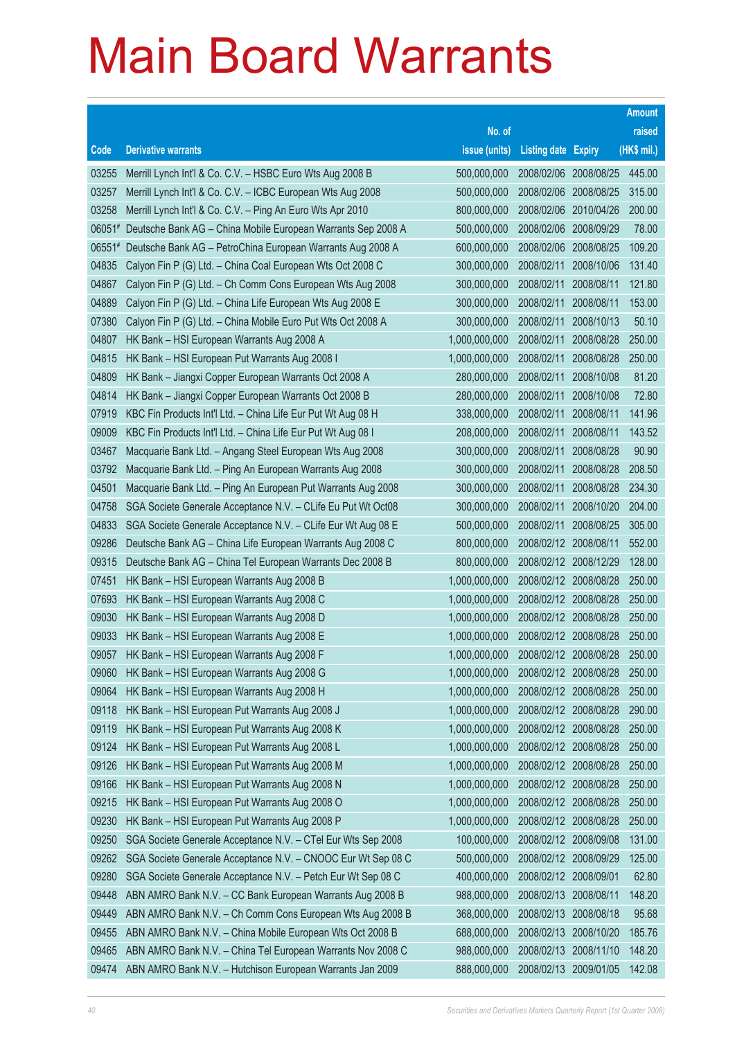# Main Board Warrants

| Code | Derivative warrants | No. of issue (units) | Listing date | Expiry | Amount raised (HK$ mil.) |
|---|---|---|---|---|---|
| 03255 | Merrill Lynch Int'l & Co. C.V. – HSBC Euro Wts Aug 2008 B | 500,000,000 | 2008/02/06 | 2008/08/25 | 445.00 |
| 03257 | Merrill Lynch Int'l & Co. C.V. – ICBC European Wts Aug 2008 | 500,000,000 | 2008/02/06 | 2008/08/25 | 315.00 |
| 03258 | Merrill Lynch Int'l & Co. C.V. – Ping An Euro Wts Apr 2010 | 800,000,000 | 2008/02/06 | 2010/04/26 | 200.00 |
| 06051# | Deutsche Bank AG – China Mobile European Warrants Sep 2008 A | 500,000,000 | 2008/02/06 | 2008/09/29 | 78.00 |
| 06551# | Deutsche Bank AG – PetroChina European Warrants Aug 2008 A | 600,000,000 | 2008/02/06 | 2008/08/25 | 109.20 |
| 04835 | Calyon Fin P (G) Ltd. – China Coal European Wts Oct 2008 C | 300,000,000 | 2008/02/11 | 2008/10/06 | 131.40 |
| 04867 | Calyon Fin P (G) Ltd. – Ch Comm Cons European Wts Aug 2008 | 300,000,000 | 2008/02/11 | 2008/08/11 | 121.80 |
| 04889 | Calyon Fin P (G) Ltd. – China Life European Wts Aug 2008 E | 300,000,000 | 2008/02/11 | 2008/08/11 | 153.00 |
| 07380 | Calyon Fin P (G) Ltd. – China Mobile Euro Put Wts Oct 2008 A | 300,000,000 | 2008/02/11 | 2008/10/13 | 50.10 |
| 04807 | HK Bank – HSI European Warrants Aug 2008 A | 1,000,000,000 | 2008/02/11 | 2008/08/28 | 250.00 |
| 04815 | HK Bank – HSI European Put Warrants Aug 2008 I | 1,000,000,000 | 2008/02/11 | 2008/08/28 | 250.00 |
| 04809 | HK Bank – Jiangxi Copper European Warrants Oct 2008 A | 280,000,000 | 2008/02/11 | 2008/10/08 | 81.20 |
| 04814 | HK Bank – Jiangxi Copper European Warrants Oct 2008 B | 280,000,000 | 2008/02/11 | 2008/10/08 | 72.80 |
| 07919 | KBC Fin Products Int'l Ltd. – China Life Eur Put Wt Aug 08 H | 338,000,000 | 2008/02/11 | 2008/08/11 | 141.96 |
| 09009 | KBC Fin Products Int'l Ltd. – China Life Eur Put Wt Aug 08 I | 208,000,000 | 2008/02/11 | 2008/08/11 | 143.52 |
| 03467 | Macquarie Bank Ltd. – Angang Steel European Wts Aug 2008 | 300,000,000 | 2008/02/11 | 2008/08/28 | 90.90 |
| 03792 | Macquarie Bank Ltd. – Ping An European Warrants Aug 2008 | 300,000,000 | 2008/02/11 | 2008/08/28 | 208.50 |
| 04501 | Macquarie Bank Ltd. – Ping An European Put Warrants Aug 2008 | 300,000,000 | 2008/02/11 | 2008/08/28 | 234.30 |
| 04758 | SGA Societe Generale Acceptance N.V. – CLife Eu Put Wt Oct08 | 300,000,000 | 2008/02/11 | 2008/10/20 | 204.00 |
| 04833 | SGA Societe Generale Acceptance N.V. – CLife Eur Wt Aug 08 E | 500,000,000 | 2008/02/11 | 2008/08/25 | 305.00 |
| 09286 | Deutsche Bank AG – China Life European Warrants Aug 2008 C | 800,000,000 | 2008/02/12 | 2008/08/11 | 552.00 |
| 09315 | Deutsche Bank AG – China Tel European Warrants Dec 2008 B | 800,000,000 | 2008/02/12 | 2008/12/29 | 128.00 |
| 07451 | HK Bank – HSI European Warrants Aug 2008 B | 1,000,000,000 | 2008/02/12 | 2008/08/28 | 250.00 |
| 07693 | HK Bank – HSI European Warrants Aug 2008 C | 1,000,000,000 | 2008/02/12 | 2008/08/28 | 250.00 |
| 09030 | HK Bank – HSI European Warrants Aug 2008 D | 1,000,000,000 | 2008/02/12 | 2008/08/28 | 250.00 |
| 09033 | HK Bank – HSI European Warrants Aug 2008 E | 1,000,000,000 | 2008/02/12 | 2008/08/28 | 250.00 |
| 09057 | HK Bank – HSI European Warrants Aug 2008 F | 1,000,000,000 | 2008/02/12 | 2008/08/28 | 250.00 |
| 09060 | HK Bank – HSI European Warrants Aug 2008 G | 1,000,000,000 | 2008/02/12 | 2008/08/28 | 250.00 |
| 09064 | HK Bank – HSI European Warrants Aug 2008 H | 1,000,000,000 | 2008/02/12 | 2008/08/28 | 250.00 |
| 09118 | HK Bank – HSI European Put Warrants Aug 2008 J | 1,000,000,000 | 2008/02/12 | 2008/08/28 | 290.00 |
| 09119 | HK Bank – HSI European Put Warrants Aug 2008 K | 1,000,000,000 | 2008/02/12 | 2008/08/28 | 250.00 |
| 09124 | HK Bank – HSI European Put Warrants Aug 2008 L | 1,000,000,000 | 2008/02/12 | 2008/08/28 | 250.00 |
| 09126 | HK Bank – HSI European Put Warrants Aug 2008 M | 1,000,000,000 | 2008/02/12 | 2008/08/28 | 250.00 |
| 09166 | HK Bank – HSI European Put Warrants Aug 2008 N | 1,000,000,000 | 2008/02/12 | 2008/08/28 | 250.00 |
| 09215 | HK Bank – HSI European Put Warrants Aug 2008 O | 1,000,000,000 | 2008/02/12 | 2008/08/28 | 250.00 |
| 09230 | HK Bank – HSI European Put Warrants Aug 2008 P | 1,000,000,000 | 2008/02/12 | 2008/08/28 | 250.00 |
| 09250 | SGA Societe Generale Acceptance N.V. – CTel Eur Wts Sep 2008 | 100,000,000 | 2008/02/12 | 2008/09/08 | 131.00 |
| 09262 | SGA Societe Generale Acceptance N.V. – CNOOC Eur Wt Sep 08 C | 500,000,000 | 2008/02/12 | 2008/09/29 | 125.00 |
| 09280 | SGA Societe Generale Acceptance N.V. – Petch Eur Wt Sep 08 C | 400,000,000 | 2008/02/12 | 2008/09/01 | 62.80 |
| 09448 | ABN AMRO Bank N.V. – CC Bank European Warrants Aug 2008 B | 988,000,000 | 2008/02/13 | 2008/08/11 | 148.20 |
| 09449 | ABN AMRO Bank N.V. – Ch Comm Cons European Wts Aug 2008 B | 368,000,000 | 2008/02/13 | 2008/08/18 | 95.68 |
| 09455 | ABN AMRO Bank N.V. – China Mobile European Wts Oct 2008 B | 688,000,000 | 2008/02/13 | 2008/10/20 | 185.76 |
| 09465 | ABN AMRO Bank N.V. – China Tel European Warrants Nov 2008 C | 988,000,000 | 2008/02/13 | 2008/11/10 | 148.20 |
| 09474 | ABN AMRO Bank N.V. – Hutchison European Warrants Jan 2009 | 888,000,000 | 2008/02/13 | 2009/01/05 | 142.08 |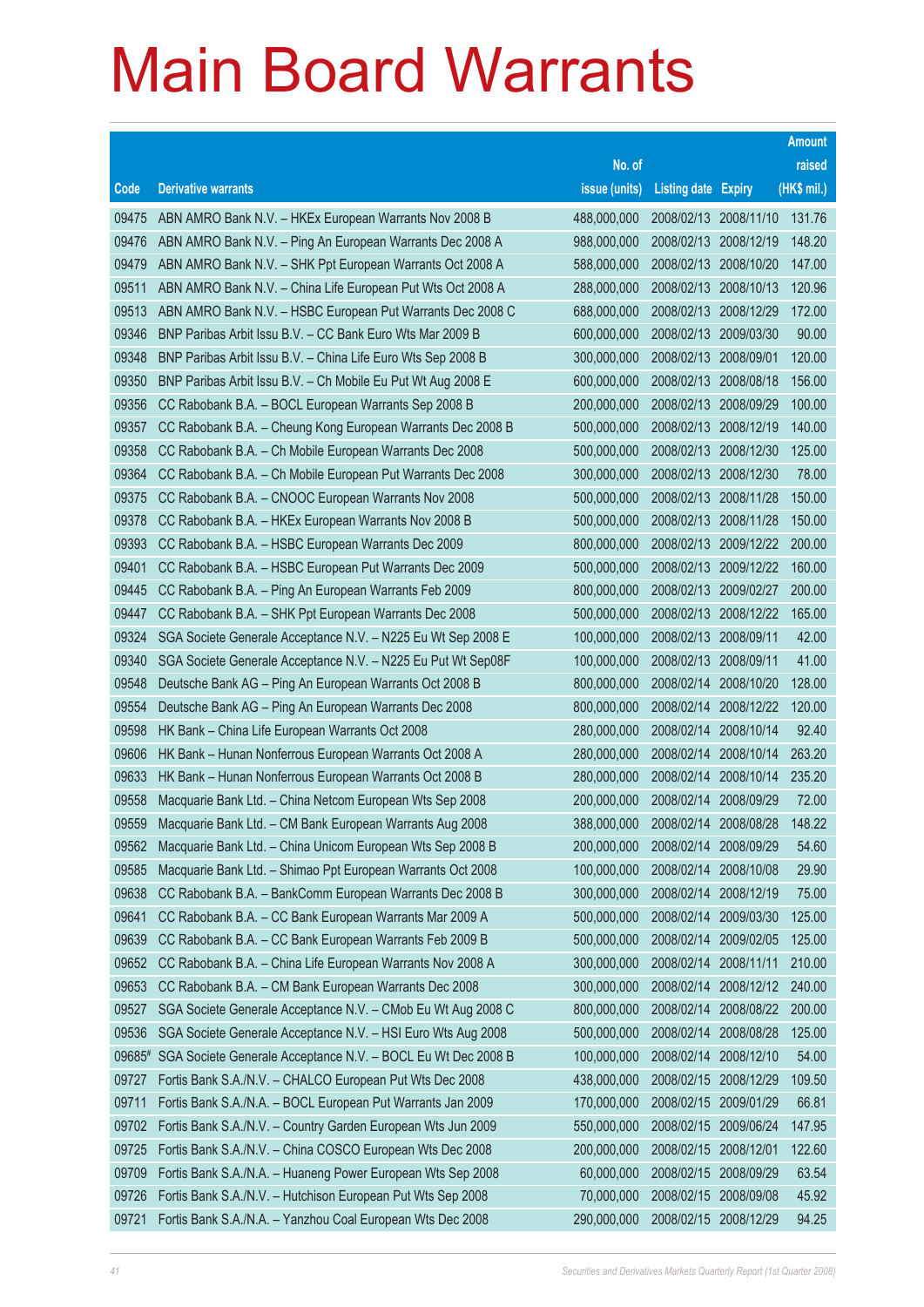# Main Board Warrants

| Code | Derivative warrants | No. of issue (units) | Listing date | Expiry | Amount raised (HK$ mil.) |
|---|---|---|---|---|---|
| 09475 | ABN AMRO Bank N.V. – HKEx European Warrants Nov 2008 B | 488,000,000 | 2008/02/13 | 2008/11/10 | 131.76 |
| 09476 | ABN AMRO Bank N.V. – Ping An European Warrants Dec 2008 A | 988,000,000 | 2008/02/13 | 2008/12/19 | 148.20 |
| 09479 | ABN AMRO Bank N.V. – SHK Ppt European Warrants Oct 2008 A | 588,000,000 | 2008/02/13 | 2008/10/20 | 147.00 |
| 09511 | ABN AMRO Bank N.V. – China Life European Put Wts Oct 2008 A | 288,000,000 | 2008/02/13 | 2008/10/13 | 120.96 |
| 09513 | ABN AMRO Bank N.V. – HSBC European Put Warrants Dec 2008 C | 688,000,000 | 2008/02/13 | 2008/12/29 | 172.00 |
| 09346 | BNP Paribas Arbit Issu B.V. – CC Bank Euro Wts Mar 2009 B | 600,000,000 | 2008/02/13 | 2009/03/30 | 90.00 |
| 09348 | BNP Paribas Arbit Issu B.V. – China Life Euro Wts Sep 2008 B | 300,000,000 | 2008/02/13 | 2008/09/01 | 120.00 |
| 09350 | BNP Paribas Arbit Issu B.V. – Ch Mobile Eu Put Wt Aug 2008 E | 600,000,000 | 2008/02/13 | 2008/08/18 | 156.00 |
| 09356 | CC Rabobank B.A. – BOCL European Warrants Sep 2008 B | 200,000,000 | 2008/02/13 | 2008/09/29 | 100.00 |
| 09357 | CC Rabobank B.A. – Cheung Kong European Warrants Dec 2008 B | 500,000,000 | 2008/02/13 | 2008/12/19 | 140.00 |
| 09358 | CC Rabobank B.A. – Ch Mobile European Warrants Dec 2008 | 500,000,000 | 2008/02/13 | 2008/12/30 | 125.00 |
| 09364 | CC Rabobank B.A. – Ch Mobile European Put Warrants Dec 2008 | 300,000,000 | 2008/02/13 | 2008/12/30 | 78.00 |
| 09375 | CC Rabobank B.A. – CNOOC European Warrants Nov 2008 | 500,000,000 | 2008/02/13 | 2008/11/28 | 150.00 |
| 09378 | CC Rabobank B.A. – HKEx European Warrants Nov 2008 B | 500,000,000 | 2008/02/13 | 2008/11/28 | 150.00 |
| 09393 | CC Rabobank B.A. – HSBC European Warrants Dec 2009 | 800,000,000 | 2008/02/13 | 2009/12/22 | 200.00 |
| 09401 | CC Rabobank B.A. – HSBC European Put Warrants Dec 2009 | 500,000,000 | 2008/02/13 | 2009/12/22 | 160.00 |
| 09445 | CC Rabobank B.A. – Ping An European Warrants Feb 2009 | 800,000,000 | 2008/02/13 | 2009/02/27 | 200.00 |
| 09447 | CC Rabobank B.A. – SHK Ppt European Warrants Dec 2008 | 500,000,000 | 2008/02/13 | 2008/12/22 | 165.00 |
| 09324 | SGA Societe Generale Acceptance N.V. – N225 Eu Wt Sep 2008 E | 100,000,000 | 2008/02/13 | 2008/09/11 | 42.00 |
| 09340 | SGA Societe Generale Acceptance N.V. – N225 Eu Put Wt Sep08F | 100,000,000 | 2008/02/13 | 2008/09/11 | 41.00 |
| 09548 | Deutsche Bank AG – Ping An European Warrants Oct 2008 B | 800,000,000 | 2008/02/14 | 2008/10/20 | 128.00 |
| 09554 | Deutsche Bank AG – Ping An European Warrants Dec 2008 | 800,000,000 | 2008/02/14 | 2008/12/22 | 120.00 |
| 09598 | HK Bank – China Life European Warrants Oct 2008 | 280,000,000 | 2008/02/14 | 2008/10/14 | 92.40 |
| 09606 | HK Bank – Hunan Nonferrous European Warrants Oct 2008 A | 280,000,000 | 2008/02/14 | 2008/10/14 | 263.20 |
| 09633 | HK Bank – Hunan Nonferrous European Warrants Oct 2008 B | 280,000,000 | 2008/02/14 | 2008/10/14 | 235.20 |
| 09558 | Macquarie Bank Ltd. – China Netcom European Wts Sep 2008 | 200,000,000 | 2008/02/14 | 2008/09/29 | 72.00 |
| 09559 | Macquarie Bank Ltd. – CM Bank European Warrants Aug 2008 | 388,000,000 | 2008/02/14 | 2008/08/28 | 148.22 |
| 09562 | Macquarie Bank Ltd. – China Unicom European Wts Sep 2008 B | 200,000,000 | 2008/02/14 | 2008/09/29 | 54.60 |
| 09585 | Macquarie Bank Ltd. – Shimao Ppt European Warrants Oct 2008 | 100,000,000 | 2008/02/14 | 2008/10/08 | 29.90 |
| 09638 | CC Rabobank B.A. – BankComm European Warrants Dec 2008 B | 300,000,000 | 2008/02/14 | 2008/12/19 | 75.00 |
| 09641 | CC Rabobank B.A. – CC Bank European Warrants Mar 2009 A | 500,000,000 | 2008/02/14 | 2009/03/30 | 125.00 |
| 09639 | CC Rabobank B.A. – CC Bank European Warrants Feb 2009 B | 500,000,000 | 2008/02/14 | 2009/02/05 | 125.00 |
| 09652 | CC Rabobank B.A. – China Life European Warrants Nov 2008 A | 300,000,000 | 2008/02/14 | 2008/11/11 | 210.00 |
| 09653 | CC Rabobank B.A. – CM Bank European Warrants Dec 2008 | 300,000,000 | 2008/02/14 | 2008/12/12 | 240.00 |
| 09527 | SGA Societe Generale Acceptance N.V. – CMob Eu Wt Aug 2008 C | 800,000,000 | 2008/02/14 | 2008/08/22 | 200.00 |
| 09536 | SGA Societe Generale Acceptance N.V. – HSI Euro Wts Aug 2008 | 500,000,000 | 2008/02/14 | 2008/08/28 | 125.00 |
| 09685# | SGA Societe Generale Acceptance N.V. – BOCL Eu Wt Dec 2008 B | 100,000,000 | 2008/02/14 | 2008/12/10 | 54.00 |
| 09727 | Fortis Bank S.A./N.V. – CHALCO European Put Wts Dec 2008 | 438,000,000 | 2008/02/15 | 2008/12/29 | 109.50 |
| 09711 | Fortis Bank S.A./N.A. – BOCL European Put Warrants Jan 2009 | 170,000,000 | 2008/02/15 | 2009/01/29 | 66.81 |
| 09702 | Fortis Bank S.A./N.V. – Country Garden European Wts Jun 2009 | 550,000,000 | 2008/02/15 | 2009/06/24 | 147.95 |
| 09725 | Fortis Bank S.A./N.V. – China COSCO European Wts Dec 2008 | 200,000,000 | 2008/02/15 | 2008/12/01 | 122.60 |
| 09709 | Fortis Bank S.A./N.A. – Huaneng Power European Wts Sep 2008 | 60,000,000 | 2008/02/15 | 2008/09/29 | 63.54 |
| 09726 | Fortis Bank S.A./N.V. – Hutchison European Put Wts Sep 2008 | 70,000,000 | 2008/02/15 | 2008/09/08 | 45.92 |
| 09721 | Fortis Bank S.A./N.A. – Yanzhou Coal European Wts Dec 2008 | 290,000,000 | 2008/02/15 | 2008/12/29 | 94.25 |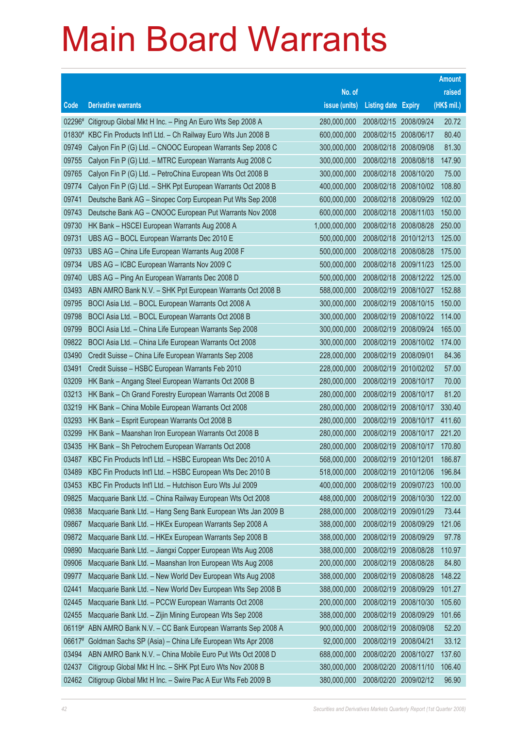# Main Board Warrants

| Code | Derivative warrants | No. of issue (units) | Listing date | Expiry | Amount raised (HK$ mil.) |
|---|---|---|---|---|---|
| 02296# | Citigroup Global Mkt H Inc. – Ping An Euro Wts Sep 2008 A | 280,000,000 | 2008/02/15 | 2008/09/24 | 20.72 |
| 01830# | KBC Fin Products Int'l Ltd. – Ch Railway Euro Wts Jun 2008 B | 600,000,000 | 2008/02/15 | 2008/06/17 | 80.40 |
| 09749 | Calyon Fin P (G) Ltd. – CNOOC European Warrants Sep 2008 C | 300,000,000 | 2008/02/18 | 2008/09/08 | 81.30 |
| 09755 | Calyon Fin P (G) Ltd. – MTRC European Warrants Aug 2008 C | 300,000,000 | 2008/02/18 | 2008/08/18 | 147.90 |
| 09765 | Calyon Fin P (G) Ltd. – PetroChina European Wts Oct 2008 B | 300,000,000 | 2008/02/18 | 2008/10/20 | 75.00 |
| 09774 | Calyon Fin P (G) Ltd. – SHK Ppt European Warrants Oct 2008 B | 400,000,000 | 2008/02/18 | 2008/10/02 | 108.80 |
| 09741 | Deutsche Bank AG – Sinopec Corp European Put Wts Sep 2008 | 600,000,000 | 2008/02/18 | 2008/09/29 | 102.00 |
| 09743 | Deutsche Bank AG – CNOOC European Put Warrants Nov 2008 | 600,000,000 | 2008/02/18 | 2008/11/03 | 150.00 |
| 09730 | HK Bank – HSCEI European Warrants Aug 2008 A | 1,000,000,000 | 2008/02/18 | 2008/08/28 | 250.00 |
| 09731 | UBS AG – BOCL European Warrants Dec 2010 E | 500,000,000 | 2008/02/18 | 2010/12/13 | 125.00 |
| 09733 | UBS AG – China Life European Warrants Aug 2008 F | 500,000,000 | 2008/02/18 | 2008/08/28 | 175.00 |
| 09734 | UBS AG – ICBC European Warrants Nov 2009 C | 500,000,000 | 2008/02/18 | 2009/11/23 | 125.00 |
| 09740 | UBS AG – Ping An European Warrants Dec 2008 D | 500,000,000 | 2008/02/18 | 2008/12/22 | 125.00 |
| 03493 | ABN AMRO Bank N.V. – SHK Ppt European Warrants Oct 2008 B | 588,000,000 | 2008/02/19 | 2008/10/27 | 152.88 |
| 09795 | BOCI Asia Ltd. – BOCL European Warrants Oct 2008 A | 300,000,000 | 2008/02/19 | 2008/10/15 | 150.00 |
| 09798 | BOCI Asia Ltd. – BOCL European Warrants Oct 2008 B | 300,000,000 | 2008/02/19 | 2008/10/22 | 114.00 |
| 09799 | BOCI Asia Ltd. – China Life European Warrants Sep 2008 | 300,000,000 | 2008/02/19 | 2008/09/24 | 165.00 |
| 09822 | BOCI Asia Ltd. – China Life European Warrants Oct 2008 | 300,000,000 | 2008/02/19 | 2008/10/02 | 174.00 |
| 03490 | Credit Suisse – China Life European Warrants Sep 2008 | 228,000,000 | 2008/02/19 | 2008/09/01 | 84.36 |
| 03491 | Credit Suisse – HSBC European Warrants Feb 2010 | 228,000,000 | 2008/02/19 | 2010/02/02 | 57.00 |
| 03209 | HK Bank – Angang Steel European Warrants Oct 2008 B | 280,000,000 | 2008/02/19 | 2008/10/17 | 70.00 |
| 03213 | HK Bank – Ch Grand Forestry European Warrants Oct 2008 B | 280,000,000 | 2008/02/19 | 2008/10/17 | 81.20 |
| 03219 | HK Bank – China Mobile European Warrants Oct 2008 | 280,000,000 | 2008/02/19 | 2008/10/17 | 330.40 |
| 03293 | HK Bank – Esprit European Warrants Oct 2008 B | 280,000,000 | 2008/02/19 | 2008/10/17 | 411.60 |
| 03299 | HK Bank – Maanshan Iron European Warrants Oct 2008 B | 280,000,000 | 2008/02/19 | 2008/10/17 | 221.20 |
| 03435 | HK Bank – Sh Petrochem European Warrants Oct 2008 | 280,000,000 | 2008/02/19 | 2008/10/17 | 170.80 |
| 03487 | KBC Fin Products Int'l Ltd. – HSBC European Wts Dec 2010 A | 568,000,000 | 2008/02/19 | 2010/12/01 | 186.87 |
| 03489 | KBC Fin Products Int'l Ltd. – HSBC European Wts Dec 2010 B | 518,000,000 | 2008/02/19 | 2010/12/06 | 196.84 |
| 03453 | KBC Fin Products Int'l Ltd. – Hutchison Euro Wts Jul 2009 | 400,000,000 | 2008/02/19 | 2009/07/23 | 100.00 |
| 09825 | Macquarie Bank Ltd. – China Railway European Wts Oct 2008 | 488,000,000 | 2008/02/19 | 2008/10/30 | 122.00 |
| 09838 | Macquarie Bank Ltd. – Hang Seng Bank European Wts Jan 2009 B | 288,000,000 | 2008/02/19 | 2009/01/29 | 73.44 |
| 09867 | Macquarie Bank Ltd. – HKEx European Warrants Sep 2008 A | 388,000,000 | 2008/02/19 | 2008/09/29 | 121.06 |
| 09872 | Macquarie Bank Ltd. – HKEx European Warrants Sep 2008 B | 388,000,000 | 2008/02/19 | 2008/09/29 | 97.78 |
| 09890 | Macquarie Bank Ltd. – Jiangxi Copper European Wts Aug 2008 | 388,000,000 | 2008/02/19 | 2008/08/28 | 110.97 |
| 09906 | Macquarie Bank Ltd. – Maanshan Iron European Wts Aug 2008 | 200,000,000 | 2008/02/19 | 2008/08/28 | 84.80 |
| 09977 | Macquarie Bank Ltd. – New World Dev European Wts Aug 2008 | 388,000,000 | 2008/02/19 | 2008/08/28 | 148.22 |
| 02441 | Macquarie Bank Ltd. – New World Dev European Wts Sep 2008 B | 388,000,000 | 2008/02/19 | 2008/09/29 | 101.27 |
| 02445 | Macquarie Bank Ltd. – PCCW European Warrants Oct 2008 | 200,000,000 | 2008/02/19 | 2008/10/30 | 105.60 |
| 02455 | Macquarie Bank Ltd. – Zijin Mining European Wts Sep 2008 | 388,000,000 | 2008/02/19 | 2008/09/29 | 101.66 |
| 06119# | ABN AMRO Bank N.V. – CC Bank European Warrants Sep 2008 A | 900,000,000 | 2008/02/19 | 2008/09/08 | 52.20 |
| 06617# | Goldman Sachs SP (Asia) – China Life European Wts Apr 2008 | 92,000,000 | 2008/02/19 | 2008/04/21 | 33.12 |
| 03494 | ABN AMRO Bank N.V. – China Mobile Euro Put Wts Oct 2008 D | 688,000,000 | 2008/02/20 | 2008/10/27 | 137.60 |
| 02437 | Citigroup Global Mkt H Inc. – SHK Ppt Euro Wts Nov 2008 B | 380,000,000 | 2008/02/20 | 2008/11/10 | 106.40 |
| 02462 | Citigroup Global Mkt H Inc. – Swire Pac A Eur Wts Feb 2009 B | 380,000,000 | 2008/02/20 | 2009/02/12 | 96.90 |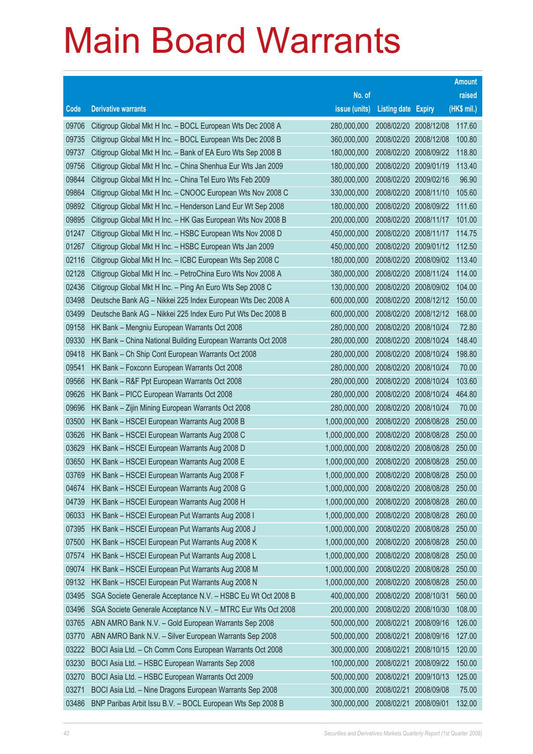# Main Board Warrants

| Code | Derivative warrants | No. of issue (units) | Listing date | Expiry | Amount raised (HK$ mil.) |
|---|---|---|---|---|---|
| 09706 | Citigroup Global Mkt H Inc. – BOCL European Wts Dec 2008 A | 280,000,000 | 2008/02/20 | 2008/12/08 | 117.60 |
| 09735 | Citigroup Global Mkt H Inc. – BOCL European Wts Dec 2008 B | 360,000,000 | 2008/02/20 | 2008/12/08 | 100.80 |
| 09737 | Citigroup Global Mkt H Inc. – Bank of EA Euro Wts Sep 2008 B | 180,000,000 | 2008/02/20 | 2008/09/22 | 118.80 |
| 09756 | Citigroup Global Mkt H Inc. – China Shenhua Eur Wts Jan 2009 | 180,000,000 | 2008/02/20 | 2009/01/19 | 113.40 |
| 09844 | Citigroup Global Mkt H Inc. – China Tel Euro Wts Feb 2009 | 380,000,000 | 2008/02/20 | 2009/02/16 | 96.90 |
| 09864 | Citigroup Global Mkt H Inc. – CNOOC European Wts Nov 2008 C | 330,000,000 | 2008/02/20 | 2008/11/10 | 105.60 |
| 09892 | Citigroup Global Mkt H Inc. – Henderson Land Eur Wt Sep 2008 | 180,000,000 | 2008/02/20 | 2008/09/22 | 111.60 |
| 09895 | Citigroup Global Mkt H Inc. – HK Gas European Wts Nov 2008 B | 200,000,000 | 2008/02/20 | 2008/11/17 | 101.00 |
| 01247 | Citigroup Global Mkt H Inc. – HSBC European Wts Nov 2008 D | 450,000,000 | 2008/02/20 | 2008/11/17 | 114.75 |
| 01267 | Citigroup Global Mkt H Inc. – HSBC European Wts Jan 2009 | 450,000,000 | 2008/02/20 | 2009/01/12 | 112.50 |
| 02116 | Citigroup Global Mkt H Inc. – ICBC European Wts Sep 2008 C | 180,000,000 | 2008/02/20 | 2008/09/02 | 113.40 |
| 02128 | Citigroup Global Mkt H Inc. – PetroChina Euro Wts Nov 2008 A | 380,000,000 | 2008/02/20 | 2008/11/24 | 114.00 |
| 02436 | Citigroup Global Mkt H Inc. – Ping An Euro Wts Sep 2008 C | 130,000,000 | 2008/02/20 | 2008/09/02 | 104.00 |
| 03498 | Deutsche Bank AG – Nikkei 225 Index European Wts Dec 2008 A | 600,000,000 | 2008/02/20 | 2008/12/12 | 150.00 |
| 03499 | Deutsche Bank AG – Nikkei 225 Index Euro Put Wts Dec 2008 B | 600,000,000 | 2008/02/20 | 2008/12/12 | 168.00 |
| 09158 | HK Bank – Mengniu European Warrants Oct 2008 | 280,000,000 | 2008/02/20 | 2008/10/24 | 72.80 |
| 09330 | HK Bank – China National Building European Warrants Oct 2008 | 280,000,000 | 2008/02/20 | 2008/10/24 | 148.40 |
| 09418 | HK Bank – Ch Ship Cont European Warrants Oct 2008 | 280,000,000 | 2008/02/20 | 2008/10/24 | 198.80 |
| 09541 | HK Bank – Foxconn European Warrants Oct 2008 | 280,000,000 | 2008/02/20 | 2008/10/24 | 70.00 |
| 09566 | HK Bank – R&F Ppt European Warrants Oct 2008 | 280,000,000 | 2008/02/20 | 2008/10/24 | 103.60 |
| 09626 | HK Bank – PICC European Warrants Oct 2008 | 280,000,000 | 2008/02/20 | 2008/10/24 | 464.80 |
| 09696 | HK Bank – Zijin Mining European Warrants Oct 2008 | 280,000,000 | 2008/02/20 | 2008/10/24 | 70.00 |
| 03500 | HK Bank – HSCEI European Warrants Aug 2008 B | 1,000,000,000 | 2008/02/20 | 2008/08/28 | 250.00 |
| 03626 | HK Bank – HSCEI European Warrants Aug 2008 C | 1,000,000,000 | 2008/02/20 | 2008/08/28 | 250.00 |
| 03629 | HK Bank – HSCEI European Warrants Aug 2008 D | 1,000,000,000 | 2008/02/20 | 2008/08/28 | 250.00 |
| 03650 | HK Bank – HSCEI European Warrants Aug 2008 E | 1,000,000,000 | 2008/02/20 | 2008/08/28 | 250.00 |
| 03769 | HK Bank – HSCEI European Warrants Aug 2008 F | 1,000,000,000 | 2008/02/20 | 2008/08/28 | 250.00 |
| 04674 | HK Bank – HSCEI European Warrants Aug 2008 G | 1,000,000,000 | 2008/02/20 | 2008/08/28 | 250.00 |
| 04739 | HK Bank – HSCEI European Warrants Aug 2008 H | 1,000,000,000 | 2008/02/20 | 2008/08/28 | 260.00 |
| 06033 | HK Bank – HSCEI European Put Warrants Aug 2008 I | 1,000,000,000 | 2008/02/20 | 2008/08/28 | 260.00 |
| 07395 | HK Bank – HSCEI European Put Warrants Aug 2008 J | 1,000,000,000 | 2008/02/20 | 2008/08/28 | 250.00 |
| 07500 | HK Bank – HSCEI European Put Warrants Aug 2008 K | 1,000,000,000 | 2008/02/20 | 2008/08/28 | 250.00 |
| 07574 | HK Bank – HSCEI European Put Warrants Aug 2008 L | 1,000,000,000 | 2008/02/20 | 2008/08/28 | 250.00 |
| 09074 | HK Bank – HSCEI European Put Warrants Aug 2008 M | 1,000,000,000 | 2008/02/20 | 2008/08/28 | 250.00 |
| 09132 | HK Bank – HSCEI European Put Warrants Aug 2008 N | 1,000,000,000 | 2008/02/20 | 2008/08/28 | 250.00 |
| 03495 | SGA Societe Generale Acceptance N.V. – HSBC Eu Wt Oct 2008 B | 400,000,000 | 2008/02/20 | 2008/10/31 | 560.00 |
| 03496 | SGA Societe Generale Acceptance N.V. – MTRC Eur Wts Oct 2008 | 200,000,000 | 2008/02/20 | 2008/10/30 | 108.00 |
| 03765 | ABN AMRO Bank N.V. – Gold European Warrants Sep 2008 | 500,000,000 | 2008/02/21 | 2008/09/16 | 126.00 |
| 03770 | ABN AMRO Bank N.V. – Silver European Warrants Sep 2008 | 500,000,000 | 2008/02/21 | 2008/09/16 | 127.00 |
| 03222 | BOCI Asia Ltd. – Ch Comm Cons European Warrants Oct 2008 | 300,000,000 | 2008/02/21 | 2008/10/15 | 120.00 |
| 03230 | BOCI Asia Ltd. – HSBC European Warrants Sep 2008 | 100,000,000 | 2008/02/21 | 2008/09/22 | 150.00 |
| 03270 | BOCI Asia Ltd. – HSBC European Warrants Oct 2009 | 500,000,000 | 2008/02/21 | 2009/10/13 | 125.00 |
| 03271 | BOCI Asia Ltd. – Nine Dragons European Warrants Sep 2008 | 300,000,000 | 2008/02/21 | 2008/09/08 | 75.00 |
| 03486 | BNP Paribas Arbit Issu B.V. – BOCL European Wts Sep 2008 B | 300,000,000 | 2008/02/21 | 2008/09/01 | 132.00 |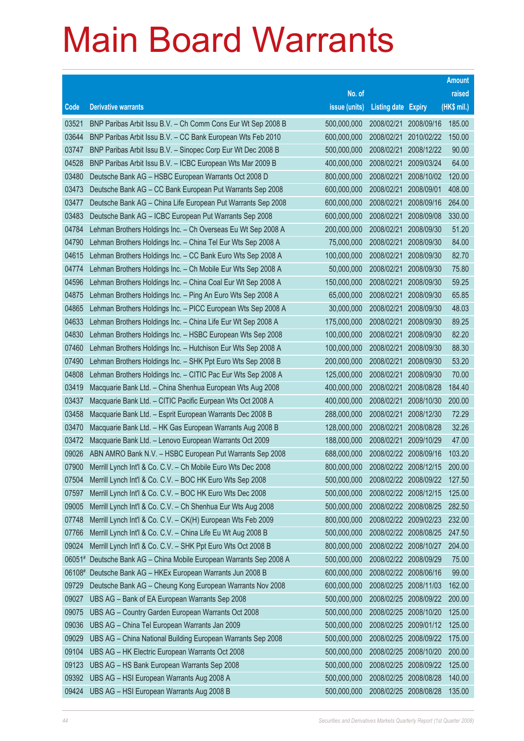# Main Board Warrants

| Code | Derivative warrants | No. of issue (units) | Listing date | Expiry | Amount raised (HK$ mil.) |
|---|---|---|---|---|---|
| 03521 | BNP Paribas Arbit Issu B.V. – Ch Comm Cons Eur Wt Sep 2008 B | 500,000,000 | 2008/02/21 | 2008/09/16 | 185.00 |
| 03644 | BNP Paribas Arbit Issu B.V. – CC Bank European Wts Feb 2010 | 600,000,000 | 2008/02/21 | 2010/02/22 | 150.00 |
| 03747 | BNP Paribas Arbit Issu B.V. – Sinopec Corp Eur Wt Dec 2008 B | 500,000,000 | 2008/02/21 | 2008/12/22 | 90.00 |
| 04528 | BNP Paribas Arbit Issu B.V. – ICBC European Wts Mar 2009 B | 400,000,000 | 2008/02/21 | 2009/03/24 | 64.00 |
| 03480 | Deutsche Bank AG – HSBC European Warrants Oct 2008 D | 800,000,000 | 2008/02/21 | 2008/10/02 | 120.00 |
| 03473 | Deutsche Bank AG – CC Bank European Put Warrants Sep 2008 | 600,000,000 | 2008/02/21 | 2008/09/01 | 408.00 |
| 03477 | Deutsche Bank AG – China Life European Put Warrants Sep 2008 | 600,000,000 | 2008/02/21 | 2008/09/16 | 264.00 |
| 03483 | Deutsche Bank AG – ICBC European Put Warrants Sep 2008 | 600,000,000 | 2008/02/21 | 2008/09/08 | 330.00 |
| 04784 | Lehman Brothers Holdings Inc. – Ch Overseas Eu Wt Sep 2008 A | 200,000,000 | 2008/02/21 | 2008/09/30 | 51.20 |
| 04790 | Lehman Brothers Holdings Inc. – China Tel Eur Wts Sep 2008 A | 75,000,000 | 2008/02/21 | 2008/09/30 | 84.00 |
| 04615 | Lehman Brothers Holdings Inc. – CC Bank Euro Wts Sep 2008 A | 100,000,000 | 2008/02/21 | 2008/09/30 | 82.70 |
| 04774 | Lehman Brothers Holdings Inc. – Ch Mobile Eur Wts Sep 2008 A | 50,000,000 | 2008/02/21 | 2008/09/30 | 75.80 |
| 04596 | Lehman Brothers Holdings Inc. – China Coal Eur Wt Sep 2008 A | 150,000,000 | 2008/02/21 | 2008/09/30 | 59.25 |
| 04875 | Lehman Brothers Holdings Inc. – Ping An Euro Wts Sep 2008 A | 65,000,000 | 2008/02/21 | 2008/09/30 | 65.85 |
| 04865 | Lehman Brothers Holdings Inc. – PICC European Wts Sep 2008 A | 30,000,000 | 2008/02/21 | 2008/09/30 | 48.03 |
| 04633 | Lehman Brothers Holdings Inc. – China Life Eur Wt Sep 2008 A | 175,000,000 | 2008/02/21 | 2008/09/30 | 89.25 |
| 04830 | Lehman Brothers Holdings Inc. – HSBC European Wts Sep 2008 | 100,000,000 | 2008/02/21 | 2008/09/30 | 82.20 |
| 07460 | Lehman Brothers Holdings Inc. – Hutchison Eur Wts Sep 2008 A | 100,000,000 | 2008/02/21 | 2008/09/30 | 88.30 |
| 07490 | Lehman Brothers Holdings Inc. – SHK Ppt Euro Wts Sep 2008 B | 200,000,000 | 2008/02/21 | 2008/09/30 | 53.20 |
| 04808 | Lehman Brothers Holdings Inc. – CITIC Pac Eur Wts Sep 2008 A | 125,000,000 | 2008/02/21 | 2008/09/30 | 70.00 |
| 03419 | Macquarie Bank Ltd. – China Shenhua European Wts Aug 2008 | 400,000,000 | 2008/02/21 | 2008/08/28 | 184.40 |
| 03437 | Macquarie Bank Ltd. – CITIC Pacific Eurpean Wts Oct 2008 A | 400,000,000 | 2008/02/21 | 2008/10/30 | 200.00 |
| 03458 | Macquarie Bank Ltd. – Esprit European Warrants Dec 2008 B | 288,000,000 | 2008/02/21 | 2008/12/30 | 72.29 |
| 03470 | Macquarie Bank Ltd. – HK Gas European Warrants Aug 2008 B | 128,000,000 | 2008/02/21 | 2008/08/28 | 32.26 |
| 03472 | Macquarie Bank Ltd. – Lenovo European Warrants Oct 2009 | 188,000,000 | 2008/02/21 | 2009/10/29 | 47.00 |
| 09026 | ABN AMRO Bank N.V. – HSBC European Put Warrants Sep 2008 | 688,000,000 | 2008/02/22 | 2008/09/16 | 103.20 |
| 07900 | Merrill Lynch Int'l & Co. C.V. – Ch Mobile Euro Wts Dec 2008 | 800,000,000 | 2008/02/22 | 2008/12/15 | 200.00 |
| 07504 | Merrill Lynch Int'l & Co. C.V. – BOC HK Euro Wts Sep 2008 | 500,000,000 | 2008/02/22 | 2008/09/22 | 127.50 |
| 07597 | Merrill Lynch Int'l & Co. C.V. – BOC HK Euro Wts Dec 2008 | 500,000,000 | 2008/02/22 | 2008/12/15 | 125.00 |
| 09005 | Merrill Lynch Int'l & Co. C.V. – Ch Shenhua Eur Wts Aug 2008 | 500,000,000 | 2008/02/22 | 2008/08/25 | 282.50 |
| 07748 | Merrill Lynch Int'l & Co. C.V. – CK(H) European Wts Feb 2009 | 800,000,000 | 2008/02/22 | 2009/02/23 | 232.00 |
| 07766 | Merrill Lynch Int'l & Co. C.V. – China Life Eu Wt Aug 2008 B | 500,000,000 | 2008/02/22 | 2008/08/25 | 247.50 |
| 09024 | Merrill Lynch Int'l & Co. C.V. – SHK Ppt Euro Wts Oct 2008 B | 800,000,000 | 2008/02/22 | 2008/10/27 | 204.00 |
| 06051# | Deutsche Bank AG – China Mobile European Warrants Sep 2008 A | 500,000,000 | 2008/02/22 | 2008/09/29 | 75.00 |
| 06108# | Deutsche Bank AG – HKEx European Warrants Jun 2008 B | 600,000,000 | 2008/02/22 | 2008/06/16 | 99.00 |
| 09729 | Deutsche Bank AG – Cheung Kong European Warrants Nov 2008 | 600,000,000 | 2008/02/25 | 2008/11/03 | 162.00 |
| 09027 | UBS AG – Bank of EA European Warrants Sep 2008 | 500,000,000 | 2008/02/25 | 2008/09/22 | 200.00 |
| 09075 | UBS AG – Country Garden European Warrants Oct 2008 | 500,000,000 | 2008/02/25 | 2008/10/20 | 125.00 |
| 09036 | UBS AG – China Tel European Warrants Jan 2009 | 500,000,000 | 2008/02/25 | 2009/01/12 | 125.00 |
| 09029 | UBS AG – China National Building European Warrants Sep 2008 | 500,000,000 | 2008/02/25 | 2008/09/22 | 175.00 |
| 09104 | UBS AG – HK Electric European Warrants Oct 2008 | 500,000,000 | 2008/02/25 | 2008/10/20 | 200.00 |
| 09123 | UBS AG – HS Bank European Warrants Sep 2008 | 500,000,000 | 2008/02/25 | 2008/09/22 | 125.00 |
| 09392 | UBS AG – HSI European Warrants Aug 2008 A | 500,000,000 | 2008/02/25 | 2008/08/28 | 140.00 |
| 09424 | UBS AG – HSI European Warrants Aug 2008 B | 500,000,000 | 2008/02/25 | 2008/08/28 | 135.00 |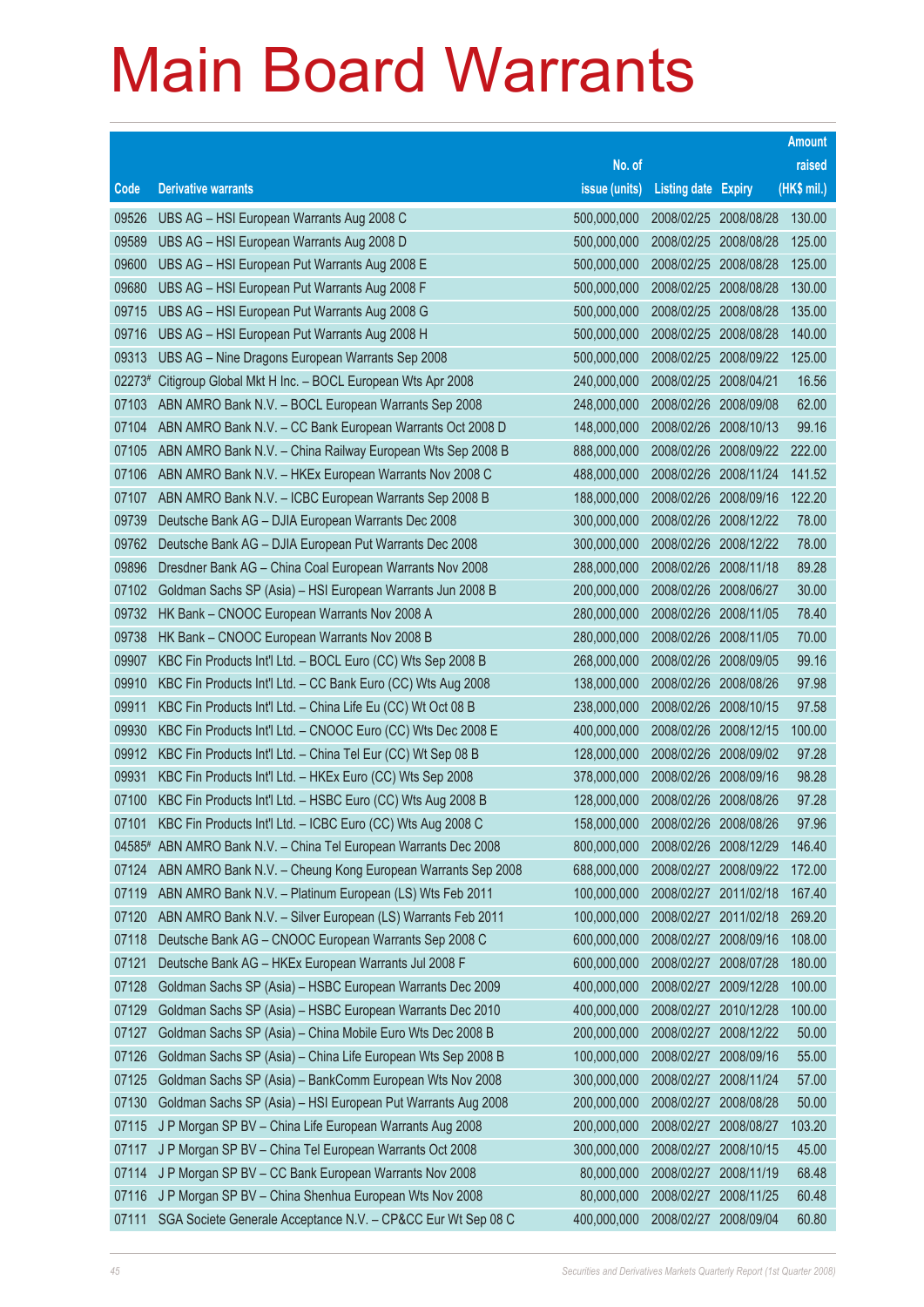# Main Board Warrants

| Code | Derivative warrants | No. of issue (units) | Listing date | Expiry | Amount raised (HK$ mil.) |
|---|---|---|---|---|---|
| 09526 | UBS AG – HSI European Warrants Aug 2008 C | 500,000,000 | 2008/02/25 | 2008/08/28 | 130.00 |
| 09589 | UBS AG – HSI European Warrants Aug 2008 D | 500,000,000 | 2008/02/25 | 2008/08/28 | 125.00 |
| 09600 | UBS AG – HSI European Put Warrants Aug 2008 E | 500,000,000 | 2008/02/25 | 2008/08/28 | 125.00 |
| 09680 | UBS AG – HSI European Put Warrants Aug 2008 F | 500,000,000 | 2008/02/25 | 2008/08/28 | 130.00 |
| 09715 | UBS AG – HSI European Put Warrants Aug 2008 G | 500,000,000 | 2008/02/25 | 2008/08/28 | 135.00 |
| 09716 | UBS AG – HSI European Put Warrants Aug 2008 H | 500,000,000 | 2008/02/25 | 2008/08/28 | 140.00 |
| 09313 | UBS AG – Nine Dragons European Warrants Sep 2008 | 500,000,000 | 2008/02/25 | 2008/09/22 | 125.00 |
| 02273# | Citigroup Global Mkt H Inc. – BOCL European Wts Apr 2008 | 240,000,000 | 2008/02/25 | 2008/04/21 | 16.56 |
| 07103 | ABN AMRO Bank N.V. – BOCL European Warrants Sep 2008 | 248,000,000 | 2008/02/26 | 2008/09/08 | 62.00 |
| 07104 | ABN AMRO Bank N.V. – CC Bank European Warrants Oct 2008 D | 148,000,000 | 2008/02/26 | 2008/10/13 | 99.16 |
| 07105 | ABN AMRO Bank N.V. – China Railway European Wts Sep 2008 B | 888,000,000 | 2008/02/26 | 2008/09/22 | 222.00 |
| 07106 | ABN AMRO Bank N.V. – HKEx European Warrants Nov 2008 C | 488,000,000 | 2008/02/26 | 2008/11/24 | 141.52 |
| 07107 | ABN AMRO Bank N.V. – ICBC European Warrants Sep 2008 B | 188,000,000 | 2008/02/26 | 2008/09/16 | 122.20 |
| 09739 | Deutsche Bank AG – DJIA European Warrants Dec 2008 | 300,000,000 | 2008/02/26 | 2008/12/22 | 78.00 |
| 09762 | Deutsche Bank AG – DJIA European Put Warrants Dec 2008 | 300,000,000 | 2008/02/26 | 2008/12/22 | 78.00 |
| 09896 | Dresdner Bank AG – China Coal European Warrants Nov 2008 | 288,000,000 | 2008/02/26 | 2008/11/18 | 89.28 |
| 07102 | Goldman Sachs SP (Asia) – HSI European Warrants Jun 2008 B | 200,000,000 | 2008/02/26 | 2008/06/27 | 30.00 |
| 09732 | HK Bank – CNOOC European Warrants Nov 2008 A | 280,000,000 | 2008/02/26 | 2008/11/05 | 78.40 |
| 09738 | HK Bank – CNOOC European Warrants Nov 2008 B | 280,000,000 | 2008/02/26 | 2008/11/05 | 70.00 |
| 09907 | KBC Fin Products Int'l Ltd. – BOCL Euro (CC) Wts Sep 2008 B | 268,000,000 | 2008/02/26 | 2008/09/05 | 99.16 |
| 09910 | KBC Fin Products Int'l Ltd. – CC Bank Euro (CC) Wts Aug 2008 | 138,000,000 | 2008/02/26 | 2008/08/26 | 97.98 |
| 09911 | KBC Fin Products Int'l Ltd. – China Life Eu (CC) Wt Oct 08 B | 238,000,000 | 2008/02/26 | 2008/10/15 | 97.58 |
| 09930 | KBC Fin Products Int'l Ltd. – CNOOC Euro (CC) Wts Dec 2008 E | 400,000,000 | 2008/02/26 | 2008/12/15 | 100.00 |
| 09912 | KBC Fin Products Int'l Ltd. – China Tel Eur (CC) Wt Sep 08 B | 128,000,000 | 2008/02/26 | 2008/09/02 | 97.28 |
| 09931 | KBC Fin Products Int'l Ltd. – HKEx Euro (CC) Wts Sep 2008 | 378,000,000 | 2008/02/26 | 2008/09/16 | 98.28 |
| 07100 | KBC Fin Products Int'l Ltd. – HSBC Euro (CC) Wts Aug 2008 B | 128,000,000 | 2008/02/26 | 2008/08/26 | 97.28 |
| 07101 | KBC Fin Products Int'l Ltd. – ICBC Euro (CC) Wts Aug 2008 C | 158,000,000 | 2008/02/26 | 2008/08/26 | 97.96 |
| 04585# | ABN AMRO Bank N.V. – China Tel European Warrants Dec 2008 | 800,000,000 | 2008/02/26 | 2008/12/29 | 146.40 |
| 07124 | ABN AMRO Bank N.V. – Cheung Kong European Warrants Sep 2008 | 688,000,000 | 2008/02/27 | 2008/09/22 | 172.00 |
| 07119 | ABN AMRO Bank N.V. – Platinum European (LS) Wts Feb 2011 | 100,000,000 | 2008/02/27 | 2011/02/18 | 167.40 |
| 07120 | ABN AMRO Bank N.V. – Silver European (LS) Warrants Feb 2011 | 100,000,000 | 2008/02/27 | 2011/02/18 | 269.20 |
| 07118 | Deutsche Bank AG – CNOOC European Warrants Sep 2008 C | 600,000,000 | 2008/02/27 | 2008/09/16 | 108.00 |
| 07121 | Deutsche Bank AG – HKEx European Warrants Jul 2008 F | 600,000,000 | 2008/02/27 | 2008/07/28 | 180.00 |
| 07128 | Goldman Sachs SP (Asia) – HSBC European Warrants Dec 2009 | 400,000,000 | 2008/02/27 | 2009/12/28 | 100.00 |
| 07129 | Goldman Sachs SP (Asia) – HSBC European Warrants Dec 2010 | 400,000,000 | 2008/02/27 | 2010/12/28 | 100.00 |
| 07127 | Goldman Sachs SP (Asia) – China Mobile Euro Wts Dec 2008 B | 200,000,000 | 2008/02/27 | 2008/12/22 | 50.00 |
| 07126 | Goldman Sachs SP (Asia) – China Life European Wts Sep 2008 B | 100,000,000 | 2008/02/27 | 2008/09/16 | 55.00 |
| 07125 | Goldman Sachs SP (Asia) – BankComm European Wts Nov 2008 | 300,000,000 | 2008/02/27 | 2008/11/24 | 57.00 |
| 07130 | Goldman Sachs SP (Asia) – HSI European Put Warrants Aug 2008 | 200,000,000 | 2008/02/27 | 2008/08/28 | 50.00 |
| 07115 | J P Morgan SP BV – China Life European Warrants Aug 2008 | 200,000,000 | 2008/02/27 | 2008/08/27 | 103.20 |
| 07117 | J P Morgan SP BV – China Tel European Warrants Oct 2008 | 300,000,000 | 2008/02/27 | 2008/10/15 | 45.00 |
| 07114 | J P Morgan SP BV – CC Bank European Warrants Nov 2008 | 80,000,000 | 2008/02/27 | 2008/11/19 | 68.48 |
| 07116 | J P Morgan SP BV – China Shenhua European Wts Nov 2008 | 80,000,000 | 2008/02/27 | 2008/11/25 | 60.48 |
| 07111 | SGA Societe Generale Acceptance N.V. – CP&CC Eur Wt Sep 08 C | 400,000,000 | 2008/02/27 | 2008/09/04 | 60.80 |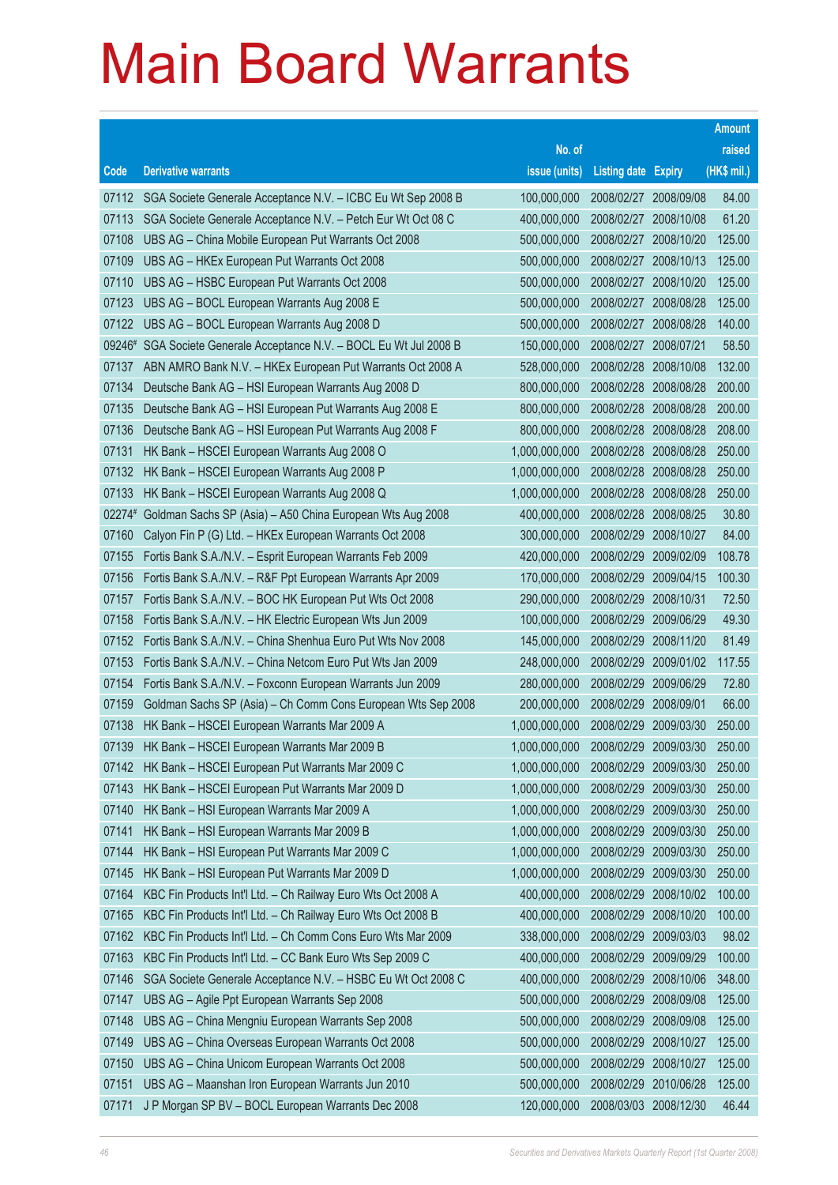# Main Board Warrants

| Code | Derivative warrants | No. of issue (units) | Listing date | Expiry | Amount raised (HK$ mil.) |
|---|---|---|---|---|---|
| 07112 | SGA Societe Generale Acceptance N.V. – ICBC Eu Wt Sep 2008 B | 100,000,000 | 2008/02/27 | 2008/09/08 | 84.00 |
| 07113 | SGA Societe Generale Acceptance N.V. – Petch Eur Wt Oct 08 C | 400,000,000 | 2008/02/27 | 2008/10/08 | 61.20 |
| 07108 | UBS AG – China Mobile European Put Warrants Oct 2008 | 500,000,000 | 2008/02/27 | 2008/10/20 | 125.00 |
| 07109 | UBS AG – HKEx European Put Warrants Oct 2008 | 500,000,000 | 2008/02/27 | 2008/10/13 | 125.00 |
| 07110 | UBS AG – HSBC European Put Warrants Oct 2008 | 500,000,000 | 2008/02/27 | 2008/10/20 | 125.00 |
| 07123 | UBS AG – BOCL European Warrants Aug 2008 E | 500,000,000 | 2008/02/27 | 2008/08/28 | 125.00 |
| 07122 | UBS AG – BOCL European Warrants Aug 2008 D | 500,000,000 | 2008/02/27 | 2008/08/28 | 140.00 |
| 09246# | SGA Societe Generale Acceptance N.V. – BOCL Eu Wt Jul 2008 B | 150,000,000 | 2008/02/27 | 2008/07/21 | 58.50 |
| 07137 | ABN AMRO Bank N.V. – HKEx European Put Warrants Oct 2008 A | 528,000,000 | 2008/02/28 | 2008/10/08 | 132.00 |
| 07134 | Deutsche Bank AG – HSI European Warrants Aug 2008 D | 800,000,000 | 2008/02/28 | 2008/08/28 | 200.00 |
| 07135 | Deutsche Bank AG – HSI European Put Warrants Aug 2008 E | 800,000,000 | 2008/02/28 | 2008/08/28 | 200.00 |
| 07136 | Deutsche Bank AG – HSI European Put Warrants Aug 2008 F | 800,000,000 | 2008/02/28 | 2008/08/28 | 208.00 |
| 07131 | HK Bank – HSCEI European Warrants Aug 2008 O | 1,000,000,000 | 2008/02/28 | 2008/08/28 | 250.00 |
| 07132 | HK Bank – HSCEI European Warrants Aug 2008 P | 1,000,000,000 | 2008/02/28 | 2008/08/28 | 250.00 |
| 07133 | HK Bank – HSCEI European Warrants Aug 2008 Q | 1,000,000,000 | 2008/02/28 | 2008/08/28 | 250.00 |
| 02274# | Goldman Sachs SP (Asia) – A50 China European Wts Aug 2008 | 400,000,000 | 2008/02/28 | 2008/08/25 | 30.80 |
| 07160 | Calyon Fin P (G) Ltd. – HKEx European Warrants Oct 2008 | 300,000,000 | 2008/02/29 | 2008/10/27 | 84.00 |
| 07155 | Fortis Bank S.A./N.V. – Esprit European Warrants Feb 2009 | 420,000,000 | 2008/02/29 | 2009/02/09 | 108.78 |
| 07156 | Fortis Bank S.A./N.V. – R&F Ppt European Warrants Apr 2009 | 170,000,000 | 2008/02/29 | 2009/04/15 | 100.30 |
| 07157 | Fortis Bank S.A./N.V. – BOC HK European Put Wts Oct 2008 | 290,000,000 | 2008/02/29 | 2008/10/31 | 72.50 |
| 07158 | Fortis Bank S.A./N.V. – HK Electric European Wts Jun 2009 | 100,000,000 | 2008/02/29 | 2009/06/29 | 49.30 |
| 07152 | Fortis Bank S.A./N.V. – China Shenhua Euro Put Wts Nov 2008 | 145,000,000 | 2008/02/29 | 2008/11/20 | 81.49 |
| 07153 | Fortis Bank S.A./N.V. – China Netcom Euro Put Wts Jan 2009 | 248,000,000 | 2008/02/29 | 2009/01/02 | 117.55 |
| 07154 | Fortis Bank S.A./N.V. – Foxconn European Warrants Jun 2009 | 280,000,000 | 2008/02/29 | 2009/06/29 | 72.80 |
| 07159 | Goldman Sachs SP (Asia) – Ch Comm Cons European Wts Sep 2008 | 200,000,000 | 2008/02/29 | 2008/09/01 | 66.00 |
| 07138 | HK Bank – HSCEI European Warrants Mar 2009 A | 1,000,000,000 | 2008/02/29 | 2009/03/30 | 250.00 |
| 07139 | HK Bank – HSCEI European Warrants Mar 2009 B | 1,000,000,000 | 2008/02/29 | 2009/03/30 | 250.00 |
| 07142 | HK Bank – HSCEI European Put Warrants Mar 2009 C | 1,000,000,000 | 2008/02/29 | 2009/03/30 | 250.00 |
| 07143 | HK Bank – HSCEI European Put Warrants Mar 2009 D | 1,000,000,000 | 2008/02/29 | 2009/03/30 | 250.00 |
| 07140 | HK Bank – HSI European Warrants Mar 2009 A | 1,000,000,000 | 2008/02/29 | 2009/03/30 | 250.00 |
| 07141 | HK Bank – HSI European Warrants Mar 2009 B | 1,000,000,000 | 2008/02/29 | 2009/03/30 | 250.00 |
| 07144 | HK Bank – HSI European Put Warrants Mar 2009 C | 1,000,000,000 | 2008/02/29 | 2009/03/30 | 250.00 |
| 07145 | HK Bank – HSI European Put Warrants Mar 2009 D | 1,000,000,000 | 2008/02/29 | 2009/03/30 | 250.00 |
| 07164 | KBC Fin Products Int'l Ltd. – Ch Railway Euro Wts Oct 2008 A | 400,000,000 | 2008/02/29 | 2008/10/02 | 100.00 |
| 07165 | KBC Fin Products Int'l Ltd. – Ch Railway Euro Wts Oct 2008 B | 400,000,000 | 2008/02/29 | 2008/10/20 | 100.00 |
| 07162 | KBC Fin Products Int'l Ltd. – Ch Comm Cons Euro Wts Mar 2009 | 338,000,000 | 2008/02/29 | 2009/03/03 | 98.02 |
| 07163 | KBC Fin Products Int'l Ltd. – CC Bank Euro Wts Sep 2009 C | 400,000,000 | 2008/02/29 | 2009/09/29 | 100.00 |
| 07146 | SGA Societe Generale Acceptance N.V. – HSBC Eu Wt Oct 2008 C | 400,000,000 | 2008/02/29 | 2008/10/06 | 348.00 |
| 07147 | UBS AG – Agile Ppt European Warrants Sep 2008 | 500,000,000 | 2008/02/29 | 2008/09/08 | 125.00 |
| 07148 | UBS AG – China Mengniu European Warrants Sep 2008 | 500,000,000 | 2008/02/29 | 2008/09/08 | 125.00 |
| 07149 | UBS AG – China Overseas European Warrants Oct 2008 | 500,000,000 | 2008/02/29 | 2008/10/27 | 125.00 |
| 07150 | UBS AG – China Unicom European Warrants Oct 2008 | 500,000,000 | 2008/02/29 | 2008/10/27 | 125.00 |
| 07151 | UBS AG – Maanshan Iron European Warrants Jun 2010 | 500,000,000 | 2008/02/29 | 2010/06/28 | 125.00 |
| 07171 | J P Morgan SP BV – BOCL European Warrants Dec 2008 | 120,000,000 | 2008/03/03 | 2008/12/30 | 46.44 |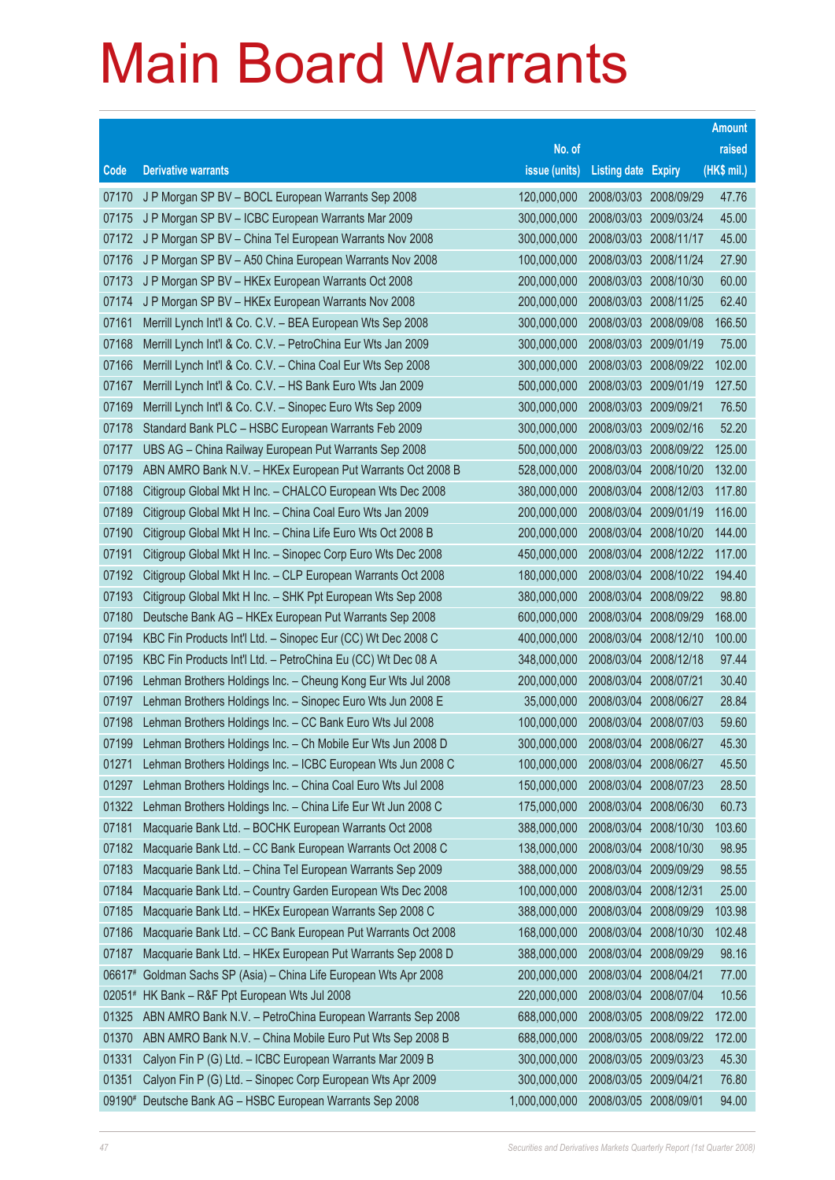# Main Board Warrants

| Code | Derivative warrants | No. of issue (units) | Listing date | Expiry | Amount raised (HK$ mil.) |
|---|---|---|---|---|---|
| 07170 | J P Morgan SP BV – BOCL European Warrants Sep 2008 | 120,000,000 | 2008/03/03 | 2008/09/29 | 47.76 |
| 07175 | J P Morgan SP BV – ICBC European Warrants Mar 2009 | 300,000,000 | 2008/03/03 | 2009/03/24 | 45.00 |
| 07172 | J P Morgan SP BV – China Tel European Warrants Nov 2008 | 300,000,000 | 2008/03/03 | 2008/11/17 | 45.00 |
| 07176 | J P Morgan SP BV – A50 China European Warrants Nov 2008 | 100,000,000 | 2008/03/03 | 2008/11/24 | 27.90 |
| 07173 | J P Morgan SP BV – HKEx European Warrants Oct 2008 | 200,000,000 | 2008/03/03 | 2008/10/30 | 60.00 |
| 07174 | J P Morgan SP BV – HKEx European Warrants Nov 2008 | 200,000,000 | 2008/03/03 | 2008/11/25 | 62.40 |
| 07161 | Merrill Lynch Int'l & Co. C.V. – BEA European Wts Sep 2008 | 300,000,000 | 2008/03/03 | 2008/09/08 | 166.50 |
| 07168 | Merrill Lynch Int'l & Co. C.V. – PetroChina Eur Wts Jan 2009 | 300,000,000 | 2008/03/03 | 2009/01/19 | 75.00 |
| 07166 | Merrill Lynch Int'l & Co. C.V. – China Coal Eur Wts Sep 2008 | 300,000,000 | 2008/03/03 | 2008/09/22 | 102.00 |
| 07167 | Merrill Lynch Int'l & Co. C.V. – HS Bank Euro Wts Jan 2009 | 500,000,000 | 2008/03/03 | 2009/01/19 | 127.50 |
| 07169 | Merrill Lynch Int'l & Co. C.V. – Sinopec Euro Wts Sep 2009 | 300,000,000 | 2008/03/03 | 2009/09/21 | 76.50 |
| 07178 | Standard Bank PLC – HSBC European Warrants Feb 2009 | 300,000,000 | 2008/03/03 | 2009/02/16 | 52.20 |
| 07177 | UBS AG – China Railway European Put Warrants Sep 2008 | 500,000,000 | 2008/03/03 | 2008/09/22 | 125.00 |
| 07179 | ABN AMRO Bank N.V. – HKEx European Put Warrants Oct 2008 B | 528,000,000 | 2008/03/04 | 2008/10/20 | 132.00 |
| 07188 | Citigroup Global Mkt H Inc. – CHALCO European Wts Dec 2008 | 380,000,000 | 2008/03/04 | 2008/12/03 | 117.80 |
| 07189 | Citigroup Global Mkt H Inc. – China Coal Euro Wts Jan 2009 | 200,000,000 | 2008/03/04 | 2009/01/19 | 116.00 |
| 07190 | Citigroup Global Mkt H Inc. – China Life Euro Wts Oct 2008 B | 200,000,000 | 2008/03/04 | 2008/10/20 | 144.00 |
| 07191 | Citigroup Global Mkt H Inc. – Sinopec Corp Euro Wts Dec 2008 | 450,000,000 | 2008/03/04 | 2008/12/22 | 117.00 |
| 07192 | Citigroup Global Mkt H Inc. – CLP European Warrants Oct 2008 | 180,000,000 | 2008/03/04 | 2008/10/22 | 194.40 |
| 07193 | Citigroup Global Mkt H Inc. – SHK Ppt European Wts Sep 2008 | 380,000,000 | 2008/03/04 | 2008/09/22 | 98.80 |
| 07180 | Deutsche Bank AG – HKEx European Put Warrants Sep 2008 | 600,000,000 | 2008/03/04 | 2008/09/29 | 168.00 |
| 07194 | KBC Fin Products Int'l Ltd. – Sinopec Eur (CC) Wt Dec 2008 C | 400,000,000 | 2008/03/04 | 2008/12/10 | 100.00 |
| 07195 | KBC Fin Products Int'l Ltd. – PetroChina Eu (CC) Wt Dec 08 A | 348,000,000 | 2008/03/04 | 2008/12/18 | 97.44 |
| 07196 | Lehman Brothers Holdings Inc. – Cheung Kong Eur Wts Jul 2008 | 200,000,000 | 2008/03/04 | 2008/07/21 | 30.40 |
| 07197 | Lehman Brothers Holdings Inc. – Sinopec Euro Wts Jun 2008 E | 35,000,000 | 2008/03/04 | 2008/06/27 | 28.84 |
| 07198 | Lehman Brothers Holdings Inc. – CC Bank Euro Wts Jul 2008 | 100,000,000 | 2008/03/04 | 2008/07/03 | 59.60 |
| 07199 | Lehman Brothers Holdings Inc. – Ch Mobile Eur Wts Jun 2008 D | 300,000,000 | 2008/03/04 | 2008/06/27 | 45.30 |
| 01271 | Lehman Brothers Holdings Inc. – ICBC European Wts Jun 2008 C | 100,000,000 | 2008/03/04 | 2008/06/27 | 45.50 |
| 01297 | Lehman Brothers Holdings Inc. – China Coal Euro Wts Jul 2008 | 150,000,000 | 2008/03/04 | 2008/07/23 | 28.50 |
| 01322 | Lehman Brothers Holdings Inc. – China Life Eur Wt Jun 2008 C | 175,000,000 | 2008/03/04 | 2008/06/30 | 60.73 |
| 07181 | Macquarie Bank Ltd. – BOCHK European Warrants Oct 2008 | 388,000,000 | 2008/03/04 | 2008/10/30 | 103.60 |
| 07182 | Macquarie Bank Ltd. – CC Bank European Warrants Oct 2008 C | 138,000,000 | 2008/03/04 | 2008/10/30 | 98.95 |
| 07183 | Macquarie Bank Ltd. – China Tel European Warrants Sep 2009 | 388,000,000 | 2008/03/04 | 2009/09/29 | 98.55 |
| 07184 | Macquarie Bank Ltd. – Country Garden European Wts Dec 2008 | 100,000,000 | 2008/03/04 | 2008/12/31 | 25.00 |
| 07185 | Macquarie Bank Ltd. – HKEx European Warrants Sep 2008 C | 388,000,000 | 2008/03/04 | 2008/09/29 | 103.98 |
| 07186 | Macquarie Bank Ltd. – CC Bank European Put Warrants Oct 2008 | 168,000,000 | 2008/03/04 | 2008/10/30 | 102.48 |
| 07187 | Macquarie Bank Ltd. – HKEx European Put Warrants Sep 2008 D | 388,000,000 | 2008/03/04 | 2008/09/29 | 98.16 |
| 06617# | Goldman Sachs SP (Asia) – China Life European Wts Apr 2008 | 200,000,000 | 2008/03/04 | 2008/04/21 | 77.00 |
| 02051# | HK Bank – R&F Ppt European Wts Jul 2008 | 220,000,000 | 2008/03/04 | 2008/07/04 | 10.56 |
| 01325 | ABN AMRO Bank N.V. – PetroChina European Warrants Sep 2008 | 688,000,000 | 2008/03/05 | 2008/09/22 | 172.00 |
| 01370 | ABN AMRO Bank N.V. – China Mobile Euro Put Wts Sep 2008 B | 688,000,000 | 2008/03/05 | 2008/09/22 | 172.00 |
| 01331 | Calyon Fin P (G) Ltd. – ICBC European Warrants Mar 2009 B | 300,000,000 | 2008/03/05 | 2009/03/23 | 45.30 |
| 01351 | Calyon Fin P (G) Ltd. – Sinopec Corp European Wts Apr 2009 | 300,000,000 | 2008/03/05 | 2009/04/21 | 76.80 |
| 09190# | Deutsche Bank AG – HSBC European Warrants Sep 2008 | 1,000,000,000 | 2008/03/05 | 2008/09/01 | 94.00 |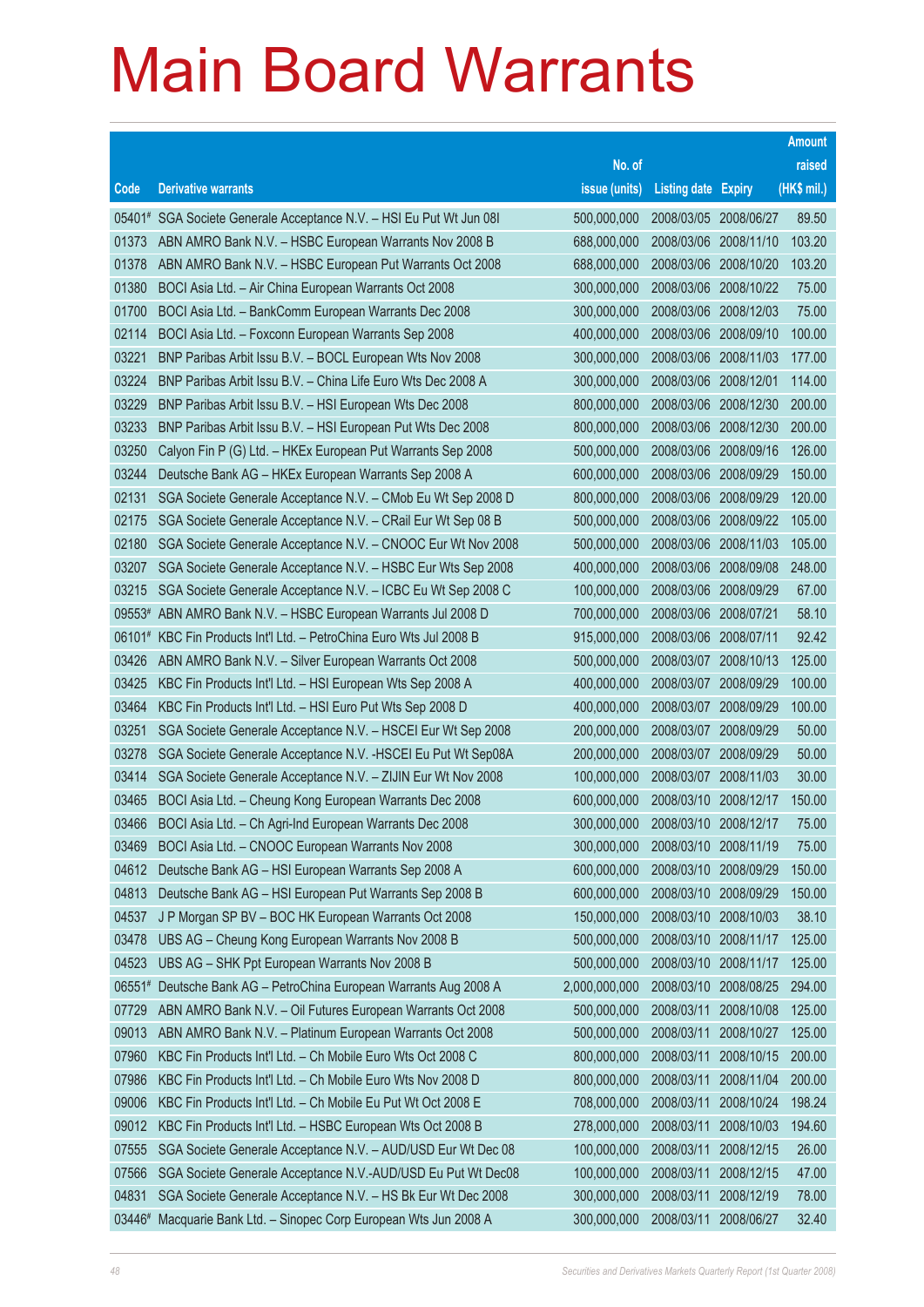# Main Board Warrants

| Code | Derivative warrants | No. of issue (units) | Listing date | Expiry | Amount raised (HK$ mil.) |
|---|---|---|---|---|---|
| 05401# | SGA Societe Generale Acceptance N.V. – HSI Eu Put Wt Jun 08I | 500,000,000 | 2008/03/05 | 2008/06/27 | 89.50 |
| 01373 | ABN AMRO Bank N.V. – HSBC European Warrants Nov 2008 B | 688,000,000 | 2008/03/06 | 2008/11/10 | 103.20 |
| 01378 | ABN AMRO Bank N.V. – HSBC European Put Warrants Oct 2008 | 688,000,000 | 2008/03/06 | 2008/10/20 | 103.20 |
| 01380 | BOCI Asia Ltd. – Air China European Warrants Oct 2008 | 300,000,000 | 2008/03/06 | 2008/10/22 | 75.00 |
| 01700 | BOCI Asia Ltd. – BankComm European Warrants Dec 2008 | 300,000,000 | 2008/03/06 | 2008/12/03 | 75.00 |
| 02114 | BOCI Asia Ltd. – Foxconn European Warrants Sep 2008 | 400,000,000 | 2008/03/06 | 2008/09/10 | 100.00 |
| 03221 | BNP Paribas Arbit Issu B.V. – BOCL European Wts Nov 2008 | 300,000,000 | 2008/03/06 | 2008/11/03 | 177.00 |
| 03224 | BNP Paribas Arbit Issu B.V. – China Life Euro Wts Dec 2008 A | 300,000,000 | 2008/03/06 | 2008/12/01 | 114.00 |
| 03229 | BNP Paribas Arbit Issu B.V. – HSI European Wts Dec 2008 | 800,000,000 | 2008/03/06 | 2008/12/30 | 200.00 |
| 03233 | BNP Paribas Arbit Issu B.V. – HSI European Put Wts Dec 2008 | 800,000,000 | 2008/03/06 | 2008/12/30 | 200.00 |
| 03250 | Calyon Fin P (G) Ltd. – HKEx European Put Warrants Sep 2008 | 500,000,000 | 2008/03/06 | 2008/09/16 | 126.00 |
| 03244 | Deutsche Bank AG – HKEx European Warrants Sep 2008 A | 600,000,000 | 2008/03/06 | 2008/09/29 | 150.00 |
| 02131 | SGA Societe Generale Acceptance N.V. – CMob Eu Wt Sep 2008 D | 800,000,000 | 2008/03/06 | 2008/09/29 | 120.00 |
| 02175 | SGA Societe Generale Acceptance N.V. – CRail Eur Wt Sep 08 B | 500,000,000 | 2008/03/06 | 2008/09/22 | 105.00 |
| 02180 | SGA Societe Generale Acceptance N.V. – CNOOC Eur Wt Nov 2008 | 500,000,000 | 2008/03/06 | 2008/11/03 | 105.00 |
| 03207 | SGA Societe Generale Acceptance N.V. – HSBC Eur Wts Sep 2008 | 400,000,000 | 2008/03/06 | 2008/09/08 | 248.00 |
| 03215 | SGA Societe Generale Acceptance N.V. – ICBC Eu Wt Sep 2008 C | 100,000,000 | 2008/03/06 | 2008/09/29 | 67.00 |
| 09553# | ABN AMRO Bank N.V. – HSBC European Warrants Jul 2008 D | 700,000,000 | 2008/03/06 | 2008/07/21 | 58.10 |
| 06101# | KBC Fin Products Int'l Ltd. – PetroChina Euro Wts Jul 2008 B | 915,000,000 | 2008/03/06 | 2008/07/11 | 92.42 |
| 03426 | ABN AMRO Bank N.V. – Silver European Warrants Oct 2008 | 500,000,000 | 2008/03/07 | 2008/10/13 | 125.00 |
| 03425 | KBC Fin Products Int'l Ltd. – HSI European Wts Sep 2008 A | 400,000,000 | 2008/03/07 | 2008/09/29 | 100.00 |
| 03464 | KBC Fin Products Int'l Ltd. – HSI Euro Put Wts Sep 2008 D | 400,000,000 | 2008/03/07 | 2008/09/29 | 100.00 |
| 03251 | SGA Societe Generale Acceptance N.V. – HSCEI Eur Wt Sep 2008 | 200,000,000 | 2008/03/07 | 2008/09/29 | 50.00 |
| 03278 | SGA Societe Generale Acceptance N.V. -HSCEI Eu Put Wt Sep08A | 200,000,000 | 2008/03/07 | 2008/09/29 | 50.00 |
| 03414 | SGA Societe Generale Acceptance N.V. – ZIJIN Eur Wt Nov 2008 | 100,000,000 | 2008/03/07 | 2008/11/03 | 30.00 |
| 03465 | BOCI Asia Ltd. – Cheung Kong European Warrants Dec 2008 | 600,000,000 | 2008/03/10 | 2008/12/17 | 150.00 |
| 03466 | BOCI Asia Ltd. – Ch Agri-Ind European Warrants Dec 2008 | 300,000,000 | 2008/03/10 | 2008/12/17 | 75.00 |
| 03469 | BOCI Asia Ltd. – CNOOC European Warrants Nov 2008 | 300,000,000 | 2008/03/10 | 2008/11/19 | 75.00 |
| 04612 | Deutsche Bank AG – HSI European Warrants Sep 2008 A | 600,000,000 | 2008/03/10 | 2008/09/29 | 150.00 |
| 04813 | Deutsche Bank AG – HSI European Put Warrants Sep 2008 B | 600,000,000 | 2008/03/10 | 2008/09/29 | 150.00 |
| 04537 | J P Morgan SP BV – BOC HK European Warrants Oct 2008 | 150,000,000 | 2008/03/10 | 2008/10/03 | 38.10 |
| 03478 | UBS AG – Cheung Kong European Warrants Nov 2008 B | 500,000,000 | 2008/03/10 | 2008/11/17 | 125.00 |
| 04523 | UBS AG – SHK Ppt European Warrants Nov 2008 B | 500,000,000 | 2008/03/10 | 2008/11/17 | 125.00 |
| 06551# | Deutsche Bank AG – PetroChina European Warrants Aug 2008 A | 2,000,000,000 | 2008/03/10 | 2008/08/25 | 294.00 |
| 07729 | ABN AMRO Bank N.V. – Oil Futures European Warrants Oct 2008 | 500,000,000 | 2008/03/11 | 2008/10/08 | 125.00 |
| 09013 | ABN AMRO Bank N.V. – Platinum European Warrants Oct 2008 | 500,000,000 | 2008/03/11 | 2008/10/27 | 125.00 |
| 07960 | KBC Fin Products Int'l Ltd. – Ch Mobile Euro Wts Oct 2008 C | 800,000,000 | 2008/03/11 | 2008/10/15 | 200.00 |
| 07986 | KBC Fin Products Int'l Ltd. – Ch Mobile Euro Wts Nov 2008 D | 800,000,000 | 2008/03/11 | 2008/11/04 | 200.00 |
| 09006 | KBC Fin Products Int'l Ltd. – Ch Mobile Eu Put Wt Oct 2008 E | 708,000,000 | 2008/03/11 | 2008/10/24 | 198.24 |
| 09012 | KBC Fin Products Int'l Ltd. – HSBC European Wts Oct 2008 B | 278,000,000 | 2008/03/11 | 2008/10/03 | 194.60 |
| 07555 | SGA Societe Generale Acceptance N.V. – AUD/USD Eur Wt Dec 08 | 100,000,000 | 2008/03/11 | 2008/12/15 | 26.00 |
| 07566 | SGA Societe Generale Acceptance N.V.-AUD/USD Eu Put Wt Dec08 | 100,000,000 | 2008/03/11 | 2008/12/15 | 47.00 |
| 04831 | SGA Societe Generale Acceptance N.V. – HS Bk Eur Wt Dec 2008 | 300,000,000 | 2008/03/11 | 2008/12/19 | 78.00 |
| 03446# | Macquarie Bank Ltd. – Sinopec Corp European Wts Jun 2008 A | 300,000,000 | 2008/03/11 | 2008/06/27 | 32.40 |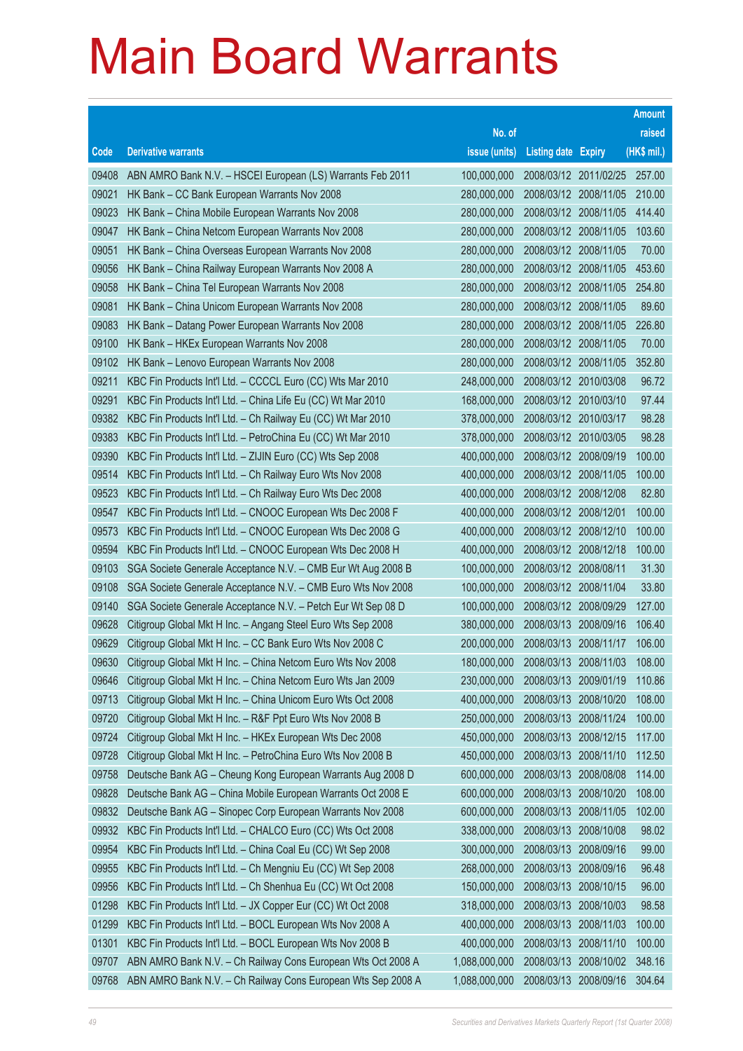# Main Board Warrants

| Code | Derivative warrants | No. of issue (units) | Listing date | Expiry | Amount raised (HK$ mil.) |
|---|---|---|---|---|---|
| 09408 | ABN AMRO Bank N.V. – HSCEI European (LS) Warrants Feb 2011 | 100,000,000 | 2008/03/12 | 2011/02/25 | 257.00 |
| 09021 | HK Bank – CC Bank European Warrants Nov 2008 | 280,000,000 | 2008/03/12 | 2008/11/05 | 210.00 |
| 09023 | HK Bank – China Mobile European Warrants Nov 2008 | 280,000,000 | 2008/03/12 | 2008/11/05 | 414.40 |
| 09047 | HK Bank – China Netcom European Warrants Nov 2008 | 280,000,000 | 2008/03/12 | 2008/11/05 | 103.60 |
| 09051 | HK Bank – China Overseas European Warrants Nov 2008 | 280,000,000 | 2008/03/12 | 2008/11/05 | 70.00 |
| 09056 | HK Bank – China Railway European Warrants Nov 2008 A | 280,000,000 | 2008/03/12 | 2008/11/05 | 453.60 |
| 09058 | HK Bank – China Tel European Warrants Nov 2008 | 280,000,000 | 2008/03/12 | 2008/11/05 | 254.80 |
| 09081 | HK Bank – China Unicom European Warrants Nov 2008 | 280,000,000 | 2008/03/12 | 2008/11/05 | 89.60 |
| 09083 | HK Bank – Datang Power European Warrants Nov 2008 | 280,000,000 | 2008/03/12 | 2008/11/05 | 226.80 |
| 09100 | HK Bank – HKEx European Warrants Nov 2008 | 280,000,000 | 2008/03/12 | 2008/11/05 | 70.00 |
| 09102 | HK Bank – Lenovo European Warrants Nov 2008 | 280,000,000 | 2008/03/12 | 2008/11/05 | 352.80 |
| 09211 | KBC Fin Products Int'l Ltd. – CCCCL Euro (CC) Wts Mar 2010 | 248,000,000 | 2008/03/12 | 2010/03/08 | 96.72 |
| 09291 | KBC Fin Products Int'l Ltd. – China Life Eu (CC) Wt Mar 2010 | 168,000,000 | 2008/03/12 | 2010/03/10 | 97.44 |
| 09382 | KBC Fin Products Int'l Ltd. – Ch Railway Eu (CC) Wt Mar 2010 | 378,000,000 | 2008/03/12 | 2010/03/17 | 98.28 |
| 09383 | KBC Fin Products Int'l Ltd. – PetroChina Eu (CC) Wt Mar 2010 | 378,000,000 | 2008/03/12 | 2010/03/05 | 98.28 |
| 09390 | KBC Fin Products Int'l Ltd. – ZIJIN Euro (CC) Wts Sep 2008 | 400,000,000 | 2008/03/12 | 2008/09/19 | 100.00 |
| 09514 | KBC Fin Products Int'l Ltd. – Ch Railway Euro Wts Nov 2008 | 400,000,000 | 2008/03/12 | 2008/11/05 | 100.00 |
| 09523 | KBC Fin Products Int'l Ltd. – Ch Railway Euro Wts Dec 2008 | 400,000,000 | 2008/03/12 | 2008/12/08 | 82.80 |
| 09547 | KBC Fin Products Int'l Ltd. – CNOOC European Wts Dec 2008 F | 400,000,000 | 2008/03/12 | 2008/12/01 | 100.00 |
| 09573 | KBC Fin Products Int'l Ltd. – CNOOC European Wts Dec 2008 G | 400,000,000 | 2008/03/12 | 2008/12/10 | 100.00 |
| 09594 | KBC Fin Products Int'l Ltd. – CNOOC European Wts Dec 2008 H | 400,000,000 | 2008/03/12 | 2008/12/18 | 100.00 |
| 09103 | SGA Societe Generale Acceptance N.V. – CMB Eur Wt Aug 2008 B | 100,000,000 | 2008/03/12 | 2008/08/11 | 31.30 |
| 09108 | SGA Societe Generale Acceptance N.V. – CMB Euro Wts Nov 2008 | 100,000,000 | 2008/03/12 | 2008/11/04 | 33.80 |
| 09140 | SGA Societe Generale Acceptance N.V. – Petch Eur Wt Sep 08 D | 100,000,000 | 2008/03/12 | 2008/09/29 | 127.00 |
| 09628 | Citigroup Global Mkt H Inc. – Angang Steel Euro Wts Sep 2008 | 380,000,000 | 2008/03/13 | 2008/09/16 | 106.40 |
| 09629 | Citigroup Global Mkt H Inc. – CC Bank Euro Wts Nov 2008 C | 200,000,000 | 2008/03/13 | 2008/11/17 | 106.00 |
| 09630 | Citigroup Global Mkt H Inc. – China Netcom Euro Wts Nov 2008 | 180,000,000 | 2008/03/13 | 2008/11/03 | 108.00 |
| 09646 | Citigroup Global Mkt H Inc. – China Netcom Euro Wts Jan 2009 | 230,000,000 | 2008/03/13 | 2009/01/19 | 110.86 |
| 09713 | Citigroup Global Mkt H Inc. – China Unicom Euro Wts Oct 2008 | 400,000,000 | 2008/03/13 | 2008/10/20 | 108.00 |
| 09720 | Citigroup Global Mkt H Inc. – R&F Ppt Euro Wts Nov 2008 B | 250,000,000 | 2008/03/13 | 2008/11/24 | 100.00 |
| 09724 | Citigroup Global Mkt H Inc. – HKEx European Wts Dec 2008 | 450,000,000 | 2008/03/13 | 2008/12/15 | 117.00 |
| 09728 | Citigroup Global Mkt H Inc. – PetroChina Euro Wts Nov 2008 B | 450,000,000 | 2008/03/13 | 2008/11/10 | 112.50 |
| 09758 | Deutsche Bank AG – Cheung Kong European Warrants Aug 2008 D | 600,000,000 | 2008/03/13 | 2008/08/08 | 114.00 |
| 09828 | Deutsche Bank AG – China Mobile European Warrants Oct 2008 E | 600,000,000 | 2008/03/13 | 2008/10/20 | 108.00 |
| 09832 | Deutsche Bank AG – Sinopec Corp European Warrants Nov 2008 | 600,000,000 | 2008/03/13 | 2008/11/05 | 102.00 |
| 09932 | KBC Fin Products Int'l Ltd. – CHALCO Euro (CC) Wts Oct 2008 | 338,000,000 | 2008/03/13 | 2008/10/08 | 98.02 |
| 09954 | KBC Fin Products Int'l Ltd. – China Coal Eu (CC) Wt Sep 2008 | 300,000,000 | 2008/03/13 | 2008/09/16 | 99.00 |
| 09955 | KBC Fin Products Int'l Ltd. – Ch Mengniu Eu (CC) Wt Sep 2008 | 268,000,000 | 2008/03/13 | 2008/09/16 | 96.48 |
| 09956 | KBC Fin Products Int'l Ltd. – Ch Shenhua Eu (CC) Wt Oct 2008 | 150,000,000 | 2008/03/13 | 2008/10/15 | 96.00 |
| 01298 | KBC Fin Products Int'l Ltd. – JX Copper Eur (CC) Wt Oct 2008 | 318,000,000 | 2008/03/13 | 2008/10/03 | 98.58 |
| 01299 | KBC Fin Products Int'l Ltd. – BOCL European Wts Nov 2008 A | 400,000,000 | 2008/03/13 | 2008/11/03 | 100.00 |
| 01301 | KBC Fin Products Int'l Ltd. – BOCL European Wts Nov 2008 B | 400,000,000 | 2008/03/13 | 2008/11/10 | 100.00 |
| 09707 | ABN AMRO Bank N.V. – Ch Railway Cons European Wts Oct 2008 A | 1,088,000,000 | 2008/03/13 | 2008/10/02 | 348.16 |
| 09768 | ABN AMRO Bank N.V. – Ch Railway Cons European Wts Sep 2008 A | 1,088,000,000 | 2008/03/13 | 2008/09/16 | 304.64 |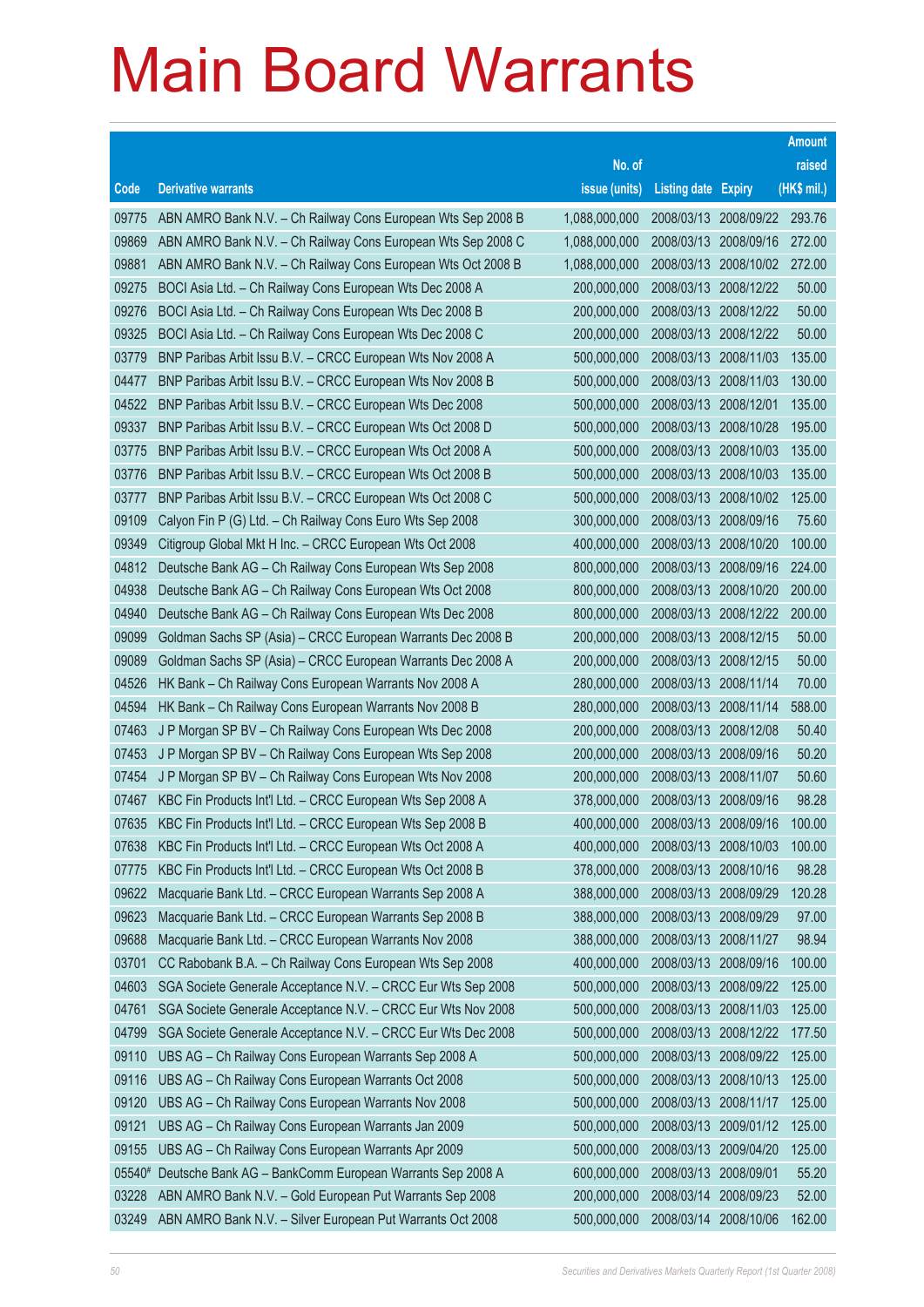# Main Board Warrants

| Code | Derivative warrants | No. of issue (units) | Listing date | Expiry | Amount raised (HK$ mil.) |
|---|---|---|---|---|---|
| 09775 | ABN AMRO Bank N.V. – Ch Railway Cons European Wts Sep 2008 B | 1,088,000,000 | 2008/03/13 | 2008/09/22 | 293.76 |
| 09869 | ABN AMRO Bank N.V. – Ch Railway Cons European Wts Sep 2008 C | 1,088,000,000 | 2008/03/13 | 2008/09/16 | 272.00 |
| 09881 | ABN AMRO Bank N.V. – Ch Railway Cons European Wts Oct 2008 B | 1,088,000,000 | 2008/03/13 | 2008/10/02 | 272.00 |
| 09275 | BOCI Asia Ltd. – Ch Railway Cons European Wts Dec 2008 A | 200,000,000 | 2008/03/13 | 2008/12/22 | 50.00 |
| 09276 | BOCI Asia Ltd. – Ch Railway Cons European Wts Dec 2008 B | 200,000,000 | 2008/03/13 | 2008/12/22 | 50.00 |
| 09325 | BOCI Asia Ltd. – Ch Railway Cons European Wts Dec 2008 C | 200,000,000 | 2008/03/13 | 2008/12/22 | 50.00 |
| 03779 | BNP Paribas Arbit Issu B.V. – CRCC European Wts Nov 2008 A | 500,000,000 | 2008/03/13 | 2008/11/03 | 135.00 |
| 04477 | BNP Paribas Arbit Issu B.V. – CRCC European Wts Nov 2008 B | 500,000,000 | 2008/03/13 | 2008/11/03 | 130.00 |
| 04522 | BNP Paribas Arbit Issu B.V. – CRCC European Wts Dec 2008 | 500,000,000 | 2008/03/13 | 2008/12/01 | 135.00 |
| 09337 | BNP Paribas Arbit Issu B.V. – CRCC European Wts Oct 2008 D | 500,000,000 | 2008/03/13 | 2008/10/28 | 195.00 |
| 03775 | BNP Paribas Arbit Issu B.V. – CRCC European Wts Oct 2008 A | 500,000,000 | 2008/03/13 | 2008/10/03 | 135.00 |
| 03776 | BNP Paribas Arbit Issu B.V. – CRCC European Wts Oct 2008 B | 500,000,000 | 2008/03/13 | 2008/10/03 | 135.00 |
| 03777 | BNP Paribas Arbit Issu B.V. – CRCC European Wts Oct 2008 C | 500,000,000 | 2008/03/13 | 2008/10/02 | 125.00 |
| 09109 | Calyon Fin P (G) Ltd. – Ch Railway Cons Euro Wts Sep 2008 | 300,000,000 | 2008/03/13 | 2008/09/16 | 75.60 |
| 09349 | Citigroup Global Mkt H Inc. – CRCC European Wts Oct 2008 | 400,000,000 | 2008/03/13 | 2008/10/20 | 100.00 |
| 04812 | Deutsche Bank AG – Ch Railway Cons European Wts Sep 2008 | 800,000,000 | 2008/03/13 | 2008/09/16 | 224.00 |
| 04938 | Deutsche Bank AG – Ch Railway Cons European Wts Oct 2008 | 800,000,000 | 2008/03/13 | 2008/10/20 | 200.00 |
| 04940 | Deutsche Bank AG – Ch Railway Cons European Wts Dec 2008 | 800,000,000 | 2008/03/13 | 2008/12/22 | 200.00 |
| 09099 | Goldman Sachs SP (Asia) – CRCC European Warrants Dec 2008 B | 200,000,000 | 2008/03/13 | 2008/12/15 | 50.00 |
| 09089 | Goldman Sachs SP (Asia) – CRCC European Warrants Dec 2008 A | 200,000,000 | 2008/03/13 | 2008/12/15 | 50.00 |
| 04526 | HK Bank – Ch Railway Cons European Warrants Nov 2008 A | 280,000,000 | 2008/03/13 | 2008/11/14 | 70.00 |
| 04594 | HK Bank – Ch Railway Cons European Warrants Nov 2008 B | 280,000,000 | 2008/03/13 | 2008/11/14 | 588.00 |
| 07463 | J P Morgan SP BV – Ch Railway Cons European Wts Dec 2008 | 200,000,000 | 2008/03/13 | 2008/12/08 | 50.40 |
| 07453 | J P Morgan SP BV – Ch Railway Cons European Wts Sep 2008 | 200,000,000 | 2008/03/13 | 2008/09/16 | 50.20 |
| 07454 | J P Morgan SP BV – Ch Railway Cons European Wts Nov 2008 | 200,000,000 | 2008/03/13 | 2008/11/07 | 50.60 |
| 07467 | KBC Fin Products Int'l Ltd. – CRCC European Wts Sep 2008 A | 378,000,000 | 2008/03/13 | 2008/09/16 | 98.28 |
| 07635 | KBC Fin Products Int'l Ltd. – CRCC European Wts Sep 2008 B | 400,000,000 | 2008/03/13 | 2008/09/16 | 100.00 |
| 07638 | KBC Fin Products Int'l Ltd. – CRCC European Wts Oct 2008 A | 400,000,000 | 2008/03/13 | 2008/10/03 | 100.00 |
| 07775 | KBC Fin Products Int'l Ltd. – CRCC European Wts Oct 2008 B | 378,000,000 | 2008/03/13 | 2008/10/16 | 98.28 |
| 09622 | Macquarie Bank Ltd. – CRCC European Warrants Sep 2008 A | 388,000,000 | 2008/03/13 | 2008/09/29 | 120.28 |
| 09623 | Macquarie Bank Ltd. – CRCC European Warrants Sep 2008 B | 388,000,000 | 2008/03/13 | 2008/09/29 | 97.00 |
| 09688 | Macquarie Bank Ltd. – CRCC European Warrants Nov 2008 | 388,000,000 | 2008/03/13 | 2008/11/27 | 98.94 |
| 03701 | CC Rabobank B.A. – Ch Railway Cons European Wts Sep 2008 | 400,000,000 | 2008/03/13 | 2008/09/16 | 100.00 |
| 04603 | SGA Societe Generale Acceptance N.V. – CRCC Eur Wts Sep 2008 | 500,000,000 | 2008/03/13 | 2008/09/22 | 125.00 |
| 04761 | SGA Societe Generale Acceptance N.V. – CRCC Eur Wts Nov 2008 | 500,000,000 | 2008/03/13 | 2008/11/03 | 125.00 |
| 04799 | SGA Societe Generale Acceptance N.V. – CRCC Eur Wts Dec 2008 | 500,000,000 | 2008/03/13 | 2008/12/22 | 177.50 |
| 09110 | UBS AG – Ch Railway Cons European Warrants Sep 2008 A | 500,000,000 | 2008/03/13 | 2008/09/22 | 125.00 |
| 09116 | UBS AG – Ch Railway Cons European Warrants Oct 2008 | 500,000,000 | 2008/03/13 | 2008/10/13 | 125.00 |
| 09120 | UBS AG – Ch Railway Cons European Warrants Nov 2008 | 500,000,000 | 2008/03/13 | 2008/11/17 | 125.00 |
| 09121 | UBS AG – Ch Railway Cons European Warrants Jan 2009 | 500,000,000 | 2008/03/13 | 2009/01/12 | 125.00 |
| 09155 | UBS AG – Ch Railway Cons European Warrants Apr 2009 | 500,000,000 | 2008/03/13 | 2009/04/20 | 125.00 |
| 05540# | Deutsche Bank AG – BankComm European Warrants Sep 2008 A | 600,000,000 | 2008/03/13 | 2008/09/01 | 55.20 |
| 03228 | ABN AMRO Bank N.V. – Gold European Put Warrants Sep 2008 | 200,000,000 | 2008/03/14 | 2008/09/23 | 52.00 |
| 03249 | ABN AMRO Bank N.V. – Silver European Put Warrants Oct 2008 | 500,000,000 | 2008/03/14 | 2008/10/06 | 162.00 |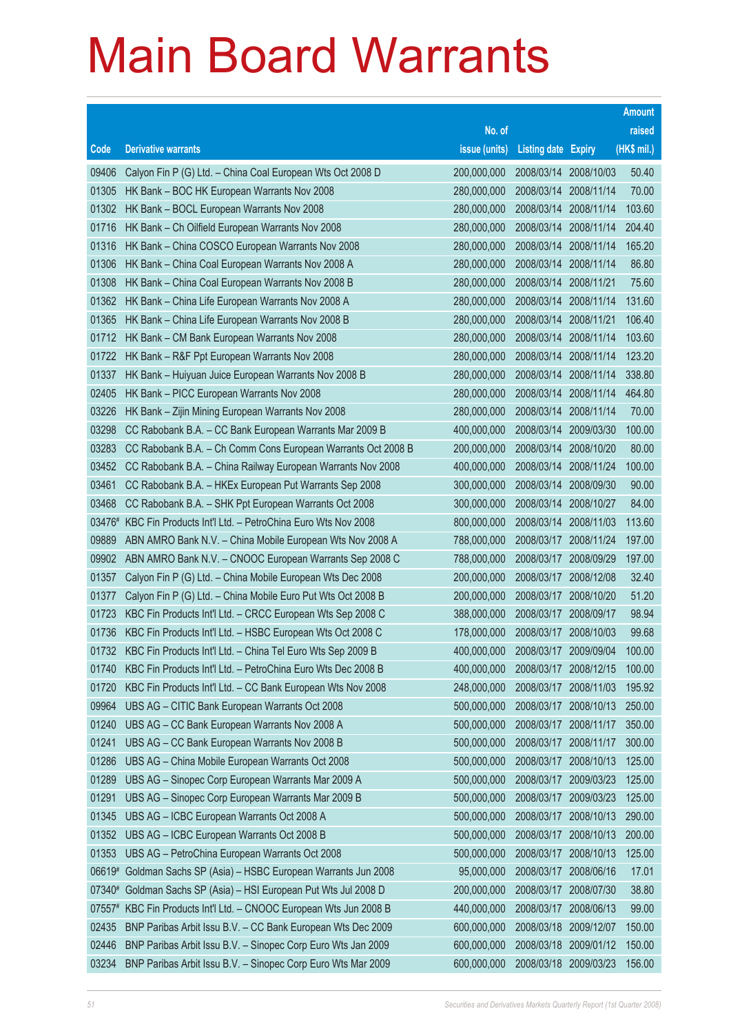# Main Board Warrants

| Code | Derivative warrants | No. of issue (units) | Listing date | Expiry | Amount raised (HK$ mil.) |
|---|---|---|---|---|---|
| 09406 | Calyon Fin P (G) Ltd. – China Coal European Wts Oct 2008 D | 200,000,000 | 2008/03/14 | 2008/10/03 | 50.40 |
| 01305 | HK Bank – BOC HK European Warrants Nov 2008 | 280,000,000 | 2008/03/14 | 2008/11/14 | 70.00 |
| 01302 | HK Bank – BOCL European Warrants Nov 2008 | 280,000,000 | 2008/03/14 | 2008/11/14 | 103.60 |
| 01716 | HK Bank – Ch Oilfield European Warrants Nov 2008 | 280,000,000 | 2008/03/14 | 2008/11/14 | 204.40 |
| 01316 | HK Bank – China COSCO European Warrants Nov 2008 | 280,000,000 | 2008/03/14 | 2008/11/14 | 165.20 |
| 01306 | HK Bank – China Coal European Warrants Nov 2008 A | 280,000,000 | 2008/03/14 | 2008/11/14 | 86.80 |
| 01308 | HK Bank – China Coal European Warrants Nov 2008 B | 280,000,000 | 2008/03/14 | 2008/11/21 | 75.60 |
| 01362 | HK Bank – China Life European Warrants Nov 2008 A | 280,000,000 | 2008/03/14 | 2008/11/14 | 131.60 |
| 01365 | HK Bank – China Life European Warrants Nov 2008 B | 280,000,000 | 2008/03/14 | 2008/11/21 | 106.40 |
| 01712 | HK Bank – CM Bank European Warrants Nov 2008 | 280,000,000 | 2008/03/14 | 2008/11/14 | 103.60 |
| 01722 | HK Bank – R&F Ppt European Warrants Nov 2008 | 280,000,000 | 2008/03/14 | 2008/11/14 | 123.20 |
| 01337 | HK Bank – Huiyuan Juice European Warrants Nov 2008 B | 280,000,000 | 2008/03/14 | 2008/11/14 | 338.80 |
| 02405 | HK Bank – PICC European Warrants Nov 2008 | 280,000,000 | 2008/03/14 | 2008/11/14 | 464.80 |
| 03226 | HK Bank – Zijin Mining European Warrants Nov 2008 | 280,000,000 | 2008/03/14 | 2008/11/14 | 70.00 |
| 03298 | CC Rabobank B.A. – CC Bank European Warrants Mar 2009 B | 400,000,000 | 2008/03/14 | 2009/03/30 | 100.00 |
| 03283 | CC Rabobank B.A. – Ch Comm Cons European Warrants Oct 2008 B | 200,000,000 | 2008/03/14 | 2008/10/20 | 80.00 |
| 03452 | CC Rabobank B.A. – China Railway European Warrants Nov 2008 | 400,000,000 | 2008/03/14 | 2008/11/24 | 100.00 |
| 03461 | CC Rabobank B.A. – HKEx European Put Warrants Sep 2008 | 300,000,000 | 2008/03/14 | 2008/09/30 | 90.00 |
| 03468 | CC Rabobank B.A. – SHK Ppt European Warrants Oct 2008 | 300,000,000 | 2008/03/14 | 2008/10/27 | 84.00 |
| 03476# | KBC Fin Products Int'l Ltd. – PetroChina Euro Wts Nov 2008 | 800,000,000 | 2008/03/14 | 2008/11/03 | 113.60 |
| 09889 | ABN AMRO Bank N.V. – China Mobile European Wts Nov 2008 A | 788,000,000 | 2008/03/17 | 2008/11/24 | 197.00 |
| 09902 | ABN AMRO Bank N.V. – CNOOC European Warrants Sep 2008 C | 788,000,000 | 2008/03/17 | 2008/09/29 | 197.00 |
| 01357 | Calyon Fin P (G) Ltd. – China Mobile European Wts Dec 2008 | 200,000,000 | 2008/03/17 | 2008/12/08 | 32.40 |
| 01377 | Calyon Fin P (G) Ltd. – China Mobile Euro Put Wts Oct 2008 B | 200,000,000 | 2008/03/17 | 2008/10/20 | 51.20 |
| 01723 | KBC Fin Products Int'l Ltd. – CRCC European Wts Sep 2008 C | 388,000,000 | 2008/03/17 | 2008/09/17 | 98.94 |
| 01736 | KBC Fin Products Int'l Ltd. – HSBC European Wts Oct 2008 C | 178,000,000 | 2008/03/17 | 2008/10/03 | 99.68 |
| 01732 | KBC Fin Products Int'l Ltd. – China Tel Euro Wts Sep 2009 B | 400,000,000 | 2008/03/17 | 2009/09/04 | 100.00 |
| 01740 | KBC Fin Products Int'l Ltd. – PetroChina Euro Wts Dec 2008 B | 400,000,000 | 2008/03/17 | 2008/12/15 | 100.00 |
| 01720 | KBC Fin Products Int'l Ltd. – CC Bank European Wts Nov 2008 | 248,000,000 | 2008/03/17 | 2008/11/03 | 195.92 |
| 09964 | UBS AG – CITIC Bank European Warrants Oct 2008 | 500,000,000 | 2008/03/17 | 2008/10/13 | 250.00 |
| 01240 | UBS AG – CC Bank European Warrants Nov 2008 A | 500,000,000 | 2008/03/17 | 2008/11/17 | 350.00 |
| 01241 | UBS AG – CC Bank European Warrants Nov 2008 B | 500,000,000 | 2008/03/17 | 2008/11/17 | 300.00 |
| 01286 | UBS AG – China Mobile European Warrants Oct 2008 | 500,000,000 | 2008/03/17 | 2008/10/13 | 125.00 |
| 01289 | UBS AG – Sinopec Corp European Warrants Mar 2009 A | 500,000,000 | 2008/03/17 | 2009/03/23 | 125.00 |
| 01291 | UBS AG – Sinopec Corp European Warrants Mar 2009 B | 500,000,000 | 2008/03/17 | 2009/03/23 | 125.00 |
| 01345 | UBS AG – ICBC European Warrants Oct 2008 A | 500,000,000 | 2008/03/17 | 2008/10/13 | 290.00 |
| 01352 | UBS AG – ICBC European Warrants Oct 2008 B | 500,000,000 | 2008/03/17 | 2008/10/13 | 200.00 |
| 01353 | UBS AG – PetroChina European Warrants Oct 2008 | 500,000,000 | 2008/03/17 | 2008/10/13 | 125.00 |
| 06619# | Goldman Sachs SP (Asia) – HSBC European Warrants Jun 2008 | 95,000,000 | 2008/03/17 | 2008/06/16 | 17.01 |
| 07340# | Goldman Sachs SP (Asia) – HSI European Put Wts Jul 2008 D | 200,000,000 | 2008/03/17 | 2008/07/30 | 38.80 |
| 07557# | KBC Fin Products Int'l Ltd. – CNOOC European Wts Jun 2008 B | 440,000,000 | 2008/03/17 | 2008/06/13 | 99.00 |
| 02435 | BNP Paribas Arbit Issu B.V. – CC Bank European Wts Dec 2009 | 600,000,000 | 2008/03/18 | 2009/12/07 | 150.00 |
| 02446 | BNP Paribas Arbit Issu B.V. – Sinopec Corp Euro Wts Jan 2009 | 600,000,000 | 2008/03/18 | 2009/01/12 | 150.00 |
| 03234 | BNP Paribas Arbit Issu B.V. – Sinopec Corp Euro Wts Mar 2009 | 600,000,000 | 2008/03/18 | 2009/03/23 | 156.00 |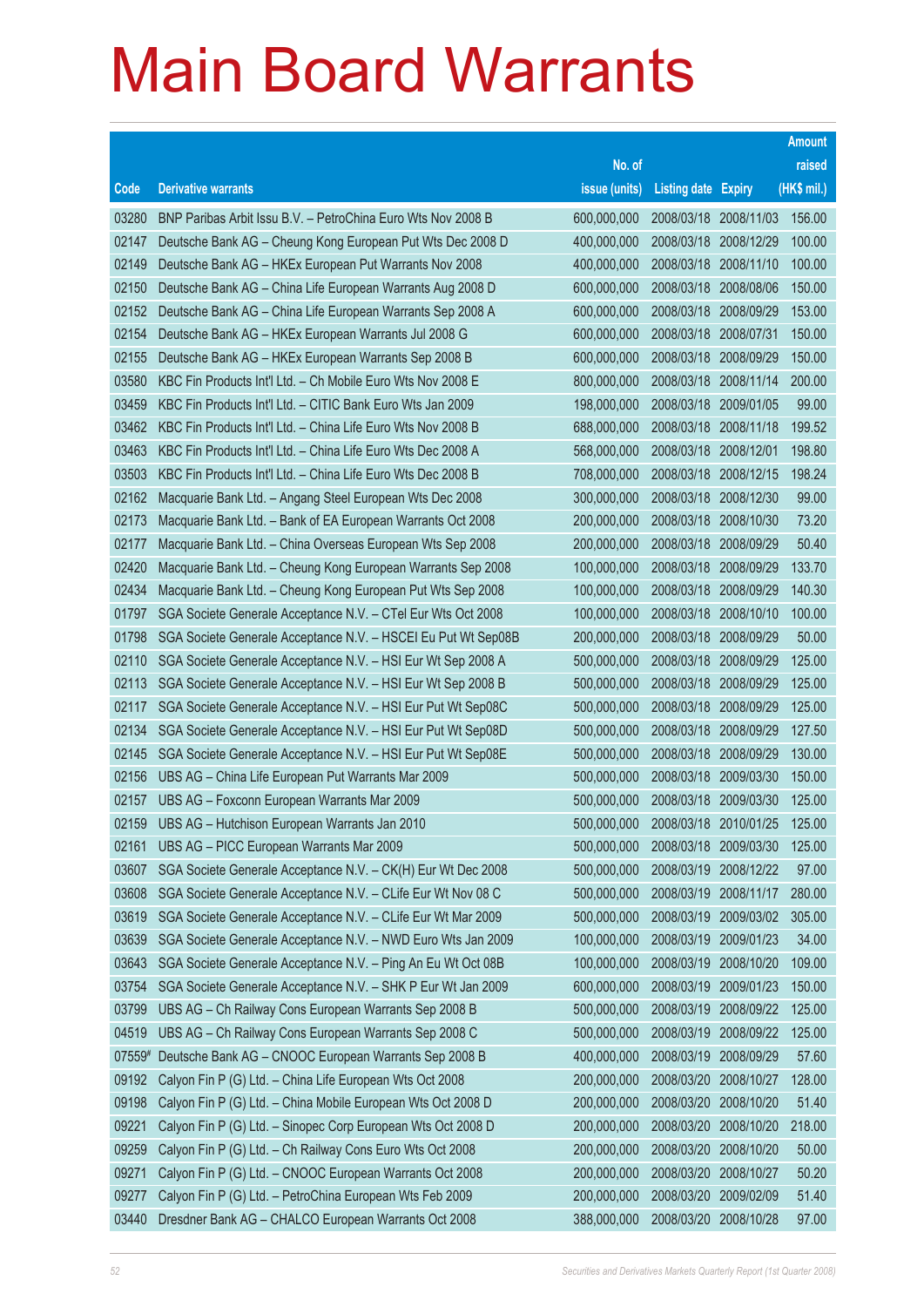# Main Board Warrants

| Code | Derivative warrants | No. of issue (units) | Listing date | Expiry | Amount raised (HK$ mil.) |
|---|---|---|---|---|---|
| 03280 | BNP Paribas Arbit Issu B.V. – PetroChina Euro Wts Nov 2008 B | 600,000,000 | 2008/03/18 | 2008/11/03 | 156.00 |
| 02147 | Deutsche Bank AG – Cheung Kong European Put Wts Dec 2008 D | 400,000,000 | 2008/03/18 | 2008/12/29 | 100.00 |
| 02149 | Deutsche Bank AG – HKEx European Put Warrants Nov 2008 | 400,000,000 | 2008/03/18 | 2008/11/10 | 100.00 |
| 02150 | Deutsche Bank AG – China Life European Warrants Aug 2008 D | 600,000,000 | 2008/03/18 | 2008/08/06 | 150.00 |
| 02152 | Deutsche Bank AG – China Life European Warrants Sep 2008 A | 600,000,000 | 2008/03/18 | 2008/09/29 | 153.00 |
| 02154 | Deutsche Bank AG – HKEx European Warrants Jul 2008 G | 600,000,000 | 2008/03/18 | 2008/07/31 | 150.00 |
| 02155 | Deutsche Bank AG – HKEx European Warrants Sep 2008 B | 600,000,000 | 2008/03/18 | 2008/09/29 | 150.00 |
| 03580 | KBC Fin Products Int'l Ltd. – Ch Mobile Euro Wts Nov 2008 E | 800,000,000 | 2008/03/18 | 2008/11/14 | 200.00 |
| 03459 | KBC Fin Products Int'l Ltd. – CITIC Bank Euro Wts Jan 2009 | 198,000,000 | 2008/03/18 | 2009/01/05 | 99.00 |
| 03462 | KBC Fin Products Int'l Ltd. – China Life Euro Wts Nov 2008 B | 688,000,000 | 2008/03/18 | 2008/11/18 | 199.52 |
| 03463 | KBC Fin Products Int'l Ltd. – China Life Euro Wts Dec 2008 A | 568,000,000 | 2008/03/18 | 2008/12/01 | 198.80 |
| 03503 | KBC Fin Products Int'l Ltd. – China Life Euro Wts Dec 2008 B | 708,000,000 | 2008/03/18 | 2008/12/15 | 198.24 |
| 02162 | Macquarie Bank Ltd. – Angang Steel European Wts Dec 2008 | 300,000,000 | 2008/03/18 | 2008/12/30 | 99.00 |
| 02173 | Macquarie Bank Ltd. – Bank of EA European Warrants Oct 2008 | 200,000,000 | 2008/03/18 | 2008/10/30 | 73.20 |
| 02177 | Macquarie Bank Ltd. – China Overseas European Wts Sep 2008 | 200,000,000 | 2008/03/18 | 2008/09/29 | 50.40 |
| 02420 | Macquarie Bank Ltd. – Cheung Kong European Warrants Sep 2008 | 100,000,000 | 2008/03/18 | 2008/09/29 | 133.70 |
| 02434 | Macquarie Bank Ltd. – Cheung Kong European Put Wts Sep 2008 | 100,000,000 | 2008/03/18 | 2008/09/29 | 140.30 |
| 01797 | SGA Societe Generale Acceptance N.V. – CTel Eur Wts Oct 2008 | 100,000,000 | 2008/03/18 | 2008/10/10 | 100.00 |
| 01798 | SGA Societe Generale Acceptance N.V. – HSCEI Eu Put Wt Sep08B | 200,000,000 | 2008/03/18 | 2008/09/29 | 50.00 |
| 02110 | SGA Societe Generale Acceptance N.V. – HSI Eur Wt Sep 2008 A | 500,000,000 | 2008/03/18 | 2008/09/29 | 125.00 |
| 02113 | SGA Societe Generale Acceptance N.V. – HSI Eur Wt Sep 2008 B | 500,000,000 | 2008/03/18 | 2008/09/29 | 125.00 |
| 02117 | SGA Societe Generale Acceptance N.V. – HSI Eur Put Wt Sep08C | 500,000,000 | 2008/03/18 | 2008/09/29 | 125.00 |
| 02134 | SGA Societe Generale Acceptance N.V. – HSI Eur Put Wt Sep08D | 500,000,000 | 2008/03/18 | 2008/09/29 | 127.50 |
| 02145 | SGA Societe Generale Acceptance N.V. – HSI Eur Put Wt Sep08E | 500,000,000 | 2008/03/18 | 2008/09/29 | 130.00 |
| 02156 | UBS AG – China Life European Put Warrants Mar 2009 | 500,000,000 | 2008/03/18 | 2009/03/30 | 150.00 |
| 02157 | UBS AG – Foxconn European Warrants Mar 2009 | 500,000,000 | 2008/03/18 | 2009/03/30 | 125.00 |
| 02159 | UBS AG – Hutchison European Warrants Jan 2010 | 500,000,000 | 2008/03/18 | 2010/01/25 | 125.00 |
| 02161 | UBS AG – PICC European Warrants Mar 2009 | 500,000,000 | 2008/03/18 | 2009/03/30 | 125.00 |
| 03607 | SGA Societe Generale Acceptance N.V. – CK(H) Eur Wt Dec 2008 | 500,000,000 | 2008/03/19 | 2008/12/22 | 97.00 |
| 03608 | SGA Societe Generale Acceptance N.V. – CLife Eur Wt Nov 08 C | 500,000,000 | 2008/03/19 | 2008/11/17 | 280.00 |
| 03619 | SGA Societe Generale Acceptance N.V. – CLife Eur Wt Mar 2009 | 500,000,000 | 2008/03/19 | 2009/03/02 | 305.00 |
| 03639 | SGA Societe Generale Acceptance N.V. – NWD Euro Wts Jan 2009 | 100,000,000 | 2008/03/19 | 2009/01/23 | 34.00 |
| 03643 | SGA Societe Generale Acceptance N.V. – Ping An Eu Wt Oct 08B | 100,000,000 | 2008/03/19 | 2008/10/20 | 109.00 |
| 03754 | SGA Societe Generale Acceptance N.V. – SHK P Eur Wt Jan 2009 | 600,000,000 | 2008/03/19 | 2009/01/23 | 150.00 |
| 03799 | UBS AG – Ch Railway Cons European Warrants Sep 2008 B | 500,000,000 | 2008/03/19 | 2008/09/22 | 125.00 |
| 04519 | UBS AG – Ch Railway Cons European Warrants Sep 2008 C | 500,000,000 | 2008/03/19 | 2008/09/22 | 125.00 |
| 07559# | Deutsche Bank AG – CNOOC European Warrants Sep 2008 B | 400,000,000 | 2008/03/19 | 2008/09/29 | 57.60 |
| 09192 | Calyon Fin P (G) Ltd. – China Life European Wts Oct 2008 | 200,000,000 | 2008/03/20 | 2008/10/27 | 128.00 |
| 09198 | Calyon Fin P (G) Ltd. – China Mobile European Wts Oct 2008 D | 200,000,000 | 2008/03/20 | 2008/10/20 | 51.40 |
| 09221 | Calyon Fin P (G) Ltd. – Sinopec Corp European Wts Oct 2008 D | 200,000,000 | 2008/03/20 | 2008/10/20 | 218.00 |
| 09259 | Calyon Fin P (G) Ltd. – Ch Railway Cons Euro Wts Oct 2008 | 200,000,000 | 2008/03/20 | 2008/10/20 | 50.00 |
| 09271 | Calyon Fin P (G) Ltd. – CNOOC European Warrants Oct 2008 | 200,000,000 | 2008/03/20 | 2008/10/27 | 50.20 |
| 09277 | Calyon Fin P (G) Ltd. – PetroChina European Wts Feb 2009 | 200,000,000 | 2008/03/20 | 2009/02/09 | 51.40 |
| 03440 | Dresdner Bank AG – CHALCO European Warrants Oct 2008 | 388,000,000 | 2008/03/20 | 2008/10/28 | 97.00 |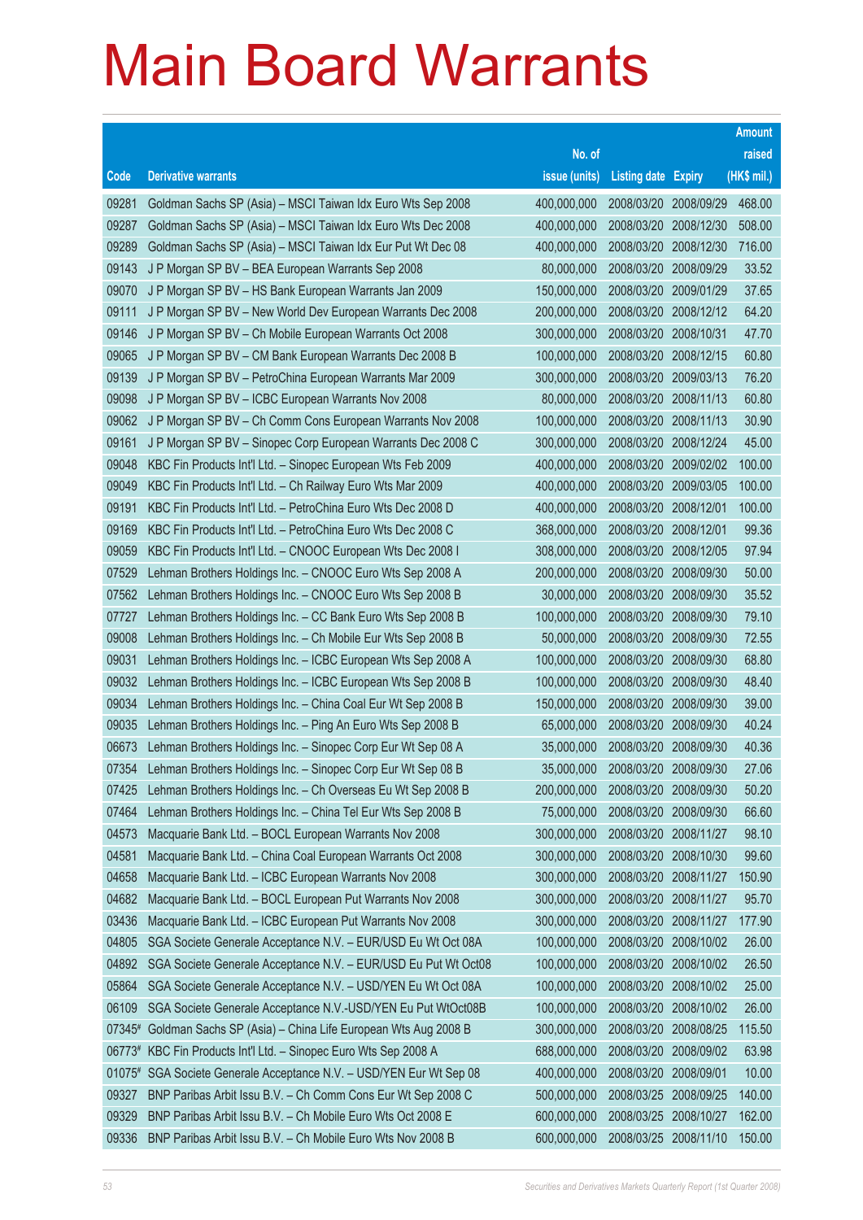# Main Board Warrants

| Code | Derivative warrants | No. of issue (units) | Listing date | Expiry | Amount raised (HK$ mil.) |
|---|---|---|---|---|---|
| 09281 | Goldman Sachs SP (Asia) – MSCI Taiwan Idx Euro Wts Sep 2008 | 400,000,000 | 2008/03/20 | 2008/09/29 | 468.00 |
| 09287 | Goldman Sachs SP (Asia) – MSCI Taiwan Idx Euro Wts Dec 2008 | 400,000,000 | 2008/03/20 | 2008/12/30 | 508.00 |
| 09289 | Goldman Sachs SP (Asia) – MSCI Taiwan Idx Eur Put Wt Dec 08 | 400,000,000 | 2008/03/20 | 2008/12/30 | 716.00 |
| 09143 | J P Morgan SP BV – BEA European Warrants Sep 2008 | 80,000,000 | 2008/03/20 | 2008/09/29 | 33.52 |
| 09070 | J P Morgan SP BV – HS Bank European Warrants Jan 2009 | 150,000,000 | 2008/03/20 | 2009/01/29 | 37.65 |
| 09111 | J P Morgan SP BV – New World Dev European Warrants Dec 2008 | 200,000,000 | 2008/03/20 | 2008/12/12 | 64.20 |
| 09146 | J P Morgan SP BV – Ch Mobile European Warrants Oct 2008 | 300,000,000 | 2008/03/20 | 2008/10/31 | 47.70 |
| 09065 | J P Morgan SP BV – CM Bank European Warrants Dec 2008 B | 100,000,000 | 2008/03/20 | 2008/12/15 | 60.80 |
| 09139 | J P Morgan SP BV – PetroChina European Warrants Mar 2009 | 300,000,000 | 2008/03/20 | 2009/03/13 | 76.20 |
| 09098 | J P Morgan SP BV – ICBC European Warrants Nov 2008 | 80,000,000 | 2008/03/20 | 2008/11/13 | 60.80 |
| 09062 | J P Morgan SP BV – Ch Comm Cons European Warrants Nov 2008 | 100,000,000 | 2008/03/20 | 2008/11/13 | 30.90 |
| 09161 | J P Morgan SP BV – Sinopec Corp European Warrants Dec 2008 C | 300,000,000 | 2008/03/20 | 2008/12/24 | 45.00 |
| 09048 | KBC Fin Products Int'l Ltd. – Sinopec European Wts Feb 2009 | 400,000,000 | 2008/03/20 | 2009/02/02 | 100.00 |
| 09049 | KBC Fin Products Int'l Ltd. – Ch Railway Euro Wts Mar 2009 | 400,000,000 | 2008/03/20 | 2009/03/05 | 100.00 |
| 09191 | KBC Fin Products Int'l Ltd. – PetroChina Euro Wts Dec 2008 D | 400,000,000 | 2008/03/20 | 2008/12/01 | 100.00 |
| 09169 | KBC Fin Products Int'l Ltd. – PetroChina Euro Wts Dec 2008 C | 368,000,000 | 2008/03/20 | 2008/12/01 | 99.36 |
| 09059 | KBC Fin Products Int'l Ltd. – CNOOC European Wts Dec 2008 I | 308,000,000 | 2008/03/20 | 2008/12/05 | 97.94 |
| 07529 | Lehman Brothers Holdings Inc. – CNOOC Euro Wts Sep 2008 A | 200,000,000 | 2008/03/20 | 2008/09/30 | 50.00 |
| 07562 | Lehman Brothers Holdings Inc. – CNOOC Euro Wts Sep 2008 B | 30,000,000 | 2008/03/20 | 2008/09/30 | 35.52 |
| 07727 | Lehman Brothers Holdings Inc. – CC Bank Euro Wts Sep 2008 B | 100,000,000 | 2008/03/20 | 2008/09/30 | 79.10 |
| 09008 | Lehman Brothers Holdings Inc. – Ch Mobile Eur Wts Sep 2008 B | 50,000,000 | 2008/03/20 | 2008/09/30 | 72.55 |
| 09031 | Lehman Brothers Holdings Inc. – ICBC European Wts Sep 2008 A | 100,000,000 | 2008/03/20 | 2008/09/30 | 68.80 |
| 09032 | Lehman Brothers Holdings Inc. – ICBC European Wts Sep 2008 B | 100,000,000 | 2008/03/20 | 2008/09/30 | 48.40 |
| 09034 | Lehman Brothers Holdings Inc. – China Coal Eur Wt Sep 2008 B | 150,000,000 | 2008/03/20 | 2008/09/30 | 39.00 |
| 09035 | Lehman Brothers Holdings Inc. – Ping An Euro Wts Sep 2008 B | 65,000,000 | 2008/03/20 | 2008/09/30 | 40.24 |
| 06673 | Lehman Brothers Holdings Inc. – Sinopec Corp Eur Wt Sep 08 A | 35,000,000 | 2008/03/20 | 2008/09/30 | 40.36 |
| 07354 | Lehman Brothers Holdings Inc. – Sinopec Corp Eur Wt Sep 08 B | 35,000,000 | 2008/03/20 | 2008/09/30 | 27.06 |
| 07425 | Lehman Brothers Holdings Inc. – Ch Overseas Eu Wt Sep 2008 B | 200,000,000 | 2008/03/20 | 2008/09/30 | 50.20 |
| 07464 | Lehman Brothers Holdings Inc. – China Tel Eur Wts Sep 2008 B | 75,000,000 | 2008/03/20 | 2008/09/30 | 66.60 |
| 04573 | Macquarie Bank Ltd. – BOCL European Warrants Nov 2008 | 300,000,000 | 2008/03/20 | 2008/11/27 | 98.10 |
| 04581 | Macquarie Bank Ltd. – China Coal European Warrants Oct 2008 | 300,000,000 | 2008/03/20 | 2008/10/30 | 99.60 |
| 04658 | Macquarie Bank Ltd. – ICBC European Warrants Nov 2008 | 300,000,000 | 2008/03/20 | 2008/11/27 | 150.90 |
| 04682 | Macquarie Bank Ltd. – BOCL European Put Warrants Nov 2008 | 300,000,000 | 2008/03/20 | 2008/11/27 | 95.70 |
| 03436 | Macquarie Bank Ltd. – ICBC European Put Warrants Nov 2008 | 300,000,000 | 2008/03/20 | 2008/11/27 | 177.90 |
| 04805 | SGA Societe Generale Acceptance N.V. – EUR/USD Eu Wt Oct 08A | 100,000,000 | 2008/03/20 | 2008/10/02 | 26.00 |
| 04892 | SGA Societe Generale Acceptance N.V. – EUR/USD Eu Put Wt Oct08 | 100,000,000 | 2008/03/20 | 2008/10/02 | 26.50 |
| 05864 | SGA Societe Generale Acceptance N.V. – USD/YEN Eu Wt Oct 08A | 100,000,000 | 2008/03/20 | 2008/10/02 | 25.00 |
| 06109 | SGA Societe Generale Acceptance N.V.-USD/YEN Eu Put WtOct08B | 100,000,000 | 2008/03/20 | 2008/10/02 | 26.00 |
| 07345# | Goldman Sachs SP (Asia) – China Life European Wts Aug 2008 B | 300,000,000 | 2008/03/20 | 2008/08/25 | 115.50 |
| 06773# | KBC Fin Products Int'l Ltd. – Sinopec Euro Wts Sep 2008 A | 688,000,000 | 2008/03/20 | 2008/09/02 | 63.98 |
| 01075# | SGA Societe Generale Acceptance N.V. – USD/YEN Eur Wt Sep 08 | 400,000,000 | 2008/03/20 | 2008/09/01 | 10.00 |
| 09327 | BNP Paribas Arbit Issu B.V. – Ch Comm Cons Eur Wt Sep 2008 C | 500,000,000 | 2008/03/25 | 2008/09/25 | 140.00 |
| 09329 | BNP Paribas Arbit Issu B.V. – Ch Mobile Euro Wts Oct 2008 E | 600,000,000 | 2008/03/25 | 2008/10/27 | 162.00 |
| 09336 | BNP Paribas Arbit Issu B.V. – Ch Mobile Euro Wts Nov 2008 B | 600,000,000 | 2008/03/25 | 2008/11/10 | 150.00 |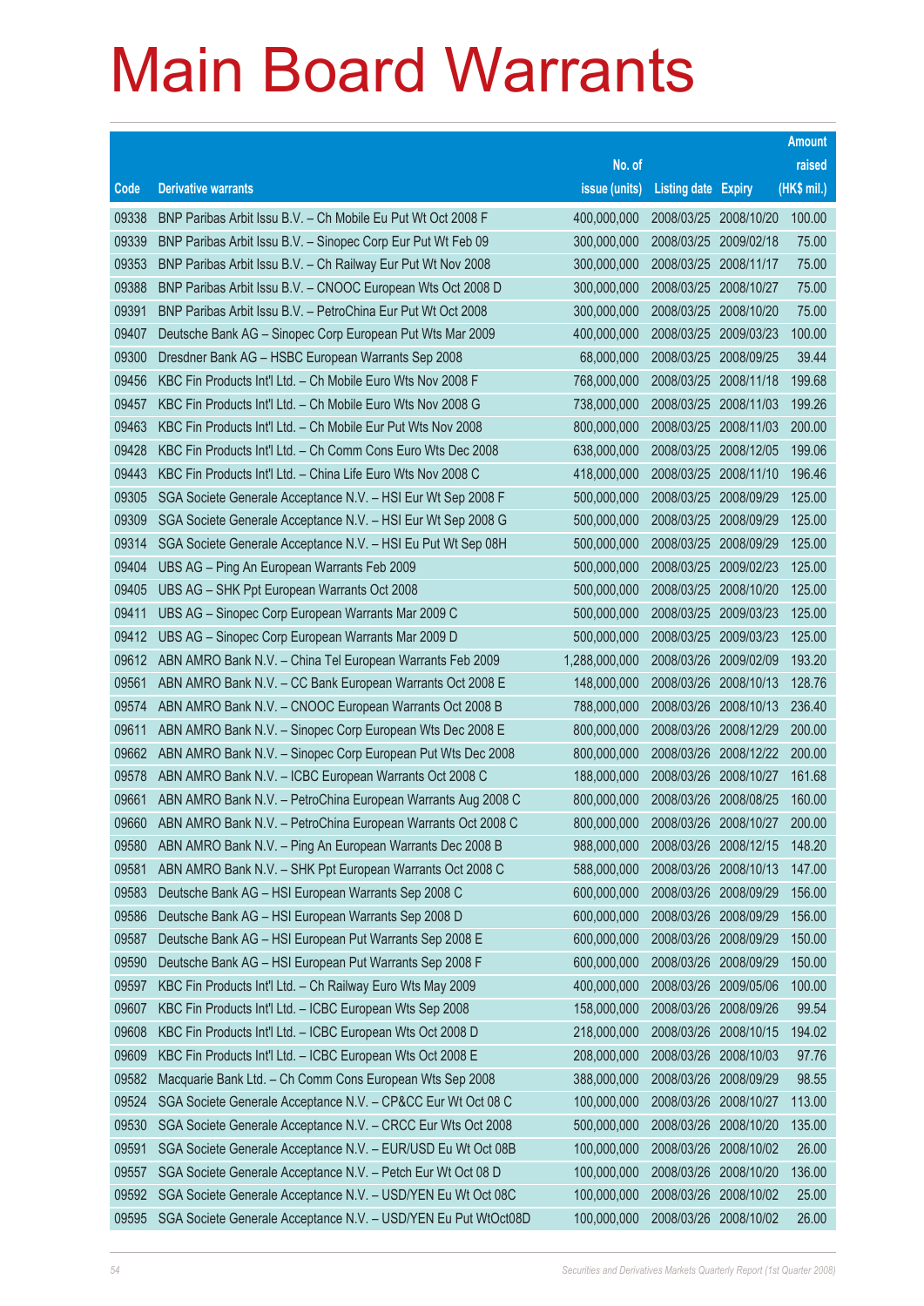# Main Board Warrants

| Code | Derivative warrants | No. of issue (units) | Listing date | Expiry | Amount raised (HK$ mil.) |
|---|---|---|---|---|---|
| 09338 | BNP Paribas Arbit Issu B.V. – Ch Mobile Eu Put Wt Oct 2008 F | 400,000,000 | 2008/03/25 | 2008/10/20 | 100.00 |
| 09339 | BNP Paribas Arbit Issu B.V. – Sinopec Corp Eur Put Wt Feb 09 | 300,000,000 | 2008/03/25 | 2009/02/18 | 75.00 |
| 09353 | BNP Paribas Arbit Issu B.V. – Ch Railway Eur Put Wt Nov 2008 | 300,000,000 | 2008/03/25 | 2008/11/17 | 75.00 |
| 09388 | BNP Paribas Arbit Issu B.V. – CNOOC European Wts Oct 2008 D | 300,000,000 | 2008/03/25 | 2008/10/27 | 75.00 |
| 09391 | BNP Paribas Arbit Issu B.V. – PetroChina Eur Put Wt Oct 2008 | 300,000,000 | 2008/03/25 | 2008/10/20 | 75.00 |
| 09407 | Deutsche Bank AG – Sinopec Corp European Put Wts Mar 2009 | 400,000,000 | 2008/03/25 | 2009/03/23 | 100.00 |
| 09300 | Dresdner Bank AG – HSBC European Warrants Sep 2008 | 68,000,000 | 2008/03/25 | 2008/09/25 | 39.44 |
| 09456 | KBC Fin Products Int'l Ltd. – Ch Mobile Euro Wts Nov 2008 F | 768,000,000 | 2008/03/25 | 2008/11/18 | 199.68 |
| 09457 | KBC Fin Products Int'l Ltd. – Ch Mobile Euro Wts Nov 2008 G | 738,000,000 | 2008/03/25 | 2008/11/03 | 199.26 |
| 09463 | KBC Fin Products Int'l Ltd. – Ch Mobile Eur Put Wts Nov 2008 | 800,000,000 | 2008/03/25 | 2008/11/03 | 200.00 |
| 09428 | KBC Fin Products Int'l Ltd. – Ch Comm Cons Euro Wts Dec 2008 | 638,000,000 | 2008/03/25 | 2008/12/05 | 199.06 |
| 09443 | KBC Fin Products Int'l Ltd. – China Life Euro Wts Nov 2008 C | 418,000,000 | 2008/03/25 | 2008/11/10 | 196.46 |
| 09305 | SGA Societe Generale Acceptance N.V. – HSI Eur Wt Sep 2008 F | 500,000,000 | 2008/03/25 | 2008/09/29 | 125.00 |
| 09309 | SGA Societe Generale Acceptance N.V. – HSI Eur Wt Sep 2008 G | 500,000,000 | 2008/03/25 | 2008/09/29 | 125.00 |
| 09314 | SGA Societe Generale Acceptance N.V. – HSI Eu Put Wt Sep 08H | 500,000,000 | 2008/03/25 | 2008/09/29 | 125.00 |
| 09404 | UBS AG – Ping An European Warrants Feb 2009 | 500,000,000 | 2008/03/25 | 2009/02/23 | 125.00 |
| 09405 | UBS AG – SHK Ppt European Warrants Oct 2008 | 500,000,000 | 2008/03/25 | 2008/10/20 | 125.00 |
| 09411 | UBS AG – Sinopec Corp European Warrants Mar 2009 C | 500,000,000 | 2008/03/25 | 2009/03/23 | 125.00 |
| 09412 | UBS AG – Sinopec Corp European Warrants Mar 2009 D | 500,000,000 | 2008/03/25 | 2009/03/23 | 125.00 |
| 09612 | ABN AMRO Bank N.V. – China Tel European Warrants Feb 2009 | 1,288,000,000 | 2008/03/26 | 2009/02/09 | 193.20 |
| 09561 | ABN AMRO Bank N.V. – CC Bank European Warrants Oct 2008 E | 148,000,000 | 2008/03/26 | 2008/10/13 | 128.76 |
| 09574 | ABN AMRO Bank N.V. – CNOOC European Warrants Oct 2008 B | 788,000,000 | 2008/03/26 | 2008/10/13 | 236.40 |
| 09611 | ABN AMRO Bank N.V. – Sinopec Corp European Wts Dec 2008 E | 800,000,000 | 2008/03/26 | 2008/12/29 | 200.00 |
| 09662 | ABN AMRO Bank N.V. – Sinopec Corp European Put Wts Dec 2008 | 800,000,000 | 2008/03/26 | 2008/12/22 | 200.00 |
| 09578 | ABN AMRO Bank N.V. – ICBC European Warrants Oct 2008 C | 188,000,000 | 2008/03/26 | 2008/10/27 | 161.68 |
| 09661 | ABN AMRO Bank N.V. – PetroChina European Warrants Aug 2008 C | 800,000,000 | 2008/03/26 | 2008/08/25 | 160.00 |
| 09660 | ABN AMRO Bank N.V. – PetroChina European Warrants Oct 2008 C | 800,000,000 | 2008/03/26 | 2008/10/27 | 200.00 |
| 09580 | ABN AMRO Bank N.V. – Ping An European Warrants Dec 2008 B | 988,000,000 | 2008/03/26 | 2008/12/15 | 148.20 |
| 09581 | ABN AMRO Bank N.V. – SHK Ppt European Warrants Oct 2008 C | 588,000,000 | 2008/03/26 | 2008/10/13 | 147.00 |
| 09583 | Deutsche Bank AG – HSI European Warrants Sep 2008 C | 600,000,000 | 2008/03/26 | 2008/09/29 | 156.00 |
| 09586 | Deutsche Bank AG – HSI European Warrants Sep 2008 D | 600,000,000 | 2008/03/26 | 2008/09/29 | 156.00 |
| 09587 | Deutsche Bank AG – HSI European Put Warrants Sep 2008 E | 600,000,000 | 2008/03/26 | 2008/09/29 | 150.00 |
| 09590 | Deutsche Bank AG – HSI European Put Warrants Sep 2008 F | 600,000,000 | 2008/03/26 | 2008/09/29 | 150.00 |
| 09597 | KBC Fin Products Int'l Ltd. – Ch Railway Euro Wts May 2009 | 400,000,000 | 2008/03/26 | 2009/05/06 | 100.00 |
| 09607 | KBC Fin Products Int'l Ltd. – ICBC European Wts Sep 2008 | 158,000,000 | 2008/03/26 | 2008/09/26 | 99.54 |
| 09608 | KBC Fin Products Int'l Ltd. – ICBC European Wts Oct 2008 D | 218,000,000 | 2008/03/26 | 2008/10/15 | 194.02 |
| 09609 | KBC Fin Products Int'l Ltd. – ICBC European Wts Oct 2008 E | 208,000,000 | 2008/03/26 | 2008/10/03 | 97.76 |
| 09582 | Macquarie Bank Ltd. – Ch Comm Cons European Wts Sep 2008 | 388,000,000 | 2008/03/26 | 2008/09/29 | 98.55 |
| 09524 | SGA Societe Generale Acceptance N.V. – CP&CC Eur Wt Oct 08 C | 100,000,000 | 2008/03/26 | 2008/10/27 | 113.00 |
| 09530 | SGA Societe Generale Acceptance N.V. – CRCC Eur Wts Oct 2008 | 500,000,000 | 2008/03/26 | 2008/10/20 | 135.00 |
| 09591 | SGA Societe Generale Acceptance N.V. – EUR/USD Eu Wt Oct 08B | 100,000,000 | 2008/03/26 | 2008/10/02 | 26.00 |
| 09557 | SGA Societe Generale Acceptance N.V. – Petch Eur Wt Oct 08 D | 100,000,000 | 2008/03/26 | 2008/10/20 | 136.00 |
| 09592 | SGA Societe Generale Acceptance N.V. – USD/YEN Eu Wt Oct 08C | 100,000,000 | 2008/03/26 | 2008/10/02 | 25.00 |
| 09595 | SGA Societe Generale Acceptance N.V. – USD/YEN Eu Put WtOct08D | 100,000,000 | 2008/03/26 | 2008/10/02 | 26.00 |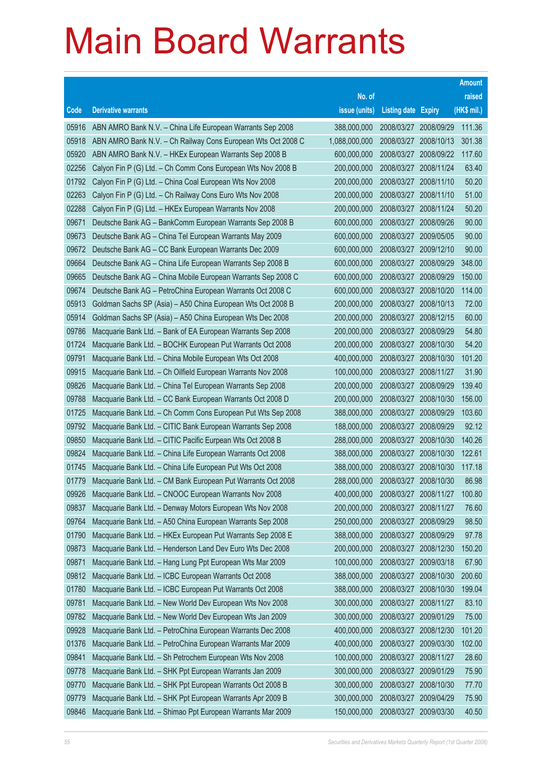# Main Board Warrants

| Code | Derivative warrants | No. of issue (units) | Listing date | Expiry | Amount raised (HK$ mil.) |
|---|---|---|---|---|---|
| 05916 | ABN AMRO Bank N.V. – China Life European Warrants Sep 2008 | 388,000,000 | 2008/03/27 | 2008/09/29 | 111.36 |
| 05918 | ABN AMRO Bank N.V. – Ch Railway Cons European Wts Oct 2008 C | 1,088,000,000 | 2008/03/27 | 2008/10/13 | 301.38 |
| 05920 | ABN AMRO Bank N.V. – HKEx European Warrants Sep 2008 B | 600,000,000 | 2008/03/27 | 2008/09/22 | 117.60 |
| 02256 | Calyon Fin P (G) Ltd. – Ch Comm Cons European Wts Nov 2008 B | 200,000,000 | 2008/03/27 | 2008/11/24 | 63.40 |
| 01792 | Calyon Fin P (G) Ltd. – China Coal European Wts Nov 2008 | 200,000,000 | 2008/03/27 | 2008/11/10 | 50.20 |
| 02263 | Calyon Fin P (G) Ltd. – Ch Railway Cons Euro Wts Nov 2008 | 200,000,000 | 2008/03/27 | 2008/11/10 | 51.00 |
| 02288 | Calyon Fin P (G) Ltd. – HKEx European Warrants Nov 2008 | 200,000,000 | 2008/03/27 | 2008/11/24 | 50.20 |
| 09671 | Deutsche Bank AG – BankComm European Warrants Sep 2008 B | 600,000,000 | 2008/03/27 | 2008/09/26 | 90.00 |
| 09673 | Deutsche Bank AG – China Tel European Warrants May 2009 | 600,000,000 | 2008/03/27 | 2009/05/05 | 90.00 |
| 09672 | Deutsche Bank AG – CC Bank European Warrants Dec 2009 | 600,000,000 | 2008/03/27 | 2009/12/10 | 90.00 |
| 09664 | Deutsche Bank AG – China Life European Warrants Sep 2008 B | 600,000,000 | 2008/03/27 | 2008/09/29 | 348.00 |
| 09665 | Deutsche Bank AG – China Mobile European Warrants Sep 2008 C | 600,000,000 | 2008/03/27 | 2008/09/29 | 150.00 |
| 09674 | Deutsche Bank AG – PetroChina European Warrants Oct 2008 C | 600,000,000 | 2008/03/27 | 2008/10/20 | 114.00 |
| 05913 | Goldman Sachs SP (Asia) – A50 China European Wts Oct 2008 B | 200,000,000 | 2008/03/27 | 2008/10/13 | 72.00 |
| 05914 | Goldman Sachs SP (Asia) – A50 China European Wts Dec 2008 | 200,000,000 | 2008/03/27 | 2008/12/15 | 60.00 |
| 09786 | Macquarie Bank Ltd. – Bank of EA European Warrants Sep 2008 | 200,000,000 | 2008/03/27 | 2008/09/29 | 54.80 |
| 01724 | Macquarie Bank Ltd. – BOCHK European Put Warrants Oct 2008 | 200,000,000 | 2008/03/27 | 2008/10/30 | 54.20 |
| 09791 | Macquarie Bank Ltd. – China Mobile European Wts Oct 2008 | 400,000,000 | 2008/03/27 | 2008/10/30 | 101.20 |
| 09915 | Macquarie Bank Ltd. – Ch Oilfield European Warrants Nov 2008 | 100,000,000 | 2008/03/27 | 2008/11/27 | 31.90 |
| 09826 | Macquarie Bank Ltd. – China Tel European Warrants Sep 2008 | 200,000,000 | 2008/03/27 | 2008/09/29 | 139.40 |
| 09788 | Macquarie Bank Ltd. – CC Bank European Warrants Oct 2008 D | 200,000,000 | 2008/03/27 | 2008/10/30 | 156.00 |
| 01725 | Macquarie Bank Ltd. – Ch Comm Cons European Put Wts Sep 2008 | 388,000,000 | 2008/03/27 | 2008/09/29 | 103.60 |
| 09792 | Macquarie Bank Ltd. – CITIC Bank European Warrants Sep 2008 | 188,000,000 | 2008/03/27 | 2008/09/29 | 92.12 |
| 09850 | Macquarie Bank Ltd. – CITIC Pacific Eurpean Wts Oct 2008 B | 288,000,000 | 2008/03/27 | 2008/10/30 | 140.26 |
| 09824 | Macquarie Bank Ltd. – China Life European Warrants Oct 2008 | 388,000,000 | 2008/03/27 | 2008/10/30 | 122.61 |
| 01745 | Macquarie Bank Ltd. – China Life European Put Wts Oct 2008 | 388,000,000 | 2008/03/27 | 2008/10/30 | 117.18 |
| 01779 | Macquarie Bank Ltd. – CM Bank European Put Warrants Oct 2008 | 288,000,000 | 2008/03/27 | 2008/10/30 | 86.98 |
| 09926 | Macquarie Bank Ltd. – CNOOC European Warrants Nov 2008 | 400,000,000 | 2008/03/27 | 2008/11/27 | 100.80 |
| 09837 | Macquarie Bank Ltd. – Denway Motors European Wts Nov 2008 | 200,000,000 | 2008/03/27 | 2008/11/27 | 76.60 |
| 09764 | Macquarie Bank Ltd. – A50 China European Warrants Sep 2008 | 250,000,000 | 2008/03/27 | 2008/09/29 | 98.50 |
| 01790 | Macquarie Bank Ltd. – HKEx European Put Warrants Sep 2008 E | 388,000,000 | 2008/03/27 | 2008/09/29 | 97.78 |
| 09873 | Macquarie Bank Ltd. – Henderson Land Dev Euro Wts Dec 2008 | 200,000,000 | 2008/03/27 | 2008/12/30 | 150.20 |
| 09871 | Macquarie Bank Ltd. – Hang Lung Ppt European Wts Mar 2009 | 100,000,000 | 2008/03/27 | 2009/03/18 | 67.90 |
| 09812 | Macquarie Bank Ltd. – ICBC European Warrants Oct 2008 | 388,000,000 | 2008/03/27 | 2008/10/30 | 200.60 |
| 01780 | Macquarie Bank Ltd. – ICBC European Put Warrants Oct 2008 | 388,000,000 | 2008/03/27 | 2008/10/30 | 199.04 |
| 09781 | Macquarie Bank Ltd. – New World Dev European Wts Nov 2008 | 300,000,000 | 2008/03/27 | 2008/11/27 | 83.10 |
| 09782 | Macquarie Bank Ltd. – New World Dev European Wts Jan 2009 | 300,000,000 | 2008/03/27 | 2009/01/29 | 75.00 |
| 09928 | Macquarie Bank Ltd. – PetroChina European Warrants Dec 2008 | 400,000,000 | 2008/03/27 | 2008/12/30 | 101.20 |
| 01376 | Macquarie Bank Ltd. – PetroChina European Warrants Mar 2009 | 400,000,000 | 2008/03/27 | 2009/03/30 | 102.00 |
| 09841 | Macquarie Bank Ltd. – Sh Petrochem European Wts Nov 2008 | 100,000,000 | 2008/03/27 | 2008/11/27 | 28.60 |
| 09778 | Macquarie Bank Ltd. – SHK Ppt European Warrants Jan 2009 | 300,000,000 | 2008/03/27 | 2009/01/29 | 75.90 |
| 09770 | Macquarie Bank Ltd. – SHK Ppt European Warrants Oct 2008 B | 300,000,000 | 2008/03/27 | 2008/10/30 | 77.70 |
| 09779 | Macquarie Bank Ltd. – SHK Ppt European Warrants Apr 2009 B | 300,000,000 | 2008/03/27 | 2009/04/29 | 75.90 |
| 09846 | Macquarie Bank Ltd. – Shimao Ppt European Warrants Mar 2009 | 150,000,000 | 2008/03/27 | 2009/03/30 | 40.50 |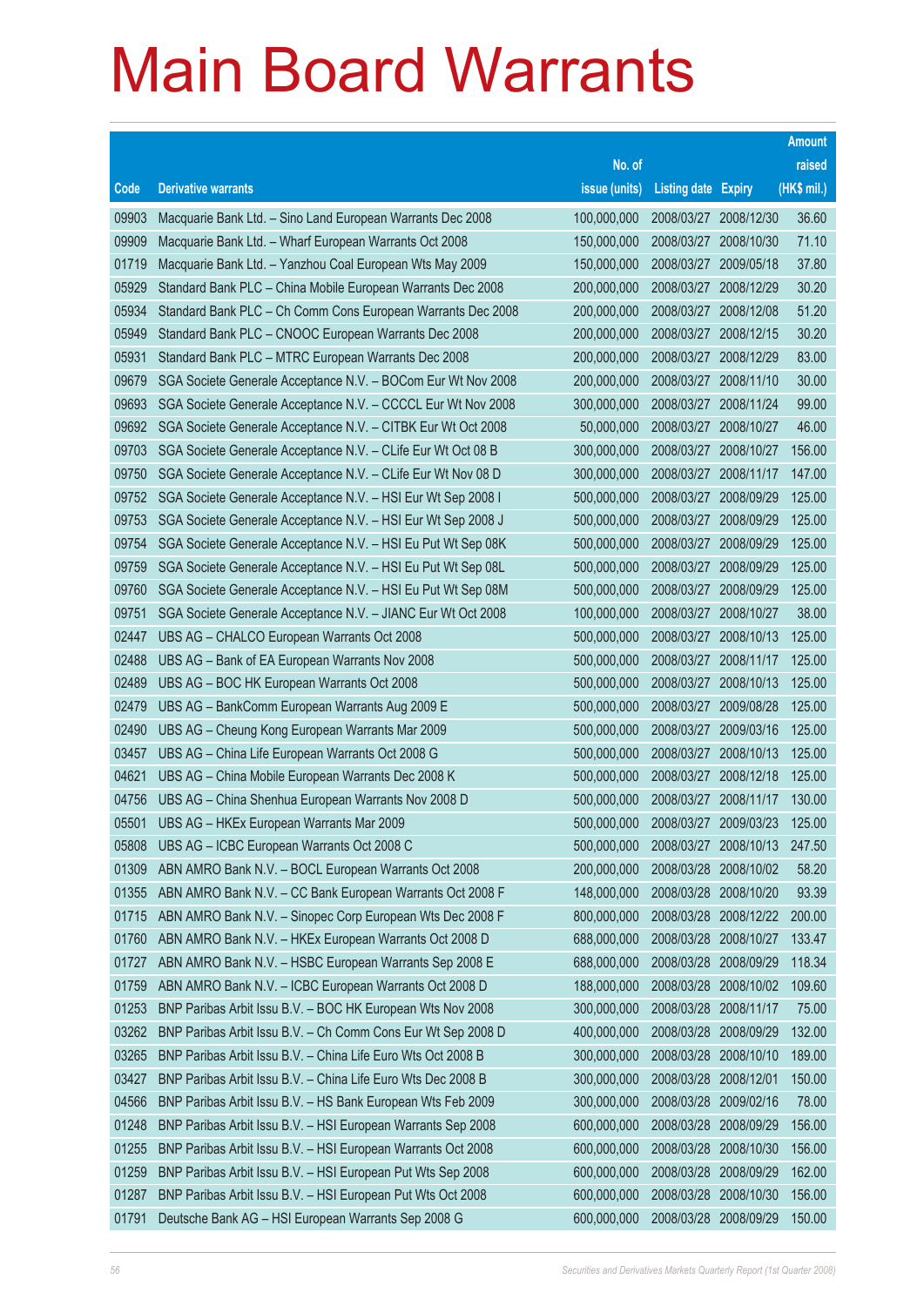# Main Board Warrants

| Code | Derivative warrants | No. of issue (units) | Listing date | Expiry | Amount raised (HK$ mil.) |
|---|---|---|---|---|---|
| 09903 | Macquarie Bank Ltd. – Sino Land European Warrants Dec 2008 | 100,000,000 | 2008/03/27 | 2008/12/30 | 36.60 |
| 09909 | Macquarie Bank Ltd. – Wharf European Warrants Oct 2008 | 150,000,000 | 2008/03/27 | 2008/10/30 | 71.10 |
| 01719 | Macquarie Bank Ltd. – Yanzhou Coal European Wts May 2009 | 150,000,000 | 2008/03/27 | 2009/05/18 | 37.80 |
| 05929 | Standard Bank PLC – China Mobile European Warrants Dec 2008 | 200,000,000 | 2008/03/27 | 2008/12/29 | 30.20 |
| 05934 | Standard Bank PLC – Ch Comm Cons European Warrants Dec 2008 | 200,000,000 | 2008/03/27 | 2008/12/08 | 51.20 |
| 05949 | Standard Bank PLC – CNOOC European Warrants Dec 2008 | 200,000,000 | 2008/03/27 | 2008/12/15 | 30.20 |
| 05931 | Standard Bank PLC – MTRC European Warrants Dec 2008 | 200,000,000 | 2008/03/27 | 2008/12/29 | 83.00 |
| 09679 | SGA Societe Generale Acceptance N.V. – BOCom Eur Wt Nov 2008 | 200,000,000 | 2008/03/27 | 2008/11/10 | 30.00 |
| 09693 | SGA Societe Generale Acceptance N.V. – CCCCL Eur Wt Nov 2008 | 300,000,000 | 2008/03/27 | 2008/11/24 | 99.00 |
| 09692 | SGA Societe Generale Acceptance N.V. – CITBK Eur Wt Oct 2008 | 50,000,000 | 2008/03/27 | 2008/10/27 | 46.00 |
| 09703 | SGA Societe Generale Acceptance N.V. – CLife Eur Wt Oct 08 B | 300,000,000 | 2008/03/27 | 2008/10/27 | 156.00 |
| 09750 | SGA Societe Generale Acceptance N.V. – CLife Eur Wt Nov 08 D | 300,000,000 | 2008/03/27 | 2008/11/17 | 147.00 |
| 09752 | SGA Societe Generale Acceptance N.V. – HSI Eur Wt Sep 2008 I | 500,000,000 | 2008/03/27 | 2008/09/29 | 125.00 |
| 09753 | SGA Societe Generale Acceptance N.V. – HSI Eur Wt Sep 2008 J | 500,000,000 | 2008/03/27 | 2008/09/29 | 125.00 |
| 09754 | SGA Societe Generale Acceptance N.V. – HSI Eu Put Wt Sep 08K | 500,000,000 | 2008/03/27 | 2008/09/29 | 125.00 |
| 09759 | SGA Societe Generale Acceptance N.V. – HSI Eu Put Wt Sep 08L | 500,000,000 | 2008/03/27 | 2008/09/29 | 125.00 |
| 09760 | SGA Societe Generale Acceptance N.V. – HSI Eu Put Wt Sep 08M | 500,000,000 | 2008/03/27 | 2008/09/29 | 125.00 |
| 09751 | SGA Societe Generale Acceptance N.V. – JIANC Eur Wt Oct 2008 | 100,000,000 | 2008/03/27 | 2008/10/27 | 38.00 |
| 02447 | UBS AG – CHALCO European Warrants Oct 2008 | 500,000,000 | 2008/03/27 | 2008/10/13 | 125.00 |
| 02488 | UBS AG – Bank of EA European Warrants Nov 2008 | 500,000,000 | 2008/03/27 | 2008/11/17 | 125.00 |
| 02489 | UBS AG – BOC HK European Warrants Oct 2008 | 500,000,000 | 2008/03/27 | 2008/10/13 | 125.00 |
| 02479 | UBS AG – BankComm European Warrants Aug 2009 E | 500,000,000 | 2008/03/27 | 2009/08/28 | 125.00 |
| 02490 | UBS AG – Cheung Kong European Warrants Mar 2009 | 500,000,000 | 2008/03/27 | 2009/03/16 | 125.00 |
| 03457 | UBS AG – China Life European Warrants Oct 2008 G | 500,000,000 | 2008/03/27 | 2008/10/13 | 125.00 |
| 04621 | UBS AG – China Mobile European Warrants Dec 2008 K | 500,000,000 | 2008/03/27 | 2008/12/18 | 125.00 |
| 04756 | UBS AG – China Shenhua European Warrants Nov 2008 D | 500,000,000 | 2008/03/27 | 2008/11/17 | 130.00 |
| 05501 | UBS AG – HKEx European Warrants Mar 2009 | 500,000,000 | 2008/03/27 | 2009/03/23 | 125.00 |
| 05808 | UBS AG – ICBC European Warrants Oct 2008 C | 500,000,000 | 2008/03/27 | 2008/10/13 | 247.50 |
| 01309 | ABN AMRO Bank N.V. – BOCL European Warrants Oct 2008 | 200,000,000 | 2008/03/28 | 2008/10/02 | 58.20 |
| 01355 | ABN AMRO Bank N.V. – CC Bank European Warrants Oct 2008 F | 148,000,000 | 2008/03/28 | 2008/10/20 | 93.39 |
| 01715 | ABN AMRO Bank N.V. – Sinopec Corp European Wts Dec 2008 F | 800,000,000 | 2008/03/28 | 2008/12/22 | 200.00 |
| 01760 | ABN AMRO Bank N.V. – HKEx European Warrants Oct 2008 D | 688,000,000 | 2008/03/28 | 2008/10/27 | 133.47 |
| 01727 | ABN AMRO Bank N.V. – HSBC European Warrants Sep 2008 E | 688,000,000 | 2008/03/28 | 2008/09/29 | 118.34 |
| 01759 | ABN AMRO Bank N.V. – ICBC European Warrants Oct 2008 D | 188,000,000 | 2008/03/28 | 2008/10/02 | 109.60 |
| 01253 | BNP Paribas Arbit Issu B.V. – BOC HK European Wts Nov 2008 | 300,000,000 | 2008/03/28 | 2008/11/17 | 75.00 |
| 03262 | BNP Paribas Arbit Issu B.V. – Ch Comm Cons Eur Wt Sep 2008 D | 400,000,000 | 2008/03/28 | 2008/09/29 | 132.00 |
| 03265 | BNP Paribas Arbit Issu B.V. – China Life Euro Wts Oct 2008 B | 300,000,000 | 2008/03/28 | 2008/10/10 | 189.00 |
| 03427 | BNP Paribas Arbit Issu B.V. – China Life Euro Wts Dec 2008 B | 300,000,000 | 2008/03/28 | 2008/12/01 | 150.00 |
| 04566 | BNP Paribas Arbit Issu B.V. – HS Bank European Wts Feb 2009 | 300,000,000 | 2008/03/28 | 2009/02/16 | 78.00 |
| 01248 | BNP Paribas Arbit Issu B.V. – HSI European Warrants Sep 2008 | 600,000,000 | 2008/03/28 | 2008/09/29 | 156.00 |
| 01255 | BNP Paribas Arbit Issu B.V. – HSI European Warrants Oct 2008 | 600,000,000 | 2008/03/28 | 2008/10/30 | 156.00 |
| 01259 | BNP Paribas Arbit Issu B.V. – HSI European Put Wts Sep 2008 | 600,000,000 | 2008/03/28 | 2008/09/29 | 162.00 |
| 01287 | BNP Paribas Arbit Issu B.V. – HSI European Put Wts Oct 2008 | 600,000,000 | 2008/03/28 | 2008/10/30 | 156.00 |
| 01791 | Deutsche Bank AG – HSI European Warrants Sep 2008 G | 600,000,000 | 2008/03/28 | 2008/09/29 | 150.00 |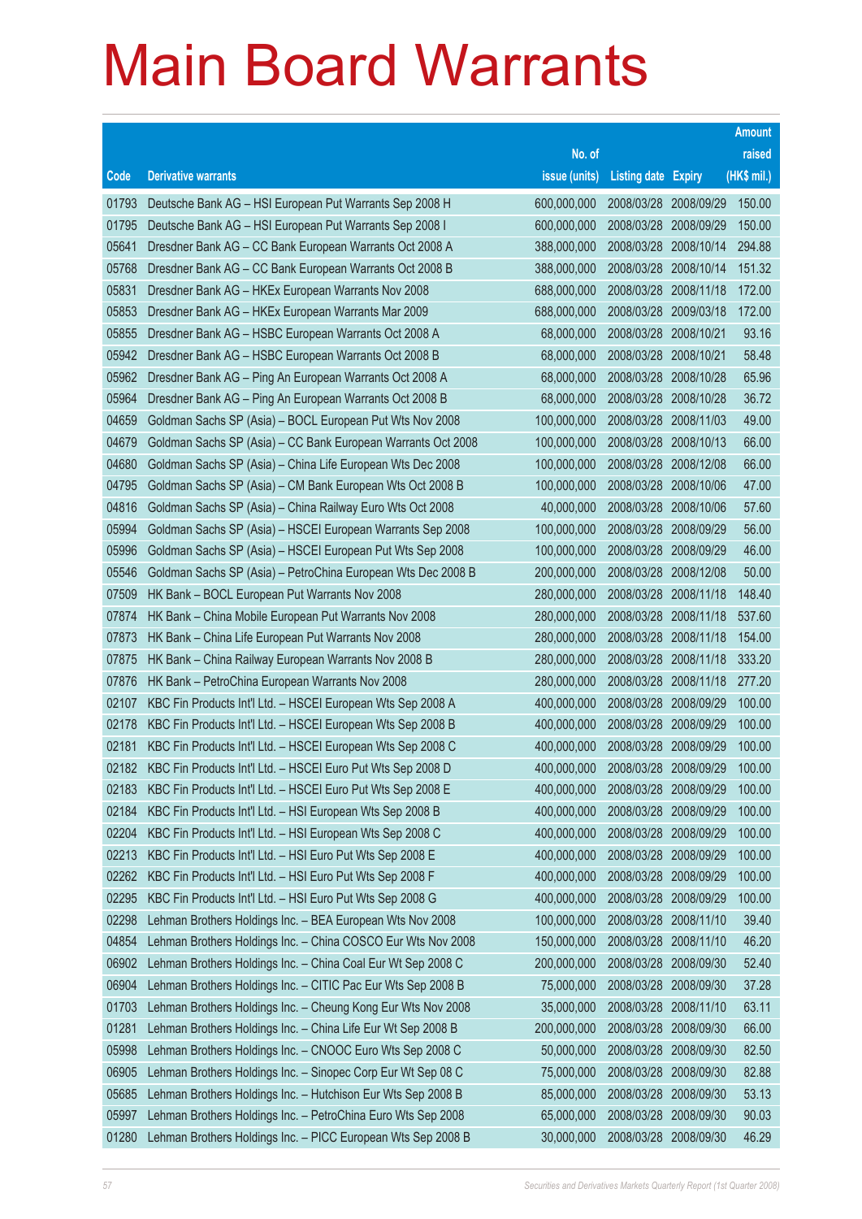# Main Board Warrants

| Code | Derivative warrants | No. of issue (units) | Listing date | Expiry | Amount raised (HK$ mil.) |
|---|---|---|---|---|---|
| 01793 | Deutsche Bank AG – HSI European Put Warrants Sep 2008 H | 600,000,000 | 2008/03/28 | 2008/09/29 | 150.00 |
| 01795 | Deutsche Bank AG – HSI European Put Warrants Sep 2008 I | 600,000,000 | 2008/03/28 | 2008/09/29 | 150.00 |
| 05641 | Dresdner Bank AG – CC Bank European Warrants Oct 2008 A | 388,000,000 | 2008/03/28 | 2008/10/14 | 294.88 |
| 05768 | Dresdner Bank AG – CC Bank European Warrants Oct 2008 B | 388,000,000 | 2008/03/28 | 2008/10/14 | 151.32 |
| 05831 | Dresdner Bank AG – HKEx European Warrants Nov 2008 | 688,000,000 | 2008/03/28 | 2008/11/18 | 172.00 |
| 05853 | Dresdner Bank AG – HKEx European Warrants Mar 2009 | 688,000,000 | 2008/03/28 | 2009/03/18 | 172.00 |
| 05855 | Dresdner Bank AG – HSBC European Warrants Oct 2008 A | 68,000,000 | 2008/03/28 | 2008/10/21 | 93.16 |
| 05942 | Dresdner Bank AG – HSBC European Warrants Oct 2008 B | 68,000,000 | 2008/03/28 | 2008/10/21 | 58.48 |
| 05962 | Dresdner Bank AG – Ping An European Warrants Oct 2008 A | 68,000,000 | 2008/03/28 | 2008/10/28 | 65.96 |
| 05964 | Dresdner Bank AG – Ping An European Warrants Oct 2008 B | 68,000,000 | 2008/03/28 | 2008/10/28 | 36.72 |
| 04659 | Goldman Sachs SP (Asia) – BOCL European Put Wts Nov 2008 | 100,000,000 | 2008/03/28 | 2008/11/03 | 49.00 |
| 04679 | Goldman Sachs SP (Asia) – CC Bank European Warrants Oct 2008 | 100,000,000 | 2008/03/28 | 2008/10/13 | 66.00 |
| 04680 | Goldman Sachs SP (Asia) – China Life European Wts Dec 2008 | 100,000,000 | 2008/03/28 | 2008/12/08 | 66.00 |
| 04795 | Goldman Sachs SP (Asia) – CM Bank European Wts Oct 2008 B | 100,000,000 | 2008/03/28 | 2008/10/06 | 47.00 |
| 04816 | Goldman Sachs SP (Asia) – China Railway Euro Wts Oct 2008 | 40,000,000 | 2008/03/28 | 2008/10/06 | 57.60 |
| 05994 | Goldman Sachs SP (Asia) – HSCEI European Warrants Sep 2008 | 100,000,000 | 2008/03/28 | 2008/09/29 | 56.00 |
| 05996 | Goldman Sachs SP (Asia) – HSCEI European Put Wts Sep 2008 | 100,000,000 | 2008/03/28 | 2008/09/29 | 46.00 |
| 05546 | Goldman Sachs SP (Asia) – PetroChina European Wts Dec 2008 B | 200,000,000 | 2008/03/28 | 2008/12/08 | 50.00 |
| 07509 | HK Bank – BOCL European Put Warrants Nov 2008 | 280,000,000 | 2008/03/28 | 2008/11/18 | 148.40 |
| 07874 | HK Bank – China Mobile European Put Warrants Nov 2008 | 280,000,000 | 2008/03/28 | 2008/11/18 | 537.60 |
| 07873 | HK Bank – China Life European Put Warrants Nov 2008 | 280,000,000 | 2008/03/28 | 2008/11/18 | 154.00 |
| 07875 | HK Bank – China Railway European Warrants Nov 2008 B | 280,000,000 | 2008/03/28 | 2008/11/18 | 333.20 |
| 07876 | HK Bank – PetroChina European Warrants Nov 2008 | 280,000,000 | 2008/03/28 | 2008/11/18 | 277.20 |
| 02107 | KBC Fin Products Int'l Ltd. – HSCEI European Wts Sep 2008 A | 400,000,000 | 2008/03/28 | 2008/09/29 | 100.00 |
| 02178 | KBC Fin Products Int'l Ltd. – HSCEI European Wts Sep 2008 B | 400,000,000 | 2008/03/28 | 2008/09/29 | 100.00 |
| 02181 | KBC Fin Products Int'l Ltd. – HSCEI European Wts Sep 2008 C | 400,000,000 | 2008/03/28 | 2008/09/29 | 100.00 |
| 02182 | KBC Fin Products Int'l Ltd. – HSCEI Euro Put Wts Sep 2008 D | 400,000,000 | 2008/03/28 | 2008/09/29 | 100.00 |
| 02183 | KBC Fin Products Int'l Ltd. – HSCEI Euro Put Wts Sep 2008 E | 400,000,000 | 2008/03/28 | 2008/09/29 | 100.00 |
| 02184 | KBC Fin Products Int'l Ltd. – HSI European Wts Sep 2008 B | 400,000,000 | 2008/03/28 | 2008/09/29 | 100.00 |
| 02204 | KBC Fin Products Int'l Ltd. – HSI European Wts Sep 2008 C | 400,000,000 | 2008/03/28 | 2008/09/29 | 100.00 |
| 02213 | KBC Fin Products Int'l Ltd. – HSI Euro Put Wts Sep 2008 E | 400,000,000 | 2008/03/28 | 2008/09/29 | 100.00 |
| 02262 | KBC Fin Products Int'l Ltd. – HSI Euro Put Wts Sep 2008 F | 400,000,000 | 2008/03/28 | 2008/09/29 | 100.00 |
| 02295 | KBC Fin Products Int'l Ltd. – HSI Euro Put Wts Sep 2008 G | 400,000,000 | 2008/03/28 | 2008/09/29 | 100.00 |
| 02298 | Lehman Brothers Holdings Inc. – BEA European Wts Nov 2008 | 100,000,000 | 2008/03/28 | 2008/11/10 | 39.40 |
| 04854 | Lehman Brothers Holdings Inc. – China COSCO Eur Wts Nov 2008 | 150,000,000 | 2008/03/28 | 2008/11/10 | 46.20 |
| 06902 | Lehman Brothers Holdings Inc. – China Coal Eur Wt Sep 2008 C | 200,000,000 | 2008/03/28 | 2008/09/30 | 52.40 |
| 06904 | Lehman Brothers Holdings Inc. – CITIC Pac Eur Wts Sep 2008 B | 75,000,000 | 2008/03/28 | 2008/09/30 | 37.28 |
| 01703 | Lehman Brothers Holdings Inc. – Cheung Kong Eur Wts Nov 2008 | 35,000,000 | 2008/03/28 | 2008/11/10 | 63.11 |
| 01281 | Lehman Brothers Holdings Inc. – China Life Eur Wt Sep 2008 B | 200,000,000 | 2008/03/28 | 2008/09/30 | 66.00 |
| 05998 | Lehman Brothers Holdings Inc. – CNOOC Euro Wts Sep 2008 C | 50,000,000 | 2008/03/28 | 2008/09/30 | 82.50 |
| 06905 | Lehman Brothers Holdings Inc. – Sinopec Corp Eur Wt Sep 08 C | 75,000,000 | 2008/03/28 | 2008/09/30 | 82.88 |
| 05685 | Lehman Brothers Holdings Inc. – Hutchison Eur Wts Sep 2008 B | 85,000,000 | 2008/03/28 | 2008/09/30 | 53.13 |
| 05997 | Lehman Brothers Holdings Inc. – PetroChina Euro Wts Sep 2008 | 65,000,000 | 2008/03/28 | 2008/09/30 | 90.03 |
| 01280 | Lehman Brothers Holdings Inc. – PICC European Wts Sep 2008 B | 30,000,000 | 2008/03/28 | 2008/09/30 | 46.29 |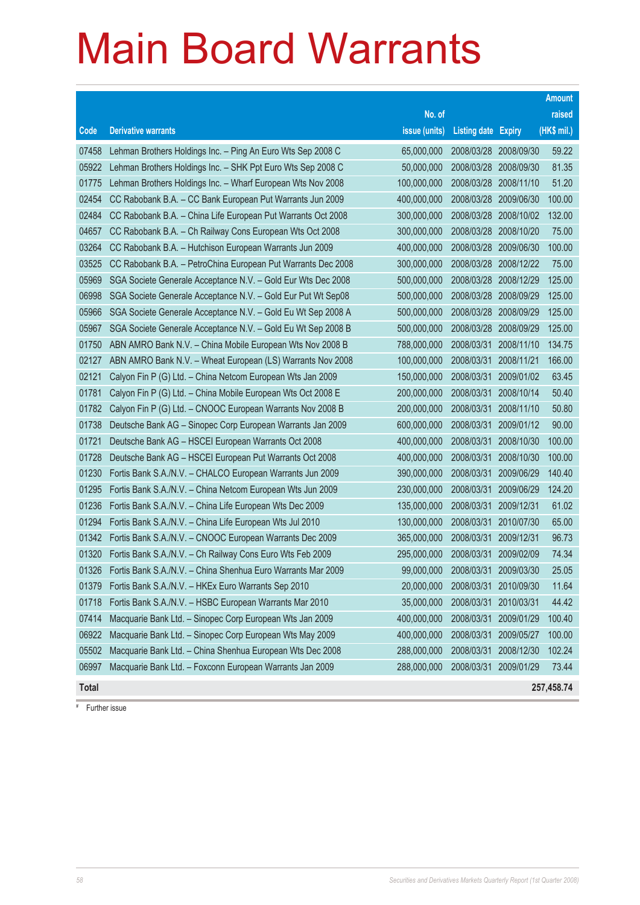# Main Board Warrants

| Code | Derivative warrants | No. of issue (units) | Listing date | Expiry | Amount raised (HK$ mil.) |
|---|---|---|---|---|---|
| 07458 | Lehman Brothers Holdings Inc. – Ping An Euro Wts Sep 2008 C | 65,000,000 | 2008/03/28 | 2008/09/30 | 59.22 |
| 05922 | Lehman Brothers Holdings Inc. – SHK Ppt Euro Wts Sep 2008 C | 50,000,000 | 2008/03/28 | 2008/09/30 | 81.35 |
| 01775 | Lehman Brothers Holdings Inc. – Wharf European Wts Nov 2008 | 100,000,000 | 2008/03/28 | 2008/11/10 | 51.20 |
| 02454 | CC Rabobank B.A. – CC Bank European Put Warrants Jun 2009 | 400,000,000 | 2008/03/28 | 2009/06/30 | 100.00 |
| 02484 | CC Rabobank B.A. – China Life European Put Warrants Oct 2008 | 300,000,000 | 2008/03/28 | 2008/10/02 | 132.00 |
| 04657 | CC Rabobank B.A. – Ch Railway Cons European Wts Oct 2008 | 300,000,000 | 2008/03/28 | 2008/10/20 | 75.00 |
| 03264 | CC Rabobank B.A. – Hutchison European Warrants Jun 2009 | 400,000,000 | 2008/03/28 | 2009/06/30 | 100.00 |
| 03525 | CC Rabobank B.A. – PetroChina European Put Warrants Dec 2008 | 300,000,000 | 2008/03/28 | 2008/12/22 | 75.00 |
| 05969 | SGA Societe Generale Acceptance N.V. – Gold Eur Wts Dec 2008 | 500,000,000 | 2008/03/28 | 2008/12/29 | 125.00 |
| 06998 | SGA Societe Generale Acceptance N.V. – Gold Eur Put Wt Sep08 | 500,000,000 | 2008/03/28 | 2008/09/29 | 125.00 |
| 05966 | SGA Societe Generale Acceptance N.V. – Gold Eu Wt Sep 2008 A | 500,000,000 | 2008/03/28 | 2008/09/29 | 125.00 |
| 05967 | SGA Societe Generale Acceptance N.V. – Gold Eu Wt Sep 2008 B | 500,000,000 | 2008/03/28 | 2008/09/29 | 125.00 |
| 01750 | ABN AMRO Bank N.V. – China Mobile European Wts Nov 2008 B | 788,000,000 | 2008/03/31 | 2008/11/10 | 134.75 |
| 02127 | ABN AMRO Bank N.V. – Wheat European (LS) Warrants Nov 2008 | 100,000,000 | 2008/03/31 | 2008/11/21 | 166.00 |
| 02121 | Calyon Fin P (G) Ltd. – China Netcom European Wts Jan 2009 | 150,000,000 | 2008/03/31 | 2009/01/02 | 63.45 |
| 01781 | Calyon Fin P (G) Ltd. – China Mobile European Wts Oct 2008 E | 200,000,000 | 2008/03/31 | 2008/10/14 | 50.40 |
| 01782 | Calyon Fin P (G) Ltd. – CNOOC European Warrants Nov 2008 B | 200,000,000 | 2008/03/31 | 2008/11/10 | 50.80 |
| 01738 | Deutsche Bank AG – Sinopec Corp European Warrants Jan 2009 | 600,000,000 | 2008/03/31 | 2009/01/12 | 90.00 |
| 01721 | Deutsche Bank AG – HSCEI European Warrants Oct 2008 | 400,000,000 | 2008/03/31 | 2008/10/30 | 100.00 |
| 01728 | Deutsche Bank AG – HSCEI European Put Warrants Oct 2008 | 400,000,000 | 2008/03/31 | 2008/10/30 | 100.00 |
| 01230 | Fortis Bank S.A./N.V. – CHALCO European Warrants Jun 2009 | 390,000,000 | 2008/03/31 | 2009/06/29 | 140.40 |
| 01295 | Fortis Bank S.A./N.V. – China Netcom European Wts Jun 2009 | 230,000,000 | 2008/03/31 | 2009/06/29 | 124.20 |
| 01236 | Fortis Bank S.A./N.V. – China Life European Wts Dec 2009 | 135,000,000 | 2008/03/31 | 2009/12/31 | 61.02 |
| 01294 | Fortis Bank S.A./N.V. – China Life European Wts Jul 2010 | 130,000,000 | 2008/03/31 | 2010/07/30 | 65.00 |
| 01342 | Fortis Bank S.A./N.V. – CNOOC European Warrants Dec 2009 | 365,000,000 | 2008/03/31 | 2009/12/31 | 96.73 |
| 01320 | Fortis Bank S.A./N.V. – Ch Railway Cons Euro Wts Feb 2009 | 295,000,000 | 2008/03/31 | 2009/02/09 | 74.34 |
| 01326 | Fortis Bank S.A./N.V. – China Shenhua Euro Warrants Mar 2009 | 99,000,000 | 2008/03/31 | 2009/03/30 | 25.05 |
| 01379 | Fortis Bank S.A./N.V. – HKEx Euro Warrants Sep 2010 | 20,000,000 | 2008/03/31 | 2010/09/30 | 11.64 |
| 01718 | Fortis Bank S.A./N.V. – HSBC European Warrants Mar 2010 | 35,000,000 | 2008/03/31 | 2010/03/31 | 44.42 |
| 07414 | Macquarie Bank Ltd. – Sinopec Corp European Wts Jan 2009 | 400,000,000 | 2008/03/31 | 2009/01/29 | 100.40 |
| 06922 | Macquarie Bank Ltd. – Sinopec Corp European Wts May 2009 | 400,000,000 | 2008/03/31 | 2009/05/27 | 100.00 |
| 05502 | Macquarie Bank Ltd. – China Shenhua European Wts Dec 2008 | 288,000,000 | 2008/03/31 | 2008/12/30 | 102.24 |
| 06997 | Macquarie Bank Ltd. – Foxconn European Warrants Jan 2009 | 288,000,000 | 2008/03/31 | 2009/01/29 | 73.44 |
| **Total** | | | | | **257,458.74** |

# Further issue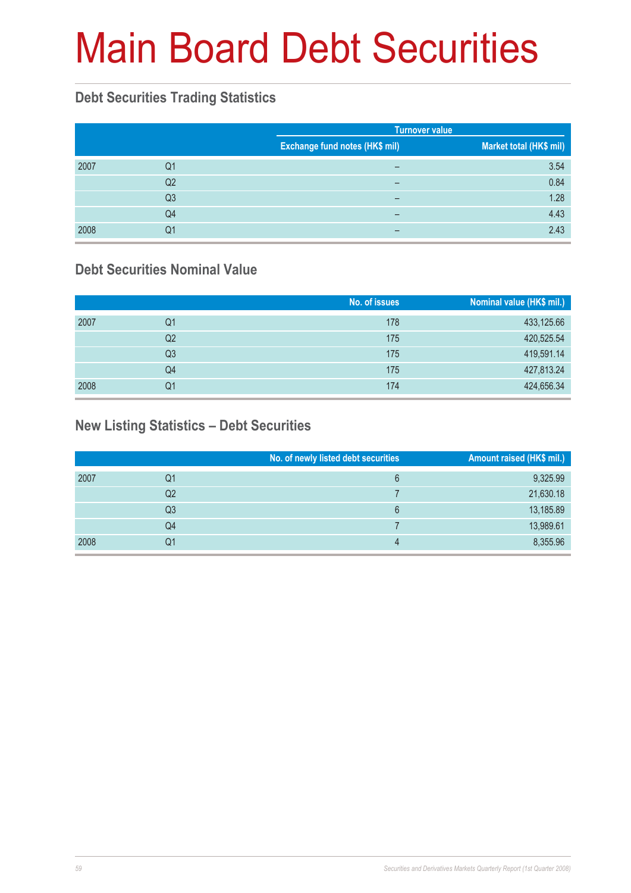# Main Board Debt Securities

## Debt Securities Trading Statistics

| | | Turnover value | |
|---|---|---|---|
| | | Exchange fund notes (HK$ mil) | Market total (HK$ mil) |
| 2007 | Q1 | – | 3.54 |
| | Q2 | – | 0.84 |
| | Q3 | – | 1.28 |
| | Q4 | – | 4.43 |
| 2008 | Q1 | – | 2.43 |

## Debt Securities Nominal Value

| | | No. of issues | Nominal value (HK$ mil.) |
|---|---|---|---|
| 2007 | Q1 | 178 | 433,125.66 |
| | Q2 | 175 | 420,525.54 |
| | Q3 | 175 | 419,591.14 |
| | Q4 | 175 | 427,813.24 |
| 2008 | Q1 | 174 | 424,656.34 |

## New Listing Statistics – Debt Securities

| | | No. of newly listed debt securities | Amount raised (HK$ mil.) |
|---|---|---|---|
| 2007 | Q1 | 6 | 9,325.99 |
| | Q2 | 7 | 21,630.18 |
| | Q3 | 6 | 13,185.89 |
| | Q4 | 7 | 13,989.61 |
| 2008 | Q1 | 4 | 8,355.96 |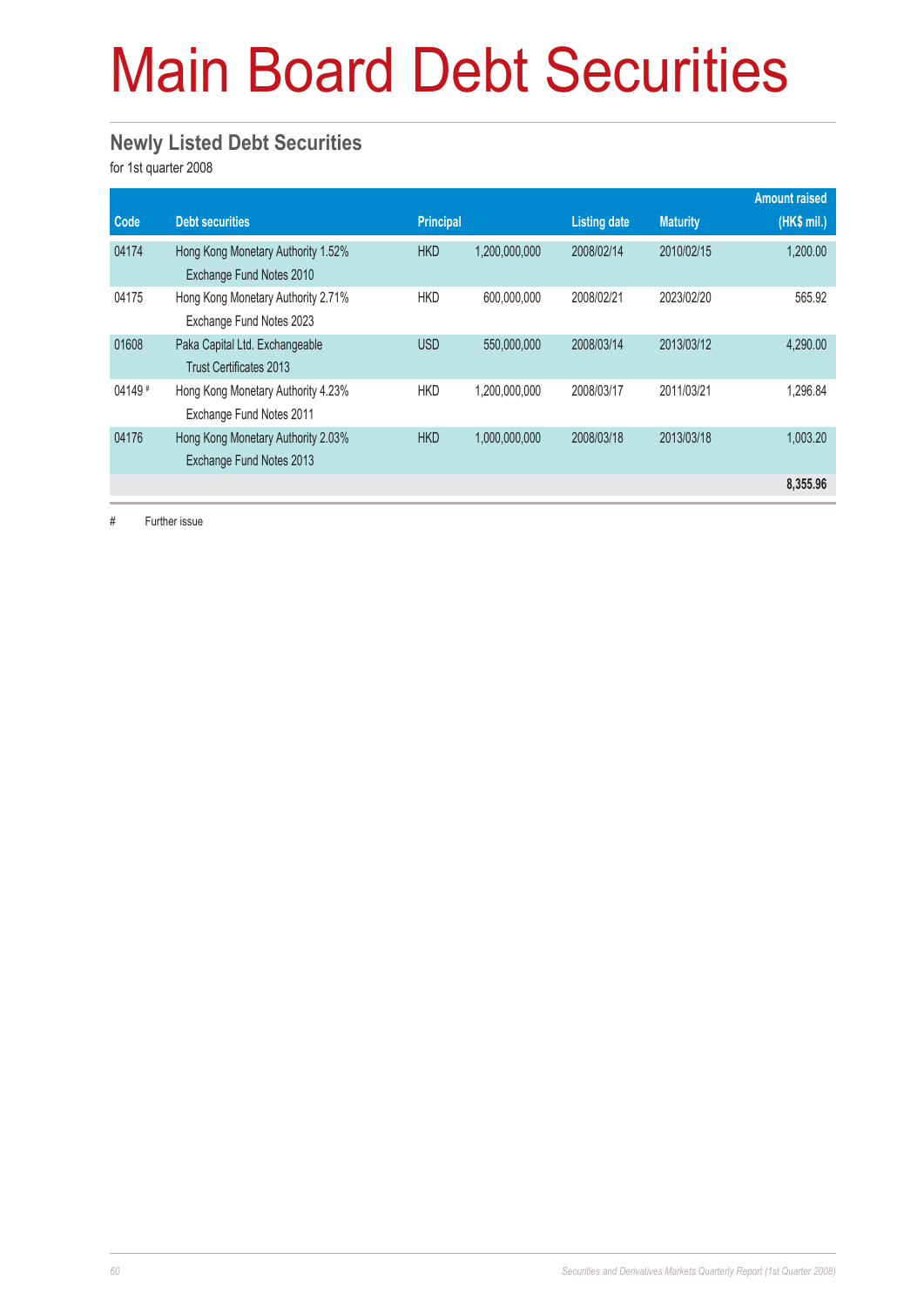# Main Board Debt Securities

## Newly Listed Debt Securities

for 1st quarter 2008

| Code | Debt securities | Principal | | Listing date | Maturity | Amount raised (HK$ mil.) |
|---|---|---|---|---|---|---|
| 04174 | Hong Kong Monetary Authority 1.52% Exchange Fund Notes 2010 | HKD | 1,200,000,000 | 2008/02/14 | 2010/02/15 | 1,200.00 |
| 04175 | Hong Kong Monetary Authority 2.71% Exchange Fund Notes 2023 | HKD | 600,000,000 | 2008/02/21 | 2023/02/20 | 565.92 |
| 01608 | Paka Capital Ltd. Exchangeable Trust Certificates 2013 | USD | 550,000,000 | 2008/03/14 | 2013/03/12 | 4,290.00 |
| 04149 # | Hong Kong Monetary Authority 4.23% Exchange Fund Notes 2011 | HKD | 1,200,000,000 | 2008/03/17 | 2011/03/21 | 1,296.84 |
| 04176 | Hong Kong Monetary Authority 2.03% Exchange Fund Notes 2013 | HKD | 1,000,000,000 | 2008/03/18 | 2013/03/18 | 1,003.20 |
| | | | | | | **8,355.96** |

# Further issue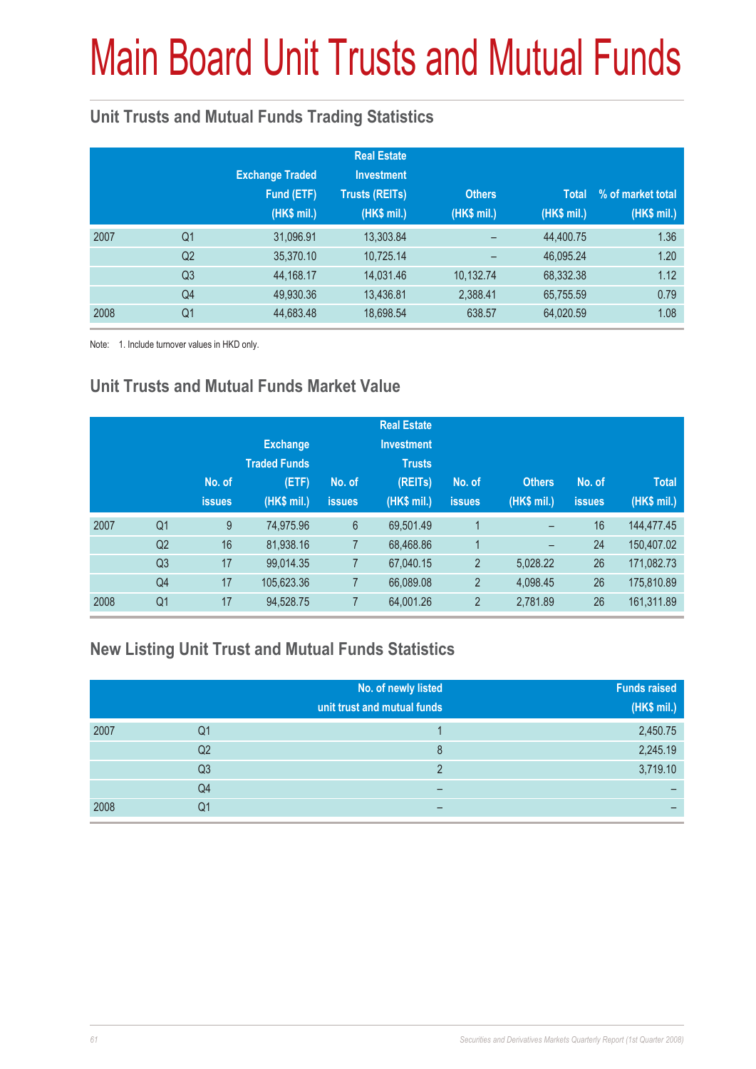# Main Board Unit Trusts and Mutual Funds

## Unit Trusts and Mutual Funds Trading Statistics

| | | Exchange Traded Fund (ETF) (HK$ mil.) | Real Estate Investment Trusts (REITs) (HK$ mil.) | Others (HK$ mil.) | Total (HK$ mil.) | % of market total (HK$ mil.) |
|---|---|---|---|---|---|---|
| 2007 | Q1 | 31,096.91 | 13,303.84 | – | 44,400.75 | 1.36 |
| | Q2 | 35,370.10 | 10,725.14 | – | 46,095.24 | 1.20 |
| | Q3 | 44,168.17 | 14,031.46 | 10,132.74 | 68,332.38 | 1.12 |
| | Q4 | 49,930.36 | 13,436.81 | 2,388.41 | 65,755.59 | 0.79 |
| 2008 | Q1 | 44,683.48 | 18,698.54 | 638.57 | 64,020.59 | 1.08 |

Note: 1. Include turnover values in HKD only.

## Unit Trusts and Mutual Funds Market Value

| | | No. of issues | Exchange Traded Funds (ETF) (HK$ mil.) | No. of issues | Real Estate Investment Trusts (REITs) (HK$ mil.) | No. of issues | Others (HK$ mil.) | No. of issues | Total (HK$ mil.) |
|---|---|---|---|---|---|---|---|---|---|
| 2007 | Q1 | 9 | 74,975.96 | 6 | 69,501.49 | 1 | – | 16 | 144,477.45 |
| | Q2 | 16 | 81,938.16 | 7 | 68,468.86 | 1 | – | 24 | 150,407.02 |
| | Q3 | 17 | 99,014.35 | 7 | 67,040.15 | 2 | 5,028.22 | 26 | 171,082.73 |
| | Q4 | 17 | 105,623.36 | 7 | 66,089.08 | 2 | 4,098.45 | 26 | 175,810.89 |
| 2008 | Q1 | 17 | 94,528.75 | 7 | 64,001.26 | 2 | 2,781.89 | 26 | 161,311.89 |

## New Listing Unit Trust and Mutual Funds Statistics

| | | No. of newly listed unit trust and mutual funds | Funds raised (HK$ mil.) |
|---|---|---|---|
| 2007 | Q1 | 1 | 2,450.75 |
| | Q2 | 8 | 2,245.19 |
| | Q3 | 2 | 3,719.10 |
| | Q4 | – | – |
| 2008 | Q1 | – | – |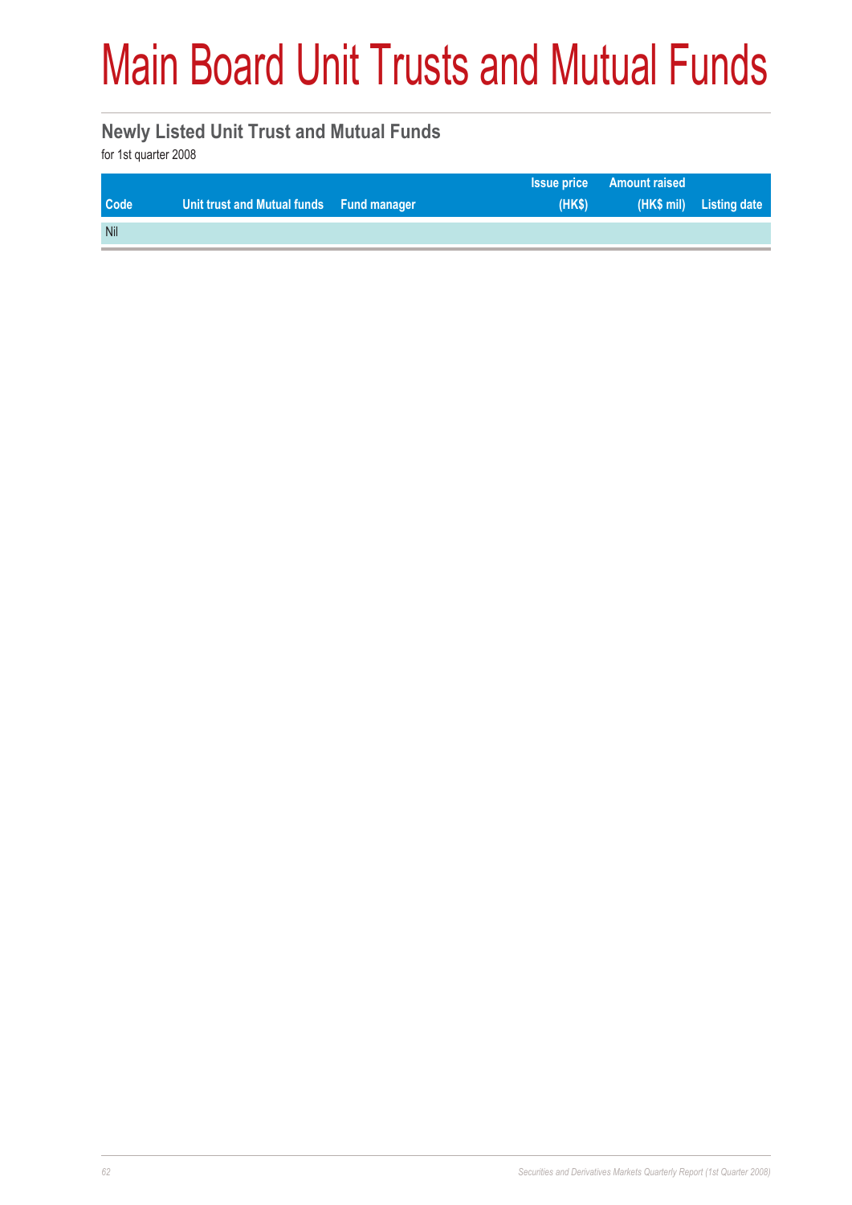# Main Board Unit Trusts and Mutual Funds

## Newly Listed Unit Trust and Mutual Funds

for 1st quarter 2008

| Code | Unit trust and Mutual funds | Fund manager | Issue price (HK$) | Amount raised (HK$ mil) | Listing date |
|---|---|---|---|---|---|
| Nil | | | | | |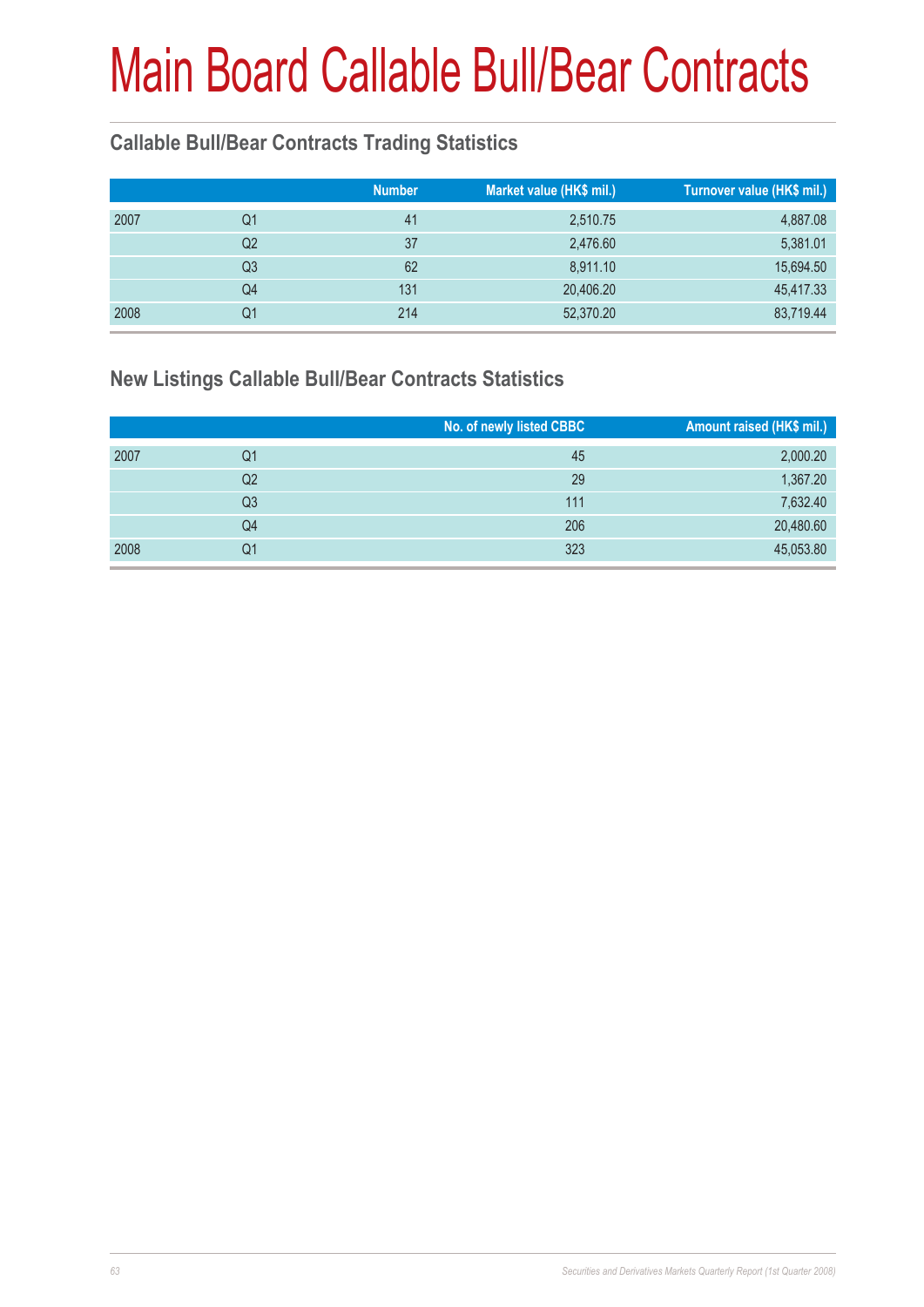# Main Board Callable Bull/Bear Contracts

## Callable Bull/Bear Contracts Trading Statistics

| | | Number | Market value (HK$ mil.) | Turnover value (HK$ mil.) |
|---|---|---|---|---|
| 2007 | Q1 | 41 | 2,510.75 | 4,887.08 |
| | Q2 | 37 | 2,476.60 | 5,381.01 |
| | Q3 | 62 | 8,911.10 | 15,694.50 |
| | Q4 | 131 | 20,406.20 | 45,417.33 |
| 2008 | Q1 | 214 | 52,370.20 | 83,719.44 |

## New Listings Callable Bull/Bear Contracts Statistics

| | | No. of newly listed CBBC | Amount raised (HK$ mil.) |
|---|---|---|---|
| 2007 | Q1 | 45 | 2,000.20 |
| | Q2 | 29 | 1,367.20 |
| | Q3 | 111 | 7,632.40 |
| | Q4 | 206 | 20,480.60 |
| 2008 | Q1 | 323 | 45,053.80 |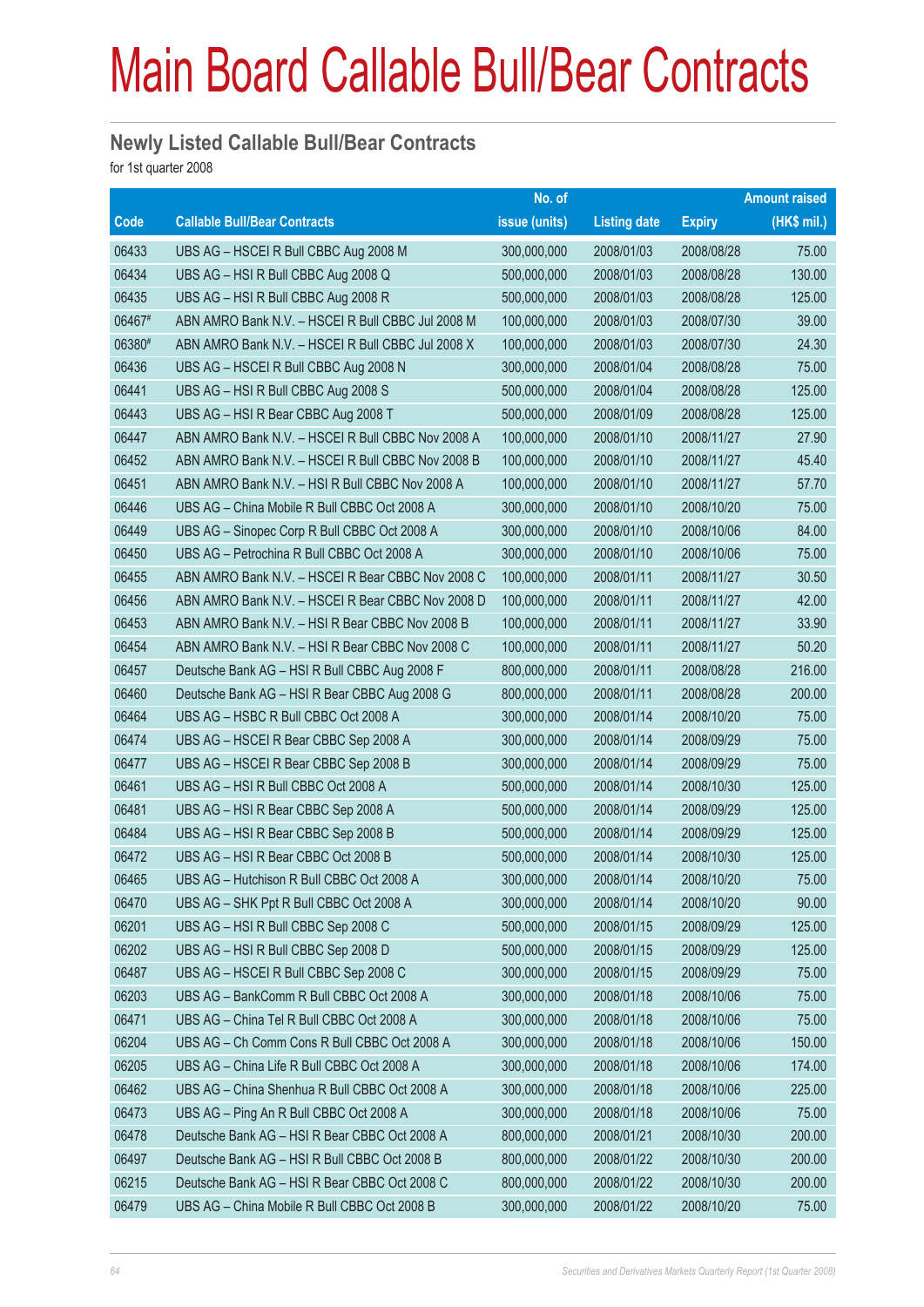# Main Board Callable Bull/Bear Contracts

## Newly Listed Callable Bull/Bear Contracts

for 1st quarter 2008

| Code | Callable Bull/Bear Contracts | No. of issue (units) | Listing date | Expiry | Amount raised (HK$ mil.) |
|---|---|---|---|---|---|
| 06433 | UBS AG – HSCEI R Bull CBBC Aug 2008 M | 300,000,000 | 2008/01/03 | 2008/08/28 | 75.00 |
| 06434 | UBS AG – HSI R Bull CBBC Aug 2008 Q | 500,000,000 | 2008/01/03 | 2008/08/28 | 130.00 |
| 06435 | UBS AG – HSI R Bull CBBC Aug 2008 R | 500,000,000 | 2008/01/03 | 2008/08/28 | 125.00 |
| 06467# | ABN AMRO Bank N.V. – HSCEI R Bull CBBC Jul 2008 M | 100,000,000 | 2008/01/03 | 2008/07/30 | 39.00 |
| 06380# | ABN AMRO Bank N.V. – HSCEI R Bull CBBC Jul 2008 X | 100,000,000 | 2008/01/03 | 2008/07/30 | 24.30 |
| 06436 | UBS AG – HSCEI R Bull CBBC Aug 2008 N | 300,000,000 | 2008/01/04 | 2008/08/28 | 75.00 |
| 06441 | UBS AG – HSI R Bull CBBC Aug 2008 S | 500,000,000 | 2008/01/04 | 2008/08/28 | 125.00 |
| 06443 | UBS AG – HSI R Bear CBBC Aug 2008 T | 500,000,000 | 2008/01/09 | 2008/08/28 | 125.00 |
| 06447 | ABN AMRO Bank N.V. – HSCEI R Bull CBBC Nov 2008 A | 100,000,000 | 2008/01/10 | 2008/11/27 | 27.90 |
| 06452 | ABN AMRO Bank N.V. – HSCEI R Bull CBBC Nov 2008 B | 100,000,000 | 2008/01/10 | 2008/11/27 | 45.40 |
| 06451 | ABN AMRO Bank N.V. – HSI R Bull CBBC Nov 2008 A | 100,000,000 | 2008/01/10 | 2008/11/27 | 57.70 |
| 06446 | UBS AG – China Mobile R Bull CBBC Oct 2008 A | 300,000,000 | 2008/01/10 | 2008/10/20 | 75.00 |
| 06449 | UBS AG – Sinopec Corp R Bull CBBC Oct 2008 A | 300,000,000 | 2008/01/10 | 2008/10/06 | 84.00 |
| 06450 | UBS AG – Petrochina R Bull CBBC Oct 2008 A | 300,000,000 | 2008/01/10 | 2008/10/06 | 75.00 |
| 06455 | ABN AMRO Bank N.V. – HSCEI R Bear CBBC Nov 2008 C | 100,000,000 | 2008/01/11 | 2008/11/27 | 30.50 |
| 06456 | ABN AMRO Bank N.V. – HSCEI R Bear CBBC Nov 2008 D | 100,000,000 | 2008/01/11 | 2008/11/27 | 42.00 |
| 06453 | ABN AMRO Bank N.V. – HSI R Bear CBBC Nov 2008 B | 100,000,000 | 2008/01/11 | 2008/11/27 | 33.90 |
| 06454 | ABN AMRO Bank N.V. – HSI R Bear CBBC Nov 2008 C | 100,000,000 | 2008/01/11 | 2008/11/27 | 50.20 |
| 06457 | Deutsche Bank AG – HSI R Bull CBBC Aug 2008 F | 800,000,000 | 2008/01/11 | 2008/08/28 | 216.00 |
| 06460 | Deutsche Bank AG – HSI R Bear CBBC Aug 2008 G | 800,000,000 | 2008/01/11 | 2008/08/28 | 200.00 |
| 06464 | UBS AG – HSBC R Bull CBBC Oct 2008 A | 300,000,000 | 2008/01/14 | 2008/10/20 | 75.00 |
| 06474 | UBS AG – HSCEI R Bear CBBC Sep 2008 A | 300,000,000 | 2008/01/14 | 2008/09/29 | 75.00 |
| 06477 | UBS AG – HSCEI R Bear CBBC Sep 2008 B | 300,000,000 | 2008/01/14 | 2008/09/29 | 75.00 |
| 06461 | UBS AG – HSI R Bull CBBC Oct 2008 A | 500,000,000 | 2008/01/14 | 2008/10/30 | 125.00 |
| 06481 | UBS AG – HSI R Bear CBBC Sep 2008 A | 500,000,000 | 2008/01/14 | 2008/09/29 | 125.00 |
| 06484 | UBS AG – HSI R Bear CBBC Sep 2008 B | 500,000,000 | 2008/01/14 | 2008/09/29 | 125.00 |
| 06472 | UBS AG – HSI R Bear CBBC Oct 2008 B | 500,000,000 | 2008/01/14 | 2008/10/30 | 125.00 |
| 06465 | UBS AG – Hutchison R Bull CBBC Oct 2008 A | 300,000,000 | 2008/01/14 | 2008/10/20 | 75.00 |
| 06470 | UBS AG – SHK Ppt R Bull CBBC Oct 2008 A | 300,000,000 | 2008/01/14 | 2008/10/20 | 90.00 |
| 06201 | UBS AG – HSI R Bull CBBC Sep 2008 C | 500,000,000 | 2008/01/15 | 2008/09/29 | 125.00 |
| 06202 | UBS AG – HSI R Bull CBBC Sep 2008 D | 500,000,000 | 2008/01/15 | 2008/09/29 | 125.00 |
| 06487 | UBS AG – HSCEI R Bull CBBC Sep 2008 C | 300,000,000 | 2008/01/15 | 2008/09/29 | 75.00 |
| 06203 | UBS AG – BankComm R Bull CBBC Oct 2008 A | 300,000,000 | 2008/01/18 | 2008/10/06 | 75.00 |
| 06471 | UBS AG – China Tel R Bull CBBC Oct 2008 A | 300,000,000 | 2008/01/18 | 2008/10/06 | 75.00 |
| 06204 | UBS AG – Ch Comm Cons R Bull CBBC Oct 2008 A | 300,000,000 | 2008/01/18 | 2008/10/06 | 150.00 |
| 06205 | UBS AG – China Life R Bull CBBC Oct 2008 A | 300,000,000 | 2008/01/18 | 2008/10/06 | 174.00 |
| 06462 | UBS AG – China Shenhua R Bull CBBC Oct 2008 A | 300,000,000 | 2008/01/18 | 2008/10/06 | 225.00 |
| 06473 | UBS AG – Ping An R Bull CBBC Oct 2008 A | 300,000,000 | 2008/01/18 | 2008/10/06 | 75.00 |
| 06478 | Deutsche Bank AG – HSI R Bear CBBC Oct 2008 A | 800,000,000 | 2008/01/21 | 2008/10/30 | 200.00 |
| 06497 | Deutsche Bank AG – HSI R Bull CBBC Oct 2008 B | 800,000,000 | 2008/01/22 | 2008/10/30 | 200.00 |
| 06215 | Deutsche Bank AG – HSI R Bear CBBC Oct 2008 C | 800,000,000 | 2008/01/22 | 2008/10/30 | 200.00 |
| 06479 | UBS AG – China Mobile R Bull CBBC Oct 2008 B | 300,000,000 | 2008/01/22 | 2008/10/20 | 75.00 |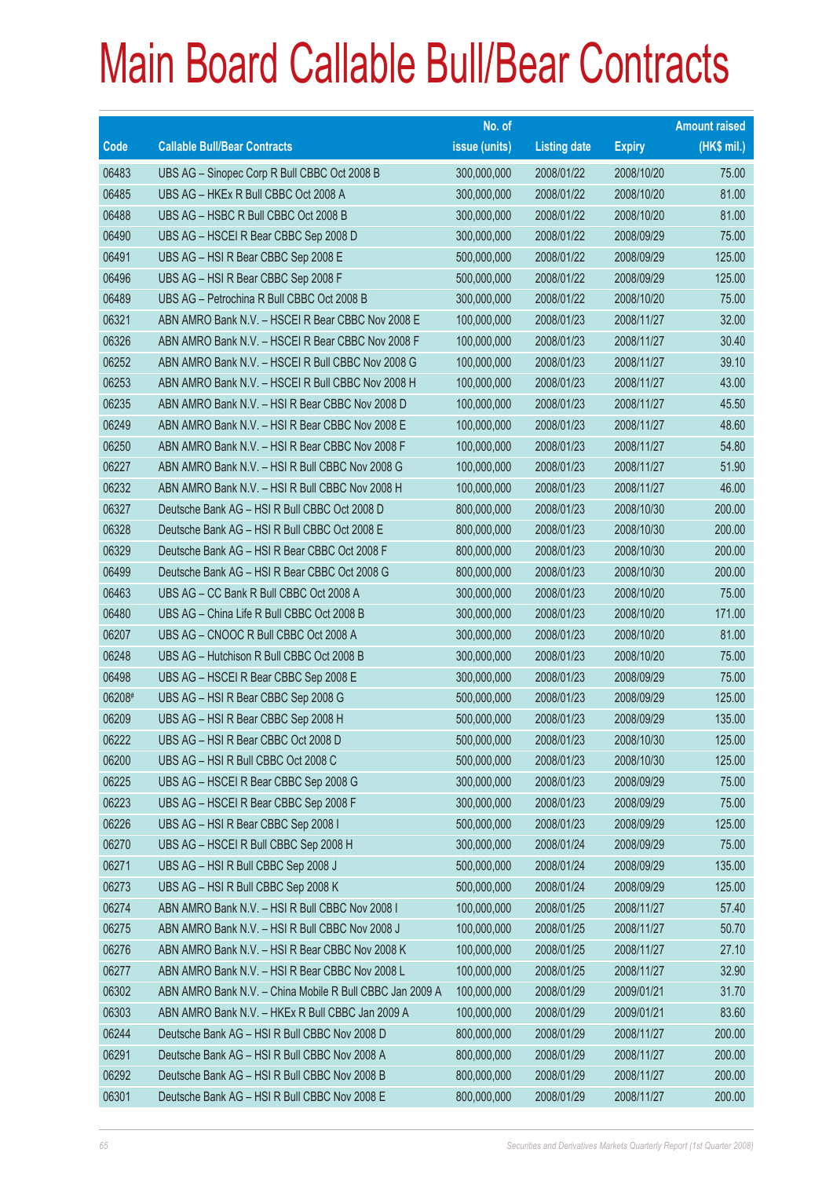# Main Board Callable Bull/Bear Contracts

| Code | Callable Bull/Bear Contracts | No. of issue (units) | Listing date | Expiry | Amount raised (HK$ mil.) |
|---|---|---|---|---|---|
| 06483 | UBS AG – Sinopec Corp R Bull CBBC Oct 2008 B | 300,000,000 | 2008/01/22 | 2008/10/20 | 75.00 |
| 06485 | UBS AG – HKEx R Bull CBBC Oct 2008 A | 300,000,000 | 2008/01/22 | 2008/10/20 | 81.00 |
| 06488 | UBS AG – HSBC R Bull CBBC Oct 2008 B | 300,000,000 | 2008/01/22 | 2008/10/20 | 81.00 |
| 06490 | UBS AG – HSCEI R Bear CBBC Sep 2008 D | 300,000,000 | 2008/01/22 | 2008/09/29 | 75.00 |
| 06491 | UBS AG – HSI R Bear CBBC Sep 2008 E | 500,000,000 | 2008/01/22 | 2008/09/29 | 125.00 |
| 06496 | UBS AG – HSI R Bear CBBC Sep 2008 F | 500,000,000 | 2008/01/22 | 2008/09/29 | 125.00 |
| 06489 | UBS AG – Petrochina R Bull CBBC Oct 2008 B | 300,000,000 | 2008/01/22 | 2008/10/20 | 75.00 |
| 06321 | ABN AMRO Bank N.V. – HSCEI R Bear CBBC Nov 2008 E | 100,000,000 | 2008/01/23 | 2008/11/27 | 32.00 |
| 06326 | ABN AMRO Bank N.V. – HSCEI R Bear CBBC Nov 2008 F | 100,000,000 | 2008/01/23 | 2008/11/27 | 30.40 |
| 06252 | ABN AMRO Bank N.V. – HSCEI R Bull CBBC Nov 2008 G | 100,000,000 | 2008/01/23 | 2008/11/27 | 39.10 |
| 06253 | ABN AMRO Bank N.V. – HSCEI R Bull CBBC Nov 2008 H | 100,000,000 | 2008/01/23 | 2008/11/27 | 43.00 |
| 06235 | ABN AMRO Bank N.V. – HSI R Bear CBBC Nov 2008 D | 100,000,000 | 2008/01/23 | 2008/11/27 | 45.50 |
| 06249 | ABN AMRO Bank N.V. – HSI R Bear CBBC Nov 2008 E | 100,000,000 | 2008/01/23 | 2008/11/27 | 48.60 |
| 06250 | ABN AMRO Bank N.V. – HSI R Bear CBBC Nov 2008 F | 100,000,000 | 2008/01/23 | 2008/11/27 | 54.80 |
| 06227 | ABN AMRO Bank N.V. – HSI R Bull CBBC Nov 2008 G | 100,000,000 | 2008/01/23 | 2008/11/27 | 51.90 |
| 06232 | ABN AMRO Bank N.V. – HSI R Bull CBBC Nov 2008 H | 100,000,000 | 2008/01/23 | 2008/11/27 | 46.00 |
| 06327 | Deutsche Bank AG – HSI R Bull CBBC Oct 2008 D | 800,000,000 | 2008/01/23 | 2008/10/30 | 200.00 |
| 06328 | Deutsche Bank AG – HSI R Bull CBBC Oct 2008 E | 800,000,000 | 2008/01/23 | 2008/10/30 | 200.00 |
| 06329 | Deutsche Bank AG – HSI R Bear CBBC Oct 2008 F | 800,000,000 | 2008/01/23 | 2008/10/30 | 200.00 |
| 06499 | Deutsche Bank AG – HSI R Bear CBBC Oct 2008 G | 800,000,000 | 2008/01/23 | 2008/10/30 | 200.00 |
| 06463 | UBS AG – CC Bank R Bull CBBC Oct 2008 A | 300,000,000 | 2008/01/23 | 2008/10/20 | 75.00 |
| 06480 | UBS AG – China Life R Bull CBBC Oct 2008 B | 300,000,000 | 2008/01/23 | 2008/10/20 | 171.00 |
| 06207 | UBS AG – CNOOC R Bull CBBC Oct 2008 A | 300,000,000 | 2008/01/23 | 2008/10/20 | 81.00 |
| 06248 | UBS AG – Hutchison R Bull CBBC Oct 2008 B | 300,000,000 | 2008/01/23 | 2008/10/20 | 75.00 |
| 06498 | UBS AG – HSCEI R Bear CBBC Sep 2008 E | 300,000,000 | 2008/01/23 | 2008/09/29 | 75.00 |
| 06208# | UBS AG – HSI R Bear CBBC Sep 2008 G | 500,000,000 | 2008/01/23 | 2008/09/29 | 125.00 |
| 06209 | UBS AG – HSI R Bear CBBC Sep 2008 H | 500,000,000 | 2008/01/23 | 2008/09/29 | 135.00 |
| 06222 | UBS AG – HSI R Bear CBBC Oct 2008 D | 500,000,000 | 2008/01/23 | 2008/10/30 | 125.00 |
| 06200 | UBS AG – HSI R Bull CBBC Oct 2008 C | 500,000,000 | 2008/01/23 | 2008/10/30 | 125.00 |
| 06225 | UBS AG – HSCEI R Bear CBBC Sep 2008 G | 300,000,000 | 2008/01/23 | 2008/09/29 | 75.00 |
| 06223 | UBS AG – HSCEI R Bear CBBC Sep 2008 F | 300,000,000 | 2008/01/23 | 2008/09/29 | 75.00 |
| 06226 | UBS AG – HSI R Bear CBBC Sep 2008 I | 500,000,000 | 2008/01/23 | 2008/09/29 | 125.00 |
| 06270 | UBS AG – HSCEI R Bull CBBC Sep 2008 H | 300,000,000 | 2008/01/24 | 2008/09/29 | 75.00 |
| 06271 | UBS AG – HSI R Bull CBBC Sep 2008 J | 500,000,000 | 2008/01/24 | 2008/09/29 | 135.00 |
| 06273 | UBS AG – HSI R Bull CBBC Sep 2008 K | 500,000,000 | 2008/01/24 | 2008/09/29 | 125.00 |
| 06274 | ABN AMRO Bank N.V. – HSI R Bull CBBC Nov 2008 I | 100,000,000 | 2008/01/25 | 2008/11/27 | 57.40 |
| 06275 | ABN AMRO Bank N.V. – HSI R Bull CBBC Nov 2008 J | 100,000,000 | 2008/01/25 | 2008/11/27 | 50.70 |
| 06276 | ABN AMRO Bank N.V. – HSI R Bear CBBC Nov 2008 K | 100,000,000 | 2008/01/25 | 2008/11/27 | 27.10 |
| 06277 | ABN AMRO Bank N.V. – HSI R Bear CBBC Nov 2008 L | 100,000,000 | 2008/01/25 | 2008/11/27 | 32.90 |
| 06302 | ABN AMRO Bank N.V. – China Mobile R Bull CBBC Jan 2009 A | 100,000,000 | 2008/01/29 | 2009/01/21 | 31.70 |
| 06303 | ABN AMRO Bank N.V. – HKEx R Bull CBBC Jan 2009 A | 100,000,000 | 2008/01/29 | 2009/01/21 | 83.60 |
| 06244 | Deutsche Bank AG – HSI R Bull CBBC Nov 2008 D | 800,000,000 | 2008/01/29 | 2008/11/27 | 200.00 |
| 06291 | Deutsche Bank AG – HSI R Bull CBBC Nov 2008 A | 800,000,000 | 2008/01/29 | 2008/11/27 | 200.00 |
| 06292 | Deutsche Bank AG – HSI R Bull CBBC Nov 2008 B | 800,000,000 | 2008/01/29 | 2008/11/27 | 200.00 |
| 06301 | Deutsche Bank AG – HSI R Bull CBBC Nov 2008 E | 800,000,000 | 2008/01/29 | 2008/11/27 | 200.00 |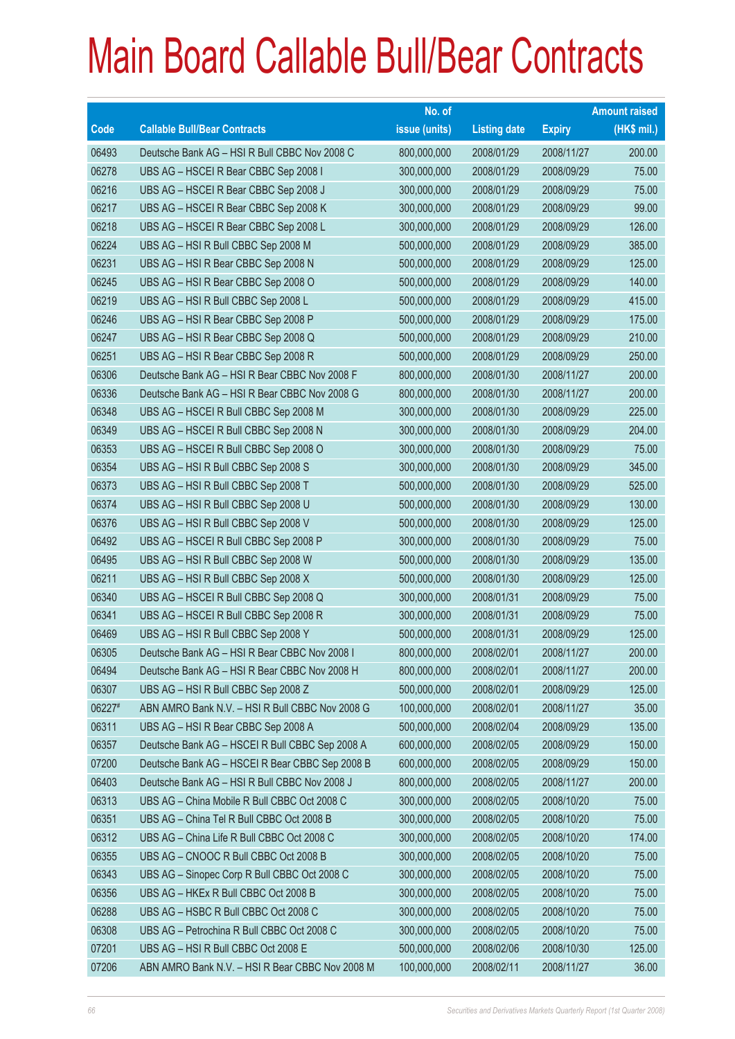# Main Board Callable Bull/Bear Contracts

| Code | Callable Bull/Bear Contracts | No. of issue (units) | Listing date | Expiry | Amount raised (HK$ mil.) |
|---|---|---|---|---|---|
| 06493 | Deutsche Bank AG – HSI R Bull CBBC Nov 2008 C | 800,000,000 | 2008/01/29 | 2008/11/27 | 200.00 |
| 06278 | UBS AG – HSCEI R Bear CBBC Sep 2008 I | 300,000,000 | 2008/01/29 | 2008/09/29 | 75.00 |
| 06216 | UBS AG – HSCEI R Bear CBBC Sep 2008 J | 300,000,000 | 2008/01/29 | 2008/09/29 | 75.00 |
| 06217 | UBS AG – HSCEI R Bear CBBC Sep 2008 K | 300,000,000 | 2008/01/29 | 2008/09/29 | 99.00 |
| 06218 | UBS AG – HSCEI R Bear CBBC Sep 2008 L | 300,000,000 | 2008/01/29 | 2008/09/29 | 126.00 |
| 06224 | UBS AG – HSI R Bull CBBC Sep 2008 M | 500,000,000 | 2008/01/29 | 2008/09/29 | 385.00 |
| 06231 | UBS AG – HSI R Bear CBBC Sep 2008 N | 500,000,000 | 2008/01/29 | 2008/09/29 | 125.00 |
| 06245 | UBS AG – HSI R Bear CBBC Sep 2008 O | 500,000,000 | 2008/01/29 | 2008/09/29 | 140.00 |
| 06219 | UBS AG – HSI R Bull CBBC Sep 2008 L | 500,000,000 | 2008/01/29 | 2008/09/29 | 415.00 |
| 06246 | UBS AG – HSI R Bear CBBC Sep 2008 P | 500,000,000 | 2008/01/29 | 2008/09/29 | 175.00 |
| 06247 | UBS AG – HSI R Bear CBBC Sep 2008 Q | 500,000,000 | 2008/01/29 | 2008/09/29 | 210.00 |
| 06251 | UBS AG – HSI R Bear CBBC Sep 2008 R | 500,000,000 | 2008/01/29 | 2008/09/29 | 250.00 |
| 06306 | Deutsche Bank AG – HSI R Bear CBBC Nov 2008 F | 800,000,000 | 2008/01/30 | 2008/11/27 | 200.00 |
| 06336 | Deutsche Bank AG – HSI R Bear CBBC Nov 2008 G | 800,000,000 | 2008/01/30 | 2008/11/27 | 200.00 |
| 06348 | UBS AG – HSCEI R Bull CBBC Sep 2008 M | 300,000,000 | 2008/01/30 | 2008/09/29 | 225.00 |
| 06349 | UBS AG – HSCEI R Bull CBBC Sep 2008 N | 300,000,000 | 2008/01/30 | 2008/09/29 | 204.00 |
| 06353 | UBS AG – HSCEI R Bull CBBC Sep 2008 O | 300,000,000 | 2008/01/30 | 2008/09/29 | 75.00 |
| 06354 | UBS AG – HSI R Bull CBBC Sep 2008 S | 300,000,000 | 2008/01/30 | 2008/09/29 | 345.00 |
| 06373 | UBS AG – HSI R Bull CBBC Sep 2008 T | 500,000,000 | 2008/01/30 | 2008/09/29 | 525.00 |
| 06374 | UBS AG – HSI R Bull CBBC Sep 2008 U | 500,000,000 | 2008/01/30 | 2008/09/29 | 130.00 |
| 06376 | UBS AG – HSI R Bull CBBC Sep 2008 V | 500,000,000 | 2008/01/30 | 2008/09/29 | 125.00 |
| 06492 | UBS AG – HSCEI R Bull CBBC Sep 2008 P | 300,000,000 | 2008/01/30 | 2008/09/29 | 75.00 |
| 06495 | UBS AG – HSI R Bull CBBC Sep 2008 W | 500,000,000 | 2008/01/30 | 2008/09/29 | 135.00 |
| 06211 | UBS AG – HSI R Bull CBBC Sep 2008 X | 500,000,000 | 2008/01/30 | 2008/09/29 | 125.00 |
| 06340 | UBS AG – HSCEI R Bull CBBC Sep 2008 Q | 300,000,000 | 2008/01/31 | 2008/09/29 | 75.00 |
| 06341 | UBS AG – HSCEI R Bull CBBC Sep 2008 R | 300,000,000 | 2008/01/31 | 2008/09/29 | 75.00 |
| 06469 | UBS AG – HSI R Bull CBBC Sep 2008 Y | 500,000,000 | 2008/01/31 | 2008/09/29 | 125.00 |
| 06305 | Deutsche Bank AG – HSI R Bear CBBC Nov 2008 I | 800,000,000 | 2008/02/01 | 2008/11/27 | 200.00 |
| 06494 | Deutsche Bank AG – HSI R Bear CBBC Nov 2008 H | 800,000,000 | 2008/02/01 | 2008/11/27 | 200.00 |
| 06307 | UBS AG – HSI R Bull CBBC Sep 2008 Z | 500,000,000 | 2008/02/01 | 2008/09/29 | 125.00 |
| 06227# | ABN AMRO Bank N.V. – HSI R Bull CBBC Nov 2008 G | 100,000,000 | 2008/02/01 | 2008/11/27 | 35.00 |
| 06311 | UBS AG – HSI R Bear CBBC Sep 2008 A | 500,000,000 | 2008/02/04 | 2008/09/29 | 135.00 |
| 06357 | Deutsche Bank AG – HSCEI R Bull CBBC Sep 2008 A | 600,000,000 | 2008/02/05 | 2008/09/29 | 150.00 |
| 07200 | Deutsche Bank AG – HSCEI R Bear CBBC Sep 2008 B | 600,000,000 | 2008/02/05 | 2008/09/29 | 150.00 |
| 06403 | Deutsche Bank AG – HSI R Bull CBBC Nov 2008 J | 800,000,000 | 2008/02/05 | 2008/11/27 | 200.00 |
| 06313 | UBS AG – China Mobile R Bull CBBC Oct 2008 C | 300,000,000 | 2008/02/05 | 2008/10/20 | 75.00 |
| 06351 | UBS AG – China Tel R Bull CBBC Oct 2008 B | 300,000,000 | 2008/02/05 | 2008/10/20 | 75.00 |
| 06312 | UBS AG – China Life R Bull CBBC Oct 2008 C | 300,000,000 | 2008/02/05 | 2008/10/20 | 174.00 |
| 06355 | UBS AG – CNOOC R Bull CBBC Oct 2008 B | 300,000,000 | 2008/02/05 | 2008/10/20 | 75.00 |
| 06343 | UBS AG – Sinopec Corp R Bull CBBC Oct 2008 C | 300,000,000 | 2008/02/05 | 2008/10/20 | 75.00 |
| 06356 | UBS AG – HKEx R Bull CBBC Oct 2008 B | 300,000,000 | 2008/02/05 | 2008/10/20 | 75.00 |
| 06288 | UBS AG – HSBC R Bull CBBC Oct 2008 C | 300,000,000 | 2008/02/05 | 2008/10/20 | 75.00 |
| 06308 | UBS AG – Petrochina R Bull CBBC Oct 2008 C | 300,000,000 | 2008/02/05 | 2008/10/20 | 75.00 |
| 07201 | UBS AG – HSI R Bull CBBC Oct 2008 E | 500,000,000 | 2008/02/06 | 2008/10/30 | 125.00 |
| 07206 | ABN AMRO Bank N.V. – HSI R Bear CBBC Nov 2008 M | 100,000,000 | 2008/02/11 | 2008/11/27 | 36.00 |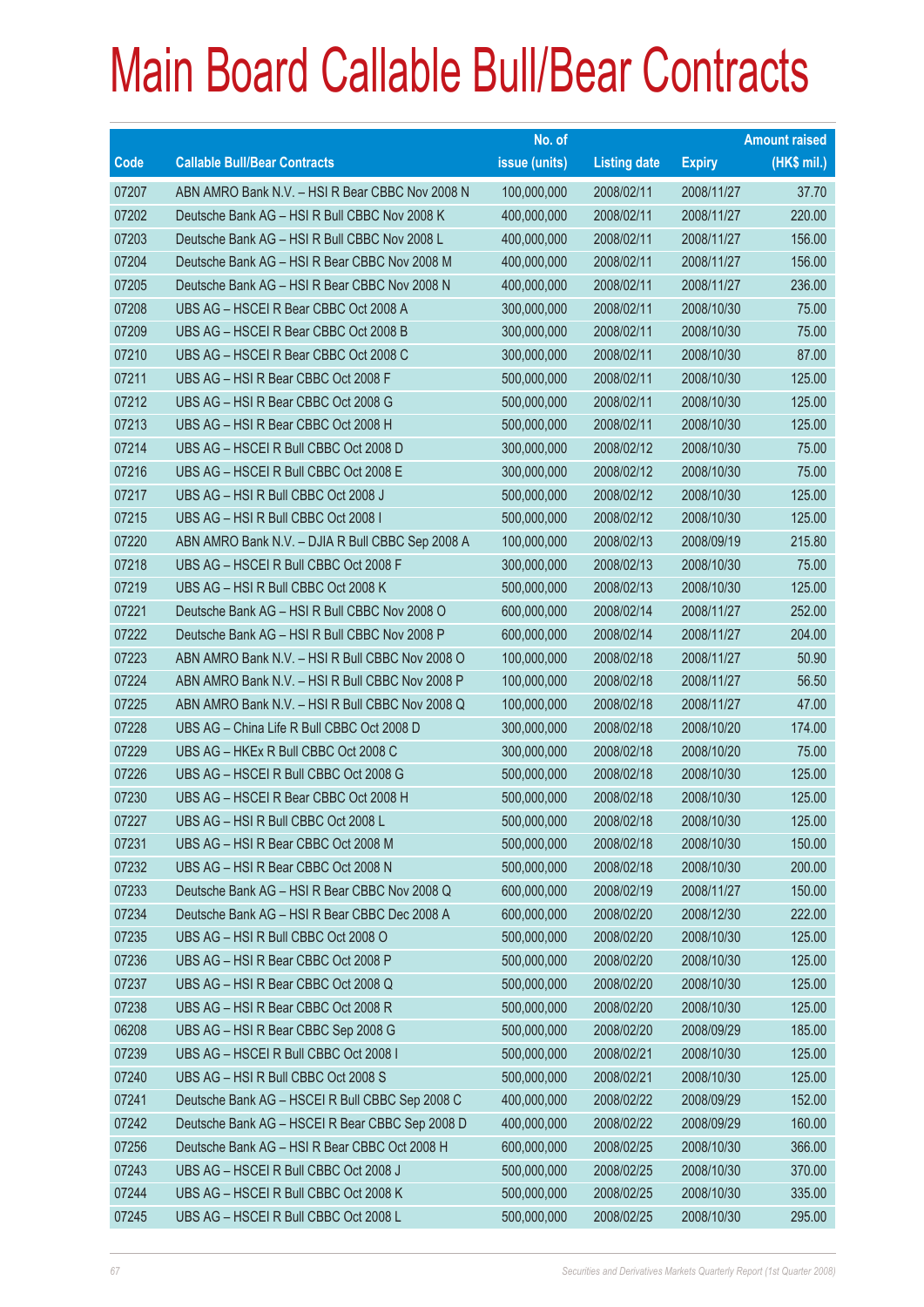# Main Board Callable Bull/Bear Contracts

| Code | Callable Bull/Bear Contracts | No. of issue (units) | Listing date | Expiry | Amount raised (HK$ mil.) |
|---|---|---|---|---|---|
| 07207 | ABN AMRO Bank N.V. – HSI R Bear CBBC Nov 2008 N | 100,000,000 | 2008/02/11 | 2008/11/27 | 37.70 |
| 07202 | Deutsche Bank AG – HSI R Bull CBBC Nov 2008 K | 400,000,000 | 2008/02/11 | 2008/11/27 | 220.00 |
| 07203 | Deutsche Bank AG – HSI R Bull CBBC Nov 2008 L | 400,000,000 | 2008/02/11 | 2008/11/27 | 156.00 |
| 07204 | Deutsche Bank AG – HSI R Bear CBBC Nov 2008 M | 400,000,000 | 2008/02/11 | 2008/11/27 | 156.00 |
| 07205 | Deutsche Bank AG – HSI R Bear CBBC Nov 2008 N | 400,000,000 | 2008/02/11 | 2008/11/27 | 236.00 |
| 07208 | UBS AG – HSCEI R Bear CBBC Oct 2008 A | 300,000,000 | 2008/02/11 | 2008/10/30 | 75.00 |
| 07209 | UBS AG – HSCEI R Bear CBBC Oct 2008 B | 300,000,000 | 2008/02/11 | 2008/10/30 | 75.00 |
| 07210 | UBS AG – HSCEI R Bear CBBC Oct 2008 C | 300,000,000 | 2008/02/11 | 2008/10/30 | 87.00 |
| 07211 | UBS AG – HSI R Bear CBBC Oct 2008 F | 500,000,000 | 2008/02/11 | 2008/10/30 | 125.00 |
| 07212 | UBS AG – HSI R Bear CBBC Oct 2008 G | 500,000,000 | 2008/02/11 | 2008/10/30 | 125.00 |
| 07213 | UBS AG – HSI R Bear CBBC Oct 2008 H | 500,000,000 | 2008/02/11 | 2008/10/30 | 125.00 |
| 07214 | UBS AG – HSCEI R Bull CBBC Oct 2008 D | 300,000,000 | 2008/02/12 | 2008/10/30 | 75.00 |
| 07216 | UBS AG – HSCEI R Bull CBBC Oct 2008 E | 300,000,000 | 2008/02/12 | 2008/10/30 | 75.00 |
| 07217 | UBS AG – HSI R Bull CBBC Oct 2008 J | 500,000,000 | 2008/02/12 | 2008/10/30 | 125.00 |
| 07215 | UBS AG – HSI R Bull CBBC Oct 2008 I | 500,000,000 | 2008/02/12 | 2008/10/30 | 125.00 |
| 07220 | ABN AMRO Bank N.V. – DJIA R Bull CBBC Sep 2008 A | 100,000,000 | 2008/02/13 | 2008/09/19 | 215.80 |
| 07218 | UBS AG – HSCEI R Bull CBBC Oct 2008 F | 300,000,000 | 2008/02/13 | 2008/10/30 | 75.00 |
| 07219 | UBS AG – HSI R Bull CBBC Oct 2008 K | 500,000,000 | 2008/02/13 | 2008/10/30 | 125.00 |
| 07221 | Deutsche Bank AG – HSI R Bull CBBC Nov 2008 O | 600,000,000 | 2008/02/14 | 2008/11/27 | 252.00 |
| 07222 | Deutsche Bank AG – HSI R Bull CBBC Nov 2008 P | 600,000,000 | 2008/02/14 | 2008/11/27 | 204.00 |
| 07223 | ABN AMRO Bank N.V. – HSI R Bull CBBC Nov 2008 O | 100,000,000 | 2008/02/18 | 2008/11/27 | 50.90 |
| 07224 | ABN AMRO Bank N.V. – HSI R Bull CBBC Nov 2008 P | 100,000,000 | 2008/02/18 | 2008/11/27 | 56.50 |
| 07225 | ABN AMRO Bank N.V. – HSI R Bull CBBC Nov 2008 Q | 100,000,000 | 2008/02/18 | 2008/11/27 | 47.00 |
| 07228 | UBS AG – China Life R Bull CBBC Oct 2008 D | 300,000,000 | 2008/02/18 | 2008/10/20 | 174.00 |
| 07229 | UBS AG – HKEx R Bull CBBC Oct 2008 C | 300,000,000 | 2008/02/18 | 2008/10/20 | 75.00 |
| 07226 | UBS AG – HSCEI R Bull CBBC Oct 2008 G | 500,000,000 | 2008/02/18 | 2008/10/30 | 125.00 |
| 07230 | UBS AG – HSCEI R Bear CBBC Oct 2008 H | 500,000,000 | 2008/02/18 | 2008/10/30 | 125.00 |
| 07227 | UBS AG – HSI R Bull CBBC Oct 2008 L | 500,000,000 | 2008/02/18 | 2008/10/30 | 125.00 |
| 07231 | UBS AG – HSI R Bear CBBC Oct 2008 M | 500,000,000 | 2008/02/18 | 2008/10/30 | 150.00 |
| 07232 | UBS AG – HSI R Bear CBBC Oct 2008 N | 500,000,000 | 2008/02/18 | 2008/10/30 | 200.00 |
| 07233 | Deutsche Bank AG – HSI R Bear CBBC Nov 2008 Q | 600,000,000 | 2008/02/19 | 2008/11/27 | 150.00 |
| 07234 | Deutsche Bank AG – HSI R Bear CBBC Dec 2008 A | 600,000,000 | 2008/02/20 | 2008/12/30 | 222.00 |
| 07235 | UBS AG – HSI R Bull CBBC Oct 2008 O | 500,000,000 | 2008/02/20 | 2008/10/30 | 125.00 |
| 07236 | UBS AG – HSI R Bear CBBC Oct 2008 P | 500,000,000 | 2008/02/20 | 2008/10/30 | 125.00 |
| 07237 | UBS AG – HSI R Bear CBBC Oct 2008 Q | 500,000,000 | 2008/02/20 | 2008/10/30 | 125.00 |
| 07238 | UBS AG – HSI R Bear CBBC Oct 2008 R | 500,000,000 | 2008/02/20 | 2008/10/30 | 125.00 |
| 06208 | UBS AG – HSI R Bear CBBC Sep 2008 G | 500,000,000 | 2008/02/20 | 2008/09/29 | 185.00 |
| 07239 | UBS AG – HSCEI R Bull CBBC Oct 2008 I | 500,000,000 | 2008/02/21 | 2008/10/30 | 125.00 |
| 07240 | UBS AG – HSI R Bull CBBC Oct 2008 S | 500,000,000 | 2008/02/21 | 2008/10/30 | 125.00 |
| 07241 | Deutsche Bank AG – HSCEI R Bull CBBC Sep 2008 C | 400,000,000 | 2008/02/22 | 2008/09/29 | 152.00 |
| 07242 | Deutsche Bank AG – HSCEI R Bear CBBC Sep 2008 D | 400,000,000 | 2008/02/22 | 2008/09/29 | 160.00 |
| 07256 | Deutsche Bank AG – HSI R Bear CBBC Oct 2008 H | 600,000,000 | 2008/02/25 | 2008/10/30 | 366.00 |
| 07243 | UBS AG – HSCEI R Bull CBBC Oct 2008 J | 500,000,000 | 2008/02/25 | 2008/10/30 | 370.00 |
| 07244 | UBS AG – HSCEI R Bull CBBC Oct 2008 K | 500,000,000 | 2008/02/25 | 2008/10/30 | 335.00 |
| 07245 | UBS AG – HSCEI R Bull CBBC Oct 2008 L | 500,000,000 | 2008/02/25 | 2008/10/30 | 295.00 |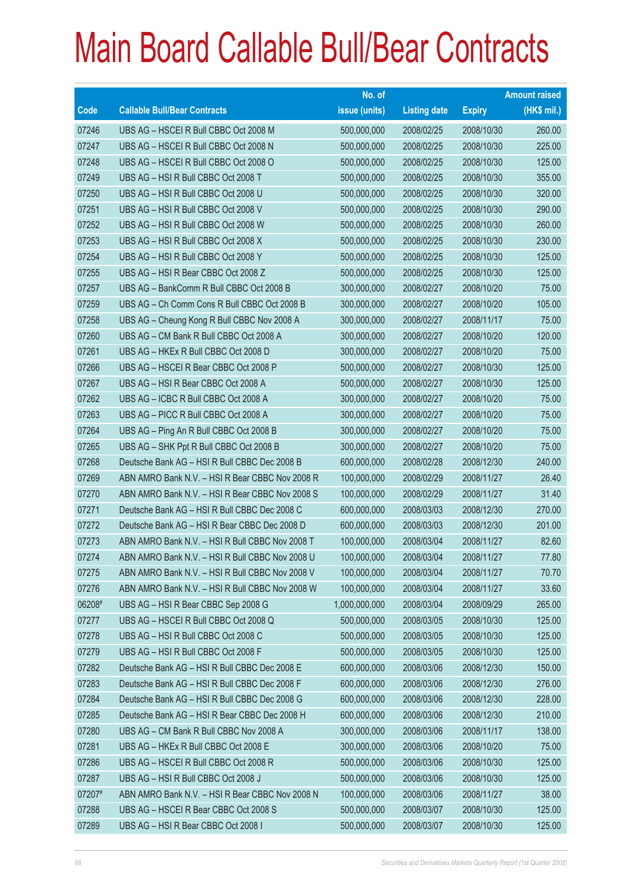# Main Board Callable Bull/Bear Contracts

| Code | Callable Bull/Bear Contracts | No. of issue (units) | Listing date | Expiry | Amount raised (HK$ mil.) |
|---|---|---|---|---|---|
| 07246 | UBS AG – HSCEI R Bull CBBC Oct 2008 M | 500,000,000 | 2008/02/25 | 2008/10/30 | 260.00 |
| 07247 | UBS AG – HSCEI R Bull CBBC Oct 2008 N | 500,000,000 | 2008/02/25 | 2008/10/30 | 225.00 |
| 07248 | UBS AG – HSCEI R Bull CBBC Oct 2008 O | 500,000,000 | 2008/02/25 | 2008/10/30 | 125.00 |
| 07249 | UBS AG – HSI R Bull CBBC Oct 2008 T | 500,000,000 | 2008/02/25 | 2008/10/30 | 355.00 |
| 07250 | UBS AG – HSI R Bull CBBC Oct 2008 U | 500,000,000 | 2008/02/25 | 2008/10/30 | 320.00 |
| 07251 | UBS AG – HSI R Bull CBBC Oct 2008 V | 500,000,000 | 2008/02/25 | 2008/10/30 | 290.00 |
| 07252 | UBS AG – HSI R Bull CBBC Oct 2008 W | 500,000,000 | 2008/02/25 | 2008/10/30 | 260.00 |
| 07253 | UBS AG – HSI R Bull CBBC Oct 2008 X | 500,000,000 | 2008/02/25 | 2008/10/30 | 230.00 |
| 07254 | UBS AG – HSI R Bull CBBC Oct 2008 Y | 500,000,000 | 2008/02/25 | 2008/10/30 | 125.00 |
| 07255 | UBS AG – HSI R Bear CBBC Oct 2008 Z | 500,000,000 | 2008/02/25 | 2008/10/30 | 125.00 |
| 07257 | UBS AG – BankComm R Bull CBBC Oct 2008 B | 300,000,000 | 2008/02/27 | 2008/10/20 | 75.00 |
| 07259 | UBS AG – Ch Comm Cons R Bull CBBC Oct 2008 B | 300,000,000 | 2008/02/27 | 2008/10/20 | 105.00 |
| 07258 | UBS AG – Cheung Kong R Bull CBBC Nov 2008 A | 300,000,000 | 2008/02/27 | 2008/11/17 | 75.00 |
| 07260 | UBS AG – CM Bank R Bull CBBC Oct 2008 A | 300,000,000 | 2008/02/27 | 2008/10/20 | 120.00 |
| 07261 | UBS AG – HKEx R Bull CBBC Oct 2008 D | 300,000,000 | 2008/02/27 | 2008/10/20 | 75.00 |
| 07266 | UBS AG – HSCEI R Bear CBBC Oct 2008 P | 500,000,000 | 2008/02/27 | 2008/10/30 | 125.00 |
| 07267 | UBS AG – HSI R Bear CBBC Oct 2008 A | 500,000,000 | 2008/02/27 | 2008/10/30 | 125.00 |
| 07262 | UBS AG – ICBC R Bull CBBC Oct 2008 A | 300,000,000 | 2008/02/27 | 2008/10/20 | 75.00 |
| 07263 | UBS AG – PICC R Bull CBBC Oct 2008 A | 300,000,000 | 2008/02/27 | 2008/10/20 | 75.00 |
| 07264 | UBS AG – Ping An R Bull CBBC Oct 2008 B | 300,000,000 | 2008/02/27 | 2008/10/20 | 75.00 |
| 07265 | UBS AG – SHK Ppt R Bull CBBC Oct 2008 B | 300,000,000 | 2008/02/27 | 2008/10/20 | 75.00 |
| 07268 | Deutsche Bank AG – HSI R Bull CBBC Dec 2008 B | 600,000,000 | 2008/02/28 | 2008/12/30 | 240.00 |
| 07269 | ABN AMRO Bank N.V. – HSI R Bear CBBC Nov 2008 R | 100,000,000 | 2008/02/29 | 2008/11/27 | 26.40 |
| 07270 | ABN AMRO Bank N.V. – HSI R Bear CBBC Nov 2008 S | 100,000,000 | 2008/02/29 | 2008/11/27 | 31.40 |
| 07271 | Deutsche Bank AG – HSI R Bull CBBC Dec 2008 C | 600,000,000 | 2008/03/03 | 2008/12/30 | 270.00 |
| 07272 | Deutsche Bank AG – HSI R Bear CBBC Dec 2008 D | 600,000,000 | 2008/03/03 | 2008/12/30 | 201.00 |
| 07273 | ABN AMRO Bank N.V. – HSI R Bull CBBC Nov 2008 T | 100,000,000 | 2008/03/04 | 2008/11/27 | 82.60 |
| 07274 | ABN AMRO Bank N.V. – HSI R Bull CBBC Nov 2008 U | 100,000,000 | 2008/03/04 | 2008/11/27 | 77.80 |
| 07275 | ABN AMRO Bank N.V. – HSI R Bull CBBC Nov 2008 V | 100,000,000 | 2008/03/04 | 2008/11/27 | 70.70 |
| 07276 | ABN AMRO Bank N.V. – HSI R Bull CBBC Nov 2008 W | 100,000,000 | 2008/03/04 | 2008/11/27 | 33.60 |
| 06208# | UBS AG – HSI R Bear CBBC Sep 2008 G | 1,000,000,000 | 2008/03/04 | 2008/09/29 | 265.00 |
| 07277 | UBS AG – HSCEI R Bull CBBC Oct 2008 Q | 500,000,000 | 2008/03/05 | 2008/10/30 | 125.00 |
| 07278 | UBS AG – HSI R Bull CBBC Oct 2008 C | 500,000,000 | 2008/03/05 | 2008/10/30 | 125.00 |
| 07279 | UBS AG – HSI R Bull CBBC Oct 2008 F | 500,000,000 | 2008/03/05 | 2008/10/30 | 125.00 |
| 07282 | Deutsche Bank AG – HSI R Bull CBBC Dec 2008 E | 600,000,000 | 2008/03/06 | 2008/12/30 | 150.00 |
| 07283 | Deutsche Bank AG – HSI R Bull CBBC Dec 2008 F | 600,000,000 | 2008/03/06 | 2008/12/30 | 276.00 |
| 07284 | Deutsche Bank AG – HSI R Bull CBBC Dec 2008 G | 600,000,000 | 2008/03/06 | 2008/12/30 | 228.00 |
| 07285 | Deutsche Bank AG – HSI R Bear CBBC Dec 2008 H | 600,000,000 | 2008/03/06 | 2008/12/30 | 210.00 |
| 07280 | UBS AG – CM Bank R Bull CBBC Nov 2008 A | 300,000,000 | 2008/03/06 | 2008/11/17 | 138.00 |
| 07281 | UBS AG – HKEx R Bull CBBC Oct 2008 E | 300,000,000 | 2008/03/06 | 2008/10/20 | 75.00 |
| 07286 | UBS AG – HSCEI R Bull CBBC Oct 2008 R | 500,000,000 | 2008/03/06 | 2008/10/30 | 125.00 |
| 07287 | UBS AG – HSI R Bull CBBC Oct 2008 J | 500,000,000 | 2008/03/06 | 2008/10/30 | 125.00 |
| 07207# | ABN AMRO Bank N.V. – HSI R Bear CBBC Nov 2008 N | 100,000,000 | 2008/03/06 | 2008/11/27 | 38.00 |
| 07288 | UBS AG – HSCEI R Bear CBBC Oct 2008 S | 500,000,000 | 2008/03/07 | 2008/10/30 | 125.00 |
| 07289 | UBS AG – HSI R Bear CBBC Oct 2008 I | 500,000,000 | 2008/03/07 | 2008/10/30 | 125.00 |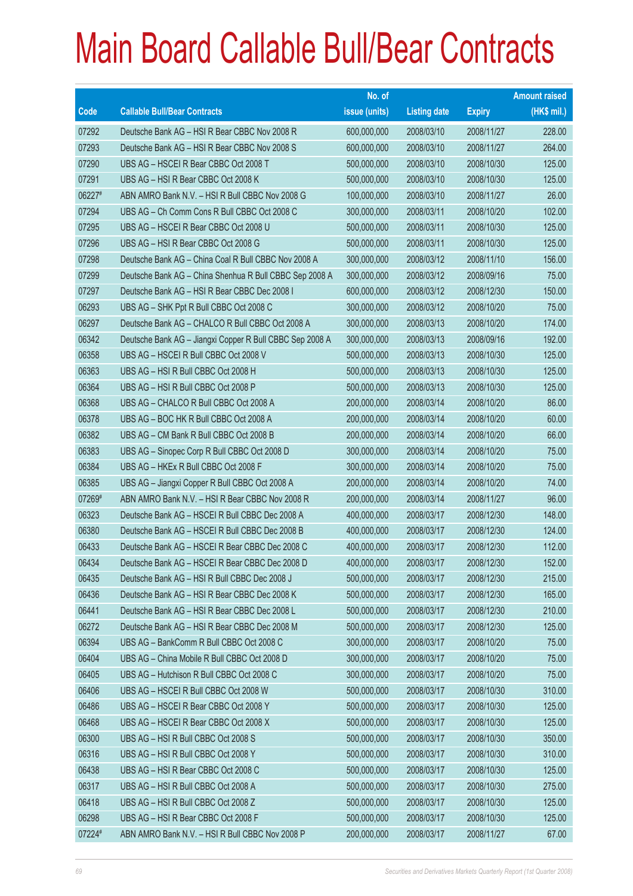# Main Board Callable Bull/Bear Contracts

| Code | Callable Bull/Bear Contracts | No. of issue (units) | Listing date | Expiry | Amount raised (HK$ mil.) |
|---|---|---|---|---|---|
| 07292 | Deutsche Bank AG – HSI R Bear CBBC Nov 2008 R | 600,000,000 | 2008/03/10 | 2008/11/27 | 228.00 |
| 07293 | Deutsche Bank AG – HSI R Bear CBBC Nov 2008 S | 600,000,000 | 2008/03/10 | 2008/11/27 | 264.00 |
| 07290 | UBS AG – HSCEI R Bear CBBC Oct 2008 T | 500,000,000 | 2008/03/10 | 2008/10/30 | 125.00 |
| 07291 | UBS AG – HSI R Bear CBBC Oct 2008 K | 500,000,000 | 2008/03/10 | 2008/10/30 | 125.00 |
| 06227# | ABN AMRO Bank N.V. – HSI R Bull CBBC Nov 2008 G | 100,000,000 | 2008/03/10 | 2008/11/27 | 26.00 |
| 07294 | UBS AG – Ch Comm Cons R Bull CBBC Oct 2008 C | 300,000,000 | 2008/03/11 | 2008/10/20 | 102.00 |
| 07295 | UBS AG – HSCEI R Bear CBBC Oct 2008 U | 500,000,000 | 2008/03/11 | 2008/10/30 | 125.00 |
| 07296 | UBS AG – HSI R Bear CBBC Oct 2008 G | 500,000,000 | 2008/03/11 | 2008/10/30 | 125.00 |
| 07298 | Deutsche Bank AG – China Coal R Bull CBBC Nov 2008 A | 300,000,000 | 2008/03/12 | 2008/11/10 | 156.00 |
| 07299 | Deutsche Bank AG – China Shenhua R Bull CBBC Sep 2008 A | 300,000,000 | 2008/03/12 | 2008/09/16 | 75.00 |
| 07297 | Deutsche Bank AG – HSI R Bear CBBC Dec 2008 I | 600,000,000 | 2008/03/12 | 2008/12/30 | 150.00 |
| 06293 | UBS AG – SHK Ppt R Bull CBBC Oct 2008 C | 300,000,000 | 2008/03/12 | 2008/10/20 | 75.00 |
| 06297 | Deutsche Bank AG – CHALCO R Bull CBBC Oct 2008 A | 300,000,000 | 2008/03/13 | 2008/10/20 | 174.00 |
| 06342 | Deutsche Bank AG – Jiangxi Copper R Bull CBBC Sep 2008 A | 300,000,000 | 2008/03/13 | 2008/09/16 | 192.00 |
| 06358 | UBS AG – HSCEI R Bull CBBC Oct 2008 V | 500,000,000 | 2008/03/13 | 2008/10/30 | 125.00 |
| 06363 | UBS AG – HSI R Bull CBBC Oct 2008 H | 500,000,000 | 2008/03/13 | 2008/10/30 | 125.00 |
| 06364 | UBS AG – HSI R Bull CBBC Oct 2008 P | 500,000,000 | 2008/03/13 | 2008/10/30 | 125.00 |
| 06368 | UBS AG – CHALCO R Bull CBBC Oct 2008 A | 200,000,000 | 2008/03/14 | 2008/10/20 | 86.00 |
| 06378 | UBS AG – BOC HK R Bull CBBC Oct 2008 A | 200,000,000 | 2008/03/14 | 2008/10/20 | 60.00 |
| 06382 | UBS AG – CM Bank R Bull CBBC Oct 2008 B | 200,000,000 | 2008/03/14 | 2008/10/20 | 66.00 |
| 06383 | UBS AG – Sinopec Corp R Bull CBBC Oct 2008 D | 300,000,000 | 2008/03/14 | 2008/10/20 | 75.00 |
| 06384 | UBS AG – HKEx R Bull CBBC Oct 2008 F | 300,000,000 | 2008/03/14 | 2008/10/20 | 75.00 |
| 06385 | UBS AG – Jiangxi Copper R Bull CBBC Oct 2008 A | 200,000,000 | 2008/03/14 | 2008/10/20 | 74.00 |
| 07269# | ABN AMRO Bank N.V. – HSI R Bear CBBC Nov 2008 R | 200,000,000 | 2008/03/14 | 2008/11/27 | 96.00 |
| 06323 | Deutsche Bank AG – HSCEI R Bull CBBC Dec 2008 A | 400,000,000 | 2008/03/17 | 2008/12/30 | 148.00 |
| 06380 | Deutsche Bank AG – HSCEI R Bull CBBC Dec 2008 B | 400,000,000 | 2008/03/17 | 2008/12/30 | 124.00 |
| 06433 | Deutsche Bank AG – HSCEI R Bear CBBC Dec 2008 C | 400,000,000 | 2008/03/17 | 2008/12/30 | 112.00 |
| 06434 | Deutsche Bank AG – HSCEI R Bear CBBC Dec 2008 D | 400,000,000 | 2008/03/17 | 2008/12/30 | 152.00 |
| 06435 | Deutsche Bank AG – HSI R Bull CBBC Dec 2008 J | 500,000,000 | 2008/03/17 | 2008/12/30 | 215.00 |
| 06436 | Deutsche Bank AG – HSI R Bear CBBC Dec 2008 K | 500,000,000 | 2008/03/17 | 2008/12/30 | 165.00 |
| 06441 | Deutsche Bank AG – HSI R Bear CBBC Dec 2008 L | 500,000,000 | 2008/03/17 | 2008/12/30 | 210.00 |
| 06272 | Deutsche Bank AG – HSI R Bear CBBC Dec 2008 M | 500,000,000 | 2008/03/17 | 2008/12/30 | 125.00 |
| 06394 | UBS AG – BankComm R Bull CBBC Oct 2008 C | 300,000,000 | 2008/03/17 | 2008/10/20 | 75.00 |
| 06404 | UBS AG – China Mobile R Bull CBBC Oct 2008 D | 300,000,000 | 2008/03/17 | 2008/10/20 | 75.00 |
| 06405 | UBS AG – Hutchison R Bull CBBC Oct 2008 C | 300,000,000 | 2008/03/17 | 2008/10/20 | 75.00 |
| 06406 | UBS AG – HSCEI R Bull CBBC Oct 2008 W | 500,000,000 | 2008/03/17 | 2008/10/30 | 310.00 |
| 06486 | UBS AG – HSCEI R Bear CBBC Oct 2008 Y | 500,000,000 | 2008/03/17 | 2008/10/30 | 125.00 |
| 06468 | UBS AG – HSCEI R Bear CBBC Oct 2008 X | 500,000,000 | 2008/03/17 | 2008/10/30 | 125.00 |
| 06300 | UBS AG – HSI R Bull CBBC Oct 2008 S | 500,000,000 | 2008/03/17 | 2008/10/30 | 350.00 |
| 06316 | UBS AG – HSI R Bull CBBC Oct 2008 Y | 500,000,000 | 2008/03/17 | 2008/10/30 | 310.00 |
| 06438 | UBS AG – HSI R Bear CBBC Oct 2008 C | 500,000,000 | 2008/03/17 | 2008/10/30 | 125.00 |
| 06317 | UBS AG – HSI R Bull CBBC Oct 2008 A | 500,000,000 | 2008/03/17 | 2008/10/30 | 275.00 |
| 06418 | UBS AG – HSI R Bull CBBC Oct 2008 Z | 500,000,000 | 2008/03/17 | 2008/10/30 | 125.00 |
| 06298 | UBS AG – HSI R Bear CBBC Oct 2008 F | 500,000,000 | 2008/03/17 | 2008/10/30 | 125.00 |
| 07224# | ABN AMRO Bank N.V. – HSI R Bull CBBC Nov 2008 P | 200,000,000 | 2008/03/17 | 2008/11/27 | 67.00 |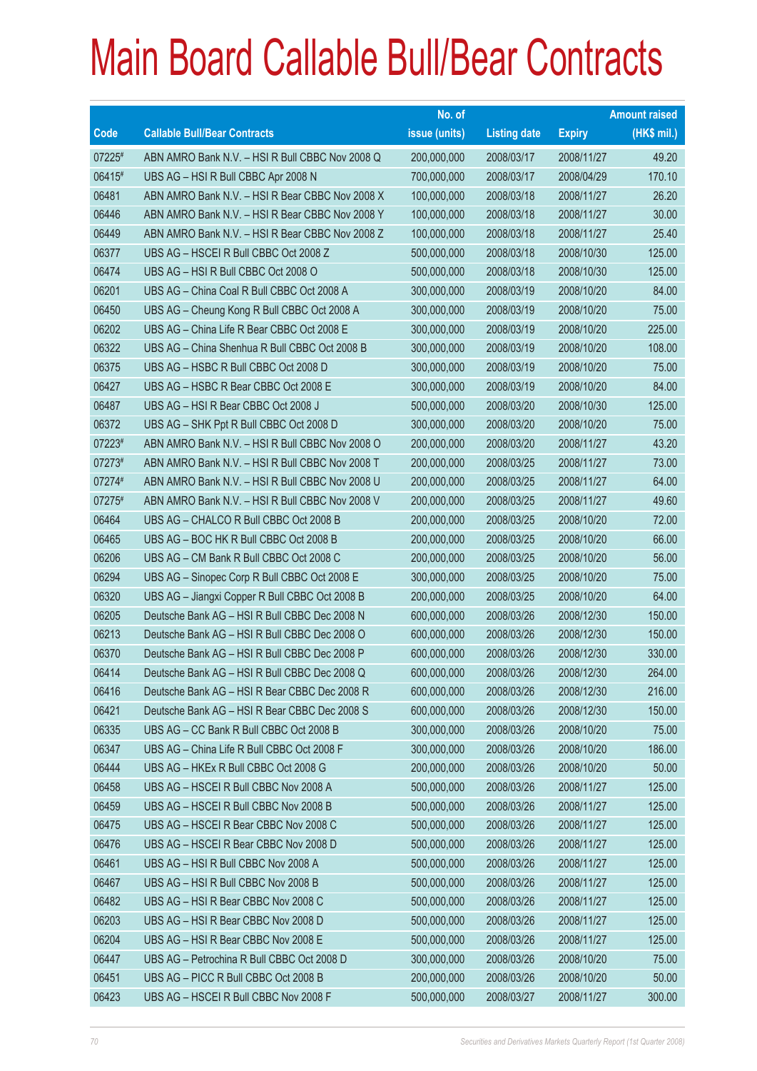# Main Board Callable Bull/Bear Contracts

| Code | Callable Bull/Bear Contracts | No. of issue (units) | Listing date | Expiry | Amount raised (HK$ mil.) |
|---|---|---|---|---|---|
| 07225# | ABN AMRO Bank N.V. – HSI R Bull CBBC Nov 2008 Q | 200,000,000 | 2008/03/17 | 2008/11/27 | 49.20 |
| 06415# | UBS AG – HSI R Bull CBBC Apr 2008 N | 700,000,000 | 2008/03/17 | 2008/04/29 | 170.10 |
| 06481 | ABN AMRO Bank N.V. – HSI R Bear CBBC Nov 2008 X | 100,000,000 | 2008/03/18 | 2008/11/27 | 26.20 |
| 06446 | ABN AMRO Bank N.V. – HSI R Bear CBBC Nov 2008 Y | 100,000,000 | 2008/03/18 | 2008/11/27 | 30.00 |
| 06449 | ABN AMRO Bank N.V. – HSI R Bear CBBC Nov 2008 Z | 100,000,000 | 2008/03/18 | 2008/11/27 | 25.40 |
| 06377 | UBS AG – HSCEI R Bull CBBC Oct 2008 Z | 500,000,000 | 2008/03/18 | 2008/10/30 | 125.00 |
| 06474 | UBS AG – HSI R Bull CBBC Oct 2008 O | 500,000,000 | 2008/03/18 | 2008/10/30 | 125.00 |
| 06201 | UBS AG – China Coal R Bull CBBC Oct 2008 A | 300,000,000 | 2008/03/19 | 2008/10/20 | 84.00 |
| 06450 | UBS AG – Cheung Kong R Bull CBBC Oct 2008 A | 300,000,000 | 2008/03/19 | 2008/10/20 | 75.00 |
| 06202 | UBS AG – China Life R Bear CBBC Oct 2008 E | 300,000,000 | 2008/03/19 | 2008/10/20 | 225.00 |
| 06322 | UBS AG – China Shenhua R Bull CBBC Oct 2008 B | 300,000,000 | 2008/03/19 | 2008/10/20 | 108.00 |
| 06375 | UBS AG – HSBC R Bull CBBC Oct 2008 D | 300,000,000 | 2008/03/19 | 2008/10/20 | 75.00 |
| 06427 | UBS AG – HSBC R Bear CBBC Oct 2008 E | 300,000,000 | 2008/03/19 | 2008/10/20 | 84.00 |
| 06487 | UBS AG – HSI R Bear CBBC Oct 2008 J | 500,000,000 | 2008/03/20 | 2008/10/30 | 125.00 |
| 06372 | UBS AG – SHK Ppt R Bull CBBC Oct 2008 D | 300,000,000 | 2008/03/20 | 2008/10/20 | 75.00 |
| 07223# | ABN AMRO Bank N.V. – HSI R Bull CBBC Nov 2008 O | 200,000,000 | 2008/03/20 | 2008/11/27 | 43.20 |
| 07273# | ABN AMRO Bank N.V. – HSI R Bull CBBC Nov 2008 T | 200,000,000 | 2008/03/25 | 2008/11/27 | 73.00 |
| 07274# | ABN AMRO Bank N.V. – HSI R Bull CBBC Nov 2008 U | 200,000,000 | 2008/03/25 | 2008/11/27 | 64.00 |
| 07275# | ABN AMRO Bank N.V. – HSI R Bull CBBC Nov 2008 V | 200,000,000 | 2008/03/25 | 2008/11/27 | 49.60 |
| 06464 | UBS AG – CHALCO R Bull CBBC Oct 2008 B | 200,000,000 | 2008/03/25 | 2008/10/20 | 72.00 |
| 06465 | UBS AG – BOC HK R Bull CBBC Oct 2008 B | 200,000,000 | 2008/03/25 | 2008/10/20 | 66.00 |
| 06206 | UBS AG – CM Bank R Bull CBBC Oct 2008 C | 200,000,000 | 2008/03/25 | 2008/10/20 | 56.00 |
| 06294 | UBS AG – Sinopec Corp R Bull CBBC Oct 2008 E | 300,000,000 | 2008/03/25 | 2008/10/20 | 75.00 |
| 06320 | UBS AG – Jiangxi Copper R Bull CBBC Oct 2008 B | 200,000,000 | 2008/03/25 | 2008/10/20 | 64.00 |
| 06205 | Deutsche Bank AG – HSI R Bull CBBC Dec 2008 N | 600,000,000 | 2008/03/26 | 2008/12/30 | 150.00 |
| 06213 | Deutsche Bank AG – HSI R Bull CBBC Dec 2008 O | 600,000,000 | 2008/03/26 | 2008/12/30 | 150.00 |
| 06370 | Deutsche Bank AG – HSI R Bull CBBC Dec 2008 P | 600,000,000 | 2008/03/26 | 2008/12/30 | 330.00 |
| 06414 | Deutsche Bank AG – HSI R Bull CBBC Dec 2008 Q | 600,000,000 | 2008/03/26 | 2008/12/30 | 264.00 |
| 06416 | Deutsche Bank AG – HSI R Bear CBBC Dec 2008 R | 600,000,000 | 2008/03/26 | 2008/12/30 | 216.00 |
| 06421 | Deutsche Bank AG – HSI R Bear CBBC Dec 2008 S | 600,000,000 | 2008/03/26 | 2008/12/30 | 150.00 |
| 06335 | UBS AG – CC Bank R Bull CBBC Oct 2008 B | 300,000,000 | 2008/03/26 | 2008/10/20 | 75.00 |
| 06347 | UBS AG – China Life R Bull CBBC Oct 2008 F | 300,000,000 | 2008/03/26 | 2008/10/20 | 186.00 |
| 06444 | UBS AG – HKEx R Bull CBBC Oct 2008 G | 200,000,000 | 2008/03/26 | 2008/10/20 | 50.00 |
| 06458 | UBS AG – HSCEI R Bull CBBC Nov 2008 A | 500,000,000 | 2008/03/26 | 2008/11/27 | 125.00 |
| 06459 | UBS AG – HSCEI R Bull CBBC Nov 2008 B | 500,000,000 | 2008/03/26 | 2008/11/27 | 125.00 |
| 06475 | UBS AG – HSCEI R Bear CBBC Nov 2008 C | 500,000,000 | 2008/03/26 | 2008/11/27 | 125.00 |
| 06476 | UBS AG – HSCEI R Bear CBBC Nov 2008 D | 500,000,000 | 2008/03/26 | 2008/11/27 | 125.00 |
| 06461 | UBS AG – HSI R Bull CBBC Nov 2008 A | 500,000,000 | 2008/03/26 | 2008/11/27 | 125.00 |
| 06467 | UBS AG – HSI R Bull CBBC Nov 2008 B | 500,000,000 | 2008/03/26 | 2008/11/27 | 125.00 |
| 06482 | UBS AG – HSI R Bear CBBC Nov 2008 C | 500,000,000 | 2008/03/26 | 2008/11/27 | 125.00 |
| 06203 | UBS AG – HSI R Bear CBBC Nov 2008 D | 500,000,000 | 2008/03/26 | 2008/11/27 | 125.00 |
| 06204 | UBS AG – HSI R Bear CBBC Nov 2008 E | 500,000,000 | 2008/03/26 | 2008/11/27 | 125.00 |
| 06447 | UBS AG – Petrochina R Bull CBBC Oct 2008 D | 300,000,000 | 2008/03/26 | 2008/10/20 | 75.00 |
| 06451 | UBS AG – PICC R Bull CBBC Oct 2008 B | 200,000,000 | 2008/03/26 | 2008/10/20 | 50.00 |
| 06423 | UBS AG – HSCEI R Bull CBBC Nov 2008 F | 500,000,000 | 2008/03/27 | 2008/11/27 | 300.00 |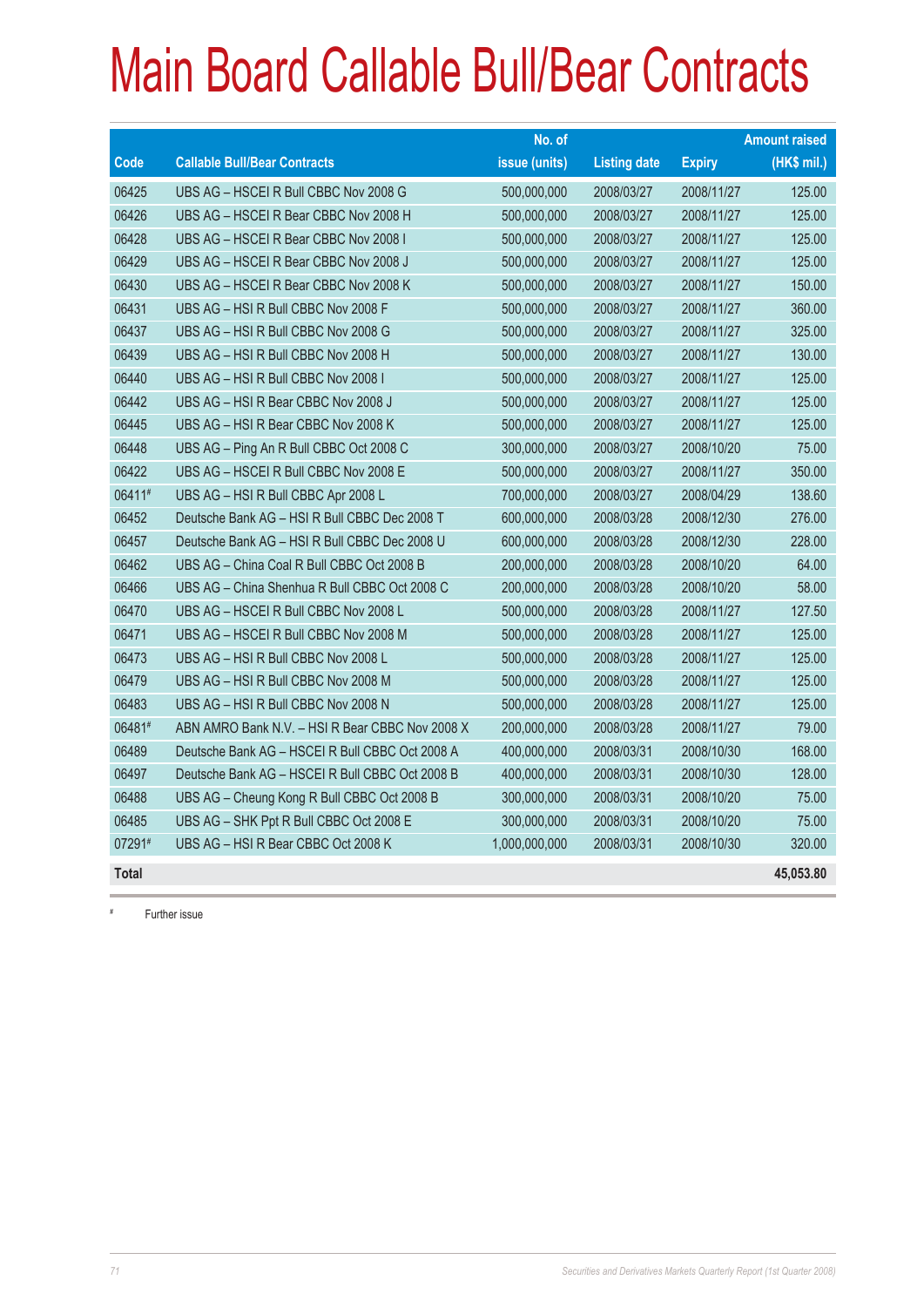# Main Board Callable Bull/Bear Contracts

| Code | Callable Bull/Bear Contracts | No. of issue (units) | Listing date | Expiry | Amount raised (HK$ mil.) |
|---|---|---|---|---|---|
| 06425 | UBS AG – HSCEI R Bull CBBC Nov 2008 G | 500,000,000 | 2008/03/27 | 2008/11/27 | 125.00 |
| 06426 | UBS AG – HSCEI R Bear CBBC Nov 2008 H | 500,000,000 | 2008/03/27 | 2008/11/27 | 125.00 |
| 06428 | UBS AG – HSCEI R Bear CBBC Nov 2008 I | 500,000,000 | 2008/03/27 | 2008/11/27 | 125.00 |
| 06429 | UBS AG – HSCEI R Bear CBBC Nov 2008 J | 500,000,000 | 2008/03/27 | 2008/11/27 | 125.00 |
| 06430 | UBS AG – HSCEI R Bear CBBC Nov 2008 K | 500,000,000 | 2008/03/27 | 2008/11/27 | 150.00 |
| 06431 | UBS AG – HSI R Bull CBBC Nov 2008 F | 500,000,000 | 2008/03/27 | 2008/11/27 | 360.00 |
| 06437 | UBS AG – HSI R Bull CBBC Nov 2008 G | 500,000,000 | 2008/03/27 | 2008/11/27 | 325.00 |
| 06439 | UBS AG – HSI R Bull CBBC Nov 2008 H | 500,000,000 | 2008/03/27 | 2008/11/27 | 130.00 |
| 06440 | UBS AG – HSI R Bull CBBC Nov 2008 I | 500,000,000 | 2008/03/27 | 2008/11/27 | 125.00 |
| 06442 | UBS AG – HSI R Bear CBBC Nov 2008 J | 500,000,000 | 2008/03/27 | 2008/11/27 | 125.00 |
| 06445 | UBS AG – HSI R Bear CBBC Nov 2008 K | 500,000,000 | 2008/03/27 | 2008/11/27 | 125.00 |
| 06448 | UBS AG – Ping An R Bull CBBC Oct 2008 C | 300,000,000 | 2008/03/27 | 2008/10/20 | 75.00 |
| 06422 | UBS AG – HSCEI R Bull CBBC Nov 2008 E | 500,000,000 | 2008/03/27 | 2008/11/27 | 350.00 |
| 06411# | UBS AG – HSI R Bull CBBC Apr 2008 L | 700,000,000 | 2008/03/27 | 2008/04/29 | 138.60 |
| 06452 | Deutsche Bank AG – HSI R Bull CBBC Dec 2008 T | 600,000,000 | 2008/03/28 | 2008/12/30 | 276.00 |
| 06457 | Deutsche Bank AG – HSI R Bull CBBC Dec 2008 U | 600,000,000 | 2008/03/28 | 2008/12/30 | 228.00 |
| 06462 | UBS AG – China Coal R Bull CBBC Oct 2008 B | 200,000,000 | 2008/03/28 | 2008/10/20 | 64.00 |
| 06466 | UBS AG – China Shenhua R Bull CBBC Oct 2008 C | 200,000,000 | 2008/03/28 | 2008/10/20 | 58.00 |
| 06470 | UBS AG – HSCEI R Bull CBBC Nov 2008 L | 500,000,000 | 2008/03/28 | 2008/11/27 | 127.50 |
| 06471 | UBS AG – HSCEI R Bull CBBC Nov 2008 M | 500,000,000 | 2008/03/28 | 2008/11/27 | 125.00 |
| 06473 | UBS AG – HSI R Bull CBBC Nov 2008 L | 500,000,000 | 2008/03/28 | 2008/11/27 | 125.00 |
| 06479 | UBS AG – HSI R Bull CBBC Nov 2008 M | 500,000,000 | 2008/03/28 | 2008/11/27 | 125.00 |
| 06483 | UBS AG – HSI R Bull CBBC Nov 2008 N | 500,000,000 | 2008/03/28 | 2008/11/27 | 125.00 |
| 06481# | ABN AMRO Bank N.V. – HSI R Bear CBBC Nov 2008 X | 200,000,000 | 2008/03/28 | 2008/11/27 | 79.00 |
| 06489 | Deutsche Bank AG – HSCEI R Bull CBBC Oct 2008 A | 400,000,000 | 2008/03/31 | 2008/10/30 | 168.00 |
| 06497 | Deutsche Bank AG – HSCEI R Bull CBBC Oct 2008 B | 400,000,000 | 2008/03/31 | 2008/10/30 | 128.00 |
| 06488 | UBS AG – Cheung Kong R Bull CBBC Oct 2008 B | 300,000,000 | 2008/03/31 | 2008/10/20 | 75.00 |
| 06485 | UBS AG – SHK Ppt R Bull CBBC Oct 2008 E | 300,000,000 | 2008/03/31 | 2008/10/20 | 75.00 |
| 07291# | UBS AG – HSI R Bear CBBC Oct 2008 K | 1,000,000,000 | 2008/03/31 | 2008/10/30 | 320.00 |
| **Total** | | | | | **45,053.80** |

# Further issue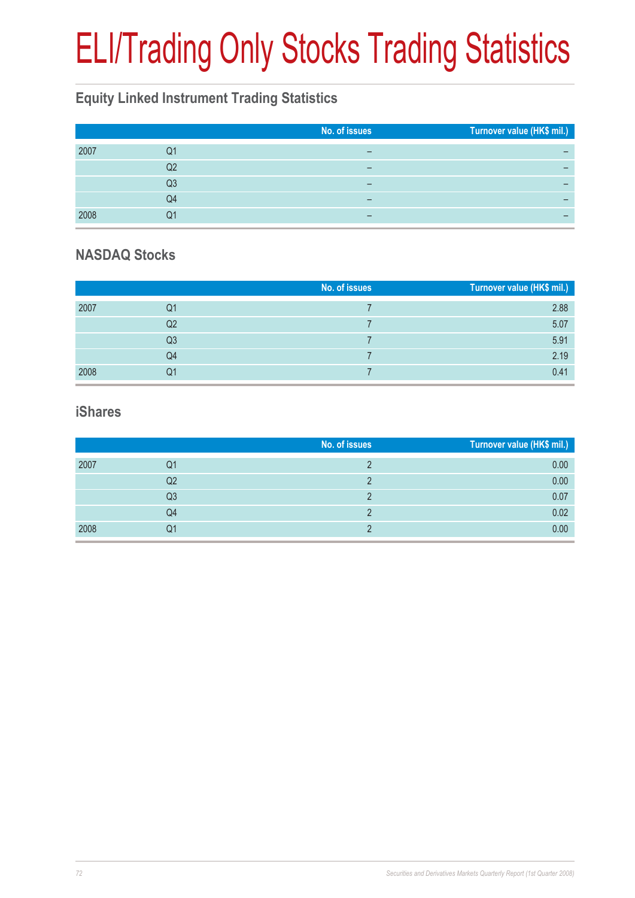# ELI/Trading Only Stocks Trading Statistics

## Equity Linked Instrument Trading Statistics

| | | No. of issues | Turnover value (HK$ mil.) |
|---|---|---|---|
| 2007 | Q1 | – | – |
| | Q2 | – | – |
| | Q3 | – | – |
| | Q4 | – | – |
| 2008 | Q1 | – | – |

## NASDAQ Stocks

| | | No. of issues | Turnover value (HK$ mil.) |
|---|---|---|---|
| 2007 | Q1 | 7 | 2.88 |
| | Q2 | 7 | 5.07 |
| | Q3 | 7 | 5.91 |
| | Q4 | 7 | 2.19 |
| 2008 | Q1 | 7 | 0.41 |

## iShares

| | | No. of issues | Turnover value (HK$ mil.) |
|---|---|---|---|
| 2007 | Q1 | 2 | 0.00 |
| | Q2 | 2 | 0.00 |
| | Q3 | 2 | 0.07 |
| | Q4 | 2 | 0.02 |
| 2008 | Q1 | 2 | 0.00 |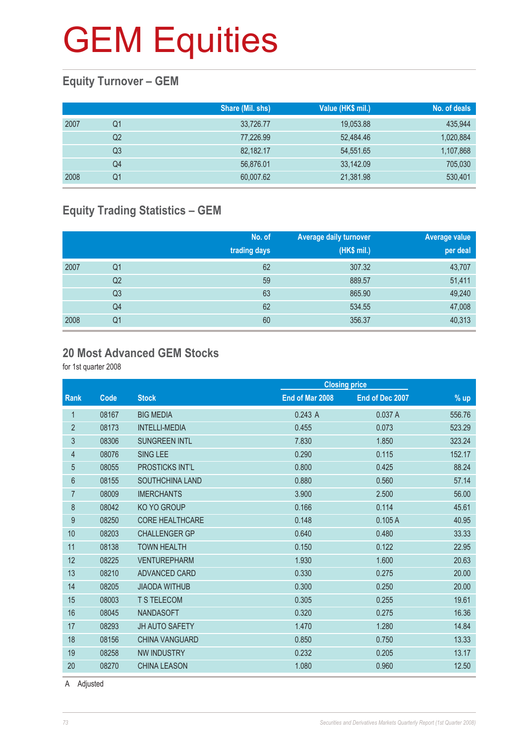# GEM Equities

## Equity Turnover – GEM

| | | Share (Mil. shs) | Value (HK$ mil.) | No. of deals |
|---|---|---|---|---|
| 2007 | Q1 | 33,726.77 | 19,053.88 | 435,944 |
| | Q2 | 77,226.99 | 52,484.46 | 1,020,884 |
| | Q3 | 82,182.17 | 54,551.65 | 1,107,868 |
| | Q4 | 56,876.01 | 33,142.09 | 705,030 |
| 2008 | Q1 | 60,007.62 | 21,381.98 | 530,401 |

## Equity Trading Statistics – GEM

| | | No. of trading days | Average daily turnover (HK$ mil.) | Average value per deal |
|---|---|---|---|---|
| 2007 | Q1 | 62 | 307.32 | 43,707 |
| | Q2 | 59 | 889.57 | 51,411 |
| | Q3 | 63 | 865.90 | 49,240 |
| | Q4 | 62 | 534.55 | 47,008 |
| 2008 | Q1 | 60 | 356.37 | 40,313 |

## 20 Most Advanced GEM Stocks

for 1st quarter 2008

| | | | Closing price | | |
|---|---|---|---|---|---|
| Rank | Code | Stock | End of Mar 2008 | End of Dec 2007 | % up |
| 1 | 08167 | BIG MEDIA | 0.243 A | 0.037 A | 556.76 |
| 2 | 08173 | INTELLI-MEDIA | 0.455 | 0.073 | 523.29 |
| 3 | 08306 | SUNGREEN INTL | 7.830 | 1.850 | 323.24 |
| 4 | 08076 | SING LEE | 0.290 | 0.115 | 152.17 |
| 5 | 08055 | PROSTICKS INT'L | 0.800 | 0.425 | 88.24 |
| 6 | 08155 | SOUTHCHINA LAND | 0.880 | 0.560 | 57.14 |
| 7 | 08009 | IMERCHANTS | 3.900 | 2.500 | 56.00 |
| 8 | 08042 | KO YO GROUP | 0.166 | 0.114 | 45.61 |
| 9 | 08250 | CORE HEALTHCARE | 0.148 | 0.105 A | 40.95 |
| 10 | 08203 | CHALLENGER GP | 0.640 | 0.480 | 33.33 |
| 11 | 08138 | TOWN HEALTH | 0.150 | 0.122 | 22.95 |
| 12 | 08225 | VENTUREPHARM | 1.930 | 1.600 | 20.63 |
| 13 | 08210 | ADVANCED CARD | 0.330 | 0.275 | 20.00 |
| 14 | 08205 | JIAODA WITHUB | 0.300 | 0.250 | 20.00 |
| 15 | 08003 | T S TELECOM | 0.305 | 0.255 | 19.61 |
| 16 | 08045 | NANDASOFT | 0.320 | 0.275 | 16.36 |
| 17 | 08293 | JH AUTO SAFETY | 1.470 | 1.280 | 14.84 |
| 18 | 08156 | CHINA VANGUARD | 0.850 | 0.750 | 13.33 |
| 19 | 08258 | NW INDUSTRY | 0.232 | 0.205 | 13.17 |
| 20 | 08270 | CHINA LEASON | 1.080 | 0.960 | 12.50 |

A Adjusted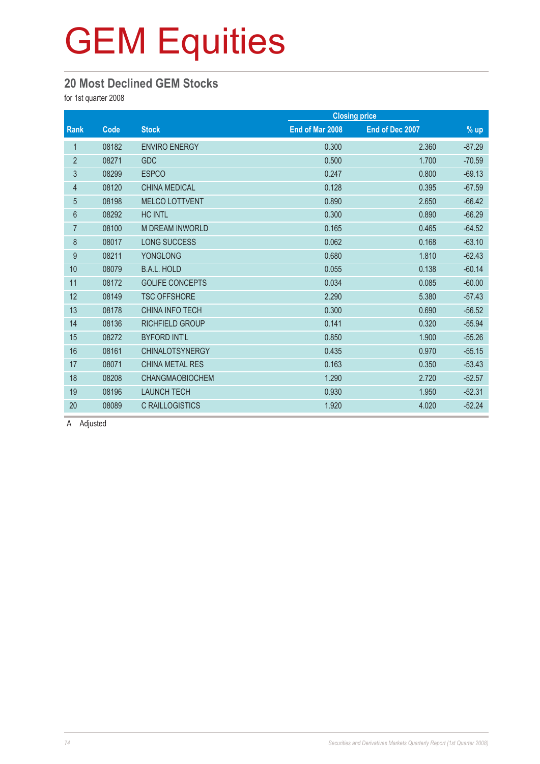# GEM Equities

## 20 Most Declined GEM Stocks

for 1st quarter 2008

| Rank | Code | Stock | Closing price | | % up |
|---|---|---|---|---|---|
| | | | End of Mar 2008 | End of Dec 2007 | |
| 1 | 08182 | ENVIRO ENERGY | 0.300 | 2.360 | -87.29 |
| 2 | 08271 | GDC | 0.500 | 1.700 | -70.59 |
| 3 | 08299 | ESPCO | 0.247 | 0.800 | -69.13 |
| 4 | 08120 | CHINA MEDICAL | 0.128 | 0.395 | -67.59 |
| 5 | 08198 | MELCO LOTTVENT | 0.890 | 2.650 | -66.42 |
| 6 | 08292 | HC INTL | 0.300 | 0.890 | -66.29 |
| 7 | 08100 | M DREAM INWORLD | 0.165 | 0.465 | -64.52 |
| 8 | 08017 | LONG SUCCESS | 0.062 | 0.168 | -63.10 |
| 9 | 08211 | YONGLONG | 0.680 | 1.810 | -62.43 |
| 10 | 08079 | B.A.L. HOLD | 0.055 | 0.138 | -60.14 |
| 11 | 08172 | GOLIFE CONCEPTS | 0.034 | 0.085 | -60.00 |
| 12 | 08149 | TSC OFFSHORE | 2.290 | 5.380 | -57.43 |
| 13 | 08178 | CHINA INFO TECH | 0.300 | 0.690 | -56.52 |
| 14 | 08136 | RICHFIELD GROUP | 0.141 | 0.320 | -55.94 |
| 15 | 08272 | BYFORD INT'L | 0.850 | 1.900 | -55.26 |
| 16 | 08161 | CHINALOTSYNERGY | 0.435 | 0.970 | -55.15 |
| 17 | 08071 | CHINA METAL RES | 0.163 | 0.350 | -53.43 |
| 18 | 08208 | CHANGMAOBIOCHEM | 1.290 | 2.720 | -52.57 |
| 19 | 08196 | LAUNCH TECH | 0.930 | 1.950 | -52.31 |
| 20 | 08089 | C RAILLOGISTICS | 1.920 | 4.020 | -52.24 |

A Adjusted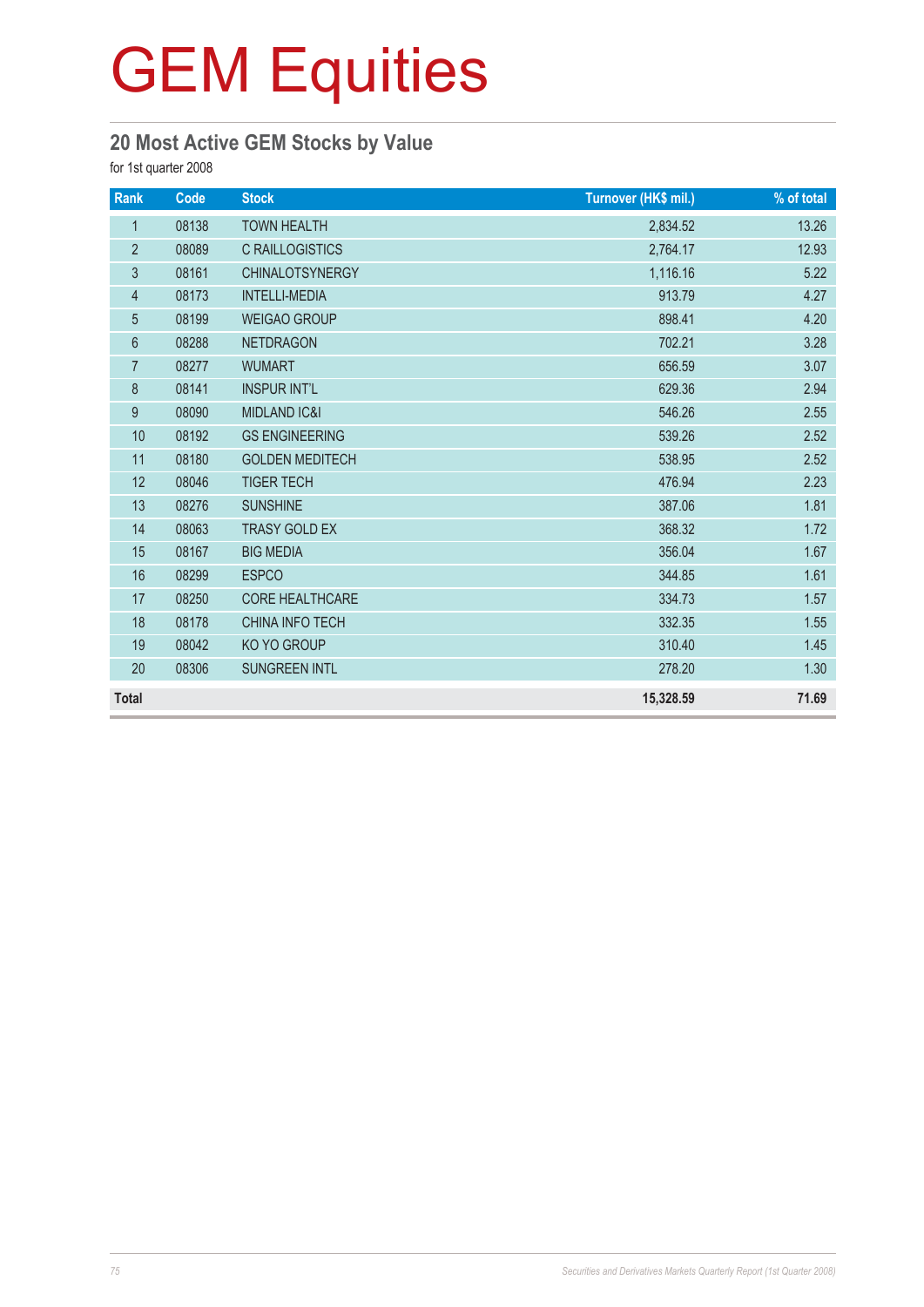# GEM Equities

## 20 Most Active GEM Stocks by Value

for 1st quarter 2008

| Rank | Code | Stock | Turnover (HK$ mil.) | % of total |
|---|---|---|---|---|
| 1 | 08138 | TOWN HEALTH | 2,834.52 | 13.26 |
| 2 | 08089 | C RAILLOGISTICS | 2,764.17 | 12.93 |
| 3 | 08161 | CHINALOTSYNERGY | 1,116.16 | 5.22 |
| 4 | 08173 | INTELLI-MEDIA | 913.79 | 4.27 |
| 5 | 08199 | WEIGAO GROUP | 898.41 | 4.20 |
| 6 | 08288 | NETDRAGON | 702.21 | 3.28 |
| 7 | 08277 | WUMART | 656.59 | 3.07 |
| 8 | 08141 | INSPUR INT'L | 629.36 | 2.94 |
| 9 | 08090 | MIDLAND IC&I | 546.26 | 2.55 |
| 10 | 08192 | GS ENGINEERING | 539.26 | 2.52 |
| 11 | 08180 | GOLDEN MEDITECH | 538.95 | 2.52 |
| 12 | 08046 | TIGER TECH | 476.94 | 2.23 |
| 13 | 08276 | SUNSHINE | 387.06 | 1.81 |
| 14 | 08063 | TRASY GOLD EX | 368.32 | 1.72 |
| 15 | 08167 | BIG MEDIA | 356.04 | 1.67 |
| 16 | 08299 | ESPCO | 344.85 | 1.61 |
| 17 | 08250 | CORE HEALTHCARE | 334.73 | 1.57 |
| 18 | 08178 | CHINA INFO TECH | 332.35 | 1.55 |
| 19 | 08042 | KO YO GROUP | 310.40 | 1.45 |
| 20 | 08306 | SUNGREEN INTL | 278.20 | 1.30 |
| **Total** | | | **15,328.59** | **71.69** |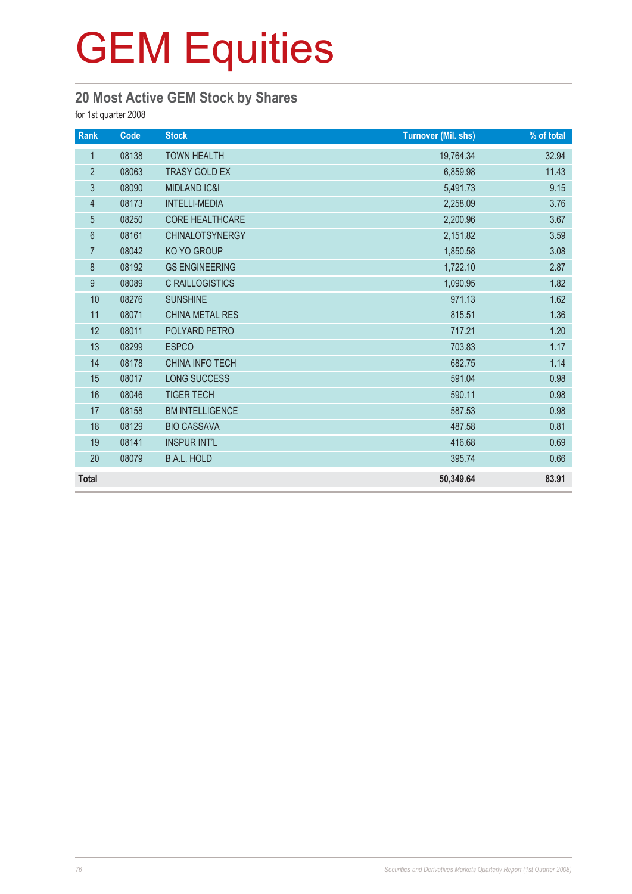# GEM Equities

## 20 Most Active GEM Stock by Shares

for 1st quarter 2008

| Rank | Code | Stock | Turnover (Mil. shs) | % of total |
|---|---|---|---|---|
| 1 | 08138 | TOWN HEALTH | 19,764.34 | 32.94 |
| 2 | 08063 | TRASY GOLD EX | 6,859.98 | 11.43 |
| 3 | 08090 | MIDLAND IC&I | 5,491.73 | 9.15 |
| 4 | 08173 | INTELLI-MEDIA | 2,258.09 | 3.76 |
| 5 | 08250 | CORE HEALTHCARE | 2,200.96 | 3.67 |
| 6 | 08161 | CHINALOTSYNERGY | 2,151.82 | 3.59 |
| 7 | 08042 | KO YO GROUP | 1,850.58 | 3.08 |
| 8 | 08192 | GS ENGINEERING | 1,722.10 | 2.87 |
| 9 | 08089 | C RAILLOGISTICS | 1,090.95 | 1.82 |
| 10 | 08276 | SUNSHINE | 971.13 | 1.62 |
| 11 | 08071 | CHINA METAL RES | 815.51 | 1.36 |
| 12 | 08011 | POLYARD PETRO | 717.21 | 1.20 |
| 13 | 08299 | ESPCO | 703.83 | 1.17 |
| 14 | 08178 | CHINA INFO TECH | 682.75 | 1.14 |
| 15 | 08017 | LONG SUCCESS | 591.04 | 0.98 |
| 16 | 08046 | TIGER TECH | 590.11 | 0.98 |
| 17 | 08158 | BM INTELLIGENCE | 587.53 | 0.98 |
| 18 | 08129 | BIO CASSAVA | 487.58 | 0.81 |
| 19 | 08141 | INSPUR INT'L | 416.68 | 0.69 |
| 20 | 08079 | B.A.L. HOLD | 395.74 | 0.66 |
| **Total** | | | **50,349.64** | **83.91** |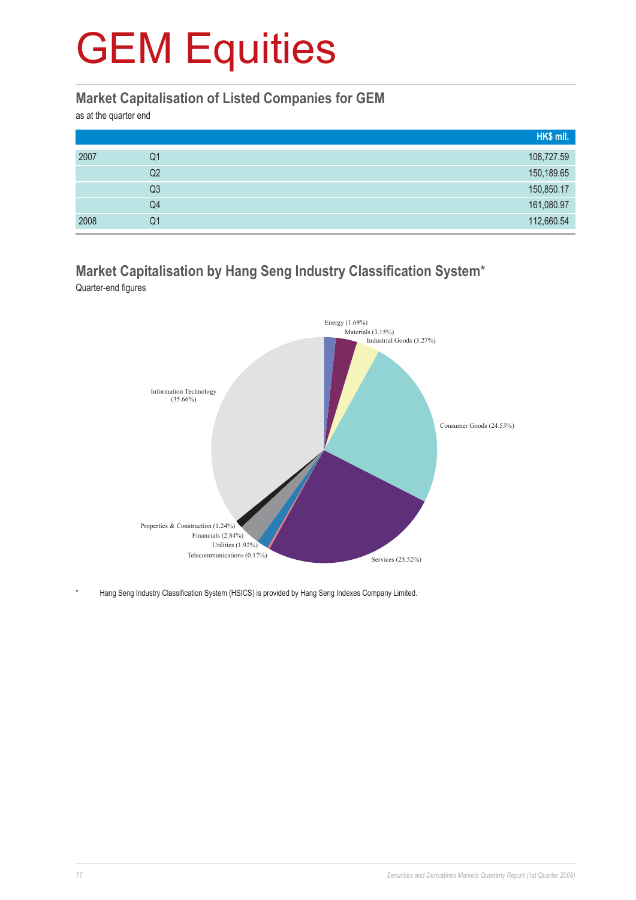# GEM Equities

## Market Capitalisation of Listed Companies for GEM

as at the quarter end

| | | HK$ mil. |
|---|---|---|
| 2007 | Q1 | 108,727.59 |
| | Q2 | 150,189.65 |
| | Q3 | 150,850.17 |
| | Q4 | 161,080.97 |
| 2008 | Q1 | 112,660.54 |

## Market Capitalisation by Hang Seng Industry Classification System*

Quarter-end figures

Energy (1.69%)
Materials (3.15%)
Industrial Goods (3.27%)
Consumer Goods (24.53%)
Services (25.52%)
Telecommunications (0.17%)
Utilities (1.92%)
Financials (2.84%)
Properties & Construction (1.24%)
Information Technology (35.66%)

\* Hang Seng Industry Classification System (HSICS) is provided by Hang Seng Indexes Company Limited.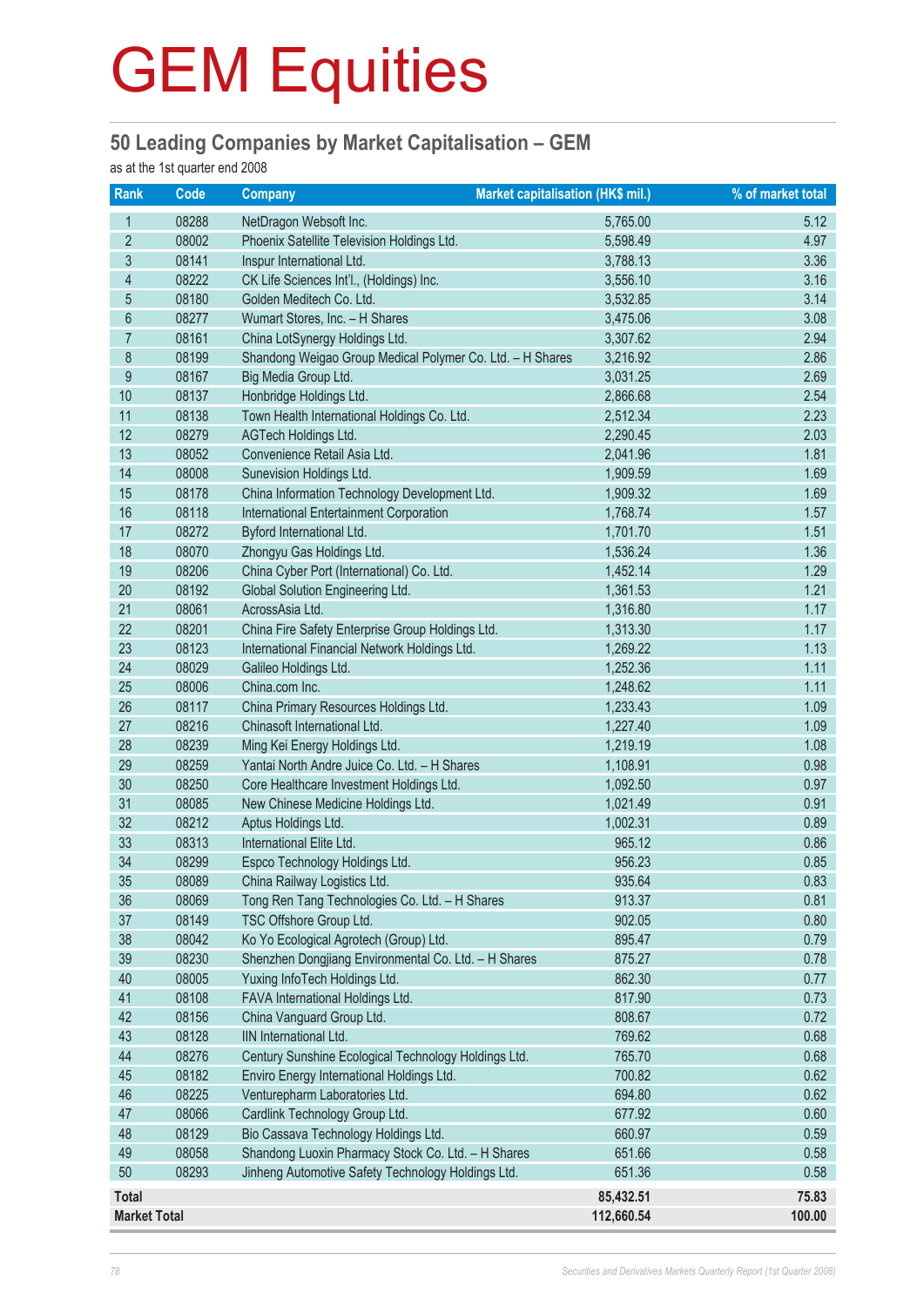# GEM Equities

## 50 Leading Companies by Market Capitalisation – GEM

as at the 1st quarter end 2008

| Rank | Code | Company | Market capitalisation (HK$ mil.) | % of market total |
|---|---|---|---|---|
| 1 | 08288 | NetDragon Websoft Inc. | 5,765.00 | 5.12 |
| 2 | 08002 | Phoenix Satellite Television Holdings Ltd. | 5,598.49 | 4.97 |
| 3 | 08141 | Inspur International Ltd. | 3,788.13 | 3.36 |
| 4 | 08222 | CK Life Sciences Int'l., (Holdings) Inc. | 3,556.10 | 3.16 |
| 5 | 08180 | Golden Meditech Co. Ltd. | 3,532.85 | 3.14 |
| 6 | 08277 | Wumart Stores, Inc. – H Shares | 3,475.06 | 3.08 |
| 7 | 08161 | China LotSynergy Holdings Ltd. | 3,307.62 | 2.94 |
| 8 | 08199 | Shandong Weigao Group Medical Polymer Co. Ltd. – H Shares | 3,216.92 | 2.86 |
| 9 | 08167 | Big Media Group Ltd. | 3,031.25 | 2.69 |
| 10 | 08137 | Honbridge Holdings Ltd. | 2,866.68 | 2.54 |
| 11 | 08138 | Town Health International Holdings Co. Ltd. | 2,512.34 | 2.23 |
| 12 | 08279 | AGTech Holdings Ltd. | 2,290.45 | 2.03 |
| 13 | 08052 | Convenience Retail Asia Ltd. | 2,041.96 | 1.81 |
| 14 | 08008 | Sunevision Holdings Ltd. | 1,909.59 | 1.69 |
| 15 | 08178 | China Information Technology Development Ltd. | 1,909.32 | 1.69 |
| 16 | 08118 | International Entertainment Corporation | 1,768.74 | 1.57 |
| 17 | 08272 | Byford International Ltd. | 1,701.70 | 1.51 |
| 18 | 08070 | Zhongyu Gas Holdings Ltd. | 1,536.24 | 1.36 |
| 19 | 08206 | China Cyber Port (International) Co. Ltd. | 1,452.14 | 1.29 |
| 20 | 08192 | Global Solution Engineering Ltd. | 1,361.53 | 1.21 |
| 21 | 08061 | AcrossAsia Ltd. | 1,316.80 | 1.17 |
| 22 | 08201 | China Fire Safety Enterprise Group Holdings Ltd. | 1,313.30 | 1.17 |
| 23 | 08123 | International Financial Network Holdings Ltd. | 1,269.22 | 1.13 |
| 24 | 08029 | Galileo Holdings Ltd. | 1,252.36 | 1.11 |
| 25 | 08006 | China.com Inc. | 1,248.62 | 1.11 |
| 26 | 08117 | China Primary Resources Holdings Ltd. | 1,233.43 | 1.09 |
| 27 | 08216 | Chinasoft International Ltd. | 1,227.40 | 1.09 |
| 28 | 08239 | Ming Kei Energy Holdings Ltd. | 1,219.19 | 1.08 |
| 29 | 08259 | Yantai North Andre Juice Co. Ltd. – H Shares | 1,108.91 | 0.98 |
| 30 | 08250 | Core Healthcare Investment Holdings Ltd. | 1,092.50 | 0.97 |
| 31 | 08085 | New Chinese Medicine Holdings Ltd. | 1,021.49 | 0.91 |
| 32 | 08212 | Aptus Holdings Ltd. | 1,002.31 | 0.89 |
| 33 | 08313 | International Elite Ltd. | 965.12 | 0.86 |
| 34 | 08299 | Espco Technology Holdings Ltd. | 956.23 | 0.85 |
| 35 | 08089 | China Railway Logistics Ltd. | 935.64 | 0.83 |
| 36 | 08069 | Tong Ren Tang Technologies Co. Ltd. – H Shares | 913.37 | 0.81 |
| 37 | 08149 | TSC Offshore Group Ltd. | 902.05 | 0.80 |
| 38 | 08042 | Ko Yo Ecological Agrotech (Group) Ltd. | 895.47 | 0.79 |
| 39 | 08230 | Shenzhen Dongjiang Environmental Co. Ltd. – H Shares | 875.27 | 0.78 |
| 40 | 08005 | Yuxing InfoTech Holdings Ltd. | 862.30 | 0.77 |
| 41 | 08108 | FAVA International Holdings Ltd. | 817.90 | 0.73 |
| 42 | 08156 | China Vanguard Group Ltd. | 808.67 | 0.72 |
| 43 | 08128 | IIN International Ltd. | 769.62 | 0.68 |
| 44 | 08276 | Century Sunshine Ecological Technology Holdings Ltd. | 765.70 | 0.68 |
| 45 | 08182 | Enviro Energy International Holdings Ltd. | 700.82 | 0.62 |
| 46 | 08225 | Venturepharm Laboratories Ltd. | 694.80 | 0.62 |
| 47 | 08066 | Cardlink Technology Group Ltd. | 677.92 | 0.60 |
| 48 | 08129 | Bio Cassava Technology Holdings Ltd. | 660.97 | 0.59 |
| 49 | 08058 | Shandong Luoxin Pharmacy Stock Co. Ltd. – H Shares | 651.66 | 0.58 |
| 50 | 08293 | Jinheng Automotive Safety Technology Holdings Ltd. | 651.36 | 0.58 |
| **Total** | | | **85,432.51** | **75.83** |
| **Market Total** | | | **112,660.54** | **100.00** |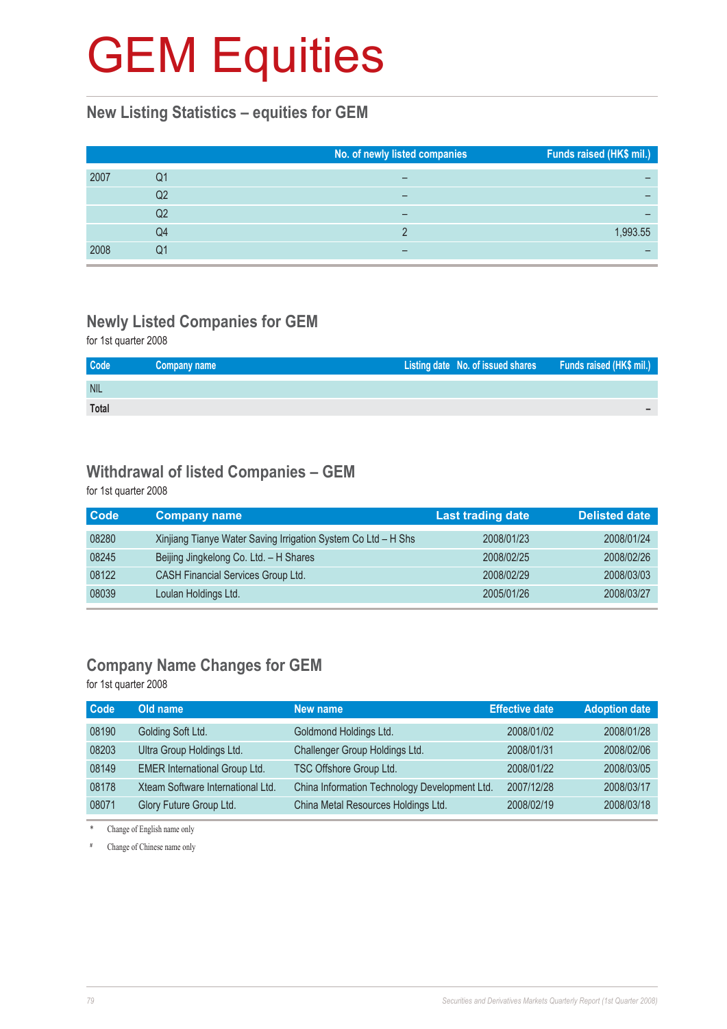# GEM Equities

## New Listing Statistics – equities for GEM

| | | No. of newly listed companies | Funds raised (HK$ mil.) |
|---|---|---|---|
| 2007 | Q1 | – | – |
| | Q2 | – | – |
| | Q2 | – | – |
| | Q4 | 2 | 1,993.55 |
| 2008 | Q1 | – | – |

## Newly Listed Companies for GEM

for 1st quarter 2008

| Code | Company name | Listing date | No. of issued shares | Funds raised (HK$ mil.) |
|---|---|---|---|---|
| NIL | | | | |
| **Total** | | | | – |

## Withdrawal of listed Companies – GEM

for 1st quarter 2008

| Code | Company name | Last trading date | Delisted date |
|---|---|---|---|
| 08280 | Xinjiang Tianye Water Saving Irrigation System Co Ltd – H Shs | 2008/01/23 | 2008/01/24 |
| 08245 | Beijing Jingkelong Co. Ltd. – H Shares | 2008/02/25 | 2008/02/26 |
| 08122 | CASH Financial Services Group Ltd. | 2008/02/29 | 2008/03/03 |
| 08039 | Loulan Holdings Ltd. | 2005/01/26 | 2008/03/27 |

## Company Name Changes for GEM

for 1st quarter 2008

| Code | Old name | New name | Effective date | Adoption date |
|---|---|---|---|---|
| 08190 | Golding Soft Ltd. | Goldmond Holdings Ltd. | 2008/01/02 | 2008/01/28 |
| 08203 | Ultra Group Holdings Ltd. | Challenger Group Holdings Ltd. | 2008/01/31 | 2008/02/06 |
| 08149 | EMER International Group Ltd. | TSC Offshore Group Ltd. | 2008/01/22 | 2008/03/05 |
| 08178 | Xteam Software International Ltd. | China Information Technology Development Ltd. | 2007/12/28 | 2008/03/17 |
| 08071 | Glory Future Group Ltd. | China Metal Resources Holdings Ltd. | 2008/02/19 | 2008/03/18 |

\* Change of English name only

\# Change of Chinese name only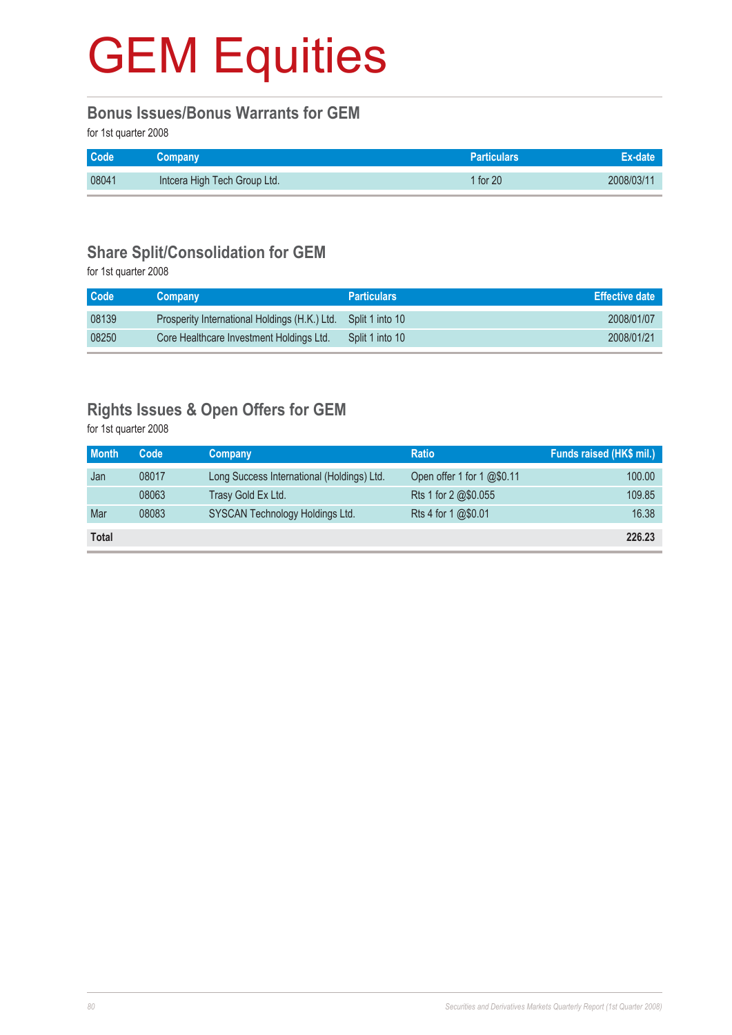# GEM Equities

## Bonus Issues/Bonus Warrants for GEM

for 1st quarter 2008

| Code | Company | Particulars | Ex-date |
|---|---|---|---|
| 08041 | Intcera High Tech Group Ltd. | 1 for 20 | 2008/03/11 |

## Share Split/Consolidation for GEM

for 1st quarter 2008

| Code | Company | Particulars | Effective date |
|---|---|---|---|
| 08139 | Prosperity International Holdings (H.K.) Ltd. | Split 1 into 10 | 2008/01/07 |
| 08250 | Core Healthcare Investment Holdings Ltd. | Split 1 into 10 | 2008/01/21 |

## Rights Issues & Open Offers for GEM

for 1st quarter 2008

| Month | Code | Company | Ratio | Funds raised (HK$ mil.) |
|---|---|---|---|---|
| Jan | 08017 | Long Success International (Holdings) Ltd. | Open offer 1 for 1 @$0.11 | 100.00 |
| | 08063 | Trasy Gold Ex Ltd. | Rts 1 for 2 @$0.055 | 109.85 |
| Mar | 08083 | SYSCAN Technology Holdings Ltd. | Rts 4 for 1 @$0.01 | 16.38 |
| **Total** | | | | **226.23** |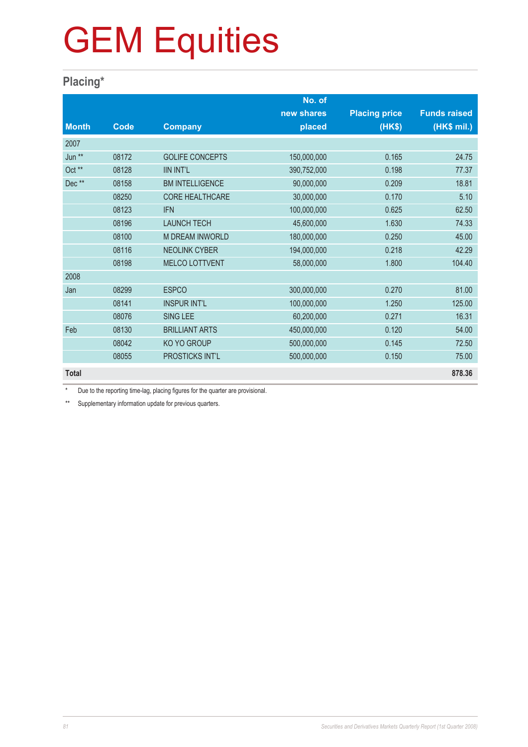# GEM Equities

## Placing*

| Month | Code | Company | No. of new shares placed | Placing price (HK$) | Funds raised (HK$ mil.) |
|---|---|---|---|---|---|
| 2007 | | | | | |
| Jun ** | 08172 | GOLIFE CONCEPTS | 150,000,000 | 0.165 | 24.75 |
| Oct ** | 08128 | IIN INT'L | 390,752,000 | 0.198 | 77.37 |
| Dec ** | 08158 | BM INTELLIGENCE | 90,000,000 | 0.209 | 18.81 |
| | 08250 | CORE HEALTHCARE | 30,000,000 | 0.170 | 5.10 |
| | 08123 | IFN | 100,000,000 | 0.625 | 62.50 |
| | 08196 | LAUNCH TECH | 45,600,000 | 1.630 | 74.33 |
| | 08100 | M DREAM INWORLD | 180,000,000 | 0.250 | 45.00 |
| | 08116 | NEOLINK CYBER | 194,000,000 | 0.218 | 42.29 |
| | 08198 | MELCO LOTTVENT | 58,000,000 | 1.800 | 104.40 |
| 2008 | | | | | |
| Jan | 08299 | ESPCO | 300,000,000 | 0.270 | 81.00 |
| | 08141 | INSPUR INT'L | 100,000,000 | 1.250 | 125.00 |
| | 08076 | SING LEE | 60,200,000 | 0.271 | 16.31 |
| Feb | 08130 | BRILLIANT ARTS | 450,000,000 | 0.120 | 54.00 |
| | 08042 | KO YO GROUP | 500,000,000 | 0.145 | 72.50 |
| | 08055 | PROSTICKS INT'L | 500,000,000 | 0.150 | 75.00 |
| **Total** | | | | | **878.36** |

\* Due to the reporting time-lag, placing figures for the quarter are provisional.

** Supplementary information update for previous quarters.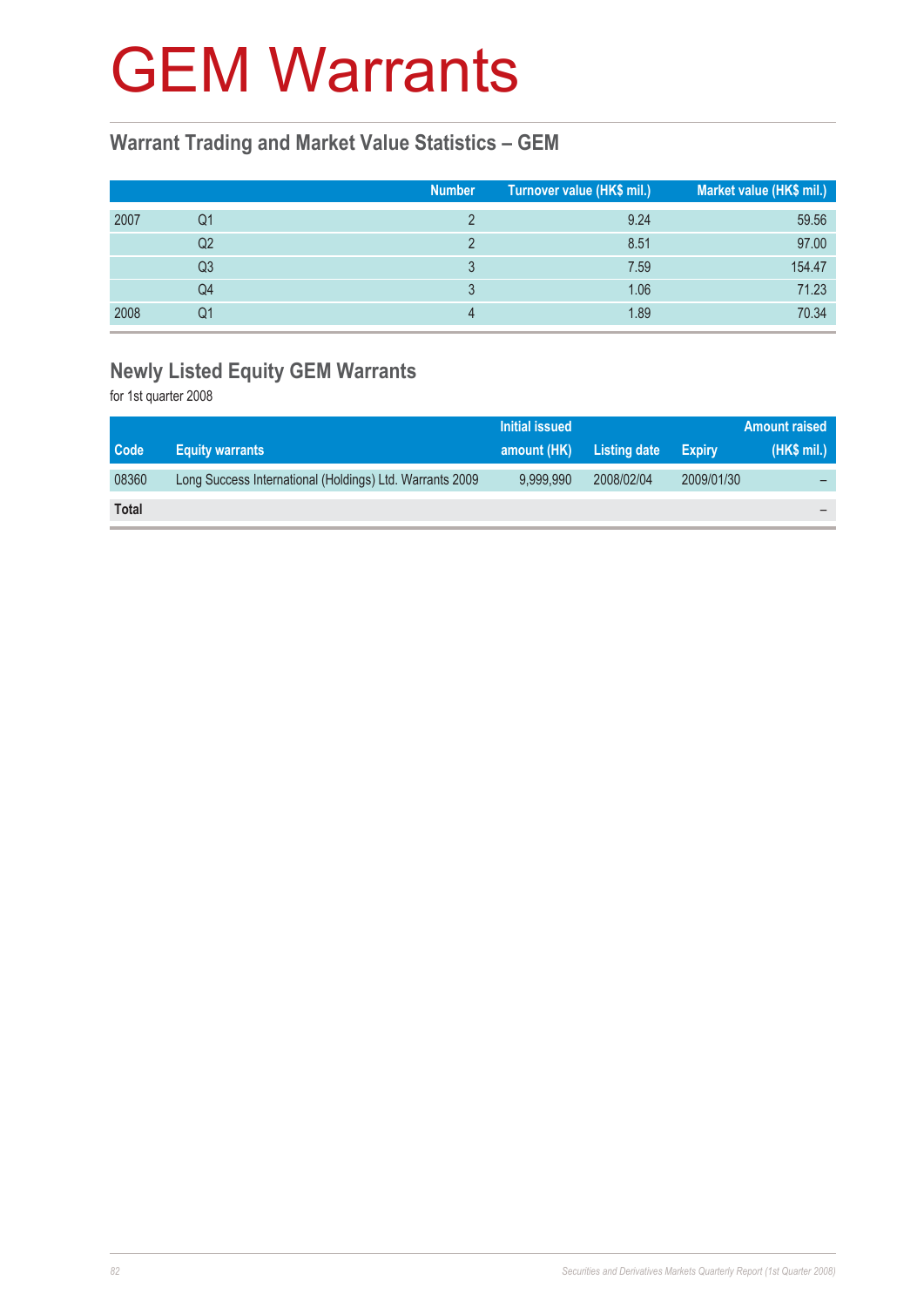# GEM Warrants

## Warrant Trading and Market Value Statistics – GEM

| | | Number | Turnover value (HK$ mil.) | Market value (HK$ mil.) |
|---|---|---|---|---|
| 2007 | Q1 | 2 | 9.24 | 59.56 |
| | Q2 | 2 | 8.51 | 97.00 |
| | Q3 | 3 | 7.59 | 154.47 |
| | Q4 | 3 | 1.06 | 71.23 |
| 2008 | Q1 | 4 | 1.89 | 70.34 |

## Newly Listed Equity GEM Warrants

for 1st quarter 2008

| Code | Equity warrants | Initial issued amount (HK) | Listing date | Expiry | Amount raised (HK$ mil.) |
|---|---|---|---|---|---|
| 08360 | Long Success International (Holdings) Ltd. Warrants 2009 | 9,999,990 | 2008/02/04 | 2009/01/30 | – |
| **Total** | | | | | – |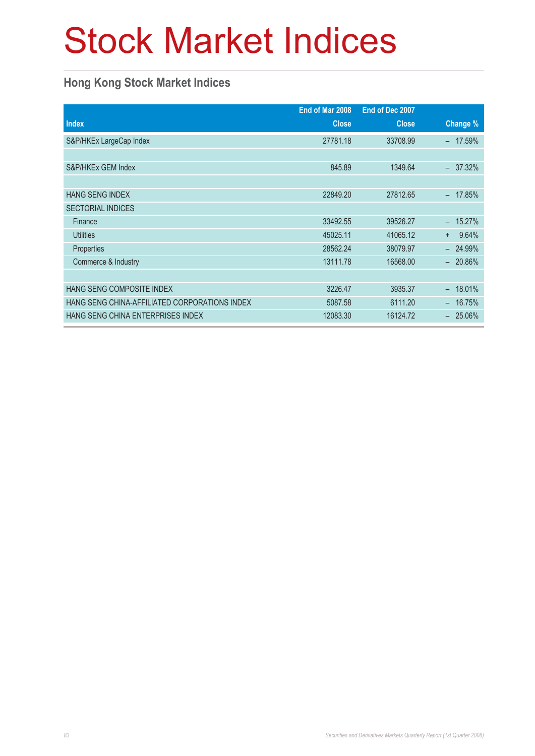# Stock Market Indices

## Hong Kong Stock Market Indices

| Index | End of Mar 2008 Close | End of Dec 2007 Close | Change % |
|---|---|---|---|
| S&P/HKEx LargeCap Index | 27781.18 | 33708.99 | − 17.59% |
| | | | |
| S&P/HKEx GEM Index | 845.89 | 1349.64 | − 37.32% |
| | | | |
| HANG SENG INDEX | 22849.20 | 27812.65 | − 17.85% |
| SECTORIAL INDICES | | | |
| Finance | 33492.55 | 39526.27 | − 15.27% |
| Utilities | 45025.11 | 41065.12 | + 9.64% |
| Properties | 28562.24 | 38079.97 | − 24.99% |
| Commerce & Industry | 13111.78 | 16568.00 | − 20.86% |
| | | | |
| HANG SENG COMPOSITE INDEX | 3226.47 | 3935.37 | − 18.01% |
| HANG SENG CHINA-AFFILIATED CORPORATIONS INDEX | 5087.58 | 6111.20 | − 16.75% |
| HANG SENG CHINA ENTERPRISES INDEX | 12083.30 | 16124.72 | − 25.06% |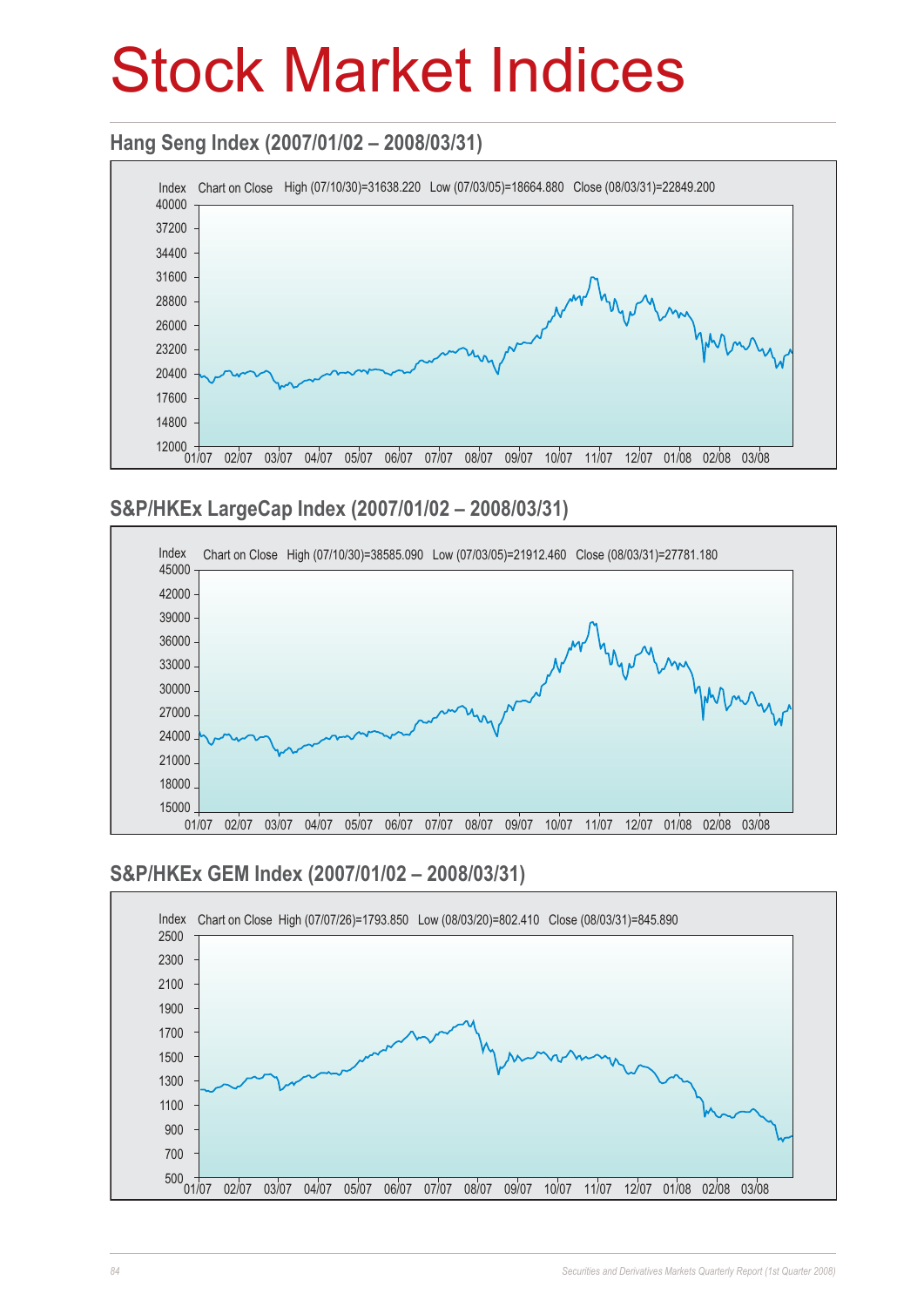# Stock Market Indices

## Hang Seng Index (2007/01/02 – 2008/03/31)

Index Chart on Close High (07/10/30)=31638.220 Low (07/03/05)=18664.880 Close (08/03/31)=22849.200

## S&P/HKEx LargeCap Index (2007/01/02 – 2008/03/31)

Index Chart on Close High (07/10/30)=38585.090 Low (07/03/05)=21912.460 Close (08/03/31)=27781.180

## S&P/HKEx GEM Index (2007/01/02 – 2008/03/31)

Index Chart on Close High (07/07/26)=1793.850 Low (08/03/20)=802.410 Close (08/03/31)=845.890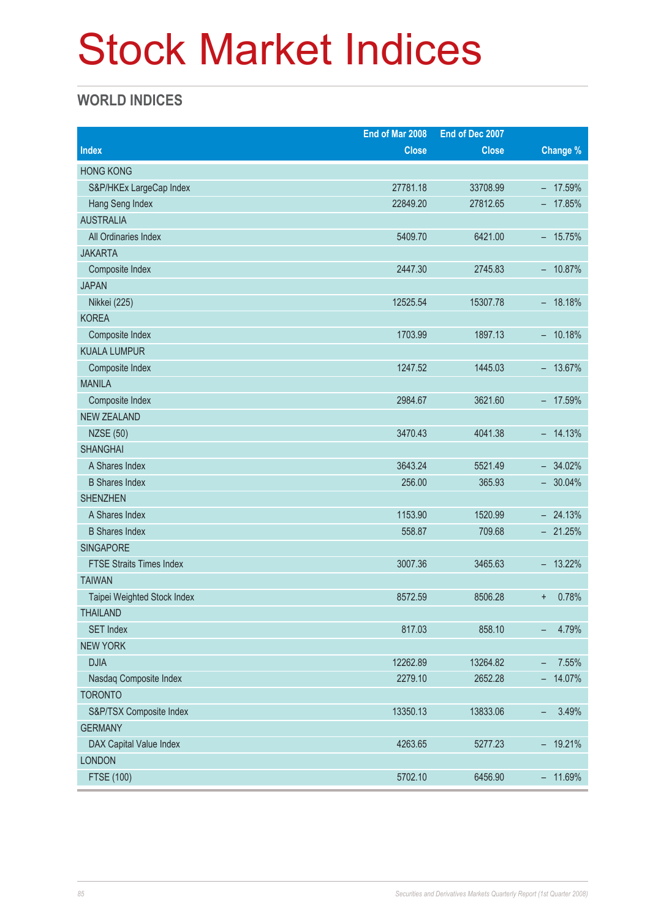# Stock Market Indices

## WORLD INDICES

| Index | End of Mar 2008 Close | End of Dec 2007 Close | Change % |
|---|---|---|---|
| HONG KONG | | | |
| S&P/HKEx LargeCap Index | 27781.18 | 33708.99 | – 17.59% |
| Hang Seng Index | 22849.20 | 27812.65 | – 17.85% |
| AUSTRALIA | | | |
| All Ordinaries Index | 5409.70 | 6421.00 | – 15.75% |
| JAKARTA | | | |
| Composite Index | 2447.30 | 2745.83 | – 10.87% |
| JAPAN | | | |
| Nikkei (225) | 12525.54 | 15307.78 | – 18.18% |
| KOREA | | | |
| Composite Index | 1703.99 | 1897.13 | – 10.18% |
| KUALA LUMPUR | | | |
| Composite Index | 1247.52 | 1445.03 | – 13.67% |
| MANILA | | | |
| Composite Index | 2984.67 | 3621.60 | – 17.59% |
| NEW ZEALAND | | | |
| NZSE (50) | 3470.43 | 4041.38 | – 14.13% |
| SHANGHAI | | | |
| A Shares Index | 3643.24 | 5521.49 | – 34.02% |
| B Shares Index | 256.00 | 365.93 | – 30.04% |
| SHENZHEN | | | |
| A Shares Index | 1153.90 | 1520.99 | – 24.13% |
| B Shares Index | 558.87 | 709.68 | – 21.25% |
| SINGAPORE | | | |
| FTSE Straits Times Index | 3007.36 | 3465.63 | – 13.22% |
| TAIWAN | | | |
| Taipei Weighted Stock Index | 8572.59 | 8506.28 | + 0.78% |
| THAILAND | | | |
| SET Index | 817.03 | 858.10 | – 4.79% |
| NEW YORK | | | |
| DJIA | 12262.89 | 13264.82 | – 7.55% |
| Nasdaq Composite Index | 2279.10 | 2652.28 | – 14.07% |
| TORONTO | | | |
| S&P/TSX Composite Index | 13350.13 | 13833.06 | – 3.49% |
| GERMANY | | | |
| DAX Capital Value Index | 4263.65 | 5277.23 | – 19.21% |
| LONDON | | | |
| FTSE (100) | 5702.10 | 6456.90 | – 11.69% |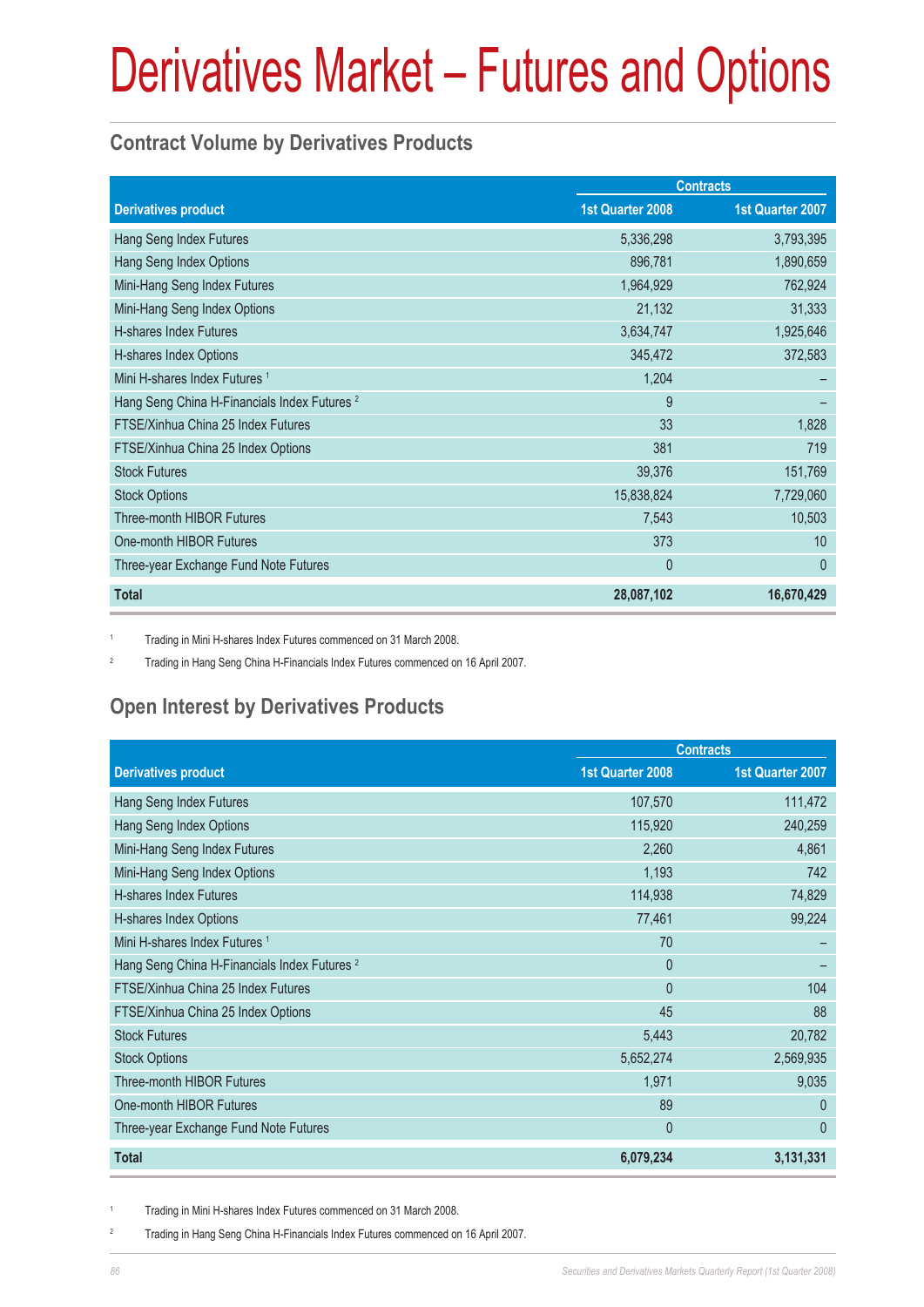# Derivatives Market – Futures and Options

## Contract Volume by Derivatives Products

| Derivatives product | Contracts | |
|---|---|---|
| | 1st Quarter 2008 | 1st Quarter 2007 |
| Hang Seng Index Futures | 5,336,298 | 3,793,395 |
| Hang Seng Index Options | 896,781 | 1,890,659 |
| Mini-Hang Seng Index Futures | 1,964,929 | 762,924 |
| Mini-Hang Seng Index Options | 21,132 | 31,333 |
| H-shares Index Futures | 3,634,747 | 1,925,646 |
| H-shares Index Options | 345,472 | 372,583 |
| Mini H-shares Index Futures [1] | 1,204 | – |
| Hang Seng China H-Financials Index Futures [2] | 9 | – |
| FTSE/Xinhua China 25 Index Futures | 33 | 1,828 |
| FTSE/Xinhua China 25 Index Options | 381 | 719 |
| Stock Futures | 39,376 | 151,769 |
| Stock Options | 15,838,824 | 7,729,060 |
| Three-month HIBOR Futures | 7,543 | 10,503 |
| One-month HIBOR Futures | 373 | 10 |
| Three-year Exchange Fund Note Futures | 0 | 0 |
| **Total** | **28,087,102** | **16,670,429** |

[1] Trading in Mini H-shares Index Futures commenced on 31 March 2008.

[2] Trading in Hang Seng China H-Financials Index Futures commenced on 16 April 2007.

## Open Interest by Derivatives Products

| Derivatives product | Contracts | |
|---|---|---|
| | 1st Quarter 2008 | 1st Quarter 2007 |
| Hang Seng Index Futures | 107,570 | 111,472 |
| Hang Seng Index Options | 115,920 | 240,259 |
| Mini-Hang Seng Index Futures | 2,260 | 4,861 |
| Mini-Hang Seng Index Options | 1,193 | 742 |
| H-shares Index Futures | 114,938 | 74,829 |
| H-shares Index Options | 77,461 | 99,224 |
| Mini H-shares Index Futures [1] | 70 | – |
| Hang Seng China H-Financials Index Futures [2] | 0 | – |
| FTSE/Xinhua China 25 Index Futures | 0 | 104 |
| FTSE/Xinhua China 25 Index Options | 45 | 88 |
| Stock Futures | 5,443 | 20,782 |
| Stock Options | 5,652,274 | 2,569,935 |
| Three-month HIBOR Futures | 1,971 | 9,035 |
| One-month HIBOR Futures | 89 | 0 |
| Three-year Exchange Fund Note Futures | 0 | 0 |
| **Total** | **6,079,234** | **3,131,331** |

[1] Trading in Mini H-shares Index Futures commenced on 31 March 2008.

[2] Trading in Hang Seng China H-Financials Index Futures commenced on 16 April 2007.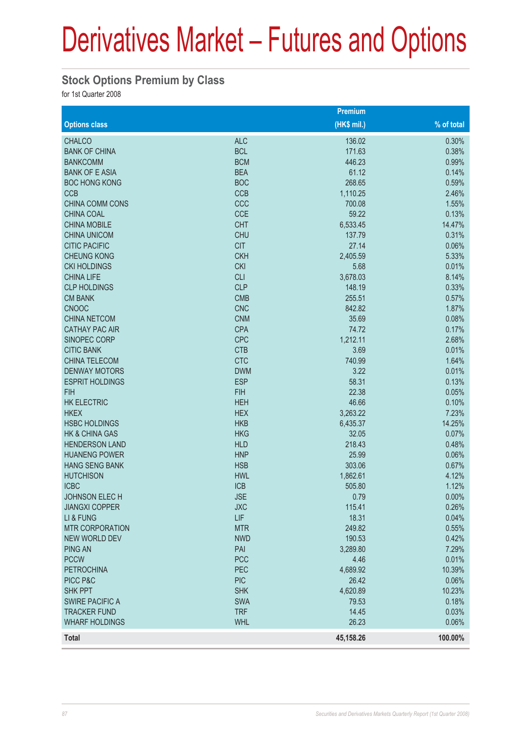# Derivatives Market – Futures and Options

## Stock Options Premium by Class

for 1st Quarter 2008

| Options class | | Premium (HK$ mil.) | % of total |
|---|---|---|---|
| CHALCO | ALC | 136.02 | 0.30% |
| BANK OF CHINA | BCL | 171.63 | 0.38% |
| BANKCOMM | BCM | 446.23 | 0.99% |
| BANK OF E ASIA | BEA | 61.12 | 0.14% |
| BOC HONG KONG | BOC | 268.65 | 0.59% |
| CCB | CCB | 1,110.25 | 2.46% |
| CHINA COMM CONS | CCC | 700.08 | 1.55% |
| CHINA COAL | CCE | 59.22 | 0.13% |
| CHINA MOBILE | CHT | 6,533.45 | 14.47% |
| CHINA UNICOM | CHU | 137.79 | 0.31% |
| CITIC PACIFIC | CIT | 27.14 | 0.06% |
| CHEUNG KONG | CKH | 2,405.59 | 5.33% |
| CKI HOLDINGS | CKI | 5.68 | 0.01% |
| CHINA LIFE | CLI | 3,678.03 | 8.14% |
| CLP HOLDINGS | CLP | 148.19 | 0.33% |
| CM BANK | CMB | 255.51 | 0.57% |
| CNOOC | CNC | 842.82 | 1.87% |
| CHINA NETCOM | CNM | 35.69 | 0.08% |
| CATHAY PAC AIR | CPA | 74.72 | 0.17% |
| SINOPEC CORP | CPC | 1,212.11 | 2.68% |
| CITIC BANK | CTB | 3.69 | 0.01% |
| CHINA TELECOM | CTC | 740.99 | 1.64% |
| DENWAY MOTORS | DWM | 3.22 | 0.01% |
| ESPRIT HOLDINGS | ESP | 58.31 | 0.13% |
| FIH | FIH | 22.38 | 0.05% |
| HK ELECTRIC | HEH | 46.66 | 0.10% |
| HKEX | HEX | 3,263.22 | 7.23% |
| HSBC HOLDINGS | HKB | 6,435.37 | 14.25% |
| HK & CHINA GAS | HKG | 32.05 | 0.07% |
| HENDERSON LAND | HLD | 218.43 | 0.48% |
| HUANENG POWER | HNP | 25.99 | 0.06% |
| HANG SENG BANK | HSB | 303.06 | 0.67% |
| HUTCHISON | HWL | 1,862.61 | 4.12% |
| ICBC | ICB | 505.80 | 1.12% |
| JOHNSON ELEC H | JSE | 0.79 | 0.00% |
| JIANGXI COPPER | JXC | 115.41 | 0.26% |
| LI & FUNG | LIF | 18.31 | 0.04% |
| MTR CORPORATION | MTR | 249.82 | 0.55% |
| NEW WORLD DEV | NWD | 190.53 | 0.42% |
| PING AN | PAI | 3,289.80 | 7.29% |
| PCCW | PCC | 4.46 | 0.01% |
| PETROCHINA | PEC | 4,689.92 | 10.39% |
| PICC P&C | PIC | 26.42 | 0.06% |
| SHK PPT | SHK | 4,620.89 | 10.23% |
| SWIRE PACIFIC A | SWA | 79.53 | 0.18% |
| TRACKER FUND | TRF | 14.45 | 0.03% |
| WHARF HOLDINGS | WHL | 26.23 | 0.06% |
| **Total** | | **45,158.26** | **100.00%** |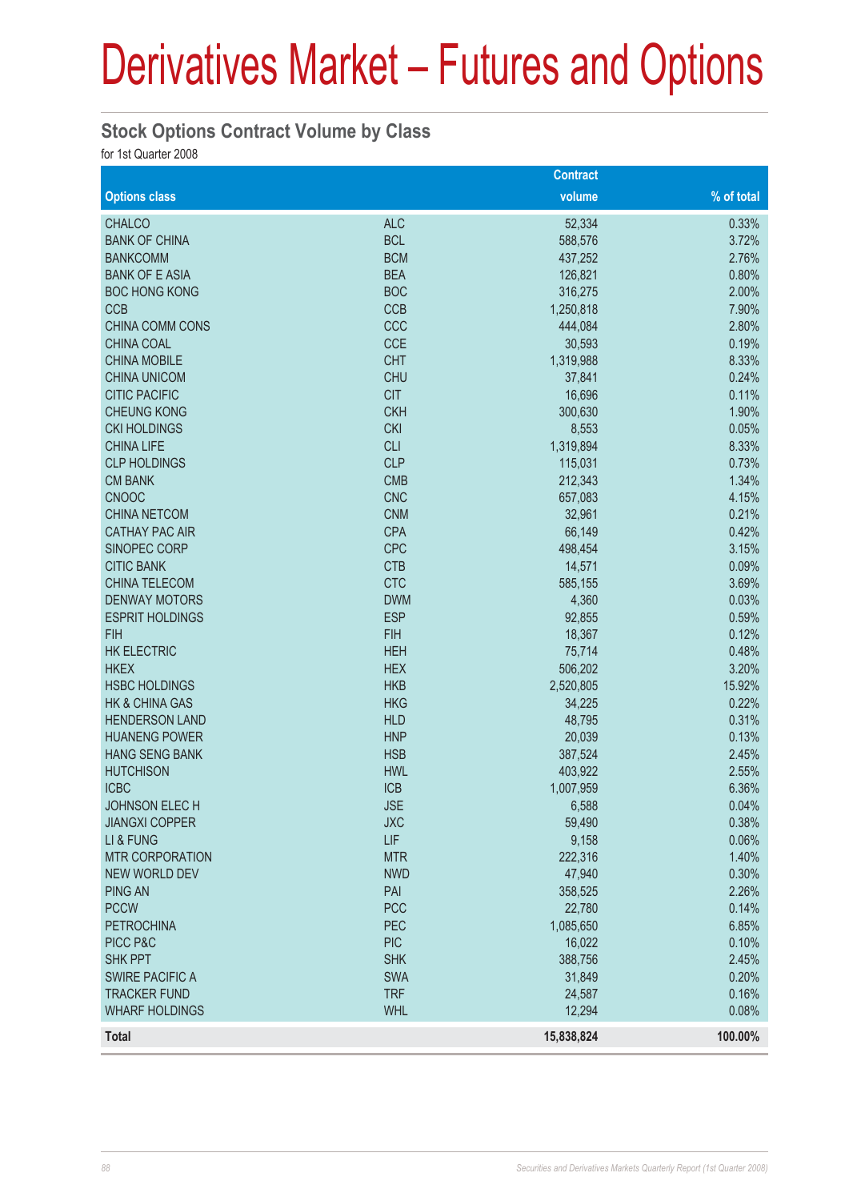# Derivatives Market – Futures and Options

## Stock Options Contract Volume by Class

for 1st Quarter 2008

| Options class | | Contract volume | % of total |
|---|---|---|---|
| CHALCO | ALC | 52,334 | 0.33% |
| BANK OF CHINA | BCL | 588,576 | 3.72% |
| BANKCOMM | BCM | 437,252 | 2.76% |
| BANK OF E ASIA | BEA | 126,821 | 0.80% |
| BOC HONG KONG | BOC | 316,275 | 2.00% |
| CCB | CCB | 1,250,818 | 7.90% |
| CHINA COMM CONS | CCC | 444,084 | 2.80% |
| CHINA COAL | CCE | 30,593 | 0.19% |
| CHINA MOBILE | CHT | 1,319,988 | 8.33% |
| CHINA UNICOM | CHU | 37,841 | 0.24% |
| CITIC PACIFIC | CIT | 16,696 | 0.11% |
| CHEUNG KONG | CKH | 300,630 | 1.90% |
| CKI HOLDINGS | CKI | 8,553 | 0.05% |
| CHINA LIFE | CLI | 1,319,894 | 8.33% |
| CLP HOLDINGS | CLP | 115,031 | 0.73% |
| CM BANK | CMB | 212,343 | 1.34% |
| CNOOC | CNC | 657,083 | 4.15% |
| CHINA NETCOM | CNM | 32,961 | 0.21% |
| CATHAY PAC AIR | CPA | 66,149 | 0.42% |
| SINOPEC CORP | CPC | 498,454 | 3.15% |
| CITIC BANK | CTB | 14,571 | 0.09% |
| CHINA TELECOM | CTC | 585,155 | 3.69% |
| DENWAY MOTORS | DWM | 4,360 | 0.03% |
| ESPRIT HOLDINGS | ESP | 92,855 | 0.59% |
| FIH | FIH | 18,367 | 0.12% |
| HK ELECTRIC | HEH | 75,714 | 0.48% |
| HKEX | HEX | 506,202 | 3.20% |
| HSBC HOLDINGS | HKB | 2,520,805 | 15.92% |
| HK & CHINA GAS | HKG | 34,225 | 0.22% |
| HENDERSON LAND | HLD | 48,795 | 0.31% |
| HUANENG POWER | HNP | 20,039 | 0.13% |
| HANG SENG BANK | HSB | 387,524 | 2.45% |
| HUTCHISON | HWL | 403,922 | 2.55% |
| ICBC | ICB | 1,007,959 | 6.36% |
| JOHNSON ELEC H | JSE | 6,588 | 0.04% |
| JIANGXI COPPER | JXC | 59,490 | 0.38% |
| LI & FUNG | LIF | 9,158 | 0.06% |
| MTR CORPORATION | MTR | 222,316 | 1.40% |
| NEW WORLD DEV | NWD | 47,940 | 0.30% |
| PING AN | PAI | 358,525 | 2.26% |
| PCCW | PCC | 22,780 | 0.14% |
| PETROCHINA | PEC | 1,085,650 | 6.85% |
| PICC P&C | PIC | 16,022 | 0.10% |
| SHK PPT | SHK | 388,756 | 2.45% |
| SWIRE PACIFIC A | SWA | 31,849 | 0.20% |
| TRACKER FUND | TRF | 24,587 | 0.16% |
| WHARF HOLDINGS | WHL | 12,294 | 0.08% |
| **Total** | | **15,838,824** | **100.00%** |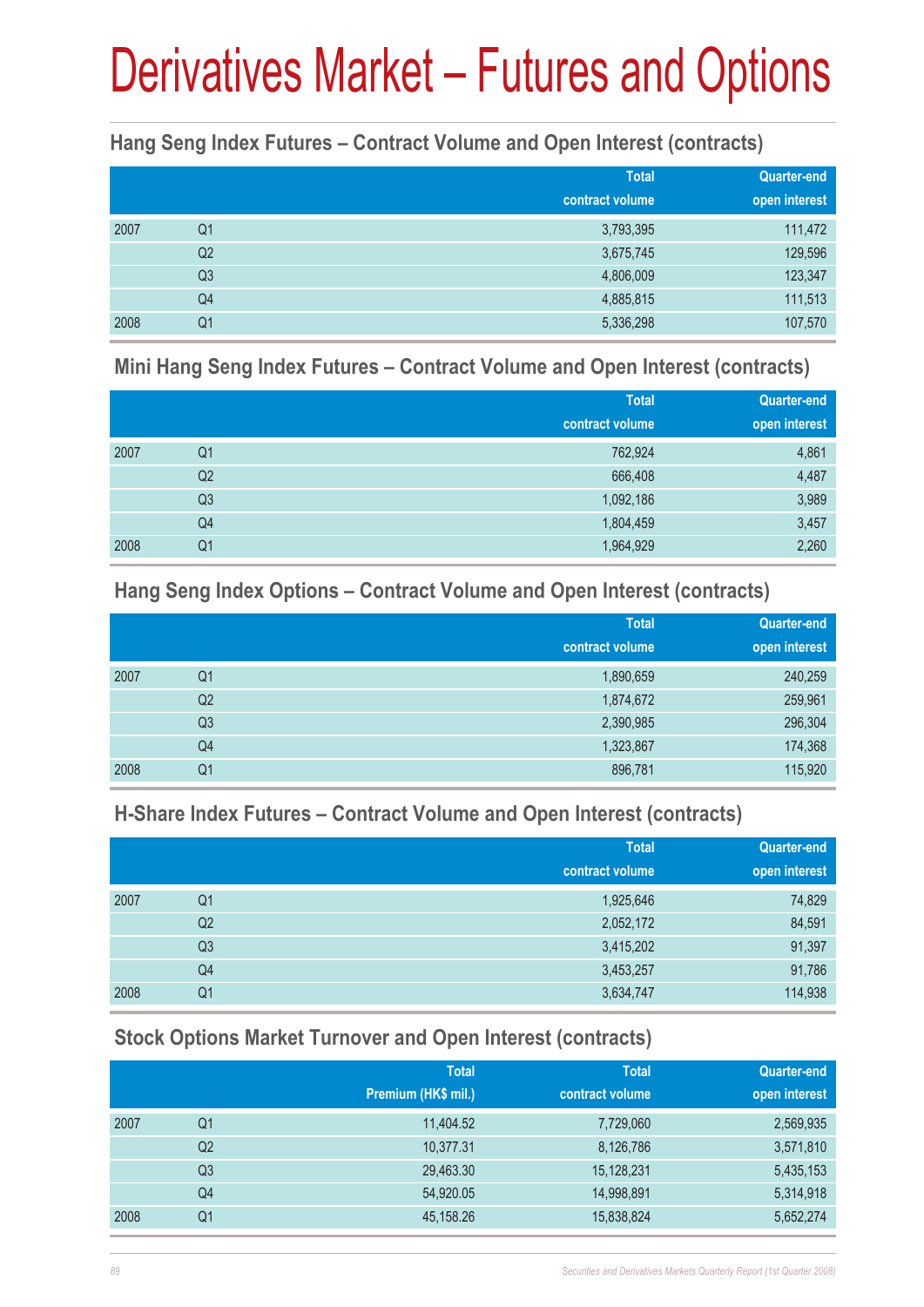# Derivatives Market – Futures and Options

## Hang Seng Index Futures – Contract Volume and Open Interest (contracts)

| | | Total contract volume | Quarter-end open interest |
|---|---|---|---|
| 2007 | Q1 | 3,793,395 | 111,472 |
| | Q2 | 3,675,745 | 129,596 |
| | Q3 | 4,806,009 | 123,347 |
| | Q4 | 4,885,815 | 111,513 |
| 2008 | Q1 | 5,336,298 | 107,570 |

## Mini Hang Seng Index Futures – Contract Volume and Open Interest (contracts)

| | | Total contract volume | Quarter-end open interest |
|---|---|---|---|
| 2007 | Q1 | 762,924 | 4,861 |
| | Q2 | 666,408 | 4,487 |
| | Q3 | 1,092,186 | 3,989 |
| | Q4 | 1,804,459 | 3,457 |
| 2008 | Q1 | 1,964,929 | 2,260 |

## Hang Seng Index Options – Contract Volume and Open Interest (contracts)

| | | Total contract volume | Quarter-end open interest |
|---|---|---|---|
| 2007 | Q1 | 1,890,659 | 240,259 |
| | Q2 | 1,874,672 | 259,961 |
| | Q3 | 2,390,985 | 296,304 |
| | Q4 | 1,323,867 | 174,368 |
| 2008 | Q1 | 896,781 | 115,920 |

## H-Share Index Futures – Contract Volume and Open Interest (contracts)

| | | Total contract volume | Quarter-end open interest |
|---|---|---|---|
| 2007 | Q1 | 1,925,646 | 74,829 |
| | Q2 | 2,052,172 | 84,591 |
| | Q3 | 3,415,202 | 91,397 |
| | Q4 | 3,453,257 | 91,786 |
| 2008 | Q1 | 3,634,747 | 114,938 |

## Stock Options Market Turnover and Open Interest (contracts)

| | | Total Premium (HK$ mil.) | Total contract volume | Quarter-end open interest |
|---|---|---|---|---|
| 2007 | Q1 | 11,404.52 | 7,729,060 | 2,569,935 |
| | Q2 | 10,377.31 | 8,126,786 | 3,571,810 |
| | Q3 | 29,463.30 | 15,128,231 | 5,435,153 |
| | Q4 | 54,920.05 | 14,998,891 | 5,314,918 |
| 2008 | Q1 | 45,158.26 | 15,838,824 | 5,652,274 |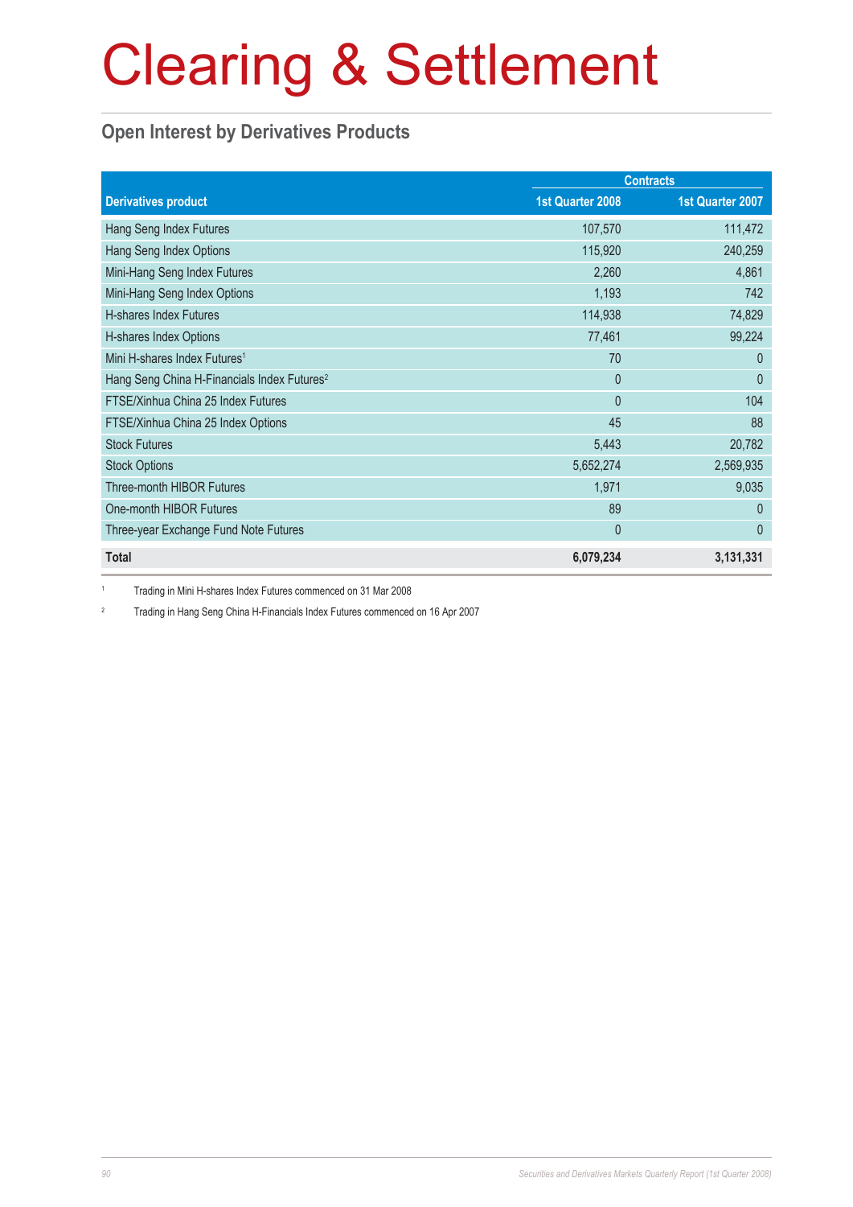# Clearing & Settlement

## Open Interest by Derivatives Products

| Derivatives product | Contracts | |
|---|---|---|
| | 1st Quarter 2008 | 1st Quarter 2007 |
| Hang Seng Index Futures | 107,570 | 111,472 |
| Hang Seng Index Options | 115,920 | 240,259 |
| Mini-Hang Seng Index Futures | 2,260 | 4,861 |
| Mini-Hang Seng Index Options | 1,193 | 742 |
| H-shares Index Futures | 114,938 | 74,829 |
| H-shares Index Options | 77,461 | 99,224 |
| Mini H-shares Index Futures[1] | 70 | 0 |
| Hang Seng China H-Financials Index Futures[2] | 0 | 0 |
| FTSE/Xinhua China 25 Index Futures | 0 | 104 |
| FTSE/Xinhua China 25 Index Options | 45 | 88 |
| Stock Futures | 5,443 | 20,782 |
| Stock Options | 5,652,274 | 2,569,935 |
| Three-month HIBOR Futures | 1,971 | 9,035 |
| One-month HIBOR Futures | 89 | 0 |
| Three-year Exchange Fund Note Futures | 0 | 0 |
| **Total** | **6,079,234** | **3,131,331** |

[1] Trading in Mini H-shares Index Futures commenced on 31 Mar 2008

[2] Trading in Hang Seng China H-Financials Index Futures commenced on 16 Apr 2007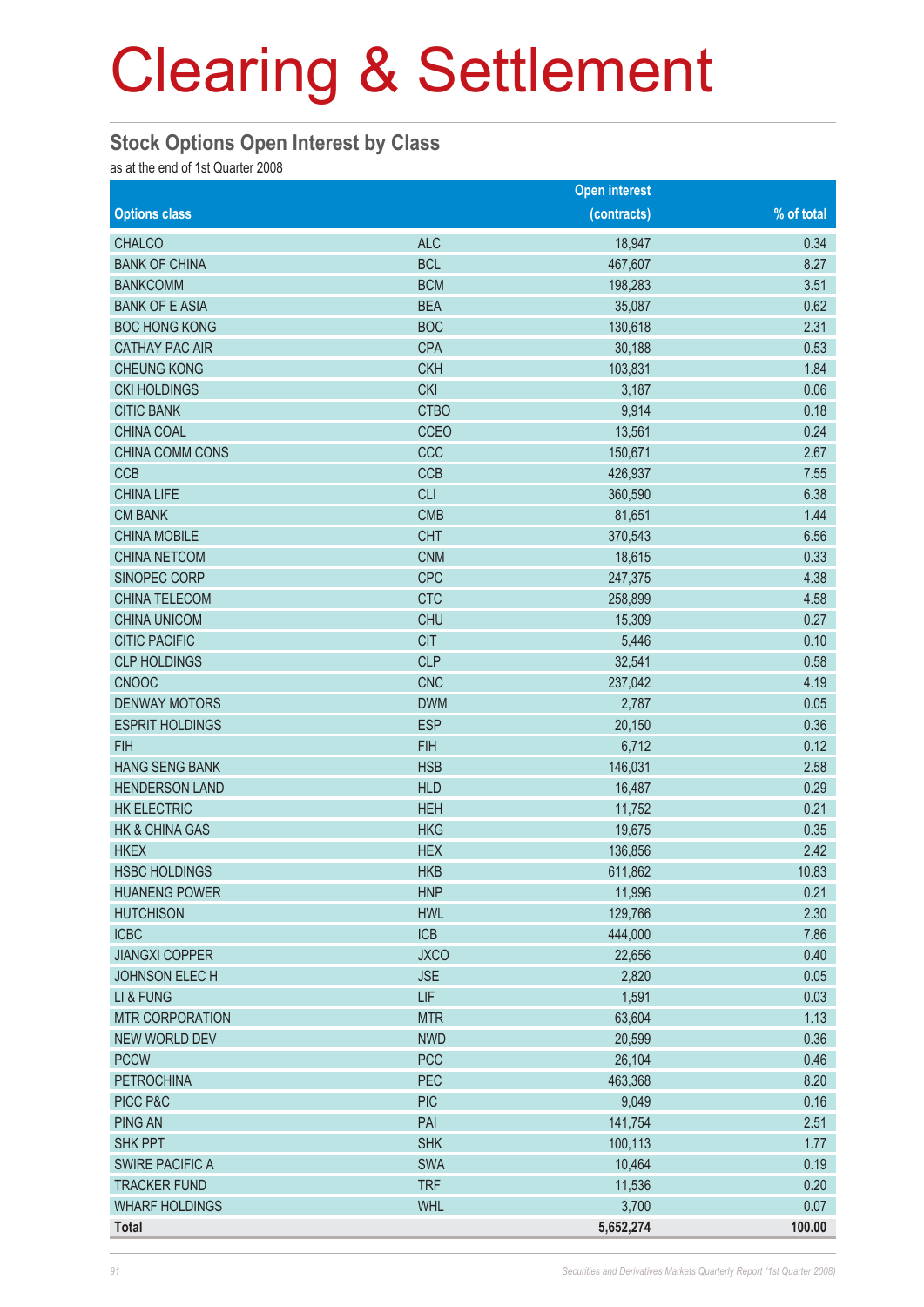# Clearing & Settlement

## Stock Options Open Interest by Class

as at the end of 1st Quarter 2008

| Options class | | Open interest (contracts) | % of total |
|---|---|---|---|
| CHALCO | ALC | 18,947 | 0.34 |
| BANK OF CHINA | BCL | 467,607 | 8.27 |
| BANKCOMM | BCM | 198,283 | 3.51 |
| BANK OF E ASIA | BEA | 35,087 | 0.62 |
| BOC HONG KONG | BOC | 130,618 | 2.31 |
| CATHAY PAC AIR | CPA | 30,188 | 0.53 |
| CHEUNG KONG | CKH | 103,831 | 1.84 |
| CKI HOLDINGS | CKI | 3,187 | 0.06 |
| CITIC BANK | CTBO | 9,914 | 0.18 |
| CHINA COAL | CCEO | 13,561 | 0.24 |
| CHINA COMM CONS | CCC | 150,671 | 2.67 |
| CCB | CCB | 426,937 | 7.55 |
| CHINA LIFE | CLI | 360,590 | 6.38 |
| CM BANK | CMB | 81,651 | 1.44 |
| CHINA MOBILE | CHT | 370,543 | 6.56 |
| CHINA NETCOM | CNM | 18,615 | 0.33 |
| SINOPEC CORP | CPC | 247,375 | 4.38 |
| CHINA TELECOM | CTC | 258,899 | 4.58 |
| CHINA UNICOM | CHU | 15,309 | 0.27 |
| CITIC PACIFIC | CIT | 5,446 | 0.10 |
| CLP HOLDINGS | CLP | 32,541 | 0.58 |
| CNOOC | CNC | 237,042 | 4.19 |
| DENWAY MOTORS | DWM | 2,787 | 0.05 |
| ESPRIT HOLDINGS | ESP | 20,150 | 0.36 |
| FIH | FIH | 6,712 | 0.12 |
| HANG SENG BANK | HSB | 146,031 | 2.58 |
| HENDERSON LAND | HLD | 16,487 | 0.29 |
| HK ELECTRIC | HEH | 11,752 | 0.21 |
| HK & CHINA GAS | HKG | 19,675 | 0.35 |
| HKEX | HEX | 136,856 | 2.42 |
| HSBC HOLDINGS | HKB | 611,862 | 10.83 |
| HUANENG POWER | HNP | 11,996 | 0.21 |
| HUTCHISON | HWL | 129,766 | 2.30 |
| ICBC | ICB | 444,000 | 7.86 |
| JIANGXI COPPER | JXCO | 22,656 | 0.40 |
| JOHNSON ELEC H | JSE | 2,820 | 0.05 |
| LI & FUNG | LIF | 1,591 | 0.03 |
| MTR CORPORATION | MTR | 63,604 | 1.13 |
| NEW WORLD DEV | NWD | 20,599 | 0.36 |
| PCCW | PCC | 26,104 | 0.46 |
| PETROCHINA | PEC | 463,368 | 8.20 |
| PICC P&C | PIC | 9,049 | 0.16 |
| PING AN | PAI | 141,754 | 2.51 |
| SHK PPT | SHK | 100,113 | 1.77 |
| SWIRE PACIFIC A | SWA | 10,464 | 0.19 |
| TRACKER FUND | TRF | 11,536 | 0.20 |
| WHARF HOLDINGS | WHL | 3,700 | 0.07 |
| **Total** | | **5,652,274** | **100.00** |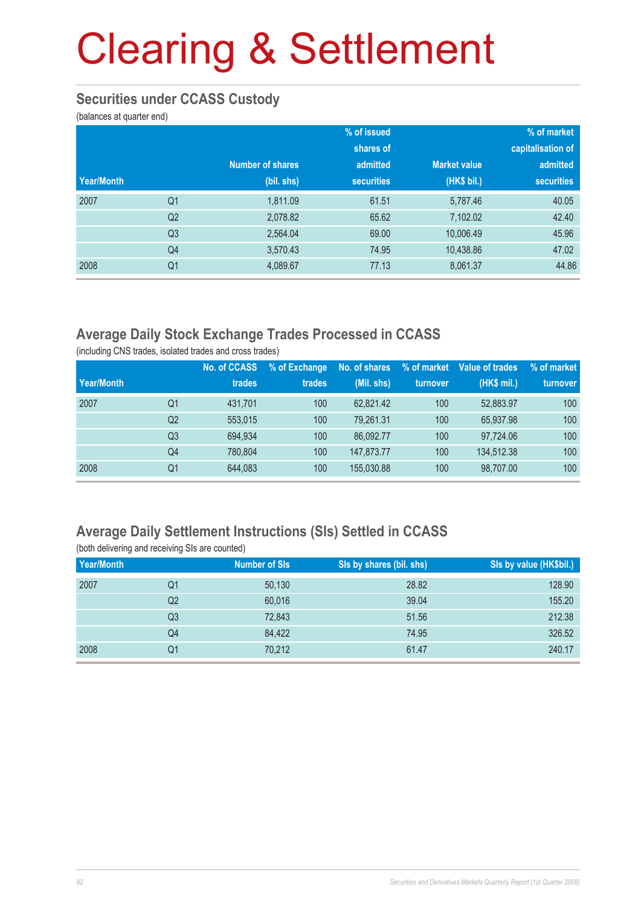# Clearing & Settlement

## Securities under CCASS Custody

(balances at quarter end)

| Year/Month | | Number of shares (bil. shs) | % of issued shares of admitted securities | Market value (HK$ bil.) | % of market capitalisation of admitted securities |
|---|---|---|---|---|---|
| 2007 | Q1 | 1,811.09 | 61.51 | 5,787.46 | 40.05 |
| | Q2 | 2,078.82 | 65.62 | 7,102.02 | 42.40 |
| | Q3 | 2,564.04 | 69.00 | 10,006.49 | 45.96 |
| | Q4 | 3,570.43 | 74.95 | 10,438.86 | 47.02 |
| 2008 | Q1 | 4,089.67 | 77.13 | 8,061.37 | 44.86 |

## Average Daily Stock Exchange Trades Processed in CCASS

(including CNS trades, isolated trades and cross trades)

| Year/Month | | No. of CCASS trades | % of Exchange trades | No. of shares (Mil. shs) | % of market turnover | Value of trades (HK$ mil.) | % of market turnover |
|---|---|---|---|---|---|---|---|
| 2007 | Q1 | 431,701 | 100 | 62,821.42 | 100 | 52,883.97 | 100 |
| | Q2 | 553,015 | 100 | 79,261.31 | 100 | 65,937.98 | 100 |
| | Q3 | 694,934 | 100 | 86,092.77 | 100 | 97,724.06 | 100 |
| | Q4 | 780,804 | 100 | 147,873.77 | 100 | 134,512.38 | 100 |
| 2008 | Q1 | 644,083 | 100 | 155,030.88 | 100 | 98,707.00 | 100 |

## Average Daily Settlement Instructions (SIs) Settled in CCASS

(both delivering and receiving SIs are counted)

| Year/Month | | Number of SIs | SIs by shares (bil. shs) | SIs by value (HK$bil.) |
|---|---|---|---|---|
| 2007 | Q1 | 50,130 | 28.82 | 128.90 |
| | Q2 | 60,016 | 39.04 | 155.20 |
| | Q3 | 72,843 | 51.56 | 212.38 |
| | Q4 | 84,422 | 74.95 | 326.52 |
| 2008 | Q1 | 70,212 | 61.47 | 240.17 |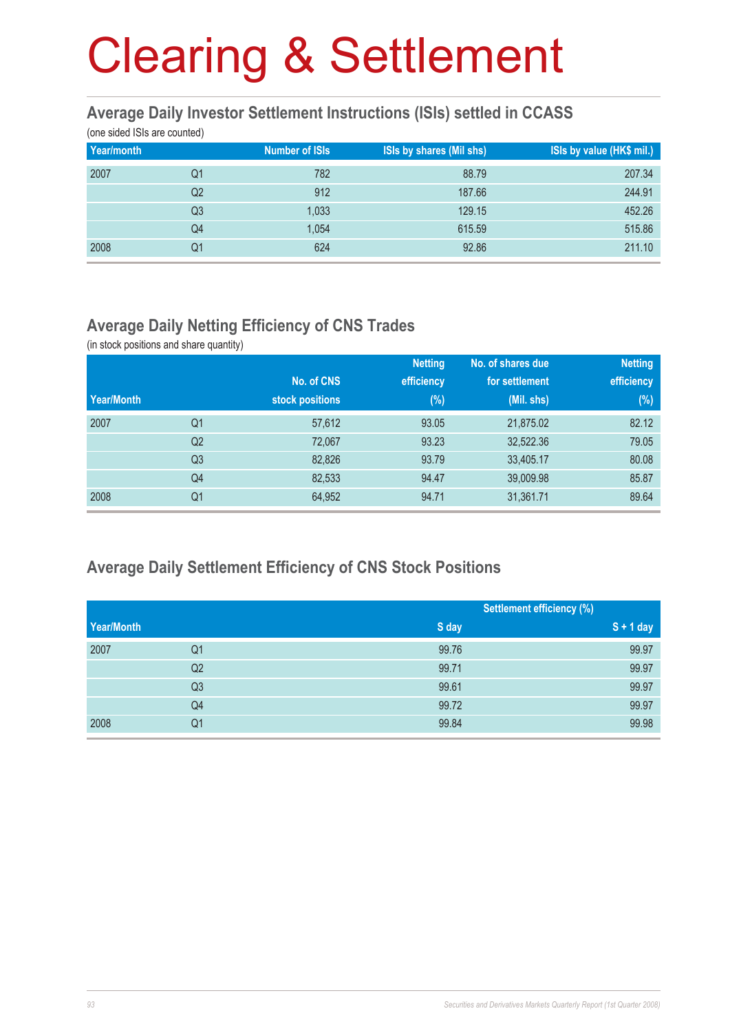# Clearing & Settlement

## Average Daily Investor Settlement Instructions (ISIs) settled in CCASS

(one sided ISIs are counted)

| Year/month | | Number of ISIs | ISIs by shares (Mil shs) | ISIs by value (HK$ mil.) |
|---|---|---|---|---|
| 2007 | Q1 | 782 | 88.79 | 207.34 |
| | Q2 | 912 | 187.66 | 244.91 |
| | Q3 | 1,033 | 129.15 | 452.26 |
| | Q4 | 1,054 | 615.59 | 515.86 |
| 2008 | Q1 | 624 | 92.86 | 211.10 |

## Average Daily Netting Efficiency of CNS Trades

(in stock positions and share quantity)

| Year/Month | | No. of CNS stock positions | Netting efficiency (%) | No. of shares due for settlement (Mil. shs) | Netting efficiency (%) |
|---|---|---|---|---|---|
| 2007 | Q1 | 57,612 | 93.05 | 21,875.02 | 82.12 |
| | Q2 | 72,067 | 93.23 | 32,522.36 | 79.05 |
| | Q3 | 82,826 | 93.79 | 33,405.17 | 80.08 |
| | Q4 | 82,533 | 94.47 | 39,009.98 | 85.87 |
| 2008 | Q1 | 64,952 | 94.71 | 31,361.71 | 89.64 |

## Average Daily Settlement Efficiency of CNS Stock Positions

| | | Settlement efficiency (%) | |
|---|---|---|---|
| Year/Month | | S day | S + 1 day |
| 2007 | Q1 | 99.76 | 99.97 |
| | Q2 | 99.71 | 99.97 |
| | Q3 | 99.61 | 99.97 |
| | Q4 | 99.72 | 99.97 |
| 2008 | Q1 | 99.84 | 99.98 |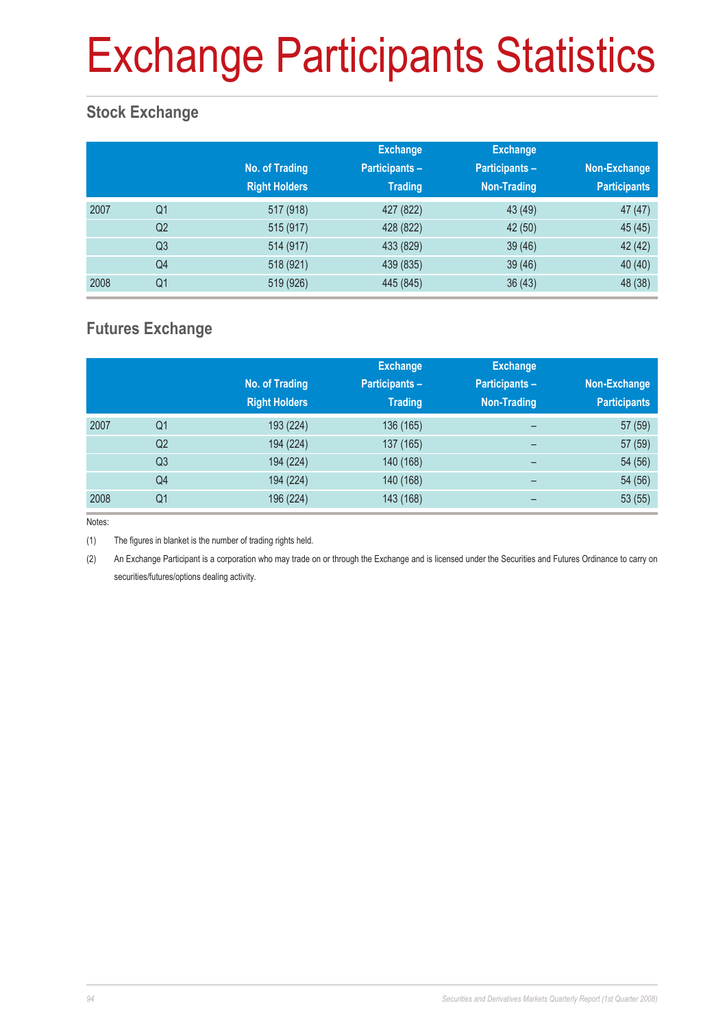# Exchange Participants Statistics

## Stock Exchange

| | | No. of Trading Right Holders | Exchange Participants – Trading | Exchange Participants – Non-Trading | Non-Exchange Participants |
|---|---|---|---|---|---|
| 2007 | Q1 | 517 (918) | 427 (822) | 43 (49) | 47 (47) |
| | Q2 | 515 (917) | 428 (822) | 42 (50) | 45 (45) |
| | Q3 | 514 (917) | 433 (829) | 39 (46) | 42 (42) |
| | Q4 | 518 (921) | 439 (835) | 39 (46) | 40 (40) |
| 2008 | Q1 | 519 (926) | 445 (845) | 36 (43) | 48 (38) |

## Futures Exchange

| | | No. of Trading Right Holders | Exchange Participants – Trading | Exchange Participants – Non-Trading | Non-Exchange Participants |
|---|---|---|---|---|---|
| 2007 | Q1 | 193 (224) | 136 (165) | – | 57 (59) |
| | Q2 | 194 (224) | 137 (165) | – | 57 (59) |
| | Q3 | 194 (224) | 140 (168) | – | 54 (56) |
| | Q4 | 194 (224) | 140 (168) | – | 54 (56) |
| 2008 | Q1 | 196 (224) | 143 (168) | – | 53 (55) |

Notes:

(1) The figures in blanket is the number of trading rights held.

(2) An Exchange Participant is a corporation who may trade on or through the Exchange and is licensed under the Securities and Futures Ordinance to carry on securities/futures/options dealing activity.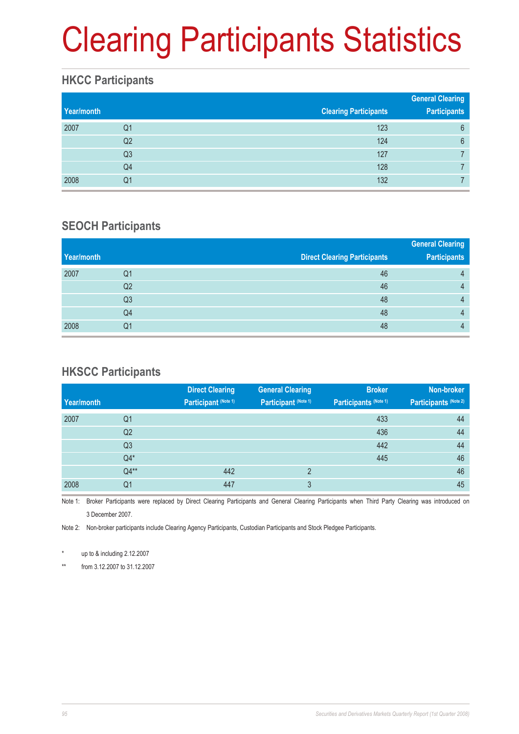# Clearing Participants Statistics

## HKCC Participants

| Year/month | | Clearing Participants | General Clearing Participants |
|---|---|---|---|
| 2007 | Q1 | 123 | 6 |
| | Q2 | 124 | 6 |
| | Q3 | 127 | 7 |
| | Q4 | 128 | 7 |
| 2008 | Q1 | 132 | 7 |

## SEOCH Participants

| Year/month | | Direct Clearing Participants | General Clearing Participants |
|---|---|---|---|
| 2007 | Q1 | 46 | 4 |
| | Q2 | 46 | 4 |
| | Q3 | 48 | 4 |
| | Q4 | 48 | 4 |
| 2008 | Q1 | 48 | 4 |

## HKSCC Participants

| Year/month | | Direct Clearing Participant (Note 1) | General Clearing Participant (Note 1) | Broker Participants (Note 1) | Non-broker Participants (Note 2) |
|---|---|---|---|---|---|
| 2007 | Q1 | | | 433 | 44 |
| | Q2 | | | 436 | 44 |
| | Q3 | | | 442 | 44 |
| | Q4* | | | 445 | 46 |
| | Q4** | 442 | 2 | | 46 |
| 2008 | Q1 | 447 | 3 | | 45 |

Note 1: Broker Participants were replaced by Direct Clearing Participants and General Clearing Participants when Third Party Clearing was introduced on 3 December 2007.

Note 2: Non-broker participants include Clearing Agency Participants, Custodian Participants and Stock Pledgee Participants.

\* up to & including 2.12.2007

\*\* from 3.12.2007 to 31.12.2007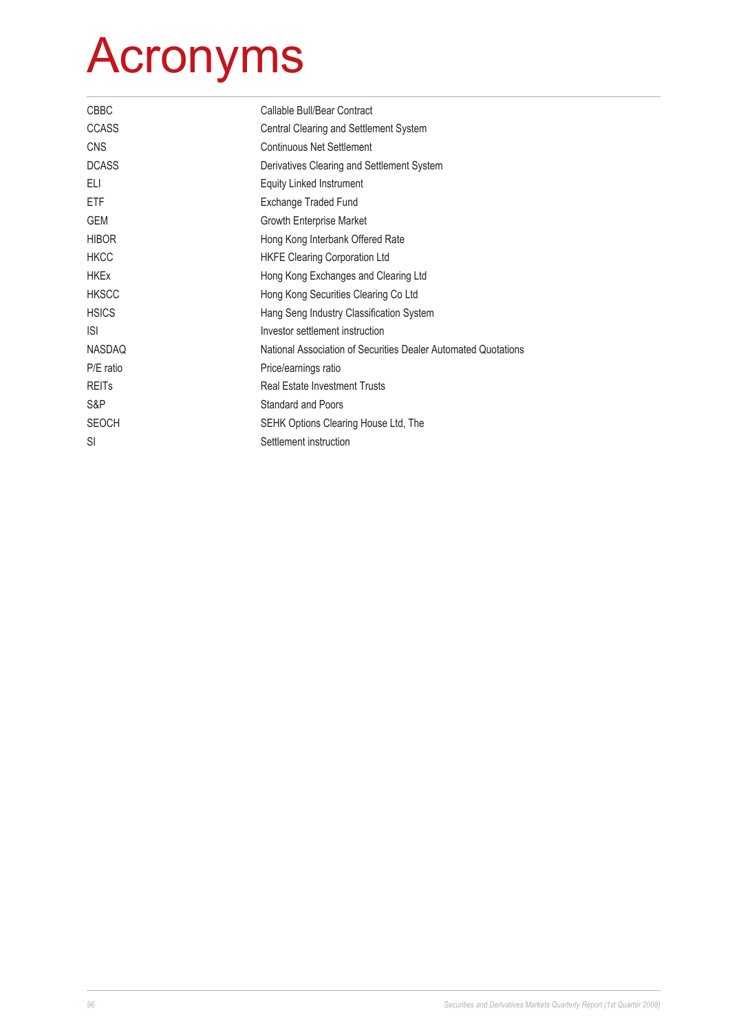# Acronyms

| | |
|---|---|
| CBBC | Callable Bull/Bear Contract |
| CCASS | Central Clearing and Settlement System |
| CNS | Continuous Net Settlement |
| DCASS | Derivatives Clearing and Settlement System |
| ELI | Equity Linked Instrument |
| ETF | Exchange Traded Fund |
| GEM | Growth Enterprise Market |
| HIBOR | Hong Kong Interbank Offered Rate |
| HKCC | HKFE Clearing Corporation Ltd |
| HKEx | Hong Kong Exchanges and Clearing Ltd |
| HKSCC | Hong Kong Securities Clearing Co Ltd |
| HSICS | Hang Seng Industry Classification System |
| ISI | Investor settlement instruction |
| NASDAQ | National Association of Securities Dealer Automated Quotations |
| P/E ratio | Price/earnings ratio |
| REITs | Real Estate Investment Trusts |
| S&P | Standard and Poors |
| SEOCH | SEHK Options Clearing House Ltd, The |
| SI | Settlement instruction |